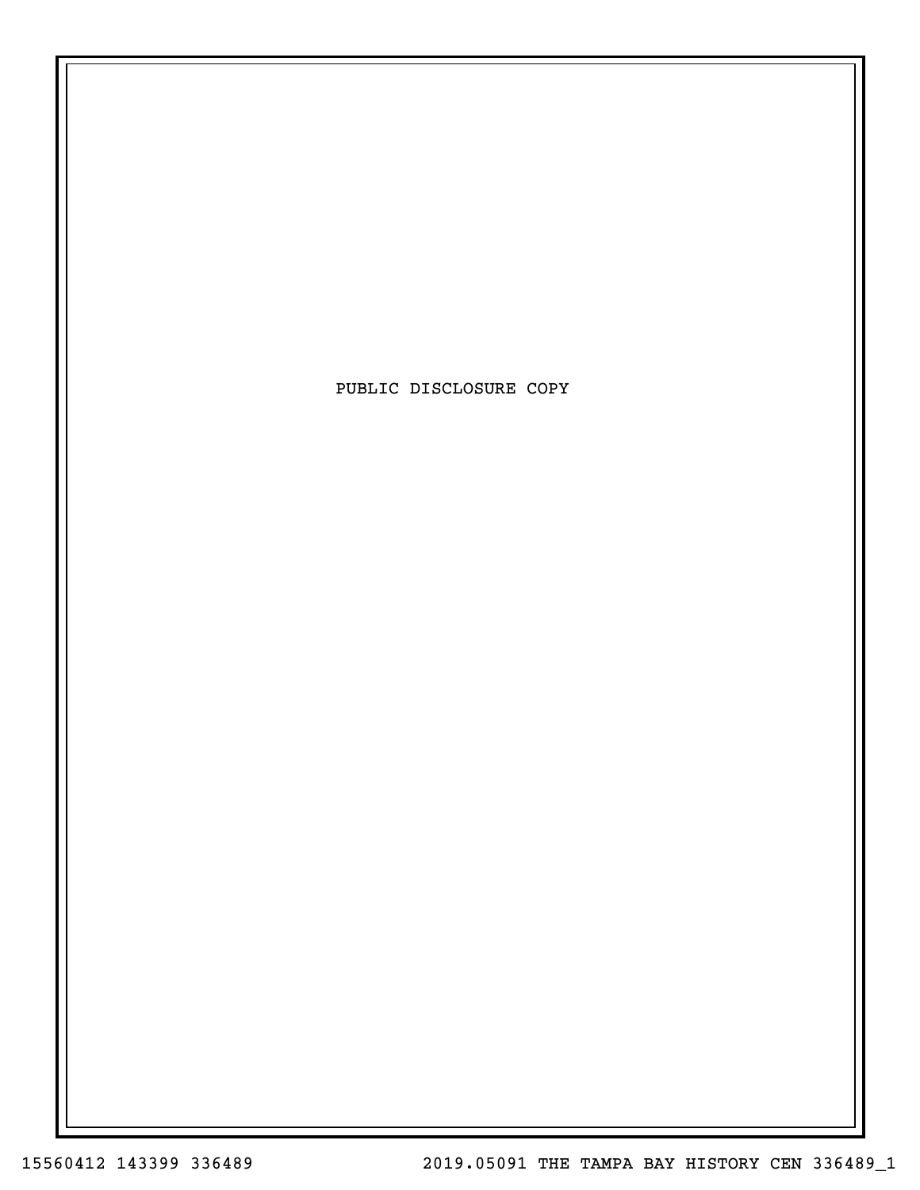PUBLIC DISCLOSURE COPY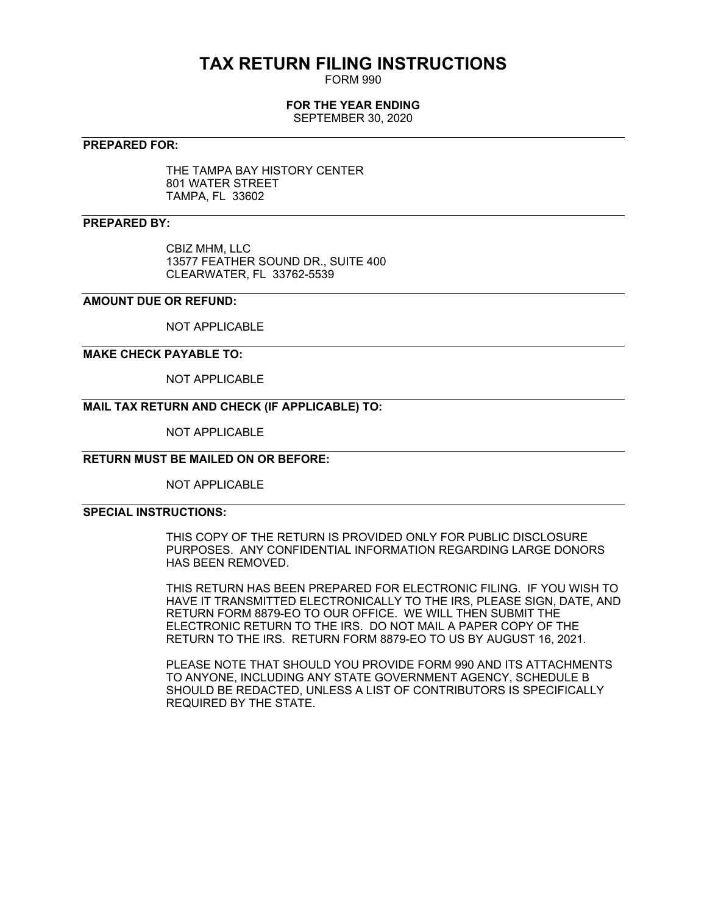# TAX RETURN FILING INSTRUCTIONS

FORM 990

**FOR THE YEAR ENDING**

SEPTEMBER 30, 2020

---

**PREPARED FOR:**

THE TAMPA BAY HISTORY CENTER
801 WATER STREET
TAMPA, FL 33602

---

**PREPARED BY:**

CBIZ MHM, LLC
13577 FEATHER SOUND DR., SUITE 400
CLEARWATER, FL 33762-5539

---

**AMOUNT DUE OR REFUND:**

NOT APPLICABLE

---

**MAKE CHECK PAYABLE TO:**

NOT APPLICABLE

---

**MAIL TAX RETURN AND CHECK (IF APPLICABLE) TO:**

NOT APPLICABLE

---

**RETURN MUST BE MAILED ON OR BEFORE:**

NOT APPLICABLE

---

**SPECIAL INSTRUCTIONS:**

THIS COPY OF THE RETURN IS PROVIDED ONLY FOR PUBLIC DISCLOSURE PURPOSES. ANY CONFIDENTIAL INFORMATION REGARDING LARGE DONORS HAS BEEN REMOVED.

THIS RETURN HAS BEEN PREPARED FOR ELECTRONIC FILING. IF YOU WISH TO HAVE IT TRANSMITTED ELECTRONICALLY TO THE IRS, PLEASE SIGN, DATE, AND RETURN FORM 8879-EO TO OUR OFFICE. WE WILL THEN SUBMIT THE ELECTRONIC RETURN TO THE IRS. DO NOT MAIL A PAPER COPY OF THE RETURN TO THE IRS. RETURN FORM 8879-EO TO US BY AUGUST 16, 2021.

PLEASE NOTE THAT SHOULD YOU PROVIDE FORM 990 AND ITS ATTACHMENTS TO ANYONE, INCLUDING ANY STATE GOVERNMENT AGENCY, SCHEDULE B SHOULD BE REDACTED, UNLESS A LIST OF CONTRIBUTORS IS SPECIFICALLY REQUIRED BY THE STATE.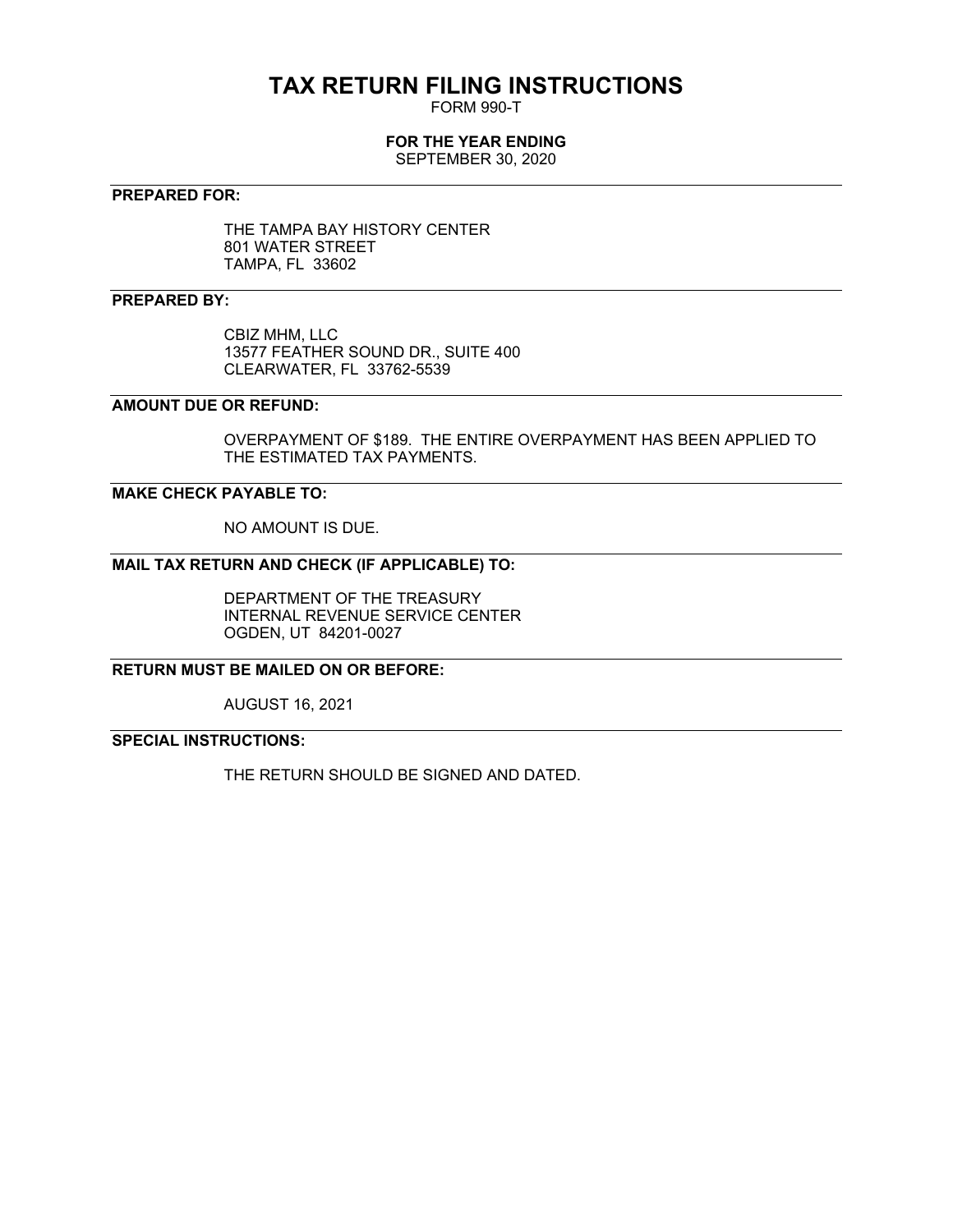# TAX RETURN FILING INSTRUCTIONS

FORM 990-T

**FOR THE YEAR ENDING**

SEPTEMBER 30, 2020

**PREPARED FOR:**

THE TAMPA BAY HISTORY CENTER
801 WATER STREET
TAMPA, FL 33602

**PREPARED BY:**

CBIZ MHM, LLC
13577 FEATHER SOUND DR., SUITE 400
CLEARWATER, FL 33762-5539

**AMOUNT DUE OR REFUND:**

OVERPAYMENT OF $189. THE ENTIRE OVERPAYMENT HAS BEEN APPLIED TO THE ESTIMATED TAX PAYMENTS.

**MAKE CHECK PAYABLE TO:**

NO AMOUNT IS DUE.

**MAIL TAX RETURN AND CHECK (IF APPLICABLE) TO:**

DEPARTMENT OF THE TREASURY
INTERNAL REVENUE SERVICE CENTER
OGDEN, UT 84201-0027

**RETURN MUST BE MAILED ON OR BEFORE:**

AUGUST 16, 2021

**SPECIAL INSTRUCTIONS:**

THE RETURN SHOULD BE SIGNED AND DATED.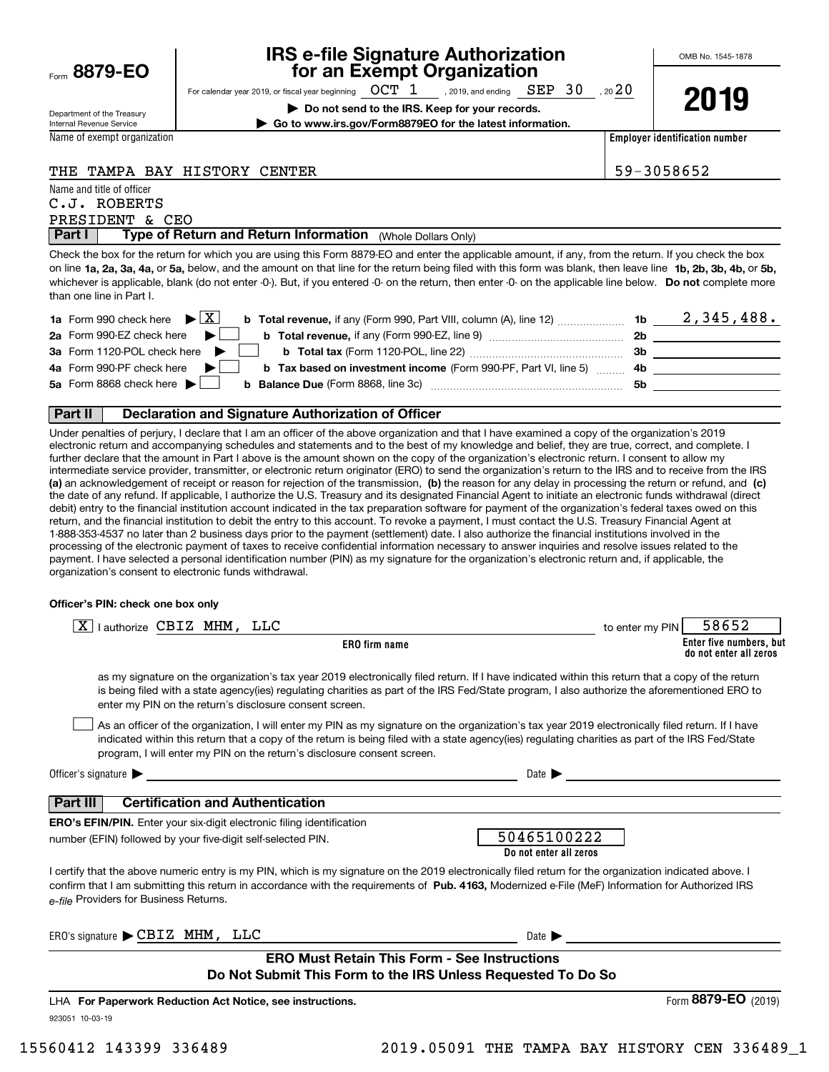Form **8879-EO**

Department of the Treasury
Internal Revenue Service

# IRS e-file Signature Authorization for an Exempt Organization

OMB No. 1545-1878

**2019**

For calendar year 2019, or fiscal year beginning OCT 1 , 2019, and ending SEP 30 , 2020

▶ **Do not send to the IRS. Keep for your records.**

▶ **Go to www.irs.gov/Form8879EO for the latest information.**

| Name of exempt organization | Employer identification number |
|---|---|
| THE TAMPA BAY HISTORY CENTER | 59-3058652 |

Name and title of officer
C.J. ROBERTS
PRESIDENT & CEO

## Part I — Type of Return and Return Information (Whole Dollars Only)

Check the box for the return for which you are using this Form 8879-EO and enter the applicable amount, if any, from the return. If you check the box on line **1a, 2a, 3a, 4a,** or **5a,** below, and the amount on that line for the return being filed with this form was blank, then leave line **1b, 2b, 3b, 4b,** or **5b,** whichever is applicable, blank (do not enter -0-). But, if you entered -0- on the return, then enter -0- on the applicable line below. **Do not** complete more than one line in Part I.

| | | | |
|---|---|---|---|
| **1a** Form 990 check here ▶ [X] | **b Total revenue,** if any (Form 990, Part VIII, column (A), line 12) | **1b** | 2,345,488. |
| **2a** Form 990-EZ check here ▶ [ ] | **b Total revenue,** if any (Form 990-EZ, line 9) | **2b** | |
| **3a** Form 1120-POL check here ▶ [ ] | **b Total tax** (Form 1120-POL, line 22) | **3b** | |
| **4a** Form 990-PF check here ▶ [ ] | **b Tax based on investment income** (Form 990-PF, Part VI, line 5) | **4b** | |
| **5a** Form 8868 check here ▶ [ ] | **b Balance Due** (Form 8868, line 3c) | **5b** | |

## Part II — Declaration and Signature Authorization of Officer

Under penalties of perjury, I declare that I am an officer of the above organization and that I have examined a copy of the organization's 2019 electronic return and accompanying schedules and statements and to the best of my knowledge and belief, they are true, correct, and complete. I further declare that the amount in Part I above is the amount shown on the copy of the organization's electronic return. I consent to allow my intermediate service provider, transmitter, or electronic return originator (ERO) to send the organization's return to the IRS and to receive from the IRS **(a)** an acknowledgement of receipt or reason for rejection of the transmission, **(b)** the reason for any delay in processing the return or refund, and **(c)** the date of any refund. If applicable, I authorize the U.S. Treasury and its designated Financial Agent to initiate an electronic funds withdrawal (direct debit) entry to the financial institution account indicated in the tax preparation software for payment of the organization's federal taxes owed on this return, and the financial institution to debit the entry to this account. To revoke a payment, I must contact the U.S. Treasury Financial Agent at 1-888-353-4537 no later than 2 business days prior to the payment (settlement) date. I also authorize the financial institutions involved in the processing of the electronic payment of taxes to receive confidential information necessary to answer inquiries and resolve issues related to the payment. I have selected a personal identification number (PIN) as my signature for the organization's electronic return and, if applicable, the organization's consent to electronic funds withdrawal.

**Officer's PIN: check one box only**

[X] I authorize CBIZ MHM, LLC (**ERO firm name**) to enter my PIN 58652 (**Enter five numbers, but do not enter all zeros**)

as my signature on the organization's tax year 2019 electronically filed return. If I have indicated within this return that a copy of the return is being filed with a state agency(ies) regulating charities as part of the IRS Fed/State program, I also authorize the aforementioned ERO to enter my PIN on the return's disclosure consent screen.

[ ] As an officer of the organization, I will enter my PIN as my signature on the organization's tax year 2019 electronically filed return. If I have indicated within this return that a copy of the return is being filed with a state agency(ies) regulating charities as part of the IRS Fed/State program, I will enter my PIN on the return's disclosure consent screen.

Officer's signature ▶ ______________________ Date ▶ ____________

## Part III — Certification and Authentication

**ERO's EFIN/PIN.** Enter your six-digit electronic filing identification number (EFIN) followed by your five-digit self-selected PIN.

50465100222
**Do not enter all zeros**

I certify that the above numeric entry is my PIN, which is my signature on the 2019 electronically filed return for the organization indicated above. I confirm that I am submitting this return in accordance with the requirements of **Pub. 4163,** Modernized e-File (MeF) Information for Authorized IRS *e-file* Providers for Business Returns.

ERO's signature ▶ CBIZ MHM, LLC Date ▶ ____________

**ERO Must Retain This Form - See Instructions**
**Do Not Submit This Form to the IRS Unless Requested To Do So**

LHA **For Paperwork Reduction Act Notice, see instructions.** Form **8879-EO** (2019)

923051 10-03-19

15560412 143399 336489 2019.05091 THE TAMPA BAY HISTORY CEN 336489_1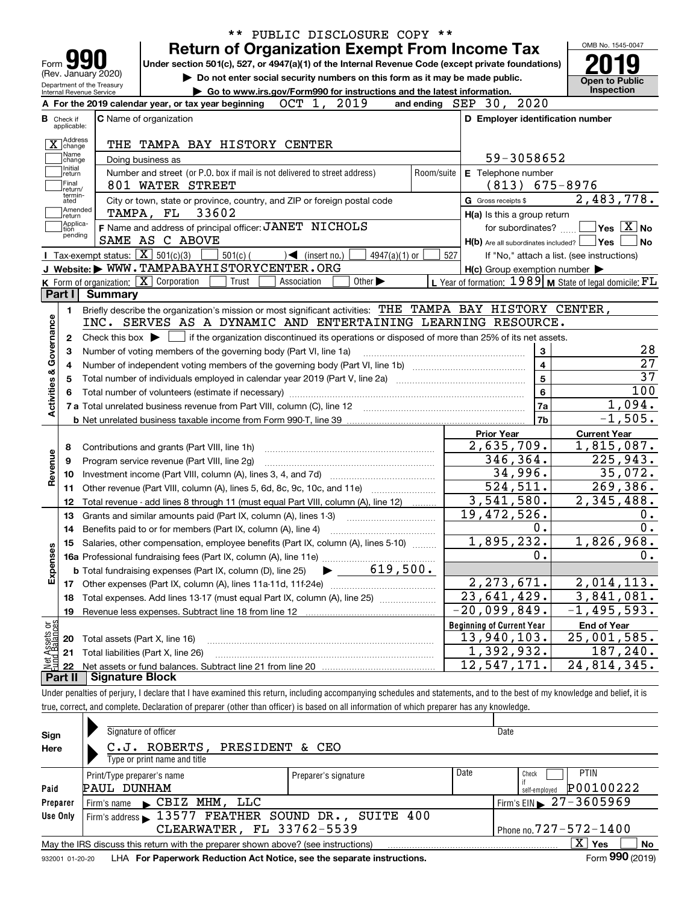\*\* PUBLIC DISCLOSURE COPY \*\*

# Form 990 — Return of Organization Exempt From Income Tax

Form **990** (Rev. January 2020)
Department of the Treasury
Internal Revenue Service

**Under section 501(c), 527, or 4947(a)(1) of the Internal Revenue Code (except private foundations)**

▶ Do not enter social security numbers on this form as it may be made public.
▶ Go to www.irs.gov/Form990 for instructions and the latest information.

OMB No. 1545-0047
**2019**
**Open to Public Inspection**

**A** For the 2019 calendar year, or tax year beginning OCT 1, 2019 and ending SEP 30, 2020

**B** Check if applicable:
- [X] Address change
- [ ] Name change
- [ ] Initial return
- [ ] Final return/terminated
- [ ] Amended return
- [ ] Application pending

**C** Name of organization: THE TAMPA BAY HISTORY CENTER

Doing business as

Number and street (or P.O. box if mail is not delivered to street address): 801 WATER STREET | Room/suite

City or town, state or province, country, and ZIP or foreign postal code: TAMPA, FL 33602

**D** Employer identification number: 59-3058652

**E** Telephone number: (813) 675-8976

**G** Gross receipts $ 2,483,778.

**F** Name and address of principal officer: JANET NICHOLS
SAME AS C ABOVE

**H(a)** Is this a group return for subordinates? [ ] Yes [X] No

**H(b)** Are all subordinates included? [ ] Yes [ ] No
If "No," attach a list. (see instructions)

**H(c)** Group exemption number ▶

**I** Tax-exempt status: [X] 501(c)(3) [ ] 501(c) ( ) ◀ (insert no.) [ ] 4947(a)(1) or [ ] 527

**J** Website: ▶ WWW.TAMPABAYHISTORYCENTER.ORG

**K** Form of organization: [X] Corporation [ ] Trust [ ] Association [ ] Other ▶

**L** Year of formation: 1989 **M** State of legal domicile: FL

## Part I Summary

**Activities & Governance**

1. Briefly describe the organization's mission or most significant activities: THE TAMPA BAY HISTORY CENTER, INC. SERVES AS A DYNAMIC AND ENTERTAINING LEARNING RESOURCE.
2. Check this box ▶ [ ] if the organization discontinued its operations or disposed of more than 25% of its net assets.

| | | | |
|---|---|---|---|
| 3 | Number of voting members of the governing body (Part VI, line 1a) | 3 | 28 |
| 4 | Number of independent voting members of the governing body (Part VI, line 1b) | 4 | 27 |
| 5 | Total number of individuals employed in calendar year 2019 (Part V, line 2a) | 5 | 37 |
| 6 | Total number of volunteers (estimate if necessary) | 6 | 100 |
| 7a | Total unrelated business revenue from Part VIII, column (C), line 12 | 7a | 1,094. |
| b | Net unrelated business taxable income from Form 990-T, line 39 | 7b | -1,505. |

| | | | Prior Year | Current Year |
|---|---|---|---|---|
| **Revenue** | 8 | Contributions and grants (Part VIII, line 1h) | 2,635,709. | 1,815,087. |
| | 9 | Program service revenue (Part VIII, line 2g) | 346,364. | 225,943. |
| | 10 | Investment income (Part VIII, column (A), lines 3, 4, and 7d) | 34,996. | 35,072. |
| | 11 | Other revenue (Part VIII, column (A), lines 5, 6d, 8c, 9c, 10c, and 11e) | 524,511. | 269,386. |
| | 12 | Total revenue - add lines 8 through 11 (must equal Part VIII, column (A), line 12) | 3,541,580. | 2,345,488. |
| **Expenses** | 13 | Grants and similar amounts paid (Part IX, column (A), lines 1-3) | 19,472,526. | 0. |
| | 14 | Benefits paid to or for members (Part IX, column (A), line 4) | 0. | 0. |
| | 15 | Salaries, other compensation, employee benefits (Part IX, column (A), lines 5-10) | 1,895,232. | 1,826,968. |
| | 16a | Professional fundraising fees (Part IX, column (A), line 11e) | 0. | 0. |
| | b | Total fundraising expenses (Part IX, column (D), line 25) ▶ 619,500. | | |
| | 17 | Other expenses (Part IX, column (A), lines 11a-11d, 11f-24e) | 2,273,671. | 2,014,113. |
| | 18 | Total expenses. Add lines 13-17 (must equal Part IX, column (A), line 25) | 23,641,429. | 3,841,081. |
| | 19 | Revenue less expenses. Subtract line 18 from line 12 | -20,099,849. | -1,495,593. |

| | | | Beginning of Current Year | End of Year |
|---|---|---|---|---|
| **Net Assets or Fund Balances** | 20 | Total assets (Part X, line 16) | 13,940,103. | 25,001,585. |
| | 21 | Total liabilities (Part X, line 26) | 1,392,932. | 187,240. |
| | 22 | Net assets or fund balances. Subtract line 21 from line 20 | 12,547,171. | 24,814,345. |

## Part II Signature Block

Under penalties of perjury, I declare that I have examined this return, including accompanying schedules and statements, and to the best of my knowledge and belief, it is true, correct, and complete. Declaration of preparer (other than officer) is based on all information of which preparer has any knowledge.

**Sign Here**

Signature of officer | Date

C.J. ROBERTS, PRESIDENT & CEO
Type or print name and title

**Paid Preparer Use Only**

| Print/Type preparer's name | Preparer's signature | Date | Check [ ] if self-employed | PTIN |
|---|---|---|---|---|
| PAUL DUNHAM | | | | P00100222 |

Firm's name ▶ CBIZ MHM, LLC | Firm's EIN ▶ 27-3605969

Firm's address ▶ 13577 FEATHER SOUND DR., SUITE 400, CLEARWATER, FL 33762-5539 | Phone no. 727-572-1400

May the IRS discuss this return with the preparer shown above? (see instructions) [X] Yes [ ] No

932001 01-20-20 LHA **For Paperwork Reduction Act Notice, see the separate instructions.** Form **990** (2019)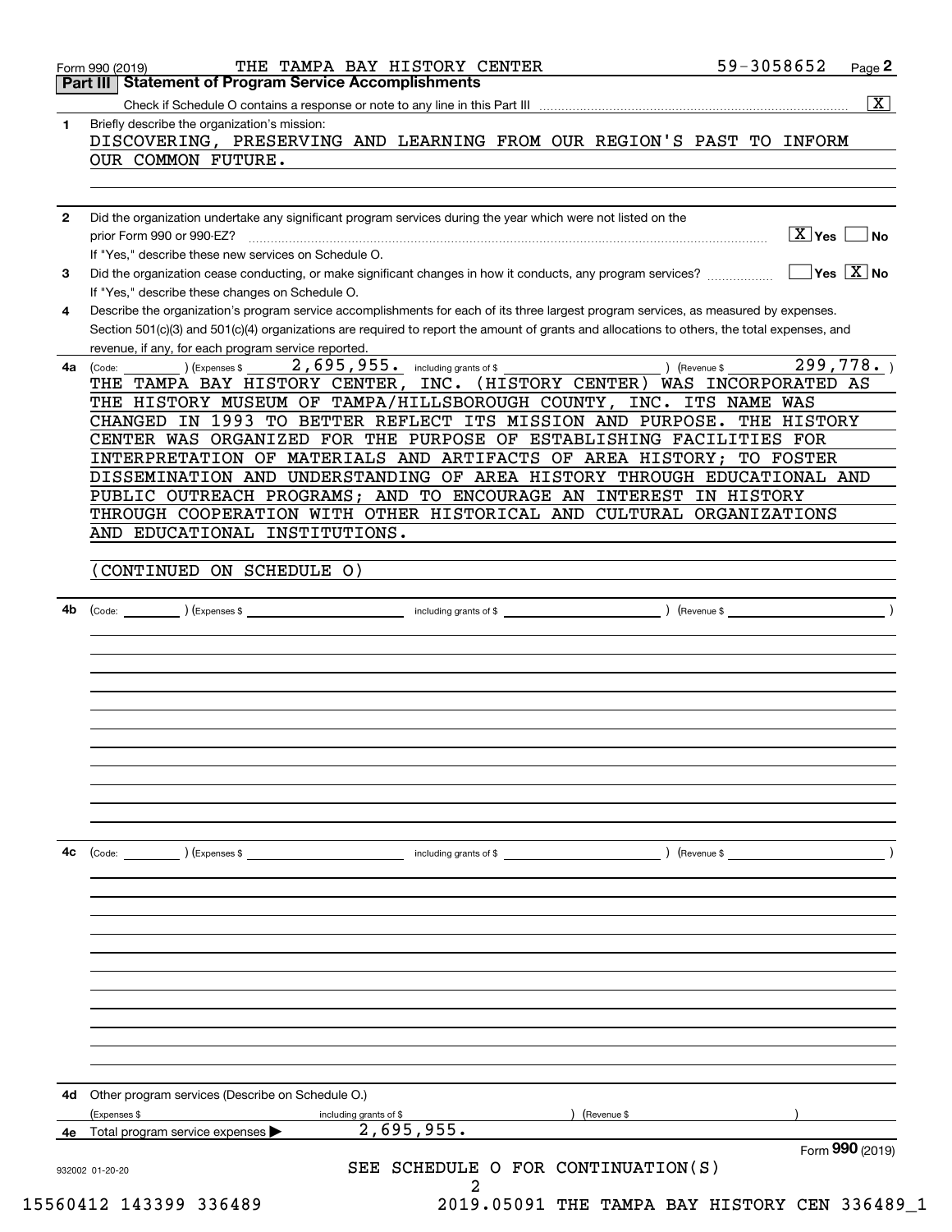Form 990 (2019) THE TAMPA BAY HISTORY CENTER 59-3058652 Page **2**

## Part III Statement of Program Service Accomplishments

Check if Schedule O contains a response or note to any line in this Part III .......... [X]

**1** Briefly describe the organization's mission:

DISCOVERING, PRESERVING AND LEARNING FROM OUR REGION'S PAST TO INFORM OUR COMMON FUTURE.

**2** Did the organization undertake any significant program services during the year which were not listed on the prior Form 990 or 990-EZ? .......... [X] Yes [ ] No

If "Yes," describe these new services on Schedule O.

**3** Did the organization cease conducting, or make significant changes in how it conducts, any program services? .......... [ ] Yes [X] No

If "Yes," describe these changes on Schedule O.

**4** Describe the organization's program service accomplishments for each of its three largest program services, as measured by expenses. Section 501(c)(3) and 501(c)(4) organizations are required to report the amount of grants and allocations to others, the total expenses, and revenue, if any, for each program service reported.

**4a** (Code: ) (Expenses $ 2,695,955. including grants of $ ) (Revenue $ 299,778. )

THE TAMPA BAY HISTORY CENTER, INC. (HISTORY CENTER) WAS INCORPORATED AS THE HISTORY MUSEUM OF TAMPA/HILLSBOROUGH COUNTY, INC. ITS NAME WAS CHANGED IN 1993 TO BETTER REFLECT ITS MISSION AND PURPOSE. THE HISTORY CENTER WAS ORGANIZED FOR THE PURPOSE OF ESTABLISHING FACILITIES FOR INTERPRETATION OF MATERIALS AND ARTIFACTS OF AREA HISTORY; TO FOSTER DISSEMINATION AND UNDERSTANDING OF AREA HISTORY THROUGH EDUCATIONAL AND PUBLIC OUTREACH PROGRAMS; AND TO ENCOURAGE AN INTEREST IN HISTORY THROUGH COOPERATION WITH OTHER HISTORICAL AND CULTURAL ORGANIZATIONS AND EDUCATIONAL INSTITUTIONS.

(CONTINUED ON SCHEDULE O)

**4b** (Code: ) (Expenses $ including grants of $ ) (Revenue $ )

**4c** (Code: ) (Expenses $ including grants of $ ) (Revenue $ )

**4d** Other program services (Describe on Schedule O.)

(Expenses $ including grants of $ ) (Revenue $ )

**4e** Total program service expenses ▶ 2,695,955.

Form **990** (2019)

SEE SCHEDULE O FOR CONTINUATION(S)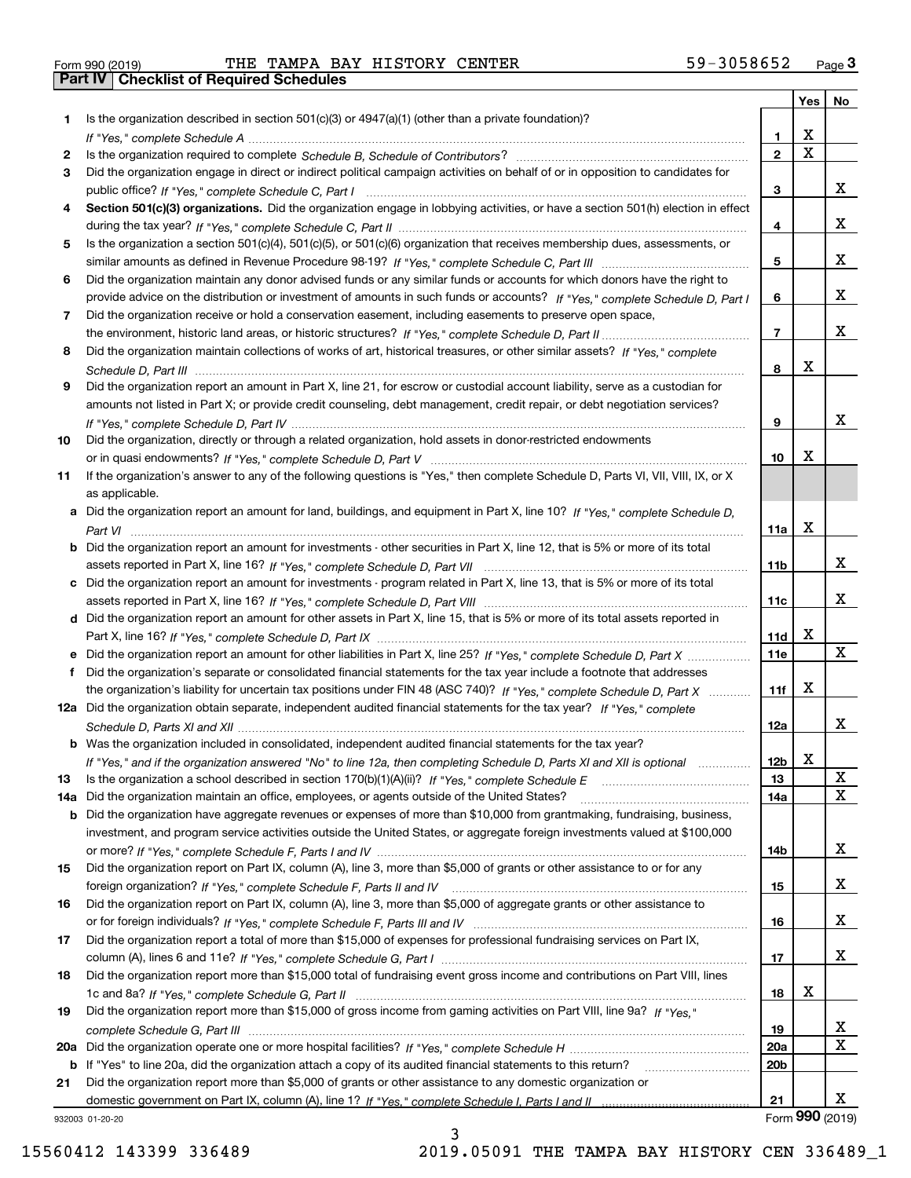Form 990 (2019) THE TAMPA BAY HISTORY CENTER 59-3058652 Page 3

## Part IV Checklist of Required Schedules

| | | | Yes | No |
|---|---|---|---|---|
| 1 | Is the organization described in section 501(c)(3) or 4947(a)(1) (other than a private foundation)? *If "Yes," complete Schedule A* | 1 | X | |
| 2 | Is the organization required to complete *Schedule B, Schedule of Contributors*? | 2 | X | |
| 3 | Did the organization engage in direct or indirect political campaign activities on behalf of or in opposition to candidates for public office? *If "Yes," complete Schedule C, Part I* | 3 | | X |
| 4 | **Section 501(c)(3) organizations.** Did the organization engage in lobbying activities, or have a section 501(h) election in effect during the tax year? *If "Yes," complete Schedule C, Part II* | 4 | | X |
| 5 | Is the organization a section 501(c)(4), 501(c)(5), or 501(c)(6) organization that receives membership dues, assessments, or similar amounts as defined in Revenue Procedure 98-19? *If "Yes," complete Schedule C, Part III* | 5 | | X |
| 6 | Did the organization maintain any donor advised funds or any similar funds or accounts for which donors have the right to provide advice on the distribution or investment of amounts in such funds or accounts? *If "Yes," complete Schedule D, Part I* | 6 | | X |
| 7 | Did the organization receive or hold a conservation easement, including easements to preserve open space, the environment, historic land areas, or historic structures? *If "Yes," complete Schedule D, Part II* | 7 | | X |
| 8 | Did the organization maintain collections of works of art, historical treasures, or other similar assets? *If "Yes," complete Schedule D, Part III* | 8 | X | |
| 9 | Did the organization report an amount in Part X, line 21, for escrow or custodial account liability, serve as a custodian for amounts not listed in Part X; or provide credit counseling, debt management, credit repair, or debt negotiation services? *If "Yes," complete Schedule D, Part IV* | 9 | | X |
| 10 | Did the organization, directly or through a related organization, hold assets in donor-restricted endowments or in quasi endowments? *If "Yes," complete Schedule D, Part V* | 10 | X | |
| 11 | If the organization's answer to any of the following questions is "Yes," then complete Schedule D, Parts VI, VII, VIII, IX, or X as applicable. | | | |
| a | Did the organization report an amount for land, buildings, and equipment in Part X, line 10? *If "Yes," complete Schedule D, Part VI* | 11a | X | |
| b | Did the organization report an amount for investments - other securities in Part X, line 12, that is 5% or more of its total assets reported in Part X, line 16? *If "Yes," complete Schedule D, Part VII* | 11b | | X |
| c | Did the organization report an amount for investments - program related in Part X, line 13, that is 5% or more of its total assets reported in Part X, line 16? *If "Yes," complete Schedule D, Part VIII* | 11c | | X |
| d | Did the organization report an amount for other assets in Part X, line 15, that is 5% or more of its total assets reported in Part X, line 16? *If "Yes," complete Schedule D, Part IX* | 11d | X | |
| e | Did the organization report an amount for other liabilities in Part X, line 25? *If "Yes," complete Schedule D, Part X* | 11e | | X |
| f | Did the organization's separate or consolidated financial statements for the tax year include a footnote that addresses the organization's liability for uncertain tax positions under FIN 48 (ASC 740)? *If "Yes," complete Schedule D, Part X* | 11f | X | |
| 12a | Did the organization obtain separate, independent audited financial statements for the tax year? *If "Yes," complete Schedule D, Parts XI and XII* | 12a | | X |
| b | Was the organization included in consolidated, independent audited financial statements for the tax year? *If "Yes," and if the organization answered "No" to line 12a, then completing Schedule D, Parts XI and XII is optional* | 12b | X | |
| 13 | Is the organization a school described in section 170(b)(1)(A)(ii)? *If "Yes," complete Schedule E* | 13 | | X |
| 14a | Did the organization maintain an office, employees, or agents outside of the United States? | 14a | | X |
| b | Did the organization have aggregate revenues or expenses of more than $10,000 from grantmaking, fundraising, business, investment, and program service activities outside the United States, or aggregate foreign investments valued at $100,000 or more? *If "Yes," complete Schedule F, Parts I and IV* | 14b | | X |
| 15 | Did the organization report on Part IX, column (A), line 3, more than $5,000 of grants or other assistance to or for any foreign organization? *If "Yes," complete Schedule F, Parts II and IV* | 15 | | X |
| 16 | Did the organization report on Part IX, column (A), line 3, more than $5,000 of aggregate grants or other assistance to or for foreign individuals? *If "Yes," complete Schedule F, Parts III and IV* | 16 | | X |
| 17 | Did the organization report a total of more than $15,000 of expenses for professional fundraising services on Part IX, column (A), lines 6 and 11e? *If "Yes," complete Schedule G, Part I* | 17 | | X |
| 18 | Did the organization report more than $15,000 total of fundraising event gross income and contributions on Part VIII, lines 1c and 8a? *If "Yes," complete Schedule G, Part II* | 18 | X | |
| 19 | Did the organization report more than $15,000 of gross income from gaming activities on Part VIII, line 9a? *If "Yes," complete Schedule G, Part III* | 19 | | X |
| 20a | Did the organization operate one or more hospital facilities? *If "Yes," complete Schedule H* | 20a | | X |
| b | If "Yes" to line 20a, did the organization attach a copy of its audited financial statements to this return? | 20b | | |
| 21 | Did the organization report more than $5,000 of grants or other assistance to any domestic organization or domestic government on Part IX, column (A), line 1? *If "Yes," complete Schedule I, Parts I and II* | 21 | | X |

932003 01-20-20 Form **990** (2019)

15560412 143399 336489 2019.05091 THE TAMPA BAY HISTORY CEN 336489_1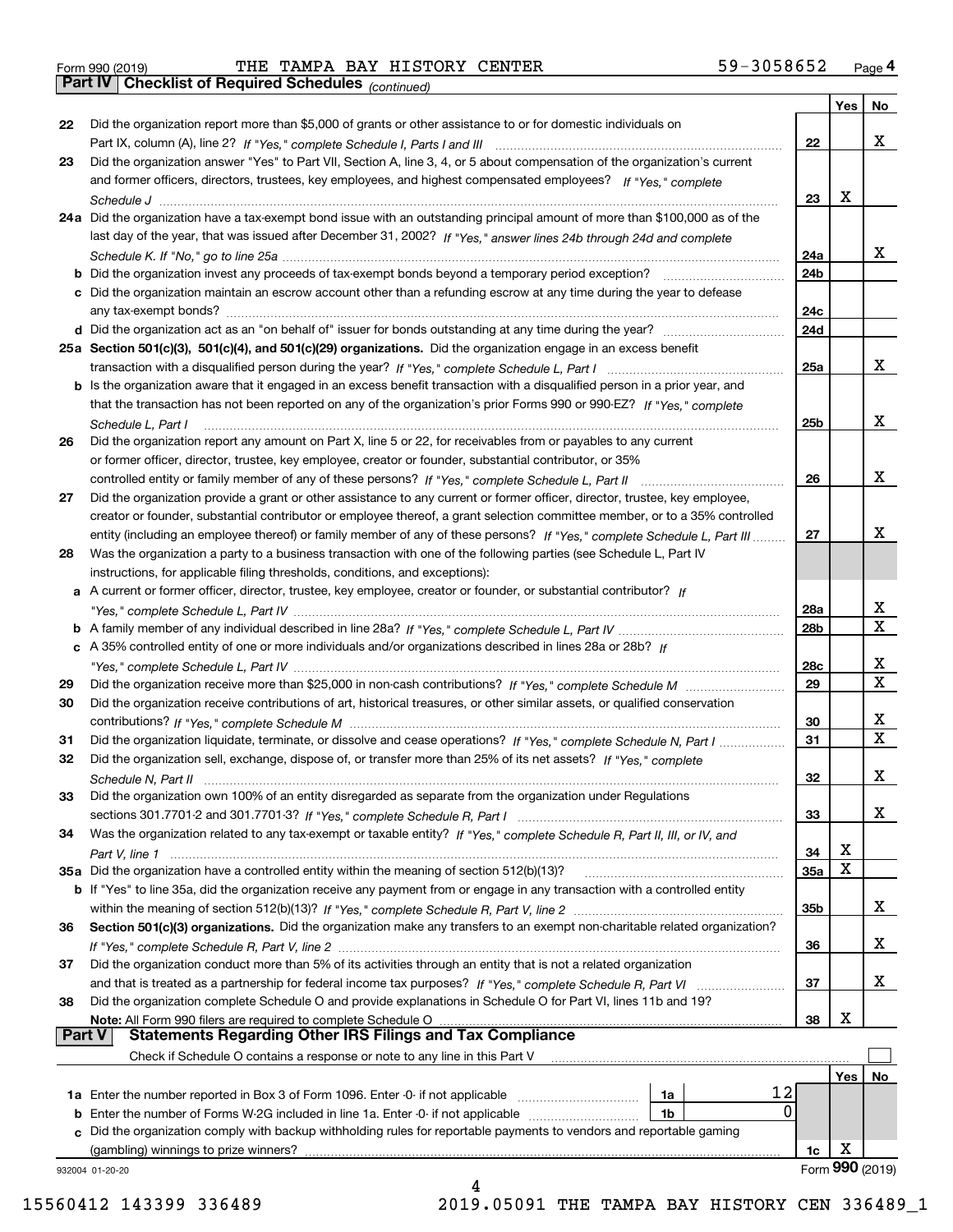Form 990 (2019) THE TAMPA BAY HISTORY CENTER 59-3058652 Page 4

## Part IV Checklist of Required Schedules *(continued)*

| | | | Yes | No |
|---|---|---|---|---|
| 22 | Did the organization report more than $5,000 of grants or other assistance to or for domestic individuals on Part IX, column (A), line 2? *If "Yes," complete Schedule I, Parts I and III* | 22 | | X |
| 23 | Did the organization answer "Yes" to Part VII, Section A, line 3, 4, or 5 about compensation of the organization's current and former officers, directors, trustees, key employees, and highest compensated employees? *If "Yes," complete Schedule J* | 23 | X | |
| 24a | Did the organization have a tax-exempt bond issue with an outstanding principal amount of more than $100,000 as of the last day of the year, that was issued after December 31, 2002? *If "Yes," answer lines 24b through 24d and complete Schedule K. If "No," go to line 25a* | 24a | | X |
| b | Did the organization invest any proceeds of tax-exempt bonds beyond a temporary period exception? | 24b | | |
| c | Did the organization maintain an escrow account other than a refunding escrow at any time during the year to defease any tax-exempt bonds? | 24c | | |
| d | Did the organization act as an "on behalf of" issuer for bonds outstanding at any time during the year? | 24d | | |
| 25a | **Section 501(c)(3), 501(c)(4), and 501(c)(29) organizations.** Did the organization engage in an excess benefit transaction with a disqualified person during the year? *If "Yes," complete Schedule L, Part I* | 25a | | X |
| b | Is the organization aware that it engaged in an excess benefit transaction with a disqualified person in a prior year, and that the transaction has not been reported on any of the organization's prior Forms 990 or 990-EZ? *If "Yes," complete Schedule L, Part I* | 25b | | X |
| 26 | Did the organization report any amount on Part X, line 5 or 22, for receivables from or payables to any current or former officer, director, trustee, key employee, creator or founder, substantial contributor, or 35% controlled entity or family member of any of these persons? *If "Yes," complete Schedule L, Part II* | 26 | | X |
| 27 | Did the organization provide a grant or other assistance to any current or former officer, director, trustee, key employee, creator or founder, substantial contributor or employee thereof, a grant selection committee member, or to a 35% controlled entity (including an employee thereof) or family member of any of these persons? *If "Yes," complete Schedule L, Part III* | 27 | | X |
| 28 | Was the organization a party to a business transaction with one of the following parties (see Schedule L, Part IV instructions, for applicable filing thresholds, conditions, and exceptions): | | | |
| a | A current or former officer, director, trustee, key employee, creator or founder, or substantial contributor? *If "Yes," complete Schedule L, Part IV* | 28a | | X |
| b | A family member of any individual described in line 28a? *If "Yes," complete Schedule L, Part IV* | 28b | | X |
| c | A 35% controlled entity of one or more individuals and/or organizations described in lines 28a or 28b? *If "Yes," complete Schedule L, Part IV* | 28c | | X |
| 29 | Did the organization receive more than $25,000 in non-cash contributions? *If "Yes," complete Schedule M* | 29 | | X |
| 30 | Did the organization receive contributions of art, historical treasures, or other similar assets, or qualified conservation contributions? *If "Yes," complete Schedule M* | 30 | | X |
| 31 | Did the organization liquidate, terminate, or dissolve and cease operations? *If "Yes," complete Schedule N, Part I* | 31 | | X |
| 32 | Did the organization sell, exchange, dispose of, or transfer more than 25% of its net assets? *If "Yes," complete Schedule N, Part II* | 32 | | X |
| 33 | Did the organization own 100% of an entity disregarded as separate from the organization under Regulations sections 301.7701-2 and 301.7701-3? *If "Yes," complete Schedule R, Part I* | 33 | | X |
| 34 | Was the organization related to any tax-exempt or taxable entity? *If "Yes," complete Schedule R, Part II, III, or IV, and Part V, line 1* | 34 | X | |
| 35a | Did the organization have a controlled entity within the meaning of section 512(b)(13)? | 35a | X | |
| b | If "Yes" to line 35a, did the organization receive any payment from or engage in any transaction with a controlled entity within the meaning of section 512(b)(13)? *If "Yes," complete Schedule R, Part V, line 2* | 35b | | X |
| 36 | **Section 501(c)(3) organizations.** Did the organization make any transfers to an exempt non-charitable related organization? *If "Yes," complete Schedule R, Part V, line 2* | 36 | | X |
| 37 | Did the organization conduct more than 5% of its activities through an entity that is not a related organization and that is treated as a partnership for federal income tax purposes? *If "Yes," complete Schedule R, Part VI* | 37 | | X |
| 38 | Did the organization complete Schedule O and provide explanations in Schedule O for Part VI, lines 11b and 19? **Note:** All Form 990 filers are required to complete Schedule O | 38 | X | |

## Part V Statements Regarding Other IRS Filings and Tax Compliance

Check if Schedule O contains a response or note to any line in this Part V ☐

| | | | | | Yes | No |
|---|---|---|---|---|---|---|
| 1a | Enter the number reported in Box 3 of Form 1096. Enter -0- if not applicable | 1a | 12 | | | |
| b | Enter the number of Forms W-2G included in line 1a. Enter -0- if not applicable | 1b | 0 | | | |
| c | Did the organization comply with backup withholding rules for reportable payments to vendors and reportable gaming (gambling) winnings to prize winners? | | | 1c | X | |

932004 01-20-20 Form **990** (2019)

15560412 143399 336489 2019.05091 THE TAMPA BAY HISTORY CEN 336489_1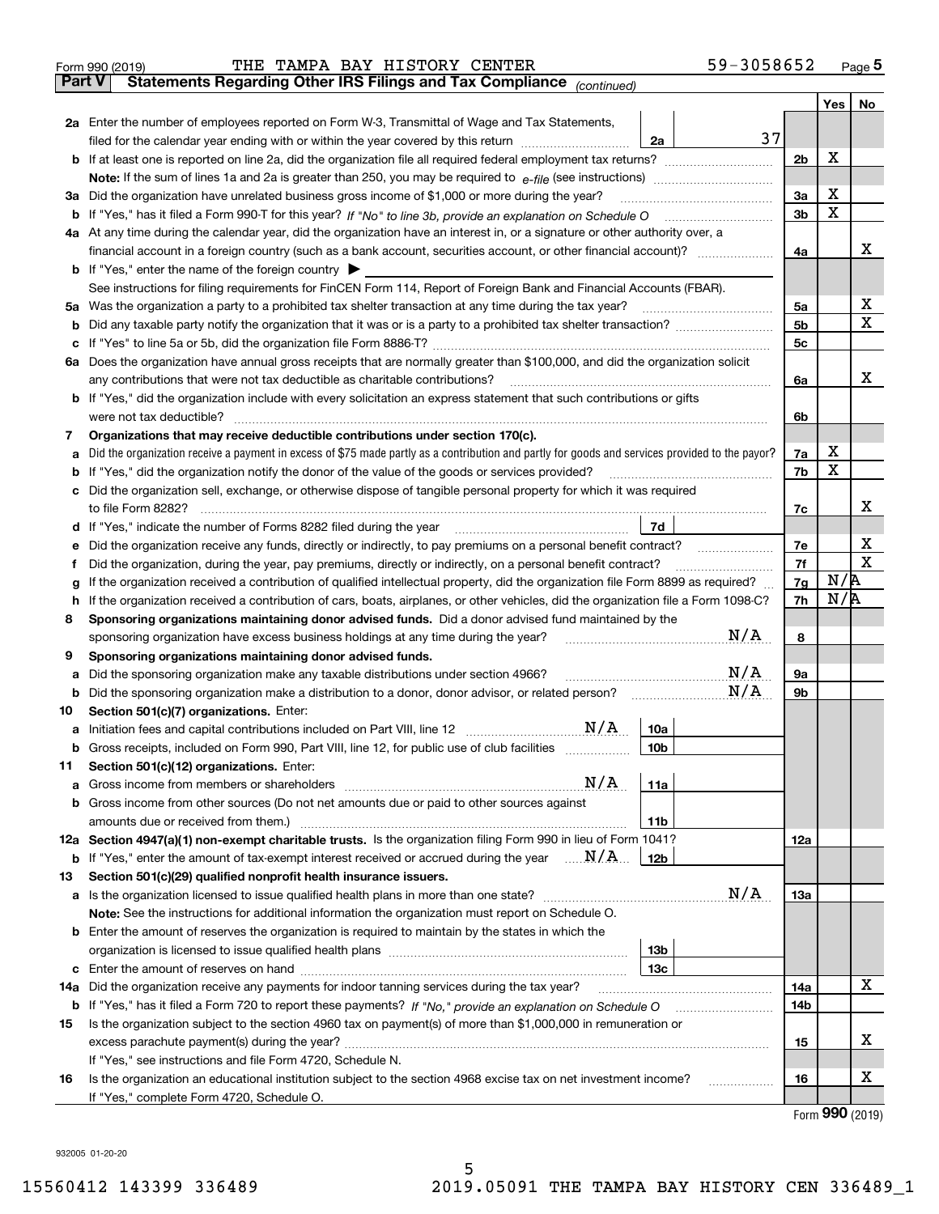Form 990 (2019) THE TAMPA BAY HISTORY CENTER 59-3058652 Page **5**

## Part V Statements Regarding Other IRS Filings and Tax Compliance *(continued)*

| | | | | Yes | No |
|---|---|---|---|---|---|
| **2a** | Enter the number of employees reported on Form W-3, Transmittal of Wage and Tax Statements, filed for the calendar year ending with or within the year covered by this return | 2a | 37 | | |
| **b** | If at least one is reported on line 2a, did the organization file all required federal employment tax returns? | | 2b | X | |
| | **Note:** If the sum of lines 1a and 2a is greater than 250, you may be required to *e-file* (see instructions) | | | | |
| **3a** | Did the organization have unrelated business gross income of $1,000 or more during the year? | | 3a | X | |
| **b** | If "Yes," has it filed a Form 990-T for this year? *If "No" to line 3b, provide an explanation on Schedule O* | | 3b | X | |
| **4a** | At any time during the calendar year, did the organization have an interest in, or a signature or other authority over, a financial account in a foreign country (such as a bank account, securities account, or other financial account)? | | 4a | | X |
| **b** | If "Yes," enter the name of the foreign country ▶ | | | | |
| | See instructions for filing requirements for FinCEN Form 114, Report of Foreign Bank and Financial Accounts (FBAR). | | | | |
| **5a** | Was the organization a party to a prohibited tax shelter transaction at any time during the tax year? | | 5a | | X |
| **b** | Did any taxable party notify the organization that it was or is a party to a prohibited tax shelter transaction? | | 5b | | X |
| **c** | If "Yes" to line 5a or 5b, did the organization file Form 8886-T? | | 5c | | |
| **6a** | Does the organization have annual gross receipts that are normally greater than $100,000, and did the organization solicit any contributions that were not tax deductible as charitable contributions? | | 6a | | X |
| **b** | If "Yes," did the organization include with every solicitation an express statement that such contributions or gifts were not tax deductible? | | 6b | | |
| **7** | **Organizations that may receive deductible contributions under section 170(c).** | | | | |
| **a** | Did the organization receive a payment in excess of $75 made partly as a contribution and partly for goods and services provided to the payor? | | 7a | X | |
| **b** | If "Yes," did the organization notify the donor of the value of the goods or services provided? | | 7b | X | |
| **c** | Did the organization sell, exchange, or otherwise dispose of tangible personal property for which it was required to file Form 8282? | | 7c | | X |
| **d** | If "Yes," indicate the number of Forms 8282 filed during the year | 7d | | | |
| **e** | Did the organization receive any funds, directly or indirectly, to pay premiums on a personal benefit contract? | | 7e | | X |
| **f** | Did the organization, during the year, pay premiums, directly or indirectly, on a personal benefit contract? | | 7f | | X |
| **g** | If the organization received a contribution of qualified intellectual property, did the organization file Form 8899 as required? | | 7g | N/A | |
| **h** | If the organization received a contribution of cars, boats, airplanes, or other vehicles, did the organization file a Form 1098-C? | | 7h | N/A | |
| **8** | **Sponsoring organizations maintaining donor advised funds.** Did a donor advised fund maintained by the sponsoring organization have excess business holdings at any time during the year? N/A | | 8 | | |
| **9** | **Sponsoring organizations maintaining donor advised funds.** | | | | |
| **a** | Did the sponsoring organization make any taxable distributions under section 4966? N/A | | 9a | | |
| **b** | Did the sponsoring organization make a distribution to a donor, donor advisor, or related person? N/A | | 9b | | |
| **10** | **Section 501(c)(7) organizations.** Enter: | | | | |
| **a** | Initiation fees and capital contributions included on Part VIII, line 12 N/A | 10a | | | |
| **b** | Gross receipts, included on Form 990, Part VIII, line 12, for public use of club facilities | 10b | | | |
| **11** | **Section 501(c)(12) organizations.** Enter: | | | | |
| **a** | Gross income from members or shareholders N/A | 11a | | | |
| **b** | Gross income from other sources (Do not net amounts due or paid to other sources against amounts due or received from them.) | 11b | | | |
| **12a** | **Section 4947(a)(1) non-exempt charitable trusts.** Is the organization filing Form 990 in lieu of Form 1041? | | 12a | | |
| **b** | If "Yes," enter the amount of tax-exempt interest received or accrued during the year N/A | 12b | | | |
| **13** | **Section 501(c)(29) qualified nonprofit health insurance issuers.** | | | | |
| **a** | Is the organization licensed to issue qualified health plans in more than one state? N/A | | 13a | | |
| | **Note:** See the instructions for additional information the organization must report on Schedule O. | | | | |
| **b** | Enter the amount of reserves the organization is required to maintain by the states in which the organization is licensed to issue qualified health plans | 13b | | | |
| **c** | Enter the amount of reserves on hand | 13c | | | |
| **14a** | Did the organization receive any payments for indoor tanning services during the tax year? | | 14a | | X |
| **b** | If "Yes," has it filed a Form 720 to report these payments? *If "No," provide an explanation on Schedule O* | | 14b | | |
| **15** | Is the organization subject to the section 4960 tax on payment(s) of more than $1,000,000 in remuneration or excess parachute payment(s) during the year? | | 15 | | X |
| | If "Yes," see instructions and file Form 4720, Schedule N. | | | | |
| **16** | Is the organization an educational institution subject to the section 4968 excise tax on net investment income? | | 16 | | X |
| | If "Yes," complete Form 4720, Schedule O. | | | | |

Form **990** (2019)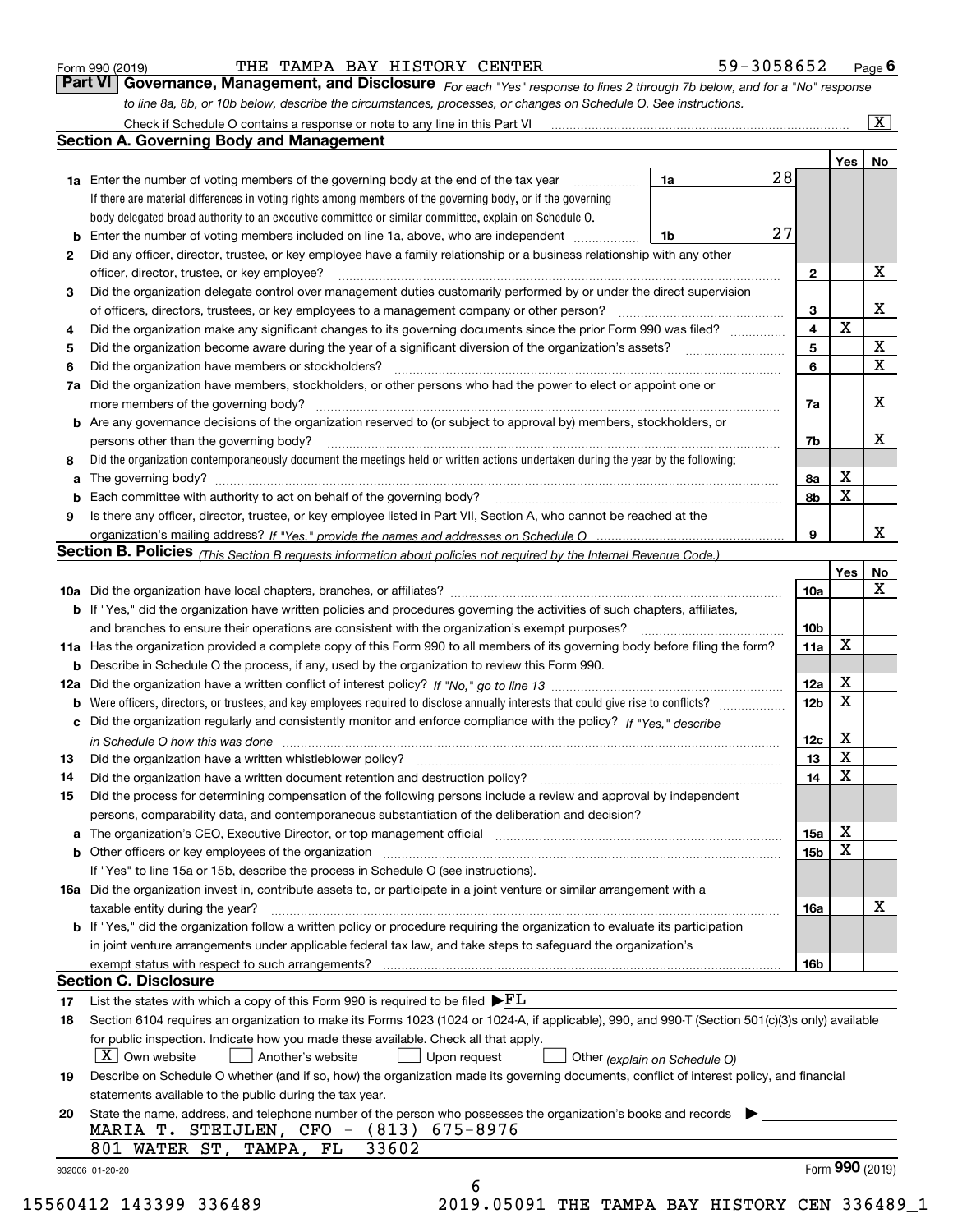Form 990 (2019) THE TAMPA BAY HISTORY CENTER 59-3058652 Page **6**

## Part VI Governance, Management, and Disclosure

*For each "Yes" response to lines 2 through 7b below, and for a "No" response to line 8a, 8b, or 10b below, describe the circumstances, processes, or changes on Schedule O. See instructions.*

Check if Schedule O contains a response or note to any line in this Part VI [X]

### Section A. Governing Body and Management

| | | | | Yes | No |
|---|---|---|---|---|---|
| **1a** | Enter the number of voting members of the governing body at the end of the tax year | 1a | 28 | | |
| | If there are material differences in voting rights among members of the governing body, or if the governing body delegated broad authority to an executive committee or similar committee, explain on Schedule O. | | | | |
| **b** | Enter the number of voting members included on line 1a, above, who are independent | 1b | 27 | | |
| **2** | Did any officer, director, trustee, or key employee have a family relationship or a business relationship with any other officer, director, trustee, or key employee? | 2 | | | X |
| **3** | Did the organization delegate control over management duties customarily performed by or under the direct supervision of officers, directors, trustees, or key employees to a management company or other person? | 3 | | | X |
| **4** | Did the organization make any significant changes to its governing documents since the prior Form 990 was filed? | 4 | | X | |
| **5** | Did the organization become aware during the year of a significant diversion of the organization's assets? | 5 | | | X |
| **6** | Did the organization have members or stockholders? | 6 | | | X |
| **7a** | Did the organization have members, stockholders, or other persons who had the power to elect or appoint one or more members of the governing body? | 7a | | | X |
| **b** | Are any governance decisions of the organization reserved to (or subject to approval by) members, stockholders, or persons other than the governing body? | 7b | | | X |
| **8** | Did the organization contemporaneously document the meetings held or written actions undertaken during the year by the following: | | | | |
| **a** | The governing body? | 8a | | X | |
| **b** | Each committee with authority to act on behalf of the governing body? | 8b | | X | |
| **9** | Is there any officer, director, trustee, or key employee listed in Part VII, Section A, who cannot be reached at the organization's mailing address? *If "Yes," provide the names and addresses on Schedule O* | 9 | | | X |

### Section B. Policies *(This Section B requests information about policies not required by the Internal Revenue Code.)*

| | | | Yes | No |
|---|---|---|---|---|
| **10a** | Did the organization have local chapters, branches, or affiliates? | 10a | | X |
| **b** | If "Yes," did the organization have written policies and procedures governing the activities of such chapters, affiliates, and branches to ensure their operations are consistent with the organization's exempt purposes? | 10b | | |
| **11a** | Has the organization provided a complete copy of this Form 990 to all members of its governing body before filing the form? | 11a | X | |
| **b** | Describe in Schedule O the process, if any, used by the organization to review this Form 990. | | | |
| **12a** | Did the organization have a written conflict of interest policy? *If "No," go to line 13* | 12a | X | |
| **b** | Were officers, directors, or trustees, and key employees required to disclose annually interests that could give rise to conflicts? | 12b | X | |
| **c** | Did the organization regularly and consistently monitor and enforce compliance with the policy? *If "Yes," describe in Schedule O how this was done* | 12c | X | |
| **13** | Did the organization have a written whistleblower policy? | 13 | X | |
| **14** | Did the organization have a written document retention and destruction policy? | 14 | X | |
| **15** | Did the process for determining compensation of the following persons include a review and approval by independent persons, comparability data, and contemporaneous substantiation of the deliberation and decision? | | | |
| **a** | The organization's CEO, Executive Director, or top management official | 15a | X | |
| **b** | Other officers or key employees of the organization | 15b | X | |
| | If "Yes" to line 15a or 15b, describe the process in Schedule O (see instructions). | | | |
| **16a** | Did the organization invest in, contribute assets to, or participate in a joint venture or similar arrangement with a taxable entity during the year? | 16a | | X |
| **b** | If "Yes," did the organization follow a written policy or procedure requiring the organization to evaluate its participation in joint venture arrangements under applicable federal tax law, and take steps to safeguard the organization's exempt status with respect to such arrangements? | 16b | | |

### Section C. Disclosure

**17** List the states with which a copy of this Form 990 is required to be filed ▶FL

**18** Section 6104 requires an organization to make its Forms 1023 (1024 or 1024-A, if applicable), 990, and 990-T (Section 501(c)(3)s only) available for public inspection. Indicate how you made these available. Check all that apply.

[X] Own website [ ] Another's website [ ] Upon request [ ] Other *(explain on Schedule O)*

**19** Describe on Schedule O whether (and if so, how) the organization made its governing documents, conflict of interest policy, and financial statements available to the public during the tax year.

**20** State the name, address, and telephone number of the person who possesses the organization's books and records ▶

MARIA T. STEIJLEN, CFO - (813) 675-8976
801 WATER ST, TAMPA, FL 33602

932006 01-20-20 Form **990** (2019)

15560412 143399 336489 2019.05091 THE TAMPA BAY HISTORY CEN 336489_1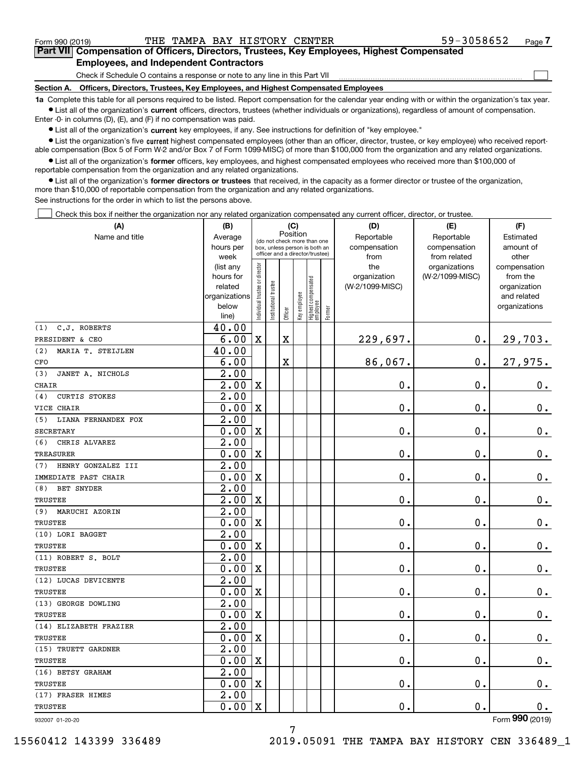Form 990 (2019) THE TAMPA BAY HISTORY CENTER 59-3058652 Page 7

## Part VII Compensation of Officers, Directors, Trustees, Key Employees, Highest Compensated Employees, and Independent Contractors

Check if Schedule O contains a response or note to any line in this Part VII ☐

**Section A. Officers, Directors, Trustees, Key Employees, and Highest Compensated Employees**

**1a** Complete this table for all persons required to be listed. Report compensation for the calendar year ending with or within the organization's tax year.

- List all of the organization's **current** officers, directors, trustees (whether individuals or organizations), regardless of amount of compensation. Enter -0- in columns (D), (E), and (F) if no compensation was paid.
- List all of the organization's **current** key employees, if any. See instructions for definition of "key employee."
- List the organization's five **current** highest compensated employees (other than an officer, director, trustee, or key employee) who received reportable compensation (Box 5 of Form W-2 and/or Box 7 of Form 1099-MISC) of more than $100,000 from the organization and any related organizations.
- List all of the organization's **former** officers, key employees, and highest compensated employees who received more than $100,000 of reportable compensation from the organization and any related organizations.
- List all of the organization's **former directors or trustees** that received, in the capacity as a former director or trustee of the organization, more than $10,000 of reportable compensation from the organization and any related organizations.

See instructions for the order in which to list the persons above.

☐ Check this box if neither the organization nor any related organization compensated any current officer, director, or trustee.

| (A) Name and title | (B) Average hours per week (list any hours for related organizations below line) | (C) Position: Individual trustee or director | Institutional trustee | Officer | Key employee | Highest compensated employee | Former | (D) Reportable compensation from the organization (W-2/1099-MISC) | (E) Reportable compensation from related organizations (W-2/1099-MISC) | (F) Estimated amount of other compensation from the organization and related organizations |
|---|---|---|---|---|---|---|---|---|---|---|
| (1) C.J. ROBERTS<br>PRESIDENT & CEO | 40.00<br>6.00 | X | | X | | | | 229,697. | 0. | 29,703. |
| (2) MARIA T. STEIJLEN<br>CFO | 40.00<br>6.00 | | | X | | | | 86,067. | 0. | 27,975. |
| (3) JANET A. NICHOLS<br>CHAIR | 2.00<br>2.00 | X | | | | | | 0. | 0. | 0. |
| (4) CURTIS STOKES<br>VICE CHAIR | 2.00<br>0.00 | X | | | | | | 0. | 0. | 0. |
| (5) LIANA FERNANDEX FOX<br>SECRETARY | 2.00<br>0.00 | X | | | | | | 0. | 0. | 0. |
| (6) CHRIS ALVAREZ<br>TREASURER | 2.00<br>0.00 | X | | | | | | 0. | 0. | 0. |
| (7) HENRY GONZALEZ III<br>IMMEDIATE PAST CHAIR | 2.00<br>0.00 | X | | | | | | 0. | 0. | 0. |
| (8) BET SNYDER<br>TRUSTEE | 2.00<br>2.00 | X | | | | | | 0. | 0. | 0. |
| (9) MARUCHI AZORIN<br>TRUSTEE | 2.00<br>0.00 | X | | | | | | 0. | 0. | 0. |
| (10) LORI BAGGET<br>TRUSTEE | 2.00<br>0.00 | X | | | | | | 0. | 0. | 0. |
| (11) ROBERT S. BOLT<br>TRUSTEE | 2.00<br>0.00 | X | | | | | | 0. | 0. | 0. |
| (12) LUCAS DEVICENTE<br>TRUSTEE | 2.00<br>0.00 | X | | | | | | 0. | 0. | 0. |
| (13) GEORGE DOWLING<br>TRUSTEE | 2.00<br>0.00 | X | | | | | | 0. | 0. | 0. |
| (14) ELIZABETH FRAZIER<br>TRUSTEE | 2.00<br>0.00 | X | | | | | | 0. | 0. | 0. |
| (15) TRUETT GARDNER<br>TRUSTEE | 2.00<br>0.00 | X | | | | | | 0. | 0. | 0. |
| (16) BETSY GRAHAM<br>TRUSTEE | 2.00<br>0.00 | X | | | | | | 0. | 0. | 0. |
| (17) FRASER HIMES<br>TRUSTEE | 2.00<br>0.00 | X | | | | | | 0. | 0. | 0. |

932007 01-20-20 Form 990 (2019)

15560412 143399 336489 2019.05091 THE TAMPA BAY HISTORY CEN 336489_1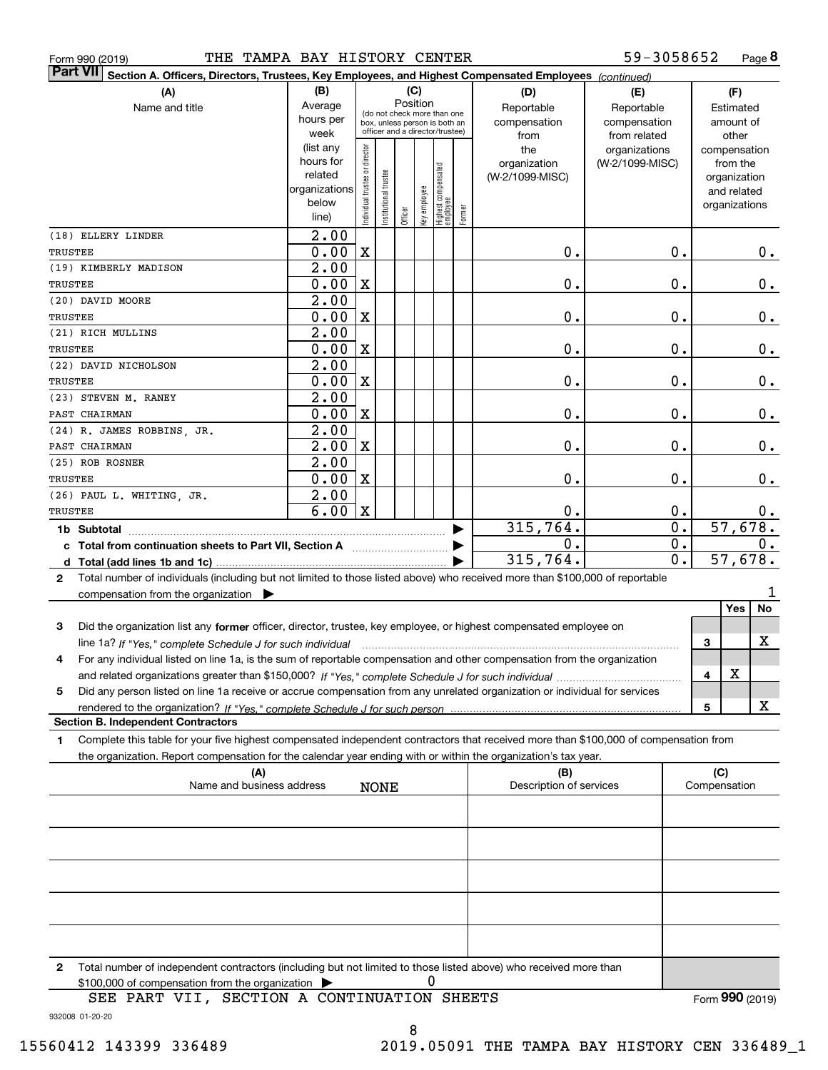Form 990 (2019) THE TAMPA BAY HISTORY CENTER 59-3058652 Page 8

**Part VII** **Section A. Officers, Directors, Trustees, Key Employees, and Highest Compensated Employees** *(continued)*

| (A) Name and title | (B) Average hours per week (list any hours for related organizations below line) | (C) Position: Individual trustee or director | Institutional trustee | Officer | Key employee | Highest compensated employee | Former | (D) Reportable compensation from the organization (W-2/1099-MISC) | (E) Reportable compensation from related organizations (W-2/1099-MISC) | (F) Estimated amount of other compensation from the organization and related organizations |
|---|---|---|---|---|---|---|---|---|---|---|
| (18) ELLERY LINDER TRUSTEE | 2.00 / 0.00 | X | | | | | | 0. | 0. | 0. |
| (19) KIMBERLY MADISON TRUSTEE | 2.00 / 0.00 | X | | | | | | 0. | 0. | 0. |
| (20) DAVID MOORE TRUSTEE | 2.00 / 0.00 | X | | | | | | 0. | 0. | 0. |
| (21) RICH MULLINS TRUSTEE | 2.00 / 0.00 | X | | | | | | 0. | 0. | 0. |
| (22) DAVID NICHOLSON TRUSTEE | 2.00 / 0.00 | X | | | | | | 0. | 0. | 0. |
| (23) STEVEN M. RANEY PAST CHAIRMAN | 2.00 / 0.00 | X | | | | | | 0. | 0. | 0. |
| (24) R. JAMES ROBBINS, JR. PAST CHAIRMAN | 2.00 / 2.00 | X | | | | | | 0. | 0. | 0. |
| (25) ROB ROSNER TRUSTEE | 2.00 / 0.00 | X | | | | | | 0. | 0. | 0. |
| (26) PAUL L. WHITING, JR. TRUSTEE | 2.00 / 6.00 | X | | | | | | 0. | 0. | 0. |
| 1b Subtotal | | | | | | | | 315,764. | 0. | 57,678. |
| c Total from continuation sheets to Part VII, Section A | | | | | | | | 0. | 0. | 0. |
| d Total (add lines 1b and 1c) | | | | | | | | 315,764. | 0. | 57,678. |

2 Total number of individuals (including but not limited to those listed above) who received more than $100,000 of reportable compensation from the organization ▶ 1

| | | Yes | No |
|---|---|---|---|
| 3 Did the organization list any **former** officer, director, trustee, key employee, or highest compensated employee on line 1a? *If "Yes," complete Schedule J for such individual* | 3 | | X |
| 4 For any individual listed on line 1a, is the sum of reportable compensation and other compensation from the organization and related organizations greater than $150,000? *If "Yes," complete Schedule J for such individual* | 4 | X | |
| 5 Did any person listed on line 1a receive or accrue compensation from any unrelated organization or individual for services rendered to the organization? *If "Yes," complete Schedule J for such person* | 5 | | X |

**Section B. Independent Contractors**

1 Complete this table for your five highest compensated independent contractors that received more than $100,000 of compensation from the organization. Report compensation for the calendar year ending with or within the organization's tax year.

| (A) Name and business address | (B) Description of services | (C) Compensation |
|---|---|---|
| NONE | | |
| | | |
| | | |
| | | |
| | | |

2 Total number of independent contractors (including but not limited to those listed above) who received more than $100,000 of compensation from the organization ▶ 0

SEE PART VII, SECTION A CONTINUATION SHEETS

Form **990** (2019)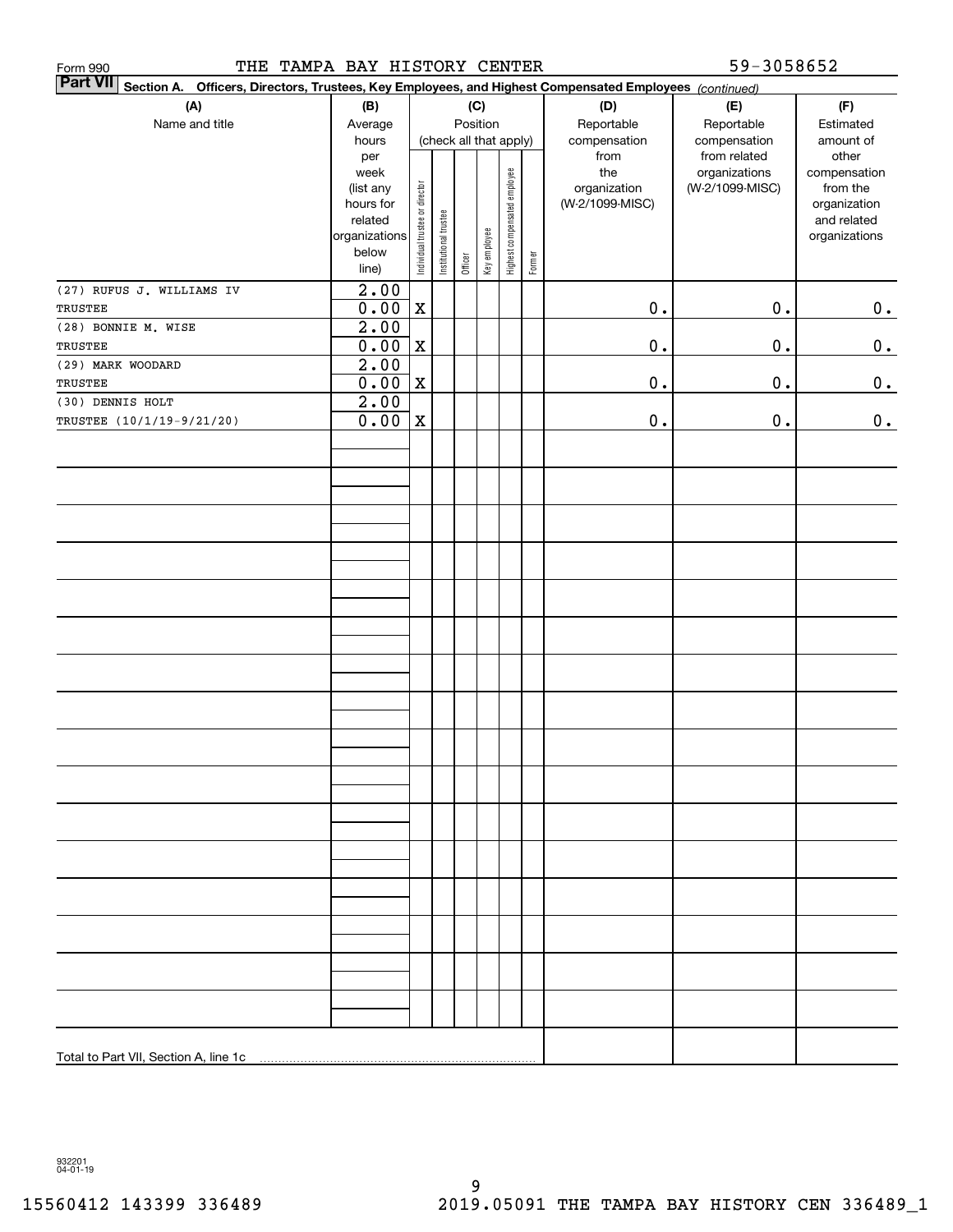Form 990    THE TAMPA BAY HISTORY CENTER    59-3058652

**Part VII** **Section A. Officers, Directors, Trustees, Key Employees, and Highest Compensated Employees** *(continued)*

| (A) Name and title | (B) Average hours per week (list any hours for related organizations below line) | (C) Position (check all that apply): Individual trustee or director | Institutional trustee | Officer | Key employee | Highest compensated employee | Former | (D) Reportable compensation from the organization (W-2/1099-MISC) | (E) Reportable compensation from related organizations (W-2/1099-MISC) | (F) Estimated amount of other compensation from the organization and related organizations |
|---|---|---|---|---|---|---|---|---|---|---|
| (27) RUFUS J. WILLIAMS IV<br>TRUSTEE | 2.00<br>0.00 | X | | | | | | 0. | 0. | 0. |
| (28) BONNIE M. WISE<br>TRUSTEE | 2.00<br>0.00 | X | | | | | | 0. | 0. | 0. |
| (29) MARK WOODARD<br>TRUSTEE | 2.00<br>0.00 | X | | | | | | 0. | 0. | 0. |
| (30) DENNIS HOLT<br>TRUSTEE (10/1/19-9/21/20) | 2.00<br>0.00 | X | | | | | | 0. | 0. | 0. |
| Total to Part VII, Section A, line 1c | | | | | | | | | | |

932201 04-01-19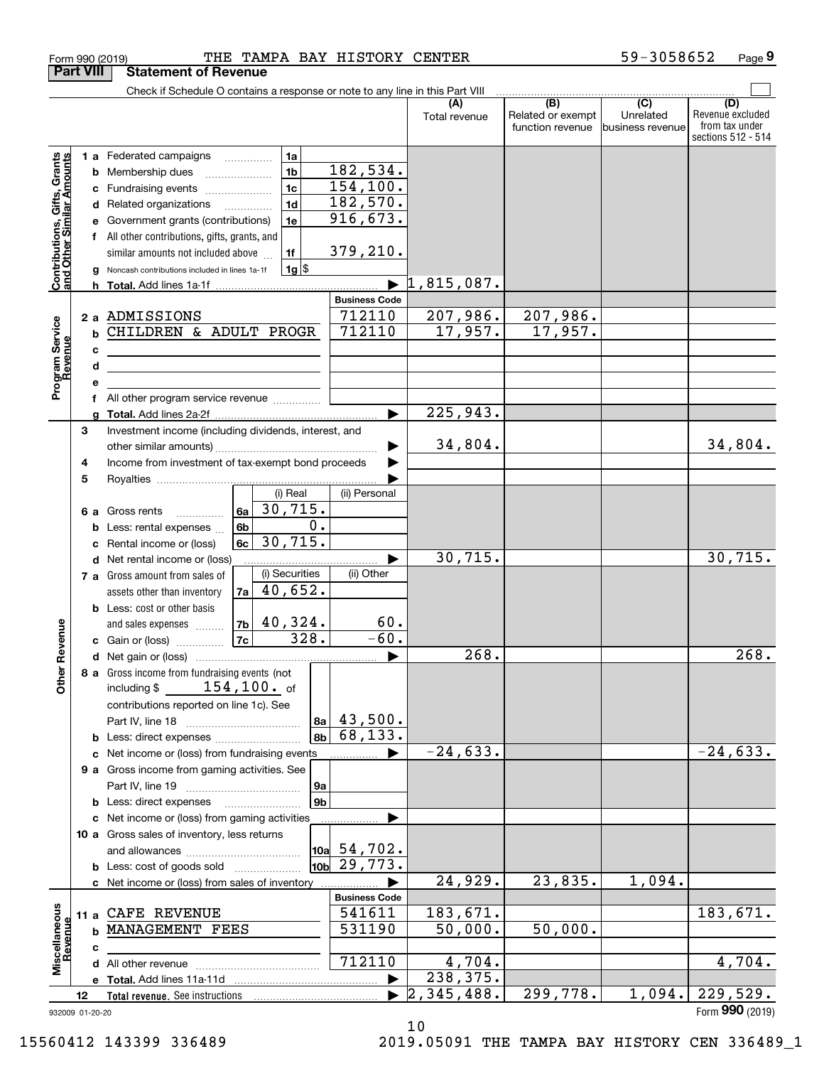Form 990 (2019) THE TAMPA BAY HISTORY CENTER 59-3058652 Page **9**

## Part VIII Statement of Revenue

Check if Schedule O contains a response or note to any line in this Part VIII ☐

| | | | | (A) Total revenue | (B) Related or exempt function revenue | (C) Unrelated business revenue | (D) Revenue excluded from tax under sections 512 - 514 |
|---|---|---|---|---|---|---|---|
| **Contributions, Gifts, Grants and Other Similar Amounts** | 1 a Federated campaigns | 1a | | | | | |
| | b Membership dues | 1b | 182,534. | | | | |
| | c Fundraising events | 1c | 154,100. | | | | |
| | d Related organizations | 1d | 182,570. | | | | |
| | e Government grants (contributions) | 1e | 916,673. | | | | |
| | f All other contributions, gifts, grants, and similar amounts not included above | 1f | 379,210. | | | | |
| | g Noncash contributions included in lines 1a-1f | 1g | $ | | | | |
| | h **Total.** Add lines 1a-1f | | ▶ | 1,815,087. | | | |
| | | | **Business Code** | | | | |
| **Program Service Revenue** | 2 a ADMISSIONS | | 712110 | 207,986. | 207,986. | | |
| | b CHILDREN & ADULT PROGR | | 712110 | 17,957. | 17,957. | | |
| | c | | | | | | |
| | d | | | | | | |
| | e | | | | | | |
| | f All other program service revenue | | | | | | |
| | g **Total.** Add lines 2a-2f | | ▶ | 225,943. | | | |
| **Other Revenue** | 3 Investment income (including dividends, interest, and other similar amounts) | | ▶ | 34,804. | | | 34,804. |
| | 4 Income from investment of tax-exempt bond proceeds | | ▶ | | | | |
| | 5 Royalties | | ▶ | | | | |
| | | (i) Real | (ii) Personal | | | | |
| | 6 a Gross rents 6a | 30,715. | | | | | |
| | b Less: rental expenses 6b | 0. | | | | | |
| | c Rental income or (loss) 6c | 30,715. | | | | | |
| | d Net rental income or (loss) | | ▶ | 30,715. | | | 30,715. |
| | | (i) Securities | (ii) Other | | | | |
| | 7 a Gross amount from sales of assets other than inventory 7a | 40,652. | | | | | |
| | b Less: cost or other basis and sales expenses 7b | 40,324. | 60. | | | | |
| | c Gain or (loss) 7c | 328. | -60. | | | | |
| | d Net gain or (loss) | | ▶ | 268. | | | 268. |
| | 8 a Gross income from fundraising events (not including $ 154,100. of contributions reported on line 1c). See Part IV, line 18 | 8a | 43,500. | | | | |
| | b Less: direct expenses | 8b | 68,133. | | | | |
| | c Net income or (loss) from fundraising events | | ▶ | -24,633. | | | -24,633. |
| | 9 a Gross income from gaming activities. See Part IV, line 19 | 9a | | | | | |
| | b Less: direct expenses | 9b | | | | | |
| | c Net income or (loss) from gaming activities | | ▶ | | | | |
| | 10 a Gross sales of inventory, less returns and allowances | 10a | 54,702. | | | | |
| | b Less: cost of goods sold | 10b | 29,773. | | | | |
| | c Net income or (loss) from sales of inventory | | ▶ | 24,929. | 23,835. | 1,094. | |
| | | | **Business Code** | | | | |
| **Miscellaneous Revenue** | 11 a CAFE REVENUE | | 541611 | 183,671. | | | 183,671. |
| | b MANAGEMENT FEES | | 531190 | 50,000. | 50,000. | | |
| | c | | | | | | |
| | d All other revenue | | 712110 | 4,704. | | | 4,704. |
| | e **Total.** Add lines 11a-11d | | ▶ | 238,375. | | | |
| | 12 **Total revenue.** See instructions | | ▶ | 2,345,488. | 299,778. | 1,094. | 229,529. |

932009 01-20-20 Form **990** (2019)

15560412 143399 336489 2019.05091 THE TAMPA BAY HISTORY CEN 336489_1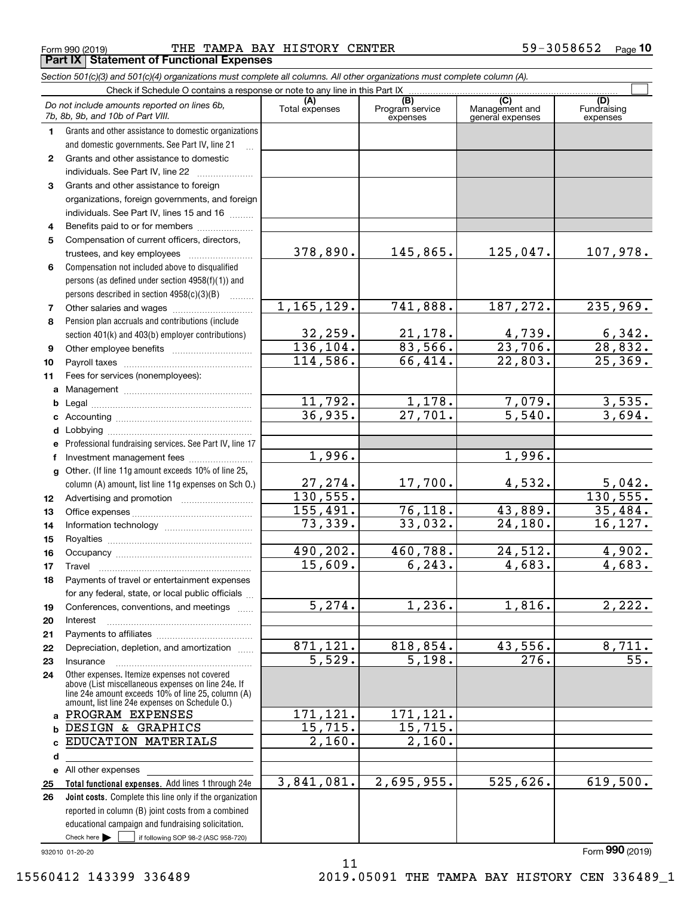Form 990 (2019) THE TAMPA BAY HISTORY CENTER 59-3058652 Page 10

**Part IX Statement of Functional Expenses**

*Section 501(c)(3) and 501(c)(4) organizations must complete all columns. All other organizations must complete column (A).*

Check if Schedule O contains a response or note to any line in this Part IX

| | *Do not include amounts reported on lines 6b, 7b, 8b, 9b, and 10b of Part VIII.* | (A) Total expenses | (B) Program service expenses | (C) Management and general expenses | (D) Fundraising expenses |
|---|---|---|---|---|---|
| 1 | Grants and other assistance to domestic organizations and domestic governments. See Part IV, line 21 | | | | |
| 2 | Grants and other assistance to domestic individuals. See Part IV, line 22 | | | | |
| 3 | Grants and other assistance to foreign organizations, foreign governments, and foreign individuals. See Part IV, lines 15 and 16 | | | | |
| 4 | Benefits paid to or for members | | | | |
| 5 | Compensation of current officers, directors, trustees, and key employees | 378,890. | 145,865. | 125,047. | 107,978. |
| 6 | Compensation not included above to disqualified persons (as defined under section 4958(f)(1)) and persons described in section 4958(c)(3)(B) | | | | |
| 7 | Other salaries and wages | 1,165,129. | 741,888. | 187,272. | 235,969. |
| 8 | Pension plan accruals and contributions (include section 401(k) and 403(b) employer contributions) | 32,259. | 21,178. | 4,739. | 6,342. |
| 9 | Other employee benefits | 136,104. | 83,566. | 23,706. | 28,832. |
| 10 | Payroll taxes | 114,586. | 66,414. | 22,803. | 25,369. |
| 11 | Fees for services (nonemployees): | | | | |
| a | Management | | | | |
| b | Legal | 11,792. | 1,178. | 7,079. | 3,535. |
| c | Accounting | 36,935. | 27,701. | 5,540. | 3,694. |
| d | Lobbying | | | | |
| e | Professional fundraising services. See Part IV, line 17 | | | | |
| f | Investment management fees | 1,996. | | 1,996. | |
| g | Other. (If line 11g amount exceeds 10% of line 25, column (A) amount, list line 11g expenses on Sch O.) | 27,274. | 17,700. | 4,532. | 5,042. |
| 12 | Advertising and promotion | 130,555. | | | 130,555. |
| 13 | Office expenses | 155,491. | 76,118. | 43,889. | 35,484. |
| 14 | Information technology | 73,339. | 33,032. | 24,180. | 16,127. |
| 15 | Royalties | | | | |
| 16 | Occupancy | 490,202. | 460,788. | 24,512. | 4,902. |
| 17 | Travel | 15,609. | 6,243. | 4,683. | 4,683. |
| 18 | Payments of travel or entertainment expenses for any federal, state, or local public officials | | | | |
| 19 | Conferences, conventions, and meetings | 5,274. | 1,236. | 1,816. | 2,222. |
| 20 | Interest | | | | |
| 21 | Payments to affiliates | | | | |
| 22 | Depreciation, depletion, and amortization | 871,121. | 818,854. | 43,556. | 8,711. |
| 23 | Insurance | 5,529. | 5,198. | 276. | 55. |
| 24 | Other expenses. Itemize expenses not covered above (List miscellaneous expenses on line 24e. If line 24e amount exceeds 10% of line 25, column (A) amount, list line 24e expenses on Schedule O.) | | | | |
| a | PROGRAM EXPENSES | 171,121. | 171,121. | | |
| b | DESIGN & GRAPHICS | 15,715. | 15,715. | | |
| c | EDUCATION MATERIALS | 2,160. | 2,160. | | |
| d | | | | | |
| e | All other expenses | | | | |
| 25 | **Total functional expenses.** Add lines 1 through 24e | 3,841,081. | 2,695,955. | 525,626. | 619,500. |
| 26 | **Joint costs.** Complete this line only if the organization reported in column (B) joint costs from a combined educational campaign and fundraising solicitation. Check here ☐ if following SOP 98-2 (ASC 958-720) | | | | |

932010 01-20-20 Form **990** (2019)

15560412 143399 336489 2019.05091 THE TAMPA BAY HISTORY CEN 336489_1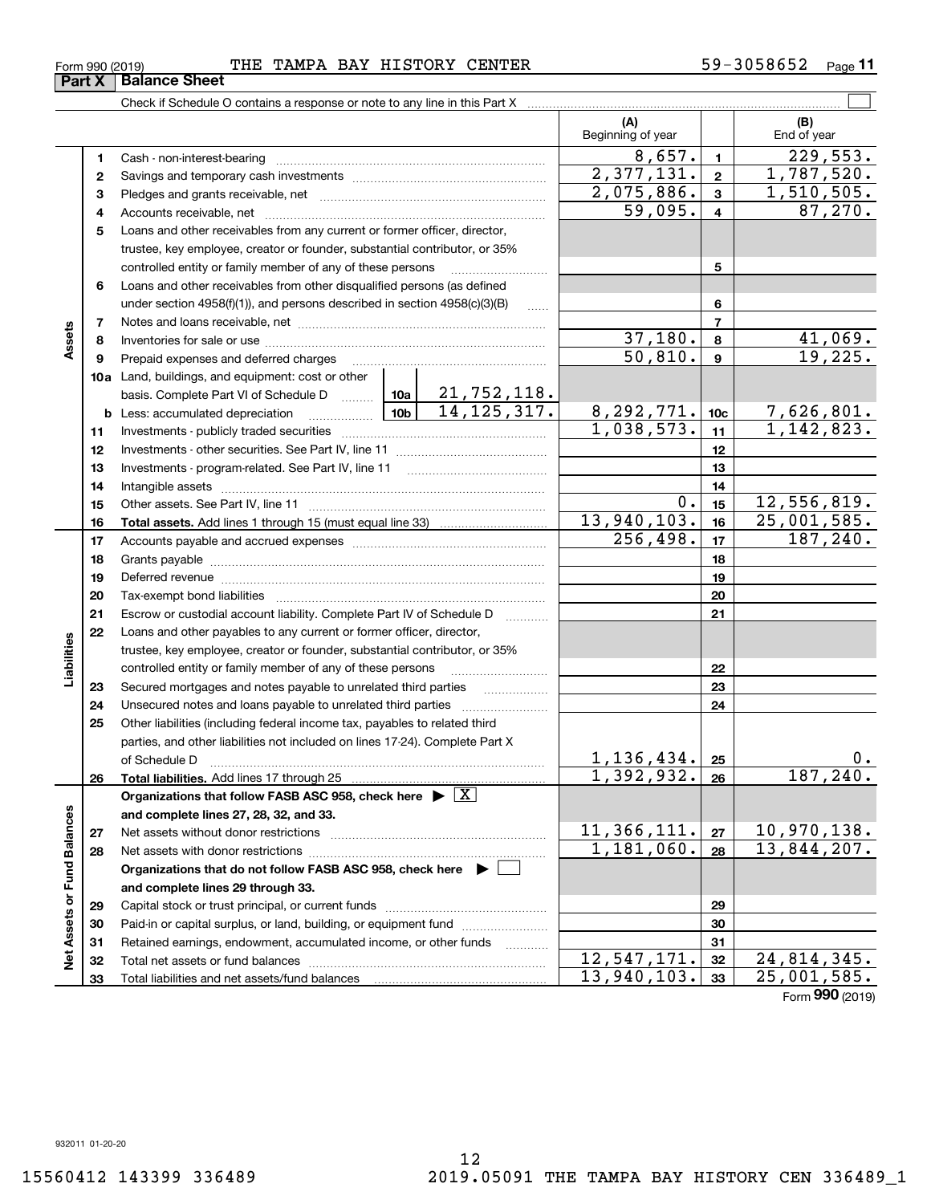Form 990 (2019) THE TAMPA BAY HISTORY CENTER 59-3058652 Page **11**

## Part X Balance Sheet

Check if Schedule O contains a response or note to any line in this Part X

| | | | | (A) Beginning of year | | (B) End of year |
|---|---|---|---|---|---|---|
| **Assets** | 1 | Cash - non-interest-bearing | | 8,657. | 1 | 229,553. |
| | 2 | Savings and temporary cash investments | | 2,377,131. | 2 | 1,787,520. |
| | 3 | Pledges and grants receivable, net | | 2,075,886. | 3 | 1,510,505. |
| | 4 | Accounts receivable, net | | 59,095. | 4 | 87,270. |
| | 5 | Loans and other receivables from any current or former officer, director, trustee, key employee, creator or founder, substantial contributor, or 35% controlled entity or family member of any of these persons | | | 5 | |
| | 6 | Loans and other receivables from other disqualified persons (as defined under section 4958(f)(1)), and persons described in section 4958(c)(3)(B) | | | 6 | |
| | 7 | Notes and loans receivable, net | | | 7 | |
| | 8 | Inventories for sale or use | | 37,180. | 8 | 41,069. |
| | 9 | Prepaid expenses and deferred charges | | 50,810. | 9 | 19,225. |
| | 10a | Land, buildings, and equipment: cost or other basis. Complete Part VI of Schedule D | 10a 21,752,118. | | | |
| | b | Less: accumulated depreciation | 10b 14,125,317. | 8,292,771. | 10c | 7,626,801. |
| | 11 | Investments - publicly traded securities | | 1,038,573. | 11 | 1,142,823. |
| | 12 | Investments - other securities. See Part IV, line 11 | | | 12 | |
| | 13 | Investments - program-related. See Part IV, line 11 | | | 13 | |
| | 14 | Intangible assets | | | 14 | |
| | 15 | Other assets. See Part IV, line 11 | | 0. | 15 | 12,556,819. |
| | 16 | **Total assets.** Add lines 1 through 15 (must equal line 33) | | 13,940,103. | 16 | 25,001,585. |
| **Liabilities** | 17 | Accounts payable and accrued expenses | | 256,498. | 17 | 187,240. |
| | 18 | Grants payable | | | 18 | |
| | 19 | Deferred revenue | | | 19 | |
| | 20 | Tax-exempt bond liabilities | | | 20 | |
| | 21 | Escrow or custodial account liability. Complete Part IV of Schedule D | | | 21 | |
| | 22 | Loans and other payables to any current or former officer, director, trustee, key employee, creator or founder, substantial contributor, or 35% controlled entity or family member of any of these persons | | | 22 | |
| | 23 | Secured mortgages and notes payable to unrelated third parties | | | 23 | |
| | 24 | Unsecured notes and loans payable to unrelated third parties | | | 24 | |
| | 25 | Other liabilities (including federal income tax, payables to related third parties, and other liabilities not included on lines 17-24). Complete Part X of Schedule D | | 1,136,434. | 25 | 0. |
| | 26 | **Total liabilities.** Add lines 17 through 25 | | 1,392,932. | 26 | 187,240. |
| **Net Assets or Fund Balances** | | **Organizations that follow FASB ASC 958, check here** [X] **and complete lines 27, 28, 32, and 33.** | | | | |
| | 27 | Net assets without donor restrictions | | 11,366,111. | 27 | 10,970,138. |
| | 28 | Net assets with donor restrictions | | 1,181,060. | 28 | 13,844,207. |
| | | **Organizations that do not follow FASB ASC 958, check here** [ ] **and complete lines 29 through 33.** | | | | |
| | 29 | Capital stock or trust principal, or current funds | | | 29 | |
| | 30 | Paid-in or capital surplus, or land, building, or equipment fund | | | 30 | |
| | 31 | Retained earnings, endowment, accumulated income, or other funds | | | 31 | |
| | 32 | Total net assets or fund balances | | 12,547,171. | 32 | 24,814,345. |
| | 33 | Total liabilities and net assets/fund balances | | 13,940,103. | 33 | 25,001,585. |

Form **990** (2019)

932011 01-20-20

15560412 143399 336489 2019.05091 THE TAMPA BAY HISTORY CEN 336489_1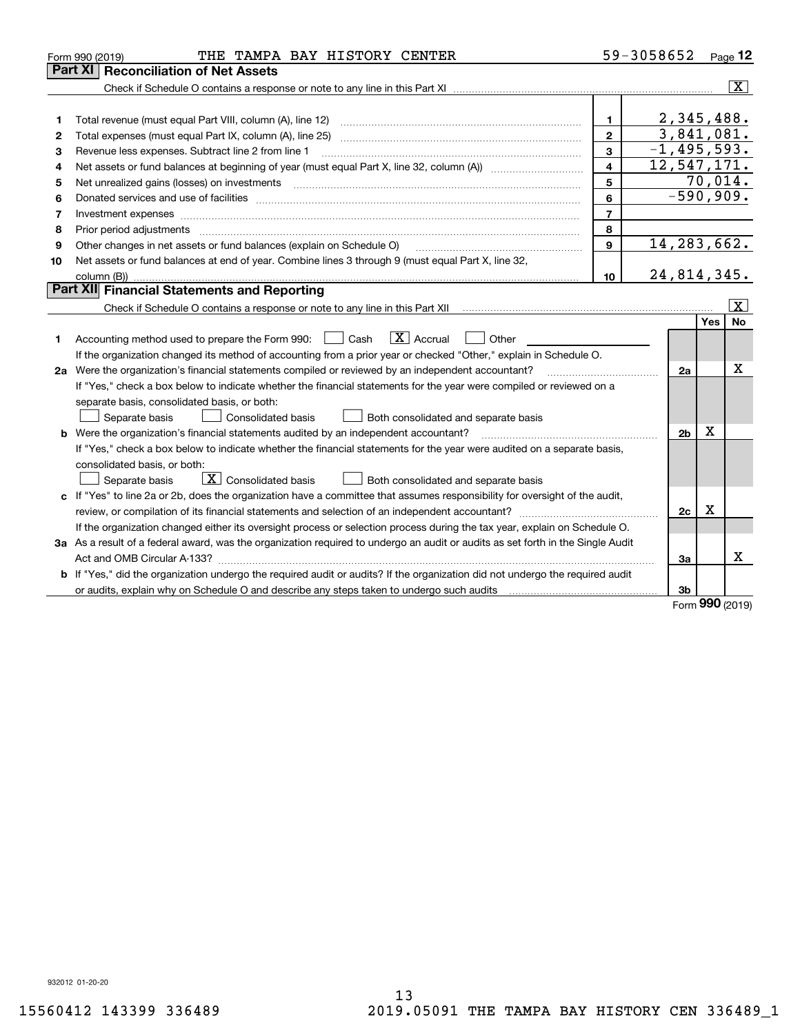Form 990 (2019) THE TAMPA BAY HISTORY CENTER 59-3058652 Page 12

## Part XI Reconciliation of Net Assets

Check if Schedule O contains a response or note to any line in this Part XI ☒

| | | | |
|---|---|---|---|
| 1 | Total revenue (must equal Part VIII, column (A), line 12) | 1 | 2,345,488. |
| 2 | Total expenses (must equal Part IX, column (A), line 25) | 2 | 3,841,081. |
| 3 | Revenue less expenses. Subtract line 2 from line 1 | 3 | -1,495,593. |
| 4 | Net assets or fund balances at beginning of year (must equal Part X, line 32, column (A)) | 4 | 12,547,171. |
| 5 | Net unrealized gains (losses) on investments | 5 | 70,014. |
| 6 | Donated services and use of facilities | 6 | -590,909. |
| 7 | Investment expenses | 7 | |
| 8 | Prior period adjustments | 8 | |
| 9 | Other changes in net assets or fund balances (explain on Schedule O) | 9 | 14,283,662. |
| 10 | Net assets or fund balances at end of year. Combine lines 3 through 9 (must equal Part X, line 32, column (B)) | 10 | 24,814,345. |

## Part XII Financial Statements and Reporting

Check if Schedule O contains a response or note to any line in this Part XII ☒

| | | | Yes | No |
|---|---|---|---|---|
| 1 | Accounting method used to prepare the Form 990: ☐ Cash ☒ Accrual ☐ Other<br>If the organization changed its method of accounting from a prior year or checked "Other," explain in Schedule O. | | | |
| 2a | Were the organization's financial statements compiled or reviewed by an independent accountant?<br>If "Yes," check a box below to indicate whether the financial statements for the year were compiled or reviewed on a separate basis, consolidated basis, or both:<br>☐ Separate basis ☐ Consolidated basis ☐ Both consolidated and separate basis | 2a | | X |
| b | Were the organization's financial statements audited by an independent accountant?<br>If "Yes," check a box below to indicate whether the financial statements for the year were audited on a separate basis, consolidated basis, or both:<br>☐ Separate basis ☒ Consolidated basis ☐ Both consolidated and separate basis | 2b | X | |
| c | If "Yes" to line 2a or 2b, does the organization have a committee that assumes responsibility for oversight of the audit, review, or compilation of its financial statements and selection of an independent accountant?<br>If the organization changed either its oversight process or selection process during the tax year, explain on Schedule O. | 2c | X | |
| 3a | As a result of a federal award, was the organization required to undergo an audit or audits as set forth in the Single Audit Act and OMB Circular A-133? | 3a | | X |
| b | If "Yes," did the organization undergo the required audit or audits? If the organization did not undergo the required audit or audits, explain why on Schedule O and describe any steps taken to undergo such audits | 3b | | |

Form **990** (2019)

932012 01-20-20

15560412 143399 336489 2019.05091 THE TAMPA BAY HISTORY CEN 336489_1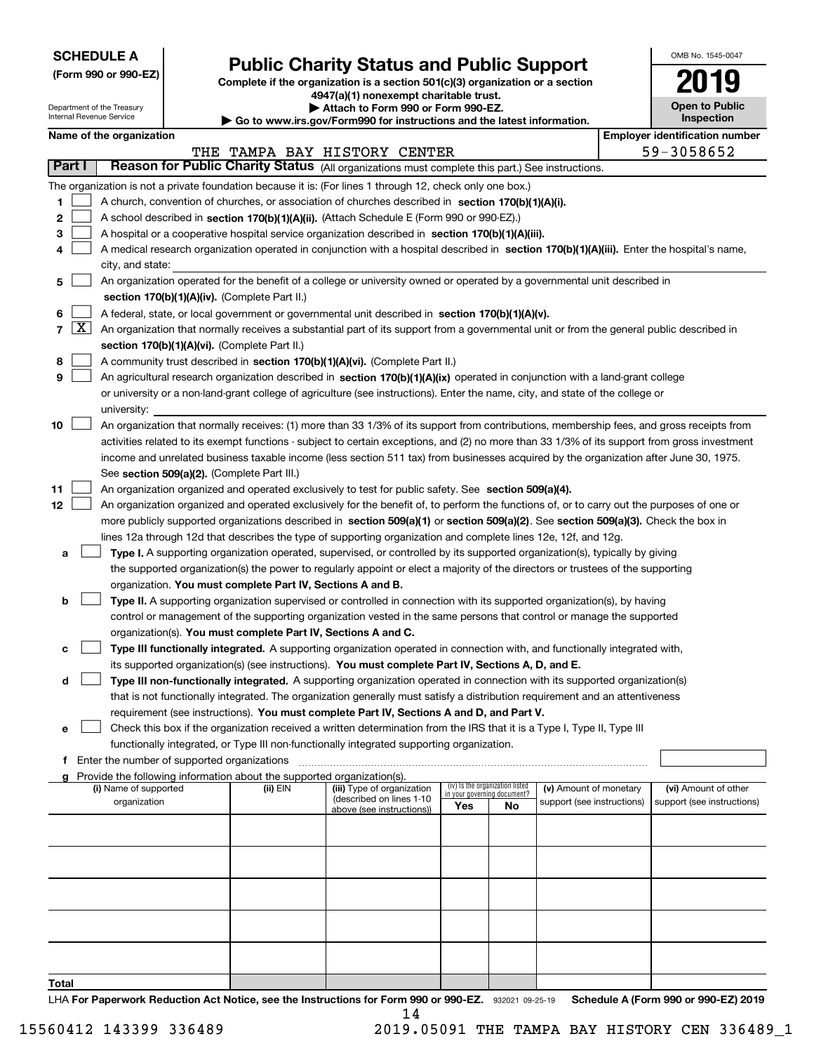**SCHEDULE A**
**(Form 990 or 990-EZ)**

Department of the Treasury
Internal Revenue Service

# Public Charity Status and Public Support

**Complete if the organization is a section 501(c)(3) organization or a section 4947(a)(1) nonexempt charitable trust.**
**▶ Attach to Form 990 or Form 990-EZ.**
**▶ Go to www.irs.gov/Form990 for instructions and the latest information.**

OMB No. 1545-0047
**2019**
**Open to Public Inspection**

**Name of the organization**: THE TAMPA BAY HISTORY CENTER
**Employer identification number**: 59-3058652

## Part I — Reason for Public Charity Status (All organizations must complete this part.) See instructions.

The organization is not a private foundation because it is: (For lines 1 through 12, check only one box.)

1. ☐ A church, convention of churches, or association of churches described in **section 170(b)(1)(A)(i).**
2. ☐ A school described in **section 170(b)(1)(A)(ii).** (Attach Schedule E (Form 990 or 990-EZ).)
3. ☐ A hospital or a cooperative hospital service organization described in **section 170(b)(1)(A)(iii).**
4. ☐ A medical research organization operated in conjunction with a hospital described in **section 170(b)(1)(A)(iii).** Enter the hospital's name, city, and state:
5. ☐ An organization operated for the benefit of a college or university owned or operated by a governmental unit described in **section 170(b)(1)(A)(iv).** (Complete Part II.)
6. ☐ A federal, state, or local government or governmental unit described in **section 170(b)(1)(A)(v).**
7. ☒ An organization that normally receives a substantial part of its support from a governmental unit or from the general public described in **section 170(b)(1)(A)(vi).** (Complete Part II.)
8. ☐ A community trust described in **section 170(b)(1)(A)(vi).** (Complete Part II.)
9. ☐ An agricultural research organization described in **section 170(b)(1)(A)(ix)** operated in conjunction with a land-grant college or university or a non-land-grant college of agriculture (see instructions). Enter the name, city, and state of the college or university:
10. ☐ An organization that normally receives: (1) more than 33 1/3% of its support from contributions, membership fees, and gross receipts from activities related to its exempt functions - subject to certain exceptions, and (2) no more than 33 1/3% of its support from gross investment income and unrelated business taxable income (less section 511 tax) from businesses acquired by the organization after June 30, 1975. See **section 509(a)(2).** (Complete Part III.)
11. ☐ An organization organized and operated exclusively to test for public safety. See **section 509(a)(4).**
12. ☐ An organization organized and operated exclusively for the benefit of, to perform the functions of, or to carry out the purposes of one or more publicly supported organizations described in **section 509(a)(1)** or **section 509(a)(2)**. See **section 509(a)(3).** Check the box in lines 12a through 12d that describes the type of supporting organization and complete lines 12e, 12f, and 12g.
   - **a** ☐ **Type I.** A supporting organization operated, supervised, or controlled by its supported organization(s), typically by giving the supported organization(s) the power to regularly appoint or elect a majority of the directors or trustees of the supporting organization. **You must complete Part IV, Sections A and B.**
   - **b** ☐ **Type II.** A supporting organization supervised or controlled in connection with its supported organization(s), by having control or management of the supporting organization vested in the same persons that control or manage the supported organization(s). **You must complete Part IV, Sections A and C.**
   - **c** ☐ **Type III functionally integrated.** A supporting organization operated in connection with, and functionally integrated with, its supported organization(s) (see instructions). **You must complete Part IV, Sections A, D, and E.**
   - **d** ☐ **Type III non-functionally integrated.** A supporting organization operated in connection with its supported organization(s) that is not functionally integrated. The organization generally must satisfy a distribution requirement and an attentiveness requirement (see instructions). **You must complete Part IV, Sections A and D, and Part V.**
   - **e** ☐ Check this box if the organization received a written determination from the IRS that it is a Type I, Type II, Type III functionally integrated, or Type III non-functionally integrated supporting organization.
   - **f** Enter the number of supported organizations
   - **g** Provide the following information about the supported organization(s).

| (i) Name of supported organization | (ii) EIN | (iii) Type of organization (described on lines 1-10 above (see instructions)) | (iv) Is the organization listed in your governing document? Yes | No | (v) Amount of monetary support (see instructions) | (vi) Amount of other support (see instructions) |
|---|---|---|---|---|---|---|
| | | | | | | |
| | | | | | | |
| | | | | | | |
| | | | | | | |
| | | | | | | |
| **Total** | | | | | | |

LHA **For Paperwork Reduction Act Notice, see the Instructions for Form 990 or 990-EZ.** 932021 09-25-19 **Schedule A (Form 990 or 990-EZ) 2019**

15560412 143399 336489 2019.05091 THE TAMPA BAY HISTORY CEN 336489_1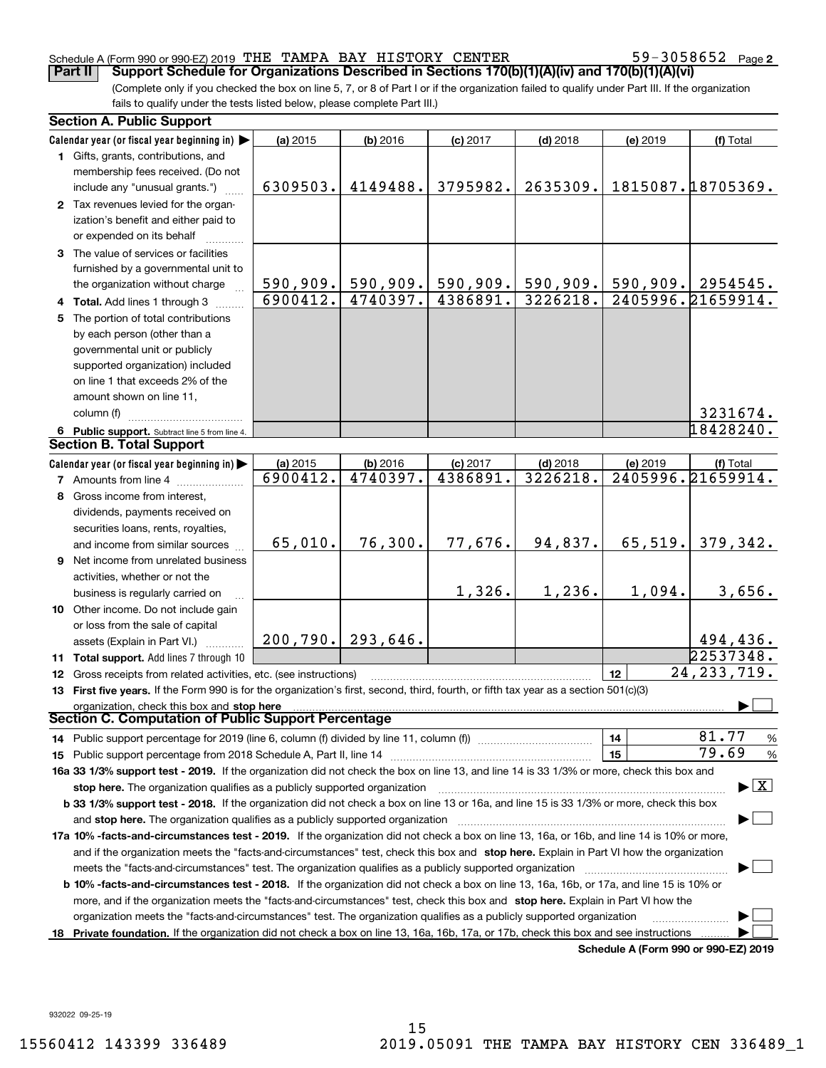Schedule A (Form 990 or 990-EZ) 2019 THE TAMPA BAY HISTORY CENTER 59-3058652 Page 2

**Part II Support Schedule for Organizations Described in Sections 170(b)(1)(A)(iv) and 170(b)(1)(A)(vi)**

(Complete only if you checked the box on line 5, 7, or 8 of Part I or if the organization failed to qualify under Part III. If the organization fails to qualify under the tests listed below, please complete Part III.)

## Section A. Public Support

| Calendar year (or fiscal year beginning in) | (a) 2015 | (b) 2016 | (c) 2017 | (d) 2018 | (e) 2019 | (f) Total |
|---|---|---|---|---|---|---|
| 1 Gifts, grants, contributions, and membership fees received. (Do not include any "unusual grants.") | 6309503. | 4149488. | 3795982. | 2635309. | 1815087. | 18705369. |
| 2 Tax revenues levied for the organization's benefit and either paid to or expended on its behalf | | | | | | |
| 3 The value of services or facilities furnished by a governmental unit to the organization without charge | 590,909. | 590,909. | 590,909. | 590,909. | 590,909. | 2954545. |
| 4 Total. Add lines 1 through 3 | 6900412. | 4740397. | 4386891. | 3226218. | 2405996. | 21659914. |
| 5 The portion of total contributions by each person (other than a governmental unit or publicly supported organization) included on line 1 that exceeds 2% of the amount shown on line 11, column (f) | | | | | | 3231674. |
| 6 Public support. Subtract line 5 from line 4. | | | | | | 18428240. |

## Section B. Total Support

| Calendar year (or fiscal year beginning in) | (a) 2015 | (b) 2016 | (c) 2017 | (d) 2018 | (e) 2019 | (f) Total |
|---|---|---|---|---|---|---|
| 7 Amounts from line 4 | 6900412. | 4740397. | 4386891. | 3226218. | 2405996. | 21659914. |
| 8 Gross income from interest, dividends, payments received on securities loans, rents, royalties, and income from similar sources | 65,010. | 76,300. | 77,676. | 94,837. | 65,519. | 379,342. |
| 9 Net income from unrelated business activities, whether or not the business is regularly carried on | | | 1,326. | 1,236. | 1,094. | 3,656. |
| 10 Other income. Do not include gain or loss from the sale of capital assets (Explain in Part VI.) | 200,790. | 293,646. | | | | 494,436. |
| 11 Total support. Add lines 7 through 10 | | | | | | 22537348. |
| 12 Gross receipts from related activities, etc. (see instructions) | | | | | 12 | 24,233,719. |

**13 First five years.** If the Form 990 is for the organization's first, second, third, fourth, or fifth tax year as a section 501(c)(3) organization, check this box and **stop here** ☐

## Section C. Computation of Public Support Percentage

| | | |
|---|---|---|
| 14 Public support percentage for 2019 (line 6, column (f) divided by line 11, column (f)) | 14 | 81.77 % |
| 15 Public support percentage from 2018 Schedule A, Part II, line 14 | 15 | 79.69 % |

**16a 33 1/3% support test - 2019.** If the organization did not check the box on line 13, and line 14 is 33 1/3% or more, check this box and **stop here.** The organization qualifies as a publicly supported organization ☒

**b 33 1/3% support test - 2018.** If the organization did not check a box on line 13 or 16a, and line 15 is 33 1/3% or more, check this box and **stop here.** The organization qualifies as a publicly supported organization ☐

**17a 10% -facts-and-circumstances test - 2019.** If the organization did not check a box on line 13, 16a, or 16b, and line 14 is 10% or more, and if the organization meets the "facts-and-circumstances" test, check this box and **stop here.** Explain in Part VI how the organization meets the "facts-and-circumstances" test. The organization qualifies as a publicly supported organization ☐

**b 10% -facts-and-circumstances test - 2018.** If the organization did not check a box on line 13, 16a, 16b, or 17a, and line 15 is 10% or more, and if the organization meets the "facts-and-circumstances" test, check this box and **stop here.** Explain in Part VI how the organization meets the "facts-and-circumstances" test. The organization qualifies as a publicly supported organization ☐

**18 Private foundation.** If the organization did not check a box on line 13, 16a, 16b, 17a, or 17b, check this box and see instructions ☐

**Schedule A (Form 990 or 990-EZ) 2019**

932022 09-25-19

15560412 143399 336489 2019.05091 THE TAMPA BAY HISTORY CEN 336489_1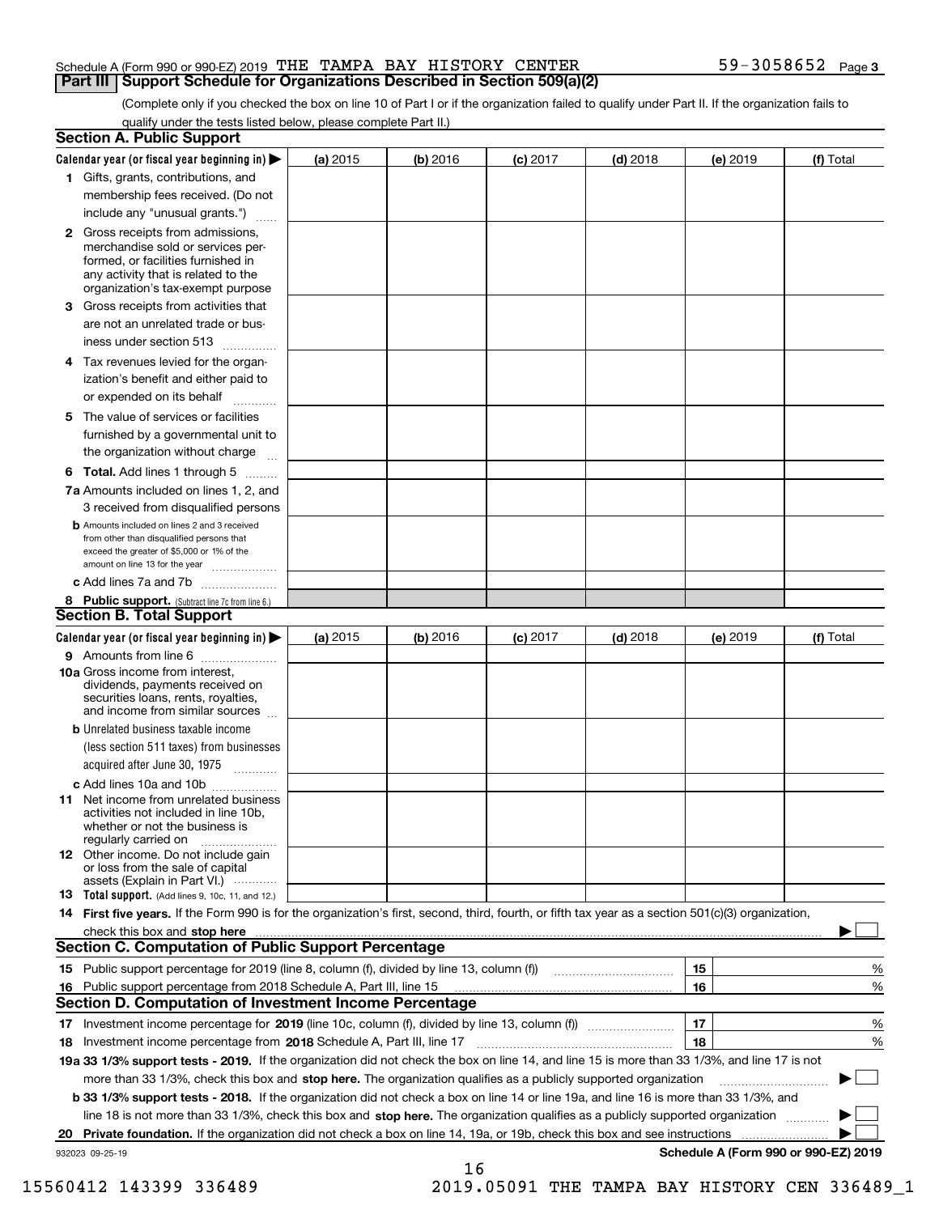Schedule A (Form 990 or 990-EZ) 2019 THE TAMPA BAY HISTORY CENTER 59-3058652 Page 3

## Part III | Support Schedule for Organizations Described in Section 509(a)(2)

(Complete only if you checked the box on line 10 of Part I or if the organization failed to qualify under Part II. If the organization fails to qualify under the tests listed below, please complete Part II.)

### Section A. Public Support

| Calendar year (or fiscal year beginning in) ▶ | (a) 2015 | (b) 2016 | (c) 2017 | (d) 2018 | (e) 2019 | (f) Total |
|---|---|---|---|---|---|---|
| 1 Gifts, grants, contributions, and membership fees received. (Do not include any "unusual grants.") | | | | | | |
| 2 Gross receipts from admissions, merchandise sold or services performed, or facilities furnished in any activity that is related to the organization's tax-exempt purpose | | | | | | |
| 3 Gross receipts from activities that are not an unrelated trade or business under section 513 | | | | | | |
| 4 Tax revenues levied for the organization's benefit and either paid to or expended on its behalf | | | | | | |
| 5 The value of services or facilities furnished by a governmental unit to the organization without charge | | | | | | |
| 6 Total. Add lines 1 through 5 | | | | | | |
| 7a Amounts included on lines 1, 2, and 3 received from disqualified persons | | | | | | |
| b Amounts included on lines 2 and 3 received from other than disqualified persons that exceed the greater of $5,000 or 1% of the amount on line 13 for the year | | | | | | |
| c Add lines 7a and 7b | | | | | | |
| 8 Public support. (Subtract line 7c from line 6.) | | | | | | |

### Section B. Total Support

| Calendar year (or fiscal year beginning in) ▶ | (a) 2015 | (b) 2016 | (c) 2017 | (d) 2018 | (e) 2019 | (f) Total |
|---|---|---|---|---|---|---|
| 9 Amounts from line 6 | | | | | | |
| 10a Gross income from interest, dividends, payments received on securities loans, rents, royalties, and income from similar sources | | | | | | |
| b Unrelated business taxable income (less section 511 taxes) from businesses acquired after June 30, 1975 | | | | | | |
| c Add lines 10a and 10b | | | | | | |
| 11 Net income from unrelated business activities not included in line 10b, whether or not the business is regularly carried on | | | | | | |
| 12 Other income. Do not include gain or loss from the sale of capital assets (Explain in Part VI.) | | | | | | |
| 13 Total support. (Add lines 9, 10c, 11, and 12.) | | | | | | |

**14 First five years.** If the Form 990 is for the organization's first, second, third, fourth, or fifth tax year as a section 501(c)(3) organization, check this box and **stop here** ▶ ☐

### Section C. Computation of Public Support Percentage

| | | | |
|---|---|---|---|
| 15 | Public support percentage for 2019 (line 8, column (f), divided by line 13, column (f)) | 15 | % |
| 16 | Public support percentage from 2018 Schedule A, Part III, line 15 | 16 | % |

### Section D. Computation of Investment Income Percentage

| | | | |
|---|---|---|---|
| 17 | Investment income percentage for **2019** (line 10c, column (f), divided by line 13, column (f)) | 17 | % |
| 18 | Investment income percentage from **2018** Schedule A, Part III, line 17 | 18 | % |

**19a 33 1/3% support tests - 2019.** If the organization did not check the box on line 14, and line 15 is more than 33 1/3%, and line 17 is not more than 33 1/3%, check this box and **stop here.** The organization qualifies as a publicly supported organization ▶ ☐

**b 33 1/3% support tests - 2018.** If the organization did not check a box on line 14 or line 19a, and line 16 is more than 33 1/3%, and line 18 is not more than 33 1/3%, check this box and **stop here.** The organization qualifies as a publicly supported organization ▶ ☐

**20 Private foundation.** If the organization did not check a box on line 14, 19a, or 19b, check this box and see instructions ▶ ☐

932023 09-25-19 **Schedule A (Form 990 or 990-EZ) 2019**

15560412 143399 336489 2019.05091 THE TAMPA BAY HISTORY CEN 336489_1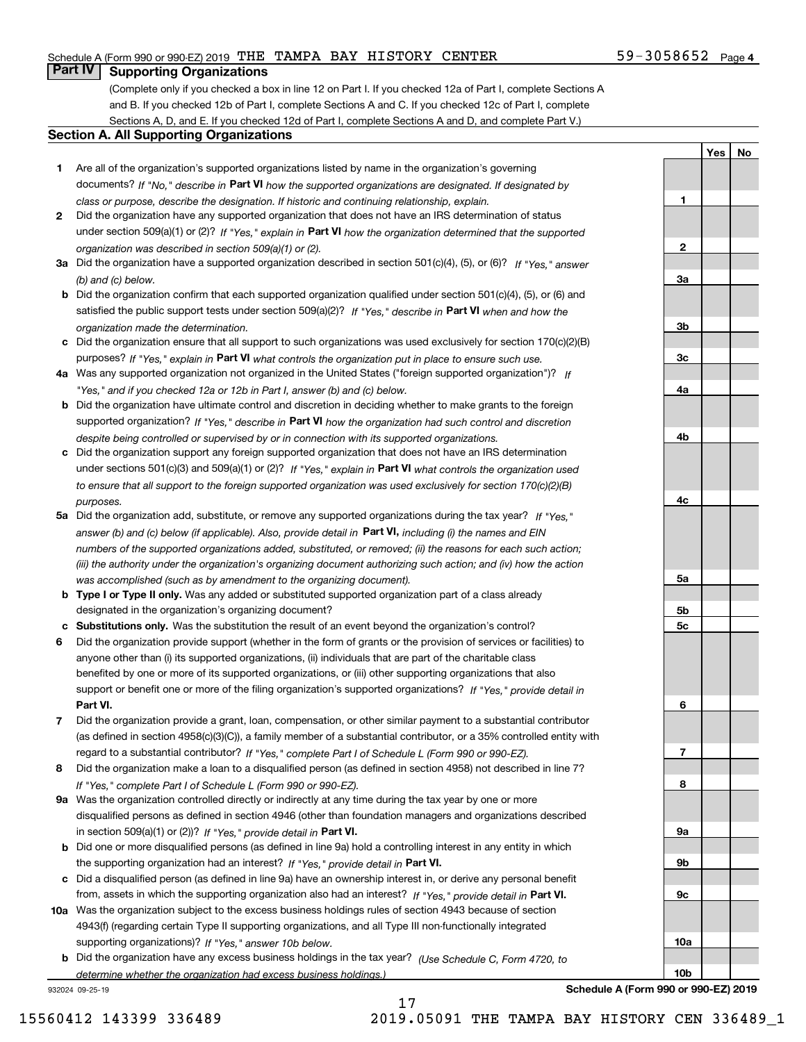Schedule A (Form 990 or 990-EZ) 2019 THE TAMPA BAY HISTORY CENTER 59-3058652 Page 4

## Part IV Supporting Organizations

(Complete only if you checked a box in line 12 on Part I. If you checked 12a of Part I, complete Sections A and B. If you checked 12b of Part I, complete Sections A and C. If you checked 12c of Part I, complete Sections A, D, and E. If you checked 12d of Part I, complete Sections A and D, and complete Part V.)

### Section A. All Supporting Organizations

| | | Line | Yes | No |
|---|---|---|---|---|
| 1 | Are all of the organization's supported organizations listed by name in the organization's governing documents? *If "No," describe in* **Part VI** *how the supported organizations are designated. If designated by class or purpose, describe the designation. If historic and continuing relationship, explain.* | 1 | | |
| 2 | Did the organization have any supported organization that does not have an IRS determination of status under section 509(a)(1) or (2)? *If "Yes," explain in* **Part VI** *how the organization determined that the supported organization was described in section 509(a)(1) or (2).* | 2 | | |
| 3a | Did the organization have a supported organization described in section 501(c)(4), (5), or (6)? *If "Yes," answer (b) and (c) below.* | 3a | | |
| b | Did the organization confirm that each supported organization qualified under section 501(c)(4), (5), or (6) and satisfied the public support tests under section 509(a)(2)? *If "Yes," describe in* **Part VI** *when and how the organization made the determination.* | 3b | | |
| c | Did the organization ensure that all support to such organizations was used exclusively for section 170(c)(2)(B) purposes? *If "Yes," explain in* **Part VI** *what controls the organization put in place to ensure such use.* | 3c | | |
| 4a | Was any supported organization not organized in the United States ("foreign supported organization")? *If "Yes," and if you checked 12a or 12b in Part I, answer (b) and (c) below.* | 4a | | |
| b | Did the organization have ultimate control and discretion in deciding whether to make grants to the foreign supported organization? *If "Yes," describe in* **Part VI** *how the organization had such control and discretion despite being controlled or supervised by or in connection with its supported organizations.* | 4b | | |
| c | Did the organization support any foreign supported organization that does not have an IRS determination under sections 501(c)(3) and 509(a)(1) or (2)? *If "Yes," explain in* **Part VI** *what controls the organization used to ensure that all support to the foreign supported organization was used exclusively for section 170(c)(2)(B) purposes.* | 4c | | |
| 5a | Did the organization add, substitute, or remove any supported organizations during the tax year? *If "Yes," answer (b) and (c) below (if applicable). Also, provide detail in* **Part VI,** *including (i) the names and EIN numbers of the supported organizations added, substituted, or removed; (ii) the reasons for each such action; (iii) the authority under the organization's organizing document authorizing such action; and (iv) how the action was accomplished (such as by amendment to the organizing document).* | 5a | | |
| b | **Type I or Type II only.** Was any added or substituted supported organization part of a class already designated in the organization's organizing document? | 5b | | |
| c | **Substitutions only.** Was the substitution the result of an event beyond the organization's control? | 5c | | |
| 6 | Did the organization provide support (whether in the form of grants or the provision of services or facilities) to anyone other than (i) its supported organizations, (ii) individuals that are part of the charitable class benefited by one or more of its supported organizations, or (iii) other supporting organizations that also support or benefit one or more of the filing organization's supported organizations? *If "Yes," provide detail in* **Part VI.** | 6 | | |
| 7 | Did the organization provide a grant, loan, compensation, or other similar payment to a substantial contributor (as defined in section 4958(c)(3)(C)), a family member of a substantial contributor, or a 35% controlled entity with regard to a substantial contributor? *If "Yes," complete Part I of Schedule L (Form 990 or 990-EZ).* | 7 | | |
| 8 | Did the organization make a loan to a disqualified person (as defined in section 4958) not described in line 7? *If "Yes," complete Part I of Schedule L (Form 990 or 990-EZ).* | 8 | | |
| 9a | Was the organization controlled directly or indirectly at any time during the tax year by one or more disqualified persons as defined in section 4946 (other than foundation managers and organizations described in section 509(a)(1) or (2))? *If "Yes," provide detail in* **Part VI.** | 9a | | |
| b | Did one or more disqualified persons (as defined in line 9a) hold a controlling interest in any entity in which the supporting organization had an interest? *If "Yes," provide detail in* **Part VI.** | 9b | | |
| c | Did a disqualified person (as defined in line 9a) have an ownership interest in, or derive any personal benefit from, assets in which the supporting organization also had an interest? *If "Yes," provide detail in* **Part VI.** | 9c | | |
| 10a | Was the organization subject to the excess business holdings rules of section 4943 because of section 4943(f) (regarding certain Type II supporting organizations, and all Type III non-functionally integrated supporting organizations)? *If "Yes," answer 10b below.* | 10a | | |
| b | Did the organization have any excess business holdings in the tax year? *(Use Schedule C, Form 4720, to determine whether the organization had excess business holdings.)* | 10b | | |

932024 09-25-19 **Schedule A (Form 990 or 990-EZ) 2019**

15560412 143399 336489 2019.05091 THE TAMPA BAY HISTORY CEN 336489_1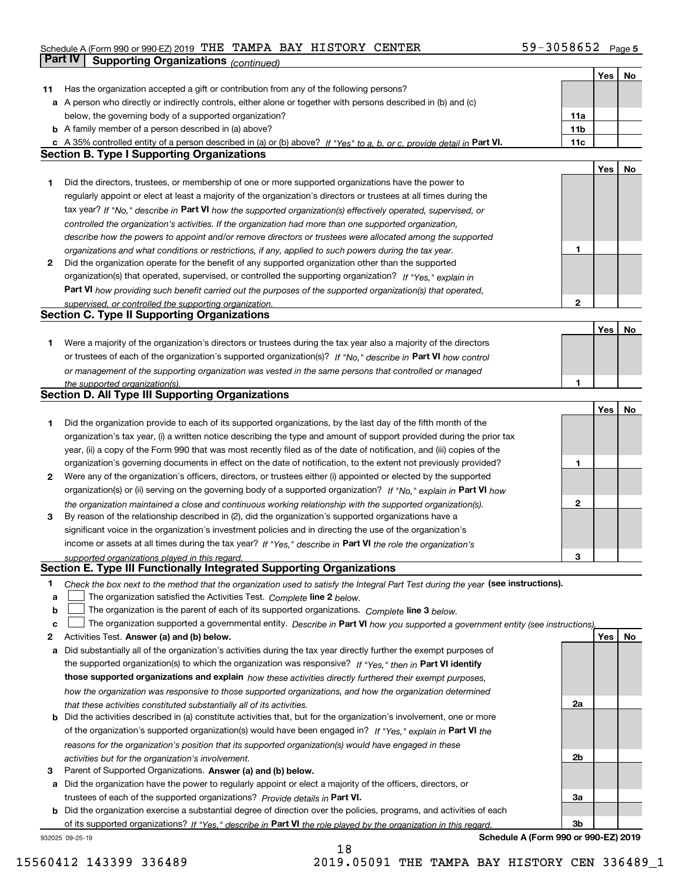Schedule A (Form 990 or 990-EZ) 2019 THE TAMPA BAY HISTORY CENTER 59-3058652 Page 5

**Part IV Supporting Organizations** *(continued)*

| | | | Yes | No |
|---|---|---|---|---|
| **11** | Has the organization accepted a gift or contribution from any of the following persons? | | | |
| **a** | A person who directly or indirectly controls, either alone or together with persons described in (b) and (c) below, the governing body of a supported organization? | 11a | | |
| **b** | A family member of a person described in (a) above? | 11b | | |
| **c** | A 35% controlled entity of a person described in (a) or (b) above? *If "Yes" to a, b, or c, provide detail in* **Part VI.** | 11c | | |

**Section B. Type I Supporting Organizations**

| | | | Yes | No |
|---|---|---|---|---|
| **1** | Did the directors, trustees, or membership of one or more supported organizations have the power to regularly appoint or elect at least a majority of the organization's directors or trustees at all times during the tax year? *If "No," describe in* **Part VI** *how the supported organization(s) effectively operated, supervised, or controlled the organization's activities. If the organization had more than one supported organization, describe how the powers to appoint and/or remove directors or trustees were allocated among the supported organizations and what conditions or restrictions, if any, applied to such powers during the tax year.* | 1 | | |
| **2** | Did the organization operate for the benefit of any supported organization other than the supported organization(s) that operated, supervised, or controlled the supporting organization? *If "Yes," explain in* **Part VI** *how providing such benefit carried out the purposes of the supported organization(s) that operated, supervised, or controlled the supporting organization.* | 2 | | |

**Section C. Type II Supporting Organizations**

| | | | Yes | No |
|---|---|---|---|---|
| **1** | Were a majority of the organization's directors or trustees during the tax year also a majority of the directors or trustees of each of the organization's supported organization(s)? *If "No," describe in* **Part VI** *how control or management of the supporting organization was vested in the same persons that controlled or managed the supported organization(s).* | 1 | | |

**Section D. All Type III Supporting Organizations**

| | | | Yes | No |
|---|---|---|---|---|
| **1** | Did the organization provide to each of its supported organizations, by the last day of the fifth month of the organization's tax year, (i) a written notice describing the type and amount of support provided during the prior tax year, (ii) a copy of the Form 990 that was most recently filed as of the date of notification, and (iii) copies of the organization's governing documents in effect on the date of notification, to the extent not previously provided? | 1 | | |
| **2** | Were any of the organization's officers, directors, or trustees either (i) appointed or elected by the supported organization(s) or (ii) serving on the governing body of a supported organization? *If "No," explain in* **Part VI** *how the organization maintained a close and continuous working relationship with the supported organization(s).* | 2 | | |
| **3** | By reason of the relationship described in (2), did the organization's supported organizations have a significant voice in the organization's investment policies and in directing the use of the organization's income or assets at all times during the tax year? *If "Yes," describe in* **Part VI** *the role the organization's supported organizations played in this regard.* | 3 | | |

**Section E. Type III Functionally Integrated Supporting Organizations**

**1** *Check the box next to the method that the organization used to satisfy the Integral Part Test during the year* **(see instructions).**

- **a** ☐ The organization satisfied the Activities Test. *Complete* **line 2** *below.*
- **b** ☐ The organization is the parent of each of its supported organizations. *Complete* **line 3** *below.*
- **c** ☐ The organization supported a governmental entity. *Describe in* **Part VI** *how you supported a government entity (see instructions).*

| | | | Yes | No |
|---|---|---|---|---|
| **2** | Activities Test. **Answer (a) and (b) below.** | | | |
| **a** | Did substantially all of the organization's activities during the tax year directly further the exempt purposes of the supported organization(s) to which the organization was responsive? *If "Yes," then in* **Part VI identify those supported organizations and explain** *how these activities directly furthered their exempt purposes, how the organization was responsive to those supported organizations, and how the organization determined that these activities constituted substantially all of its activities.* | 2a | | |
| **b** | Did the activities described in (a) constitute activities that, but for the organization's involvement, one or more of the organization's supported organization(s) would have been engaged in? *If "Yes," explain in* **Part VI** *the reasons for the organization's position that its supported organization(s) would have engaged in these activities but for the organization's involvement.* | 2b | | |
| **3** | Parent of Supported Organizations. **Answer (a) and (b) below.** | | | |
| **a** | Did the organization have the power to regularly appoint or elect a majority of the officers, directors, or trustees of each of the supported organizations? *Provide details in* **Part VI.** | 3a | | |
| **b** | Did the organization exercise a substantial degree of direction over the policies, programs, and activities of each of its supported organizations? *If "Yes," describe in* **Part VI** *the role played by the organization in this regard.* | 3b | | |

932025 09-25-19 **Schedule A (Form 990 or 990-EZ) 2019**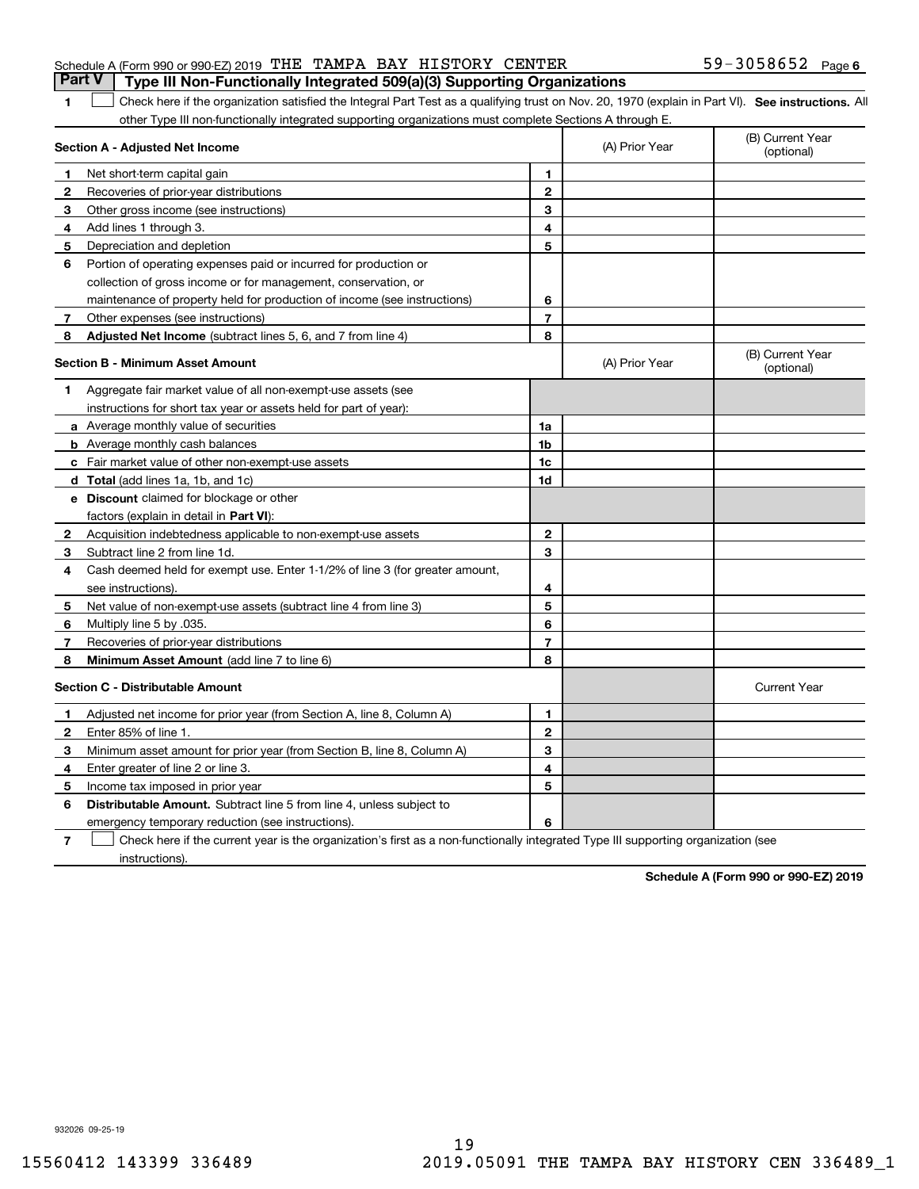Schedule A (Form 990 or 990-EZ) 2019 THE TAMPA BAY HISTORY CENTER 59-3058652 Page 6

## Part V Type III Non-Functionally Integrated 509(a)(3) Supporting Organizations

1 ☐ Check here if the organization satisfied the Integral Part Test as a qualifying trust on Nov. 20, 1970 (explain in Part VI). **See instructions.** All other Type III non-functionally integrated supporting organizations must complete Sections A through E.

| **Section A - Adjusted Net Income** | | (A) Prior Year | (B) Current Year (optional) |
|---|---|---|---|
| **1** Net short-term capital gain | **1** | | |
| **2** Recoveries of prior-year distributions | **2** | | |
| **3** Other gross income (see instructions) | **3** | | |
| **4** Add lines 1 through 3. | **4** | | |
| **5** Depreciation and depletion | **5** | | |
| **6** Portion of operating expenses paid or incurred for production or collection of gross income or for management, conservation, or maintenance of property held for production of income (see instructions) | **6** | | |
| **7** Other expenses (see instructions) | **7** | | |
| **8** **Adjusted Net Income** (subtract lines 5, 6, and 7 from line 4) | **8** | | |

| **Section B - Minimum Asset Amount** | | (A) Prior Year | (B) Current Year (optional) |
|---|---|---|---|
| **1** Aggregate fair market value of all non-exempt-use assets (see instructions for short tax year or assets held for part of year): | | | |
| **a** Average monthly value of securities | **1a** | | |
| **b** Average monthly cash balances | **1b** | | |
| **c** Fair market value of other non-exempt-use assets | **1c** | | |
| **d** **Total** (add lines 1a, 1b, and 1c) | **1d** | | |
| **e** **Discount** claimed for blockage or other factors (explain in detail in **Part VI**): | | | |
| **2** Acquisition indebtedness applicable to non-exempt-use assets | **2** | | |
| **3** Subtract line 2 from line 1d. | **3** | | |
| **4** Cash deemed held for exempt use. Enter 1-1/2% of line 3 (for greater amount, see instructions). | **4** | | |
| **5** Net value of non-exempt-use assets (subtract line 4 from line 3) | **5** | | |
| **6** Multiply line 5 by .035. | **6** | | |
| **7** Recoveries of prior-year distributions | **7** | | |
| **8** **Minimum Asset Amount** (add line 7 to line 6) | **8** | | |

| **Section C - Distributable Amount** | | | Current Year |
|---|---|---|---|
| **1** Adjusted net income for prior year (from Section A, line 8, Column A) | **1** | | |
| **2** Enter 85% of line 1. | **2** | | |
| **3** Minimum asset amount for prior year (from Section B, line 8, Column A) | **3** | | |
| **4** Enter greater of line 2 or line 3. | **4** | | |
| **5** Income tax imposed in prior year | **5** | | |
| **6** **Distributable Amount.** Subtract line 5 from line 4, unless subject to emergency temporary reduction (see instructions). | **6** | | |

**7** ☐ Check here if the current year is the organization's first as a non-functionally integrated Type III supporting organization (see instructions).

**Schedule A (Form 990 or 990-EZ) 2019**

932026 09-25-19

15560412 143399 336489 2019.05091 THE TAMPA BAY HISTORY CEN 336489_1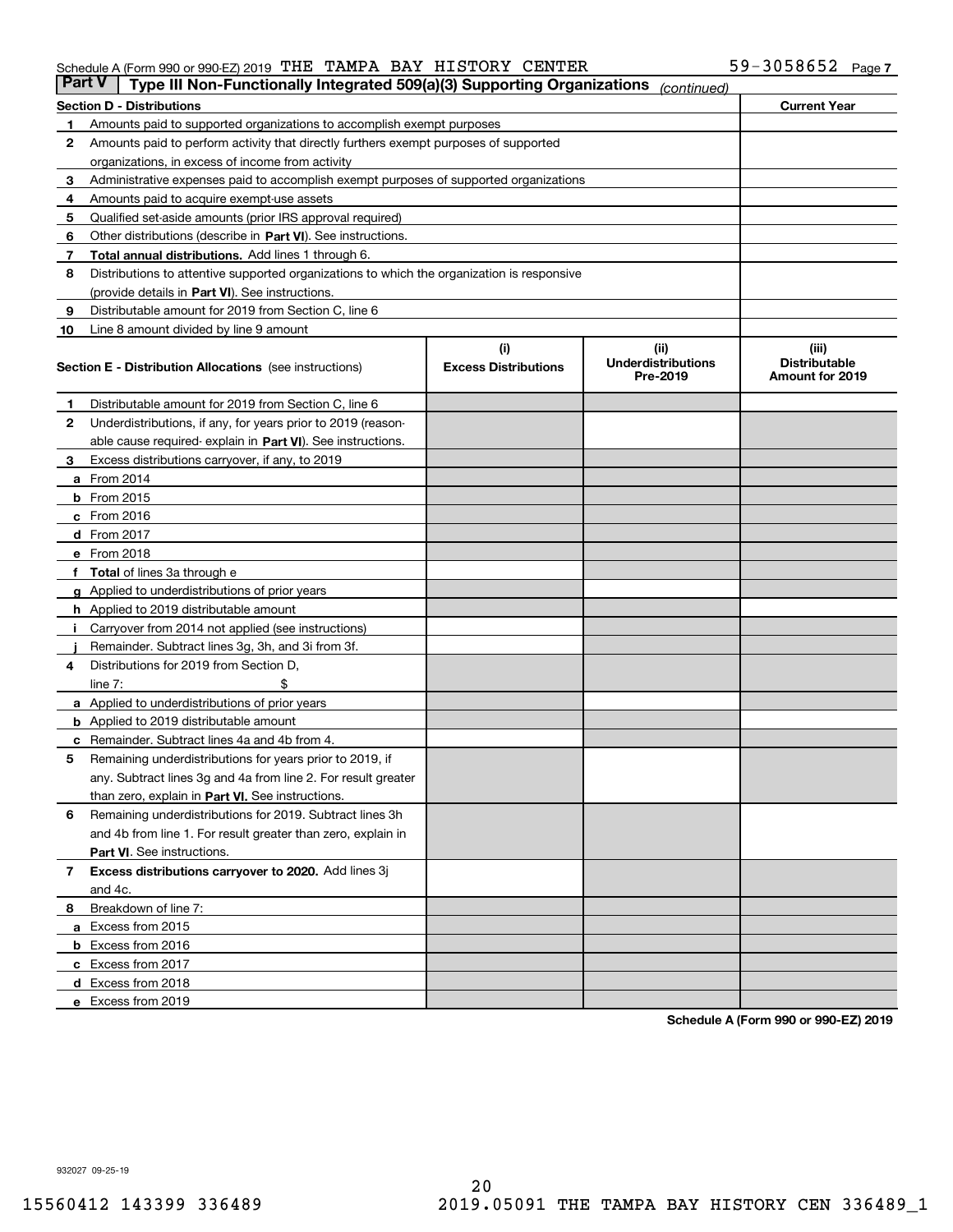Schedule A (Form 990 or 990-EZ) 2019 THE TAMPA BAY HISTORY CENTER 59-3058652 Page 7

**Part V | Type III Non-Functionally Integrated 509(a)(3) Supporting Organizations** *(continued)*

| Section D - Distributions | | Current Year |
|---|---|---|
| 1 | Amounts paid to supported organizations to accomplish exempt purposes | |
| 2 | Amounts paid to perform activity that directly furthers exempt purposes of supported organizations, in excess of income from activity | |
| 3 | Administrative expenses paid to accomplish exempt purposes of supported organizations | |
| 4 | Amounts paid to acquire exempt-use assets | |
| 5 | Qualified set-aside amounts (prior IRS approval required) | |
| 6 | Other distributions (describe in **Part VI**). See instructions. | |
| 7 | **Total annual distributions.** Add lines 1 through 6. | |
| 8 | Distributions to attentive supported organizations to which the organization is responsive (provide details in **Part VI**). See instructions. | |
| 9 | Distributable amount for 2019 from Section C, line 6 | |
| 10 | Line 8 amount divided by line 9 amount | |

| **Section E - Distribution Allocations** (see instructions) | (i) Excess Distributions | (ii) Underdistributions Pre-2019 | (iii) Distributable Amount for 2019 |
|---|---|---|---|
| **1** Distributable amount for 2019 from Section C, line 6 | | | |
| **2** Underdistributions, if any, for years prior to 2019 (reasonable cause required- explain in **Part VI**). See instructions. | | | |
| **3** Excess distributions carryover, if any, to 2019 | | | |
| **a** From 2014 | | | |
| **b** From 2015 | | | |
| **c** From 2016 | | | |
| **d** From 2017 | | | |
| **e** From 2018 | | | |
| **f** **Total** of lines 3a through e | | | |
| **g** Applied to underdistributions of prior years | | | |
| **h** Applied to 2019 distributable amount | | | |
| **i** Carryover from 2014 not applied (see instructions) | | | |
| **j** Remainder. Subtract lines 3g, 3h, and 3i from 3f. | | | |
| **4** Distributions for 2019 from Section D, line 7: $ | | | |
| **a** Applied to underdistributions of prior years | | | |
| **b** Applied to 2019 distributable amount | | | |
| **c** Remainder. Subtract lines 4a and 4b from 4. | | | |
| **5** Remaining underdistributions for years prior to 2019, if any. Subtract lines 3g and 4a from line 2. For result greater than zero, explain in **Part VI.** See instructions. | | | |
| **6** Remaining underdistributions for 2019. Subtract lines 3h and 4b from line 1. For result greater than zero, explain in **Part VI**. See instructions. | | | |
| **7** **Excess distributions carryover to 2020.** Add lines 3j and 4c. | | | |
| **8** Breakdown of line 7: | | | |
| **a** Excess from 2015 | | | |
| **b** Excess from 2016 | | | |
| **c** Excess from 2017 | | | |
| **d** Excess from 2018 | | | |
| **e** Excess from 2019 | | | |

**Schedule A (Form 990 or 990-EZ) 2019**

932027 09-25-19

15560412 143399 336489 2019.05091 THE TAMPA BAY HISTORY CEN 336489_1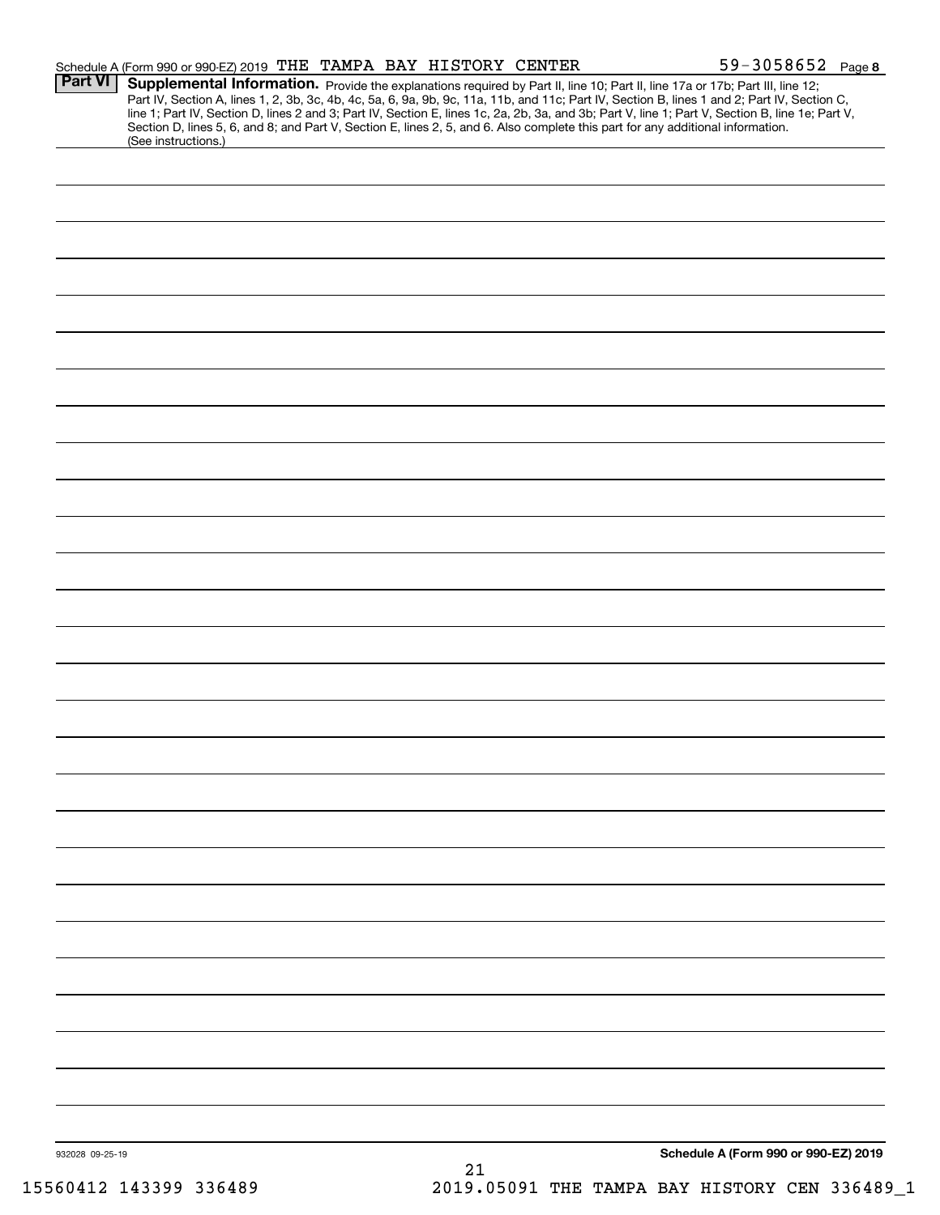Schedule A (Form 990 or 990-EZ) 2019 THE TAMPA BAY HISTORY CENTER 59-3058652 Page 8

## Part VI Supplemental Information.

Provide the explanations required by Part II, line 10; Part II, line 17a or 17b; Part III, line 12; Part IV, Section A, lines 1, 2, 3b, 3c, 4b, 4c, 5a, 6, 9a, 9b, 9c, 11a, 11b, and 11c; Part IV, Section B, lines 1 and 2; Part IV, Section C, line 1; Part IV, Section D, lines 2 and 3; Part IV, Section E, lines 1c, 2a, 2b, 3a, and 3b; Part V, line 1; Part V, Section B, line 1e; Part V, Section D, lines 5, 6, and 8; and Part V, Section E, lines 2, 5, and 6. Also complete this part for any additional information. (See instructions.)

932028 09-25-19

Schedule A (Form 990 or 990-EZ) 2019

15560412 143399 336489 2019.05091 THE TAMPA BAY HISTORY CEN 336489_1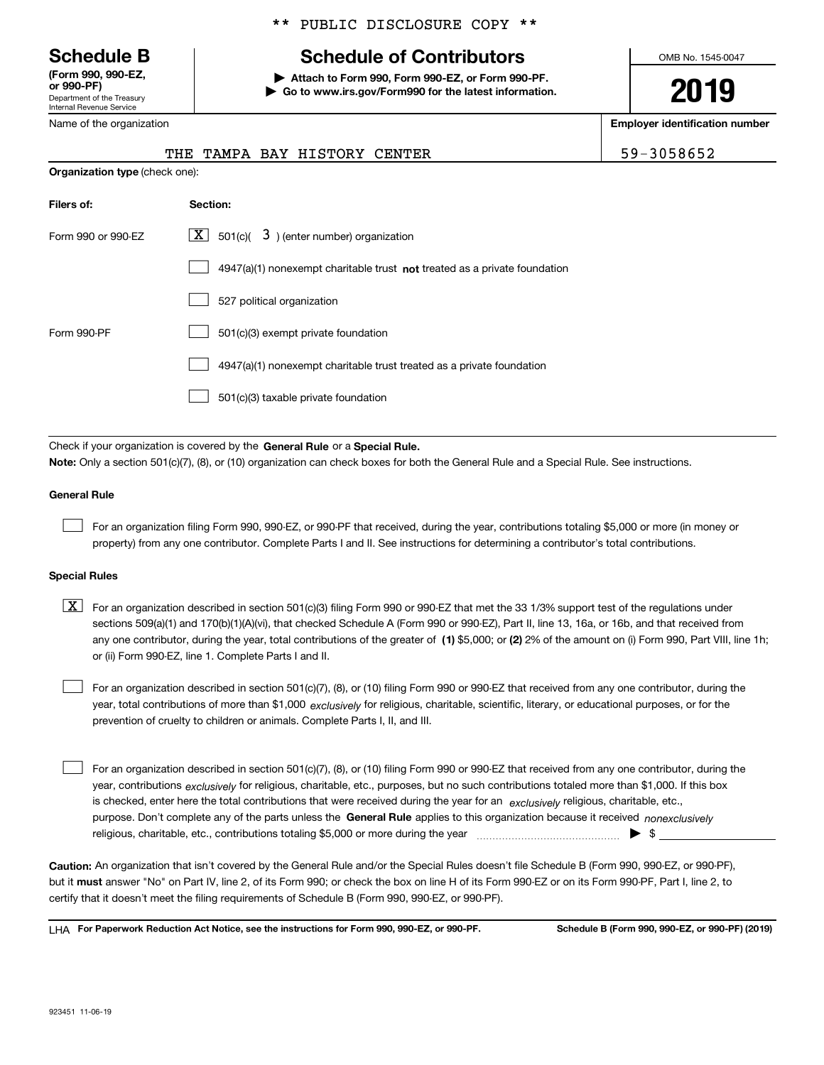** PUBLIC DISCLOSURE COPY **

# Schedule B
**(Form 990, 990-EZ, or 990-PF)**
Department of the Treasury
Internal Revenue Service

## Schedule of Contributors

**▶ Attach to Form 990, Form 990-EZ, or Form 990-PF.**
**▶ Go to www.irs.gov/Form990 for the latest information.**

OMB No. 1545-0047

**2019**

| Name of the organization | Employer identification number |
|---|---|
| THE TAMPA BAY HISTORY CENTER | 59-3058652 |

**Organization type** (check one):

| Filers of: | Section: |
|---|---|
| Form 990 or 990-EZ | [X] 501(c)( 3 ) (enter number) organization |
| | [ ] 4947(a)(1) nonexempt charitable trust **not** treated as a private foundation |
| | [ ] 527 political organization |
| Form 990-PF | [ ] 501(c)(3) exempt private foundation |
| | [ ] 4947(a)(1) nonexempt charitable trust treated as a private foundation |
| | [ ] 501(c)(3) taxable private foundation |

Check if your organization is covered by the **General Rule** or a **Special Rule.**

**Note:** Only a section 501(c)(7), (8), or (10) organization can check boxes for both the General Rule and a Special Rule. See instructions.

### General Rule

[ ] For an organization filing Form 990, 990-EZ, or 990-PF that received, during the year, contributions totaling $5,000 or more (in money or property) from any one contributor. Complete Parts I and II. See instructions for determining a contributor's total contributions.

### Special Rules

[X] For an organization described in section 501(c)(3) filing Form 990 or 990-EZ that met the 33 1/3% support test of the regulations under sections 509(a)(1) and 170(b)(1)(A)(vi), that checked Schedule A (Form 990 or 990-EZ), Part II, line 13, 16a, or 16b, and that received from any one contributor, during the year, total contributions of the greater of **(1)** $5,000; or **(2)** 2% of the amount on (i) Form 990, Part VIII, line 1h; or (ii) Form 990-EZ, line 1. Complete Parts I and II.

[ ] For an organization described in section 501(c)(7), (8), or (10) filing Form 990 or 990-EZ that received from any one contributor, during the year, total contributions of more than $1,000 *exclusively* for religious, charitable, scientific, literary, or educational purposes, or for the prevention of cruelty to children or animals. Complete Parts I, II, and III.

[ ] For an organization described in section 501(c)(7), (8), or (10) filing Form 990 or 990-EZ that received from any one contributor, during the year, contributions *exclusively* for religious, charitable, etc., purposes, but no such contributions totaled more than $1,000. If this box is checked, enter here the total contributions that were received during the year for an *exclusively* religious, charitable, etc., purpose. Don't complete any of the parts unless the **General Rule** applies to this organization because it received *nonexclusively* religious, charitable, etc., contributions totaling $5,000 or more during the year ▶ $ ________

**Caution:** An organization that isn't covered by the General Rule and/or the Special Rules doesn't file Schedule B (Form 990, 990-EZ, or 990-PF), but it **must** answer "No" on Part IV, line 2, of its Form 990; or check the box on line H of its Form 990-EZ or on its Form 990-PF, Part I, line 2, to certify that it doesn't meet the filing requirements of Schedule B (Form 990, 990-EZ, or 990-PF).

LHA **For Paperwork Reduction Act Notice, see the instructions for Form 990, 990-EZ, or 990-PF.** **Schedule B (Form 990, 990-EZ, or 990-PF) (2019)**

923451 11-06-19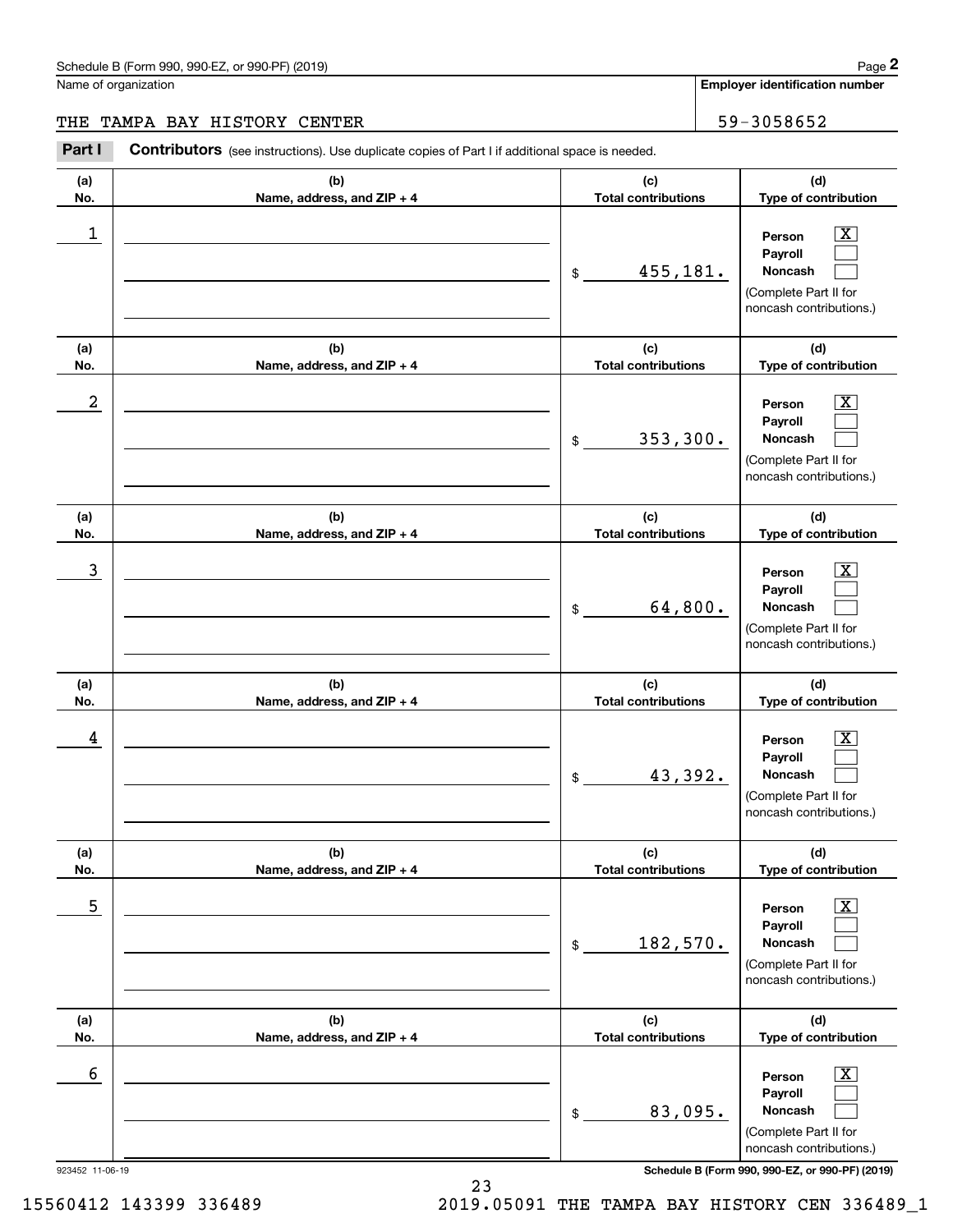Name of organization

THE TAMPA BAY HISTORY CENTER

**Employer identification number**

59-3058652

**Part I** **Contributors** (see instructions). Use duplicate copies of Part I if additional space is needed.

| (a) No. | (b) Name, address, and ZIP + 4 | (c) Total contributions | (d) Type of contribution |
|---|---|---|---|
| 1 | | $ 455,181. | Person [X] Payroll [ ] Noncash [ ] (Complete Part II for noncash contributions.) |
| 2 | | $ 353,300. | Person [X] Payroll [ ] Noncash [ ] (Complete Part II for noncash contributions.) |
| 3 | | $ 64,800. | Person [X] Payroll [ ] Noncash [ ] (Complete Part II for noncash contributions.) |
| 4 | | $ 43,392. | Person [X] Payroll [ ] Noncash [ ] (Complete Part II for noncash contributions.) |
| 5 | | $ 182,570. | Person [X] Payroll [ ] Noncash [ ] (Complete Part II for noncash contributions.) |
| 6 | | $ 83,095. | Person [X] Payroll [ ] Noncash [ ] (Complete Part II for noncash contributions.) |

923452 11-06-19

15560412 143399 336489 2019.05091 THE TAMPA BAY HISTORY CEN 336489_1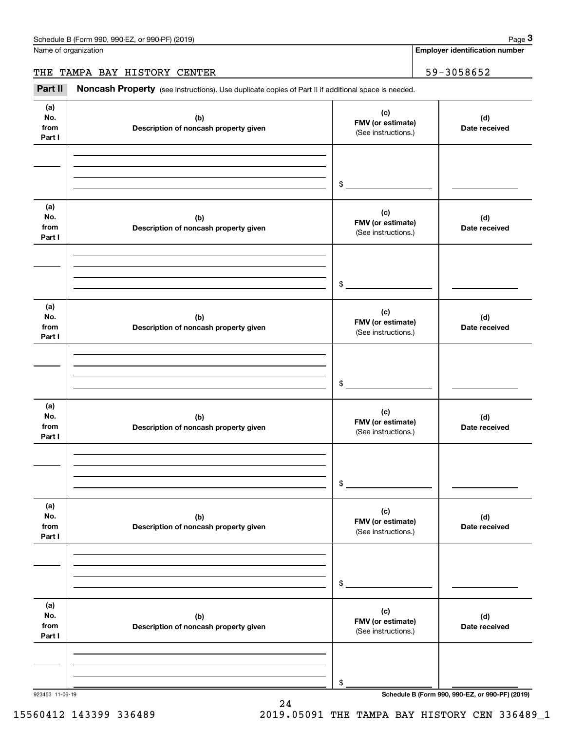Name of organization

THE TAMPA BAY HISTORY CENTER

**Employer identification number**

59-3058652

**Part II** **Noncash Property** (see instructions). Use duplicate copies of Part II if additional space is needed.

| (a) No. from Part I | (b) Description of noncash property given | (c) FMV (or estimate) (See instructions.) | (d) Date received |
|---|---|---|---|
| | | $ | |

| (a) No. from Part I | (b) Description of noncash property given | (c) FMV (or estimate) (See instructions.) | (d) Date received |
|---|---|---|---|
| | | $ | |

| (a) No. from Part I | (b) Description of noncash property given | (c) FMV (or estimate) (See instructions.) | (d) Date received |
|---|---|---|---|
| | | $ | |

| (a) No. from Part I | (b) Description of noncash property given | (c) FMV (or estimate) (See instructions.) | (d) Date received |
|---|---|---|---|
| | | $ | |

| (a) No. from Part I | (b) Description of noncash property given | (c) FMV (or estimate) (See instructions.) | (d) Date received |
|---|---|---|---|
| | | $ | |

| (a) No. from Part I | (b) Description of noncash property given | (c) FMV (or estimate) (See instructions.) | (d) Date received |
|---|---|---|---|
| | | $ | |

923453 11-06-19

15560412 143399 336489 2019.05091 THE TAMPA BAY HISTORY CEN 336489_1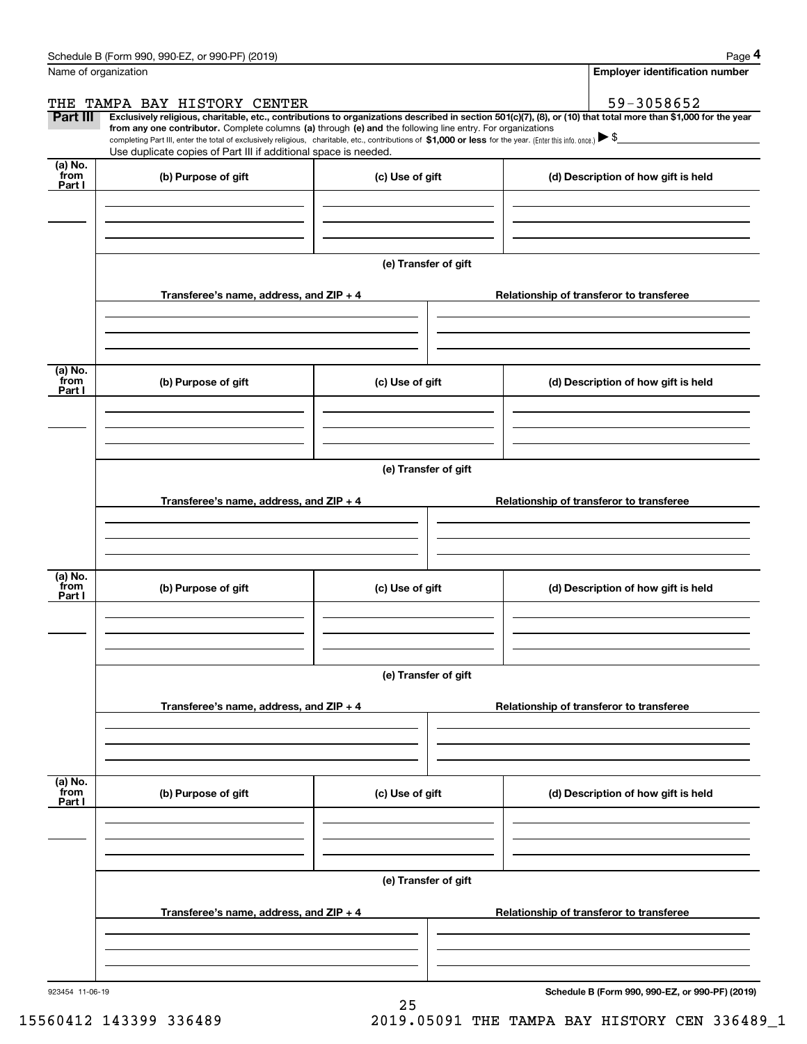Schedule B (Form 990, 990-EZ, or 990-PF) (2019) Page **4**

Name of organization | **Employer identification number**

THE TAMPA BAY HISTORY CENTER | 59-3058652

**Part III** **Exclusively religious, charitable, etc., contributions to organizations described in section 501(c)(7), (8), or (10) that total more than $1,000 for the year from any one contributor.** Complete columns **(a)** through **(e) and** the following line entry. For organizations completing Part III, enter the total of exclusively religious, charitable, etc., contributions of **$1,000 or less** for the year. (Enter this info. once.) ▶ $

Use duplicate copies of Part III if additional space is needed.

| (a) No. from Part I | (b) Purpose of gift | (c) Use of gift | (d) Description of how gift is held |
|---|---|---|---|
| | | | |

(e) Transfer of gift

| Transferee's name, address, and ZIP + 4 | Relationship of transferor to transferee |
|---|---|
| | |

| (a) No. from Part I | (b) Purpose of gift | (c) Use of gift | (d) Description of how gift is held |
|---|---|---|---|
| | | | |

(e) Transfer of gift

| Transferee's name, address, and ZIP + 4 | Relationship of transferor to transferee |
|---|---|
| | |

| (a) No. from Part I | (b) Purpose of gift | (c) Use of gift | (d) Description of how gift is held |
|---|---|---|---|
| | | | |

(e) Transfer of gift

| Transferee's name, address, and ZIP + 4 | Relationship of transferor to transferee |
|---|---|
| | |

| (a) No. from Part I | (b) Purpose of gift | (c) Use of gift | (d) Description of how gift is held |
|---|---|---|---|
| | | | |

(e) Transfer of gift

| Transferee's name, address, and ZIP + 4 | Relationship of transferor to transferee |
|---|---|
| | |

923454 11-06-19 **Schedule B (Form 990, 990-EZ, or 990-PF) (2019)**

15560412 143399 336489 2019.05091 THE TAMPA BAY HISTORY CEN 336489_1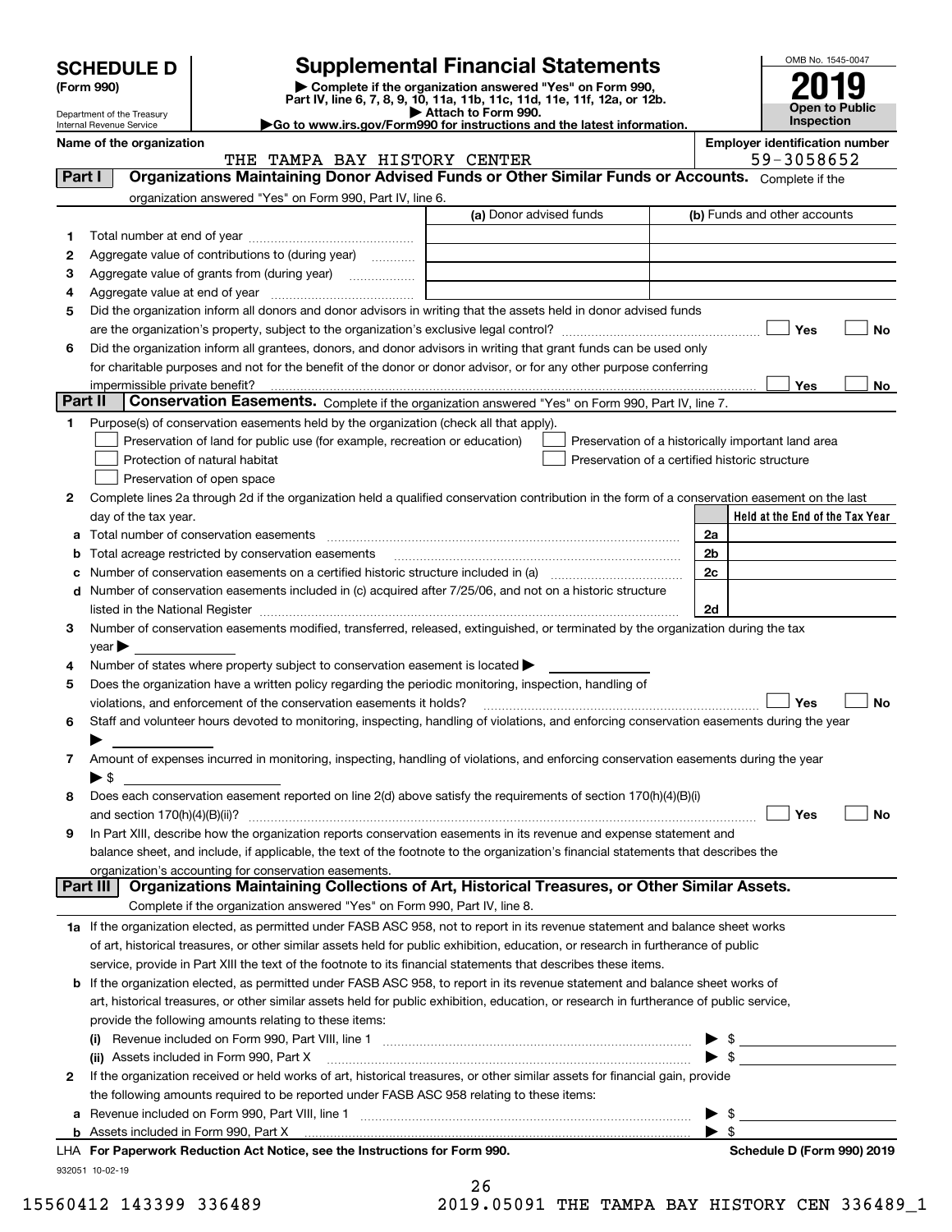# SCHEDULE D (Form 990)

Department of the Treasury
Internal Revenue Service

# Supplemental Financial Statements

▶ Complete if the organization answered "Yes" on Form 990, Part IV, line 6, 7, 8, 9, 10, 11a, 11b, 11c, 11d, 11e, 11f, 12a, or 12b.
▶ Attach to Form 990.
▶Go to www.irs.gov/Form990 for instructions and the latest information.

OMB No. 1545-0047
**2019**
**Open to Public Inspection**

**Name of the organization:** THE TAMPA BAY HISTORY CENTER
**Employer identification number:** 59-3058652

## Part I — Organizations Maintaining Donor Advised Funds or Other Similar Funds or Accounts.
Complete if the organization answered "Yes" on Form 990, Part IV, line 6.

| | | (a) Donor advised funds | (b) Funds and other accounts |
|---|---|---|---|
| 1 | Total number at end of year | | |
| 2 | Aggregate value of contributions to (during year) | | |
| 3 | Aggregate value of grants from (during year) | | |
| 4 | Aggregate value at end of year | | |

5 Did the organization inform all donors and donor advisors in writing that the assets held in donor advised funds are the organization's property, subject to the organization's exclusive legal control? ☐ Yes ☐ No

6 Did the organization inform all grantees, donors, and donor advisors in writing that grant funds can be used only for charitable purposes and not for the benefit of the donor or donor advisor, or for any other purpose conferring impermissible private benefit? ☐ Yes ☐ No

## Part II — Conservation Easements.
Complete if the organization answered "Yes" on Form 990, Part IV, line 7.

1 Purpose(s) of conservation easements held by the organization (check all that apply).

- ☐ Preservation of land for public use (for example, recreation or education)
- ☐ Protection of natural habitat
- ☐ Preservation of open space
- ☐ Preservation of a historically important land area
- ☐ Preservation of a certified historic structure

2 Complete lines 2a through 2d if the organization held a qualified conservation contribution in the form of a conservation easement on the last day of the tax year.

| | | | Held at the End of the Tax Year |
|---|---|---|---|
| a | Total number of conservation easements | 2a | |
| b | Total acreage restricted by conservation easements | 2b | |
| c | Number of conservation easements on a certified historic structure included in (a) | 2c | |
| d | Number of conservation easements included in (c) acquired after 7/25/06, and not on a historic structure listed in the National Register | 2d | |

3 Number of conservation easements modified, transferred, released, extinguished, or terminated by the organization during the tax year ▶

4 Number of states where property subject to conservation easement is located ▶

5 Does the organization have a written policy regarding the periodic monitoring, inspection, handling of violations, and enforcement of the conservation easements it holds? ☐ Yes ☐ No

6 Staff and volunteer hours devoted to monitoring, inspecting, handling of violations, and enforcing conservation easements during the year ▶

7 Amount of expenses incurred in monitoring, inspecting, handling of violations, and enforcing conservation easements during the year ▶ $

8 Does each conservation easement reported on line 2(d) above satisfy the requirements of section 170(h)(4)(B)(i) and section 170(h)(4)(B)(ii)? ☐ Yes ☐ No

9 In Part XIII, describe how the organization reports conservation easements in its revenue and expense statement and balance sheet, and include, if applicable, the text of the footnote to the organization's financial statements that describes the organization's accounting for conservation easements.

## Part III — Organizations Maintaining Collections of Art, Historical Treasures, or Other Similar Assets.
Complete if the organization answered "Yes" on Form 990, Part IV, line 8.

1a If the organization elected, as permitted under FASB ASC 958, not to report in its revenue statement and balance sheet works of art, historical treasures, or other similar assets held for public exhibition, education, or research in furtherance of public service, provide in Part XIII the text of the footnote to its financial statements that describes these items.

b If the organization elected, as permitted under FASB ASC 958, to report in its revenue statement and balance sheet works of art, historical treasures, or other similar assets held for public exhibition, education, or research in furtherance of public service, provide the following amounts relating to these items:

(i) Revenue included on Form 990, Part VIII, line 1 ▶ $

(ii) Assets included in Form 990, Part X ▶ $

2 If the organization received or held works of art, historical treasures, or other similar assets for financial gain, provide the following amounts required to be reported under FASB ASC 958 relating to these items:

a Revenue included on Form 990, Part VIII, line 1 ▶ $

b Assets included in Form 990, Part X ▶ $

LHA For Paperwork Reduction Act Notice, see the Instructions for Form 990. Schedule D (Form 990) 2019

932051 10-02-19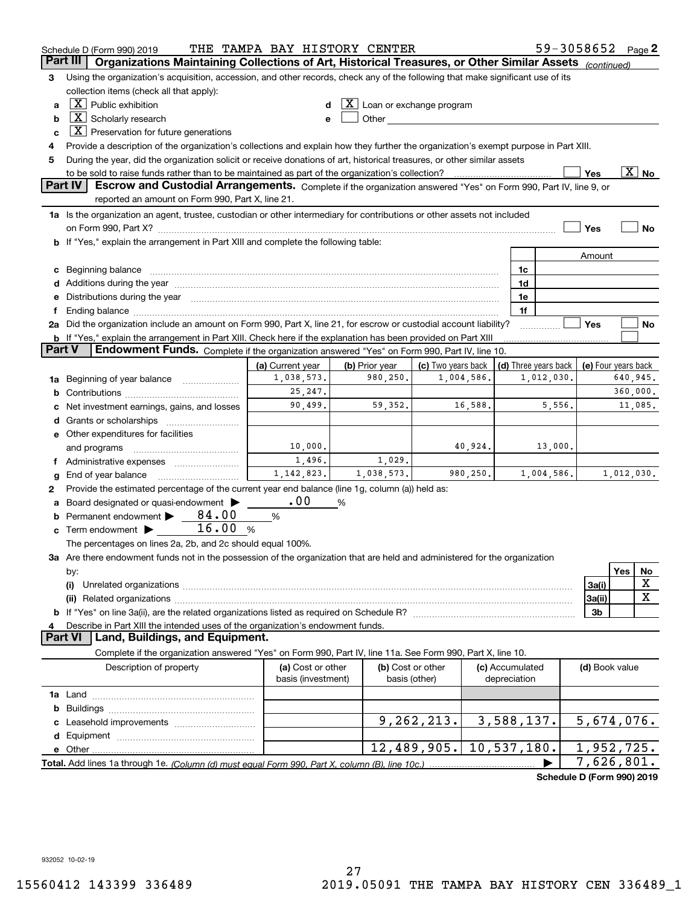Schedule D (Form 990) 2019 THE TAMPA BAY HISTORY CENTER 59-3058652 Page 2

## Part III Organizations Maintaining Collections of Art, Historical Treasures, or Other Similar Assets *(continued)*

**3** Using the organization's acquisition, accession, and other records, check any of the following that make significant use of its collection items (check all that apply):

- **a** [X] Public exhibition
- **b** [X] Scholarly research
- **c** [X] Preservation for future generations
- **d** [X] Loan or exchange program
- **e** [ ] Other

**4** Provide a description of the organization's collections and explain how they further the organization's exempt purpose in Part XIII.

**5** During the year, did the organization solicit or receive donations of art, historical treasures, or other similar assets to be sold to raise funds rather than to be maintained as part of the organization's collection? [ ] Yes [X] No

## Part IV Escrow and Custodial Arrangements.

Complete if the organization answered "Yes" on Form 990, Part IV, line 9, or reported an amount on Form 990, Part X, line 21.

**1a** Is the organization an agent, trustee, custodian or other intermediary for contributions or other assets not included on Form 990, Part X? [ ] Yes [ ] No

**b** If "Yes," explain the arrangement in Part XIII and complete the following table:

| | | Amount |
|---|---|---|
| **c** Beginning balance | 1c | |
| **d** Additions during the year | 1d | |
| **e** Distributions during the year | 1e | |
| **f** Ending balance | 1f | |

**2a** Did the organization include an amount on Form 990, Part X, line 21, for escrow or custodial account liability? [ ] Yes [ ] No

**b** If "Yes," explain the arrangement in Part XIII. Check here if the explanation has been provided on Part XIII [ ]

## Part V Endowment Funds.

Complete if the organization answered "Yes" on Form 990, Part IV, line 10.

| | (a) Current year | (b) Prior year | (c) Two years back | (d) Three years back | (e) Four years back |
|---|---|---|---|---|---|
| **1a** Beginning of year balance | 1,038,573. | 980,250. | 1,004,586. | 1,012,030. | 640,945. |
| **b** Contributions | 25,247. | | | | 360,000. |
| **c** Net investment earnings, gains, and losses | 90,499. | 59,352. | 16,588. | 5,556. | 11,085. |
| **d** Grants or scholarships | | | | | |
| **e** Other expenditures for facilities and programs | 10,000. | | 40,924. | 13,000. | |
| **f** Administrative expenses | 1,496. | 1,029. | | | |
| **g** End of year balance | 1,142,823. | 1,038,573. | 980,250. | 1,004,586. | 1,012,030. |

**2** Provide the estimated percentage of the current year end balance (line 1g, column (a)) held as:

- **a** Board designated or quasi-endowment ▶ .00 %
- **b** Permanent endowment ▶ 84.00 %
- **c** Term endowment ▶ 16.00 %

The percentages on lines 2a, 2b, and 2c should equal 100%.

**3a** Are there endowment funds not in the possession of the organization that are held and administered for the organization by:

| | | Yes | No |
|---|---|---|---|
| **(i)** Unrelated organizations | 3a(i) | | X |
| **(ii)** Related organizations | 3a(ii) | | X |
| **b** If "Yes" on line 3a(ii), are the related organizations listed as required on Schedule R? | 3b | | |

**4** Describe in Part XIII the intended uses of the organization's endowment funds.

## Part VI Land, Buildings, and Equipment.

Complete if the organization answered "Yes" on Form 990, Part IV, line 11a. See Form 990, Part X, line 10.

| Description of property | (a) Cost or other basis (investment) | (b) Cost or other basis (other) | (c) Accumulated depreciation | (d) Book value |
|---|---|---|---|---|
| **1a** Land | | | | |
| **b** Buildings | | | | |
| **c** Leasehold improvements | | 9,262,213. | 3,588,137. | 5,674,076. |
| **d** Equipment | | | | |
| **e** Other | | 12,489,905. | 10,537,180. | 1,952,725. |
| **Total.** Add lines 1a through 1e. *(Column (d) must equal Form 990, Part X, column (B), line 10c.)* ▶ | | | | 7,626,801. |

Schedule D (Form 990) 2019

932052 10-02-19

15560412 143399 336489 2019.05091 THE TAMPA BAY HISTORY CEN 336489_1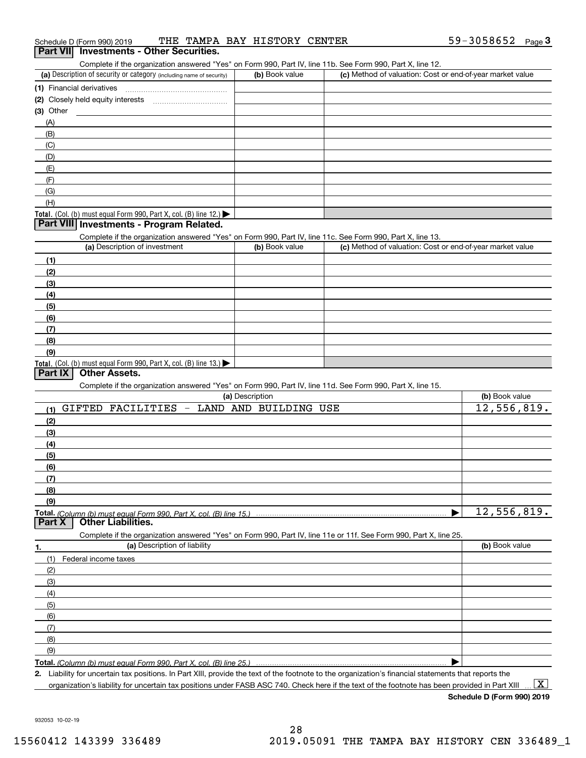Schedule D (Form 990) 2019 THE TAMPA BAY HISTORY CENTER 59-3058652 Page 3

## Part VII Investments - Other Securities.

Complete if the organization answered "Yes" on Form 990, Part IV, line 11b. See Form 990, Part X, line 12.

| (a) Description of security or category (including name of security) | (b) Book value | (c) Method of valuation: Cost or end-of-year market value |
|---|---|---|
| (1) Financial derivatives | | |
| (2) Closely held equity interests | | |
| (3) Other | | |
| (A) | | |
| (B) | | |
| (C) | | |
| (D) | | |
| (E) | | |
| (F) | | |
| (G) | | |
| (H) | | |
| **Total.** (Col. (b) must equal Form 990, Part X, col. (B) line 12.) ▶ | | |

## Part VIII Investments - Program Related.

Complete if the organization answered "Yes" on Form 990, Part IV, line 11c. See Form 990, Part X, line 13.

| (a) Description of investment | (b) Book value | (c) Method of valuation: Cost or end-of-year market value |
|---|---|---|
| (1) | | |
| (2) | | |
| (3) | | |
| (4) | | |
| (5) | | |
| (6) | | |
| (7) | | |
| (8) | | |
| (9) | | |
| **Total.** (Col. (b) must equal Form 990, Part X, col. (B) line 13.) ▶ | | |

## Part IX Other Assets.

Complete if the organization answered "Yes" on Form 990, Part IV, line 11d. See Form 990, Part X, line 15.

| (a) Description | (b) Book value |
|---|---|
| (1) GIFTED FACILITIES - LAND AND BUILDING USE | 12,556,819. |
| (2) | |
| (3) | |
| (4) | |
| (5) | |
| (6) | |
| (7) | |
| (8) | |
| (9) | |
| **Total.** *(Column (b) must equal Form 990, Part X, col. (B) line 15.)* ▶ | 12,556,819. |

## Part X Other Liabilities.

Complete if the organization answered "Yes" on Form 990, Part IV, line 11e or 11f. See Form 990, Part X, line 25.

| 1. (a) Description of liability | (b) Book value |
|---|---|
| (1) Federal income taxes | |
| (2) | |
| (3) | |
| (4) | |
| (5) | |
| (6) | |
| (7) | |
| (8) | |
| (9) | |
| **Total.** *(Column (b) must equal Form 990, Part X, col. (B) line 25.)* ▶ | |

2. Liability for uncertain tax positions. In Part XIII, provide the text of the footnote to the organization's financial statements that reports the organization's liability for uncertain tax positions under FASB ASC 740. Check here if the text of the footnote has been provided in Part XIII ... [X]

**Schedule D (Form 990) 2019**

932053 10-02-19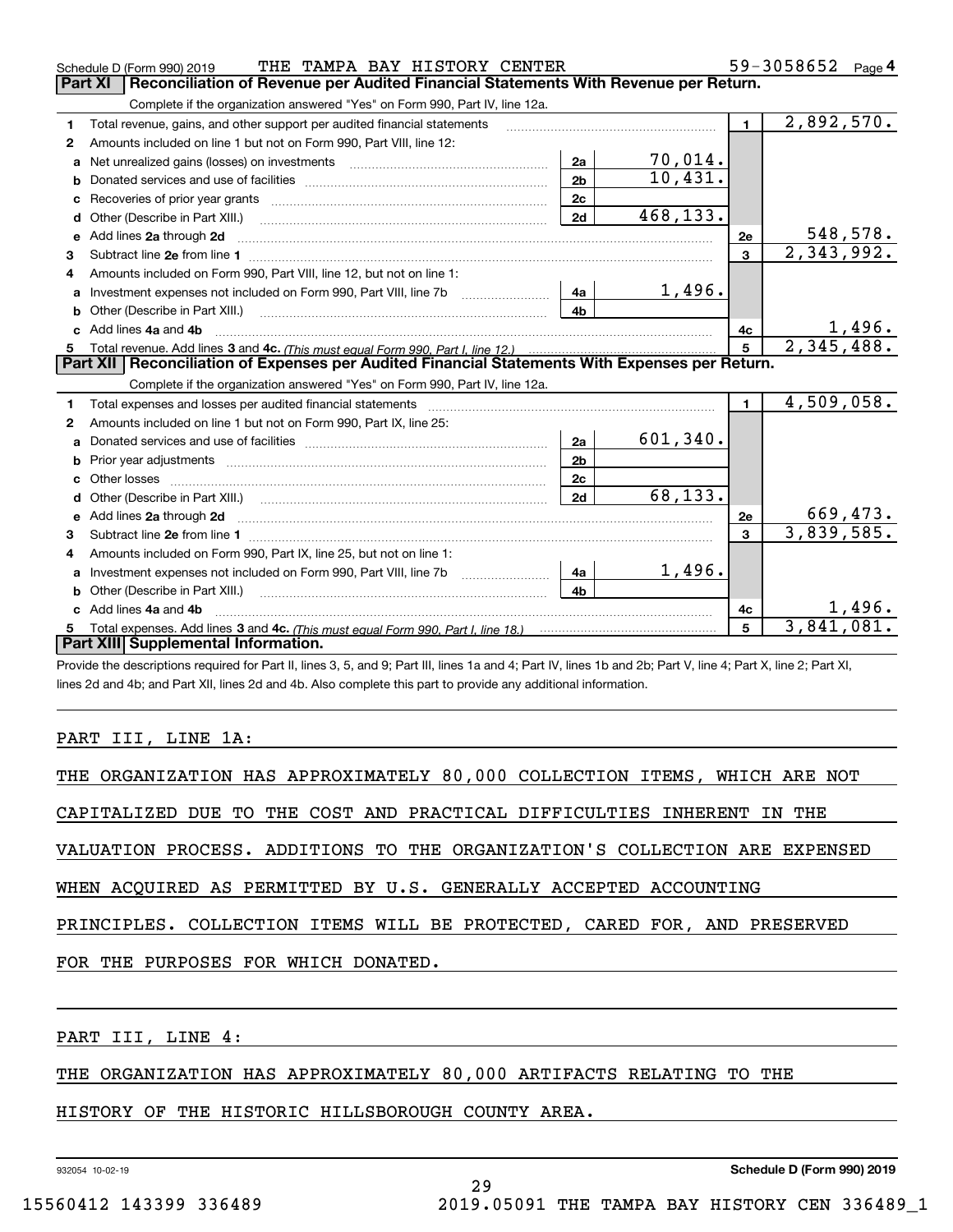Schedule D (Form 990) 2019 THE TAMPA BAY HISTORY CENTER 59-3058652 Page 4

## Part XI Reconciliation of Revenue per Audited Financial Statements With Revenue per Return.

Complete if the organization answered "Yes" on Form 990, Part IV, line 12a.

| | | | | | |
|---|---|---|---|---|---|
| 1 | Total revenue, gains, and other support per audited financial statements | | | 1 | 2,892,570. |
| 2 | Amounts included on line 1 but not on Form 990, Part VIII, line 12: | | | | |
| a | Net unrealized gains (losses) on investments | 2a | 70,014. | | |
| b | Donated services and use of facilities | 2b | 10,431. | | |
| c | Recoveries of prior year grants | 2c | | | |
| d | Other (Describe in Part XIII.) | 2d | 468,133. | | |
| e | Add lines 2a through 2d | | | 2e | 548,578. |
| 3 | Subtract line 2e from line 1 | | | 3 | 2,343,992. |
| 4 | Amounts included on Form 990, Part VIII, line 12, but not on line 1: | | | | |
| a | Investment expenses not included on Form 990, Part VIII, line 7b | 4a | 1,496. | | |
| b | Other (Describe in Part XIII.) | 4b | | | |
| c | Add lines 4a and 4b | | | 4c | 1,496. |
| 5 | Total revenue. Add lines 3 and 4c. *(This must equal Form 990, Part I, line 12.)* | | | 5 | 2,345,488. |

## Part XII Reconciliation of Expenses per Audited Financial Statements With Expenses per Return.

Complete if the organization answered "Yes" on Form 990, Part IV, line 12a.

| | | | | | |
|---|---|---|---|---|---|
| 1 | Total expenses and losses per audited financial statements | | | 1 | 4,509,058. |
| 2 | Amounts included on line 1 but not on Form 990, Part IX, line 25: | | | | |
| a | Donated services and use of facilities | 2a | 601,340. | | |
| b | Prior year adjustments | 2b | | | |
| c | Other losses | 2c | | | |
| d | Other (Describe in Part XIII.) | 2d | 68,133. | | |
| e | Add lines 2a through 2d | | | 2e | 669,473. |
| 3 | Subtract line 2e from line 1 | | | 3 | 3,839,585. |
| 4 | Amounts included on Form 990, Part IX, line 25, but not on line 1: | | | | |
| a | Investment expenses not included on Form 990, Part VIII, line 7b | 4a | 1,496. | | |
| b | Other (Describe in Part XIII.) | 4b | | | |
| c | Add lines 4a and 4b | | | 4c | 1,496. |
| 5 | Total expenses. Add lines 3 and 4c. *(This must equal Form 990, Part I, line 18.)* | | | 5 | 3,841,081. |

## Part XIII Supplemental Information.

Provide the descriptions required for Part II, lines 3, 5, and 9; Part III, lines 1a and 4; Part IV, lines 1b and 2b; Part V, line 4; Part X, line 2; Part XI, lines 2d and 4b; and Part XII, lines 2d and 4b. Also complete this part to provide any additional information.

PART III, LINE 1A:

THE ORGANIZATION HAS APPROXIMATELY 80,000 COLLECTION ITEMS, WHICH ARE NOT CAPITALIZED DUE TO THE COST AND PRACTICAL DIFFICULTIES INHERENT IN THE VALUATION PROCESS. ADDITIONS TO THE ORGANIZATION'S COLLECTION ARE EXPENSED WHEN ACQUIRED AS PERMITTED BY U.S. GENERALLY ACCEPTED ACCOUNTING PRINCIPLES. COLLECTION ITEMS WILL BE PROTECTED, CARED FOR, AND PRESERVED FOR THE PURPOSES FOR WHICH DONATED.

PART III, LINE 4:

THE ORGANIZATION HAS APPROXIMATELY 80,000 ARTIFACTS RELATING TO THE HISTORY OF THE HISTORIC HILLSBOROUGH COUNTY AREA.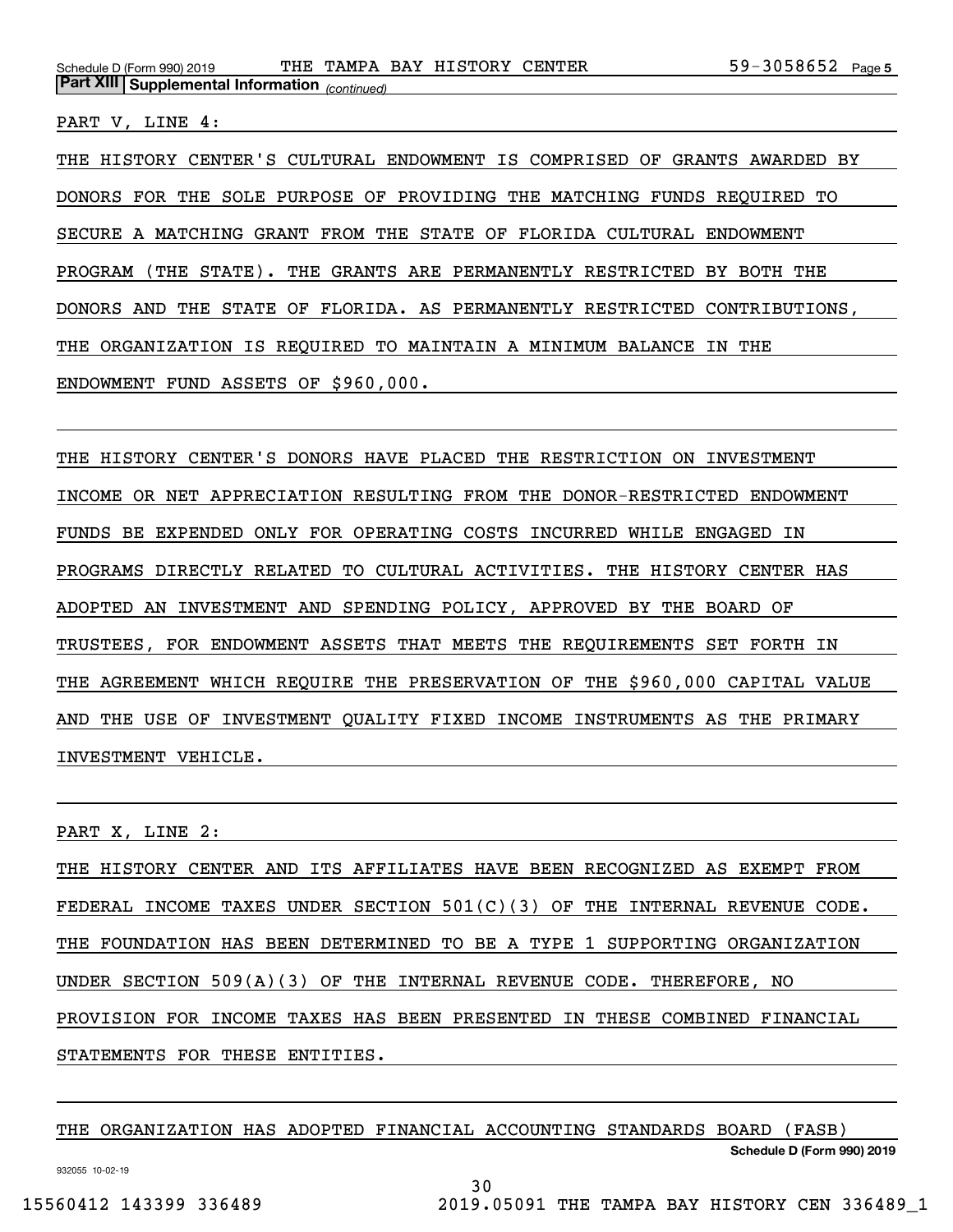**Part XIII Supplemental Information** *(continued)*

PART V, LINE 4:

THE HISTORY CENTER'S CULTURAL ENDOWMENT IS COMPRISED OF GRANTS AWARDED BY DONORS FOR THE SOLE PURPOSE OF PROVIDING THE MATCHING FUNDS REQUIRED TO SECURE A MATCHING GRANT FROM THE STATE OF FLORIDA CULTURAL ENDOWMENT PROGRAM (THE STATE). THE GRANTS ARE PERMANENTLY RESTRICTED BY BOTH THE DONORS AND THE STATE OF FLORIDA. AS PERMANENTLY RESTRICTED CONTRIBUTIONS, THE ORGANIZATION IS REQUIRED TO MAINTAIN A MINIMUM BALANCE IN THE ENDOWMENT FUND ASSETS OF $960,000.

THE HISTORY CENTER'S DONORS HAVE PLACED THE RESTRICTION ON INVESTMENT INCOME OR NET APPRECIATION RESULTING FROM THE DONOR-RESTRICTED ENDOWMENT FUNDS BE EXPENDED ONLY FOR OPERATING COSTS INCURRED WHILE ENGAGED IN PROGRAMS DIRECTLY RELATED TO CULTURAL ACTIVITIES. THE HISTORY CENTER HAS ADOPTED AN INVESTMENT AND SPENDING POLICY, APPROVED BY THE BOARD OF TRUSTEES, FOR ENDOWMENT ASSETS THAT MEETS THE REQUIREMENTS SET FORTH IN THE AGREEMENT WHICH REQUIRE THE PRESERVATION OF THE $960,000 CAPITAL VALUE AND THE USE OF INVESTMENT QUALITY FIXED INCOME INSTRUMENTS AS THE PRIMARY INVESTMENT VEHICLE.

PART X, LINE 2:

THE HISTORY CENTER AND ITS AFFILIATES HAVE BEEN RECOGNIZED AS EXEMPT FROM FEDERAL INCOME TAXES UNDER SECTION 501(C)(3) OF THE INTERNAL REVENUE CODE. THE FOUNDATION HAS BEEN DETERMINED TO BE A TYPE 1 SUPPORTING ORGANIZATION UNDER SECTION 509(A)(3) OF THE INTERNAL REVENUE CODE. THEREFORE, NO PROVISION FOR INCOME TAXES HAS BEEN PRESENTED IN THESE COMBINED FINANCIAL STATEMENTS FOR THESE ENTITIES.

THE ORGANIZATION HAS ADOPTED FINANCIAL ACCOUNTING STANDARDS BOARD (FASB)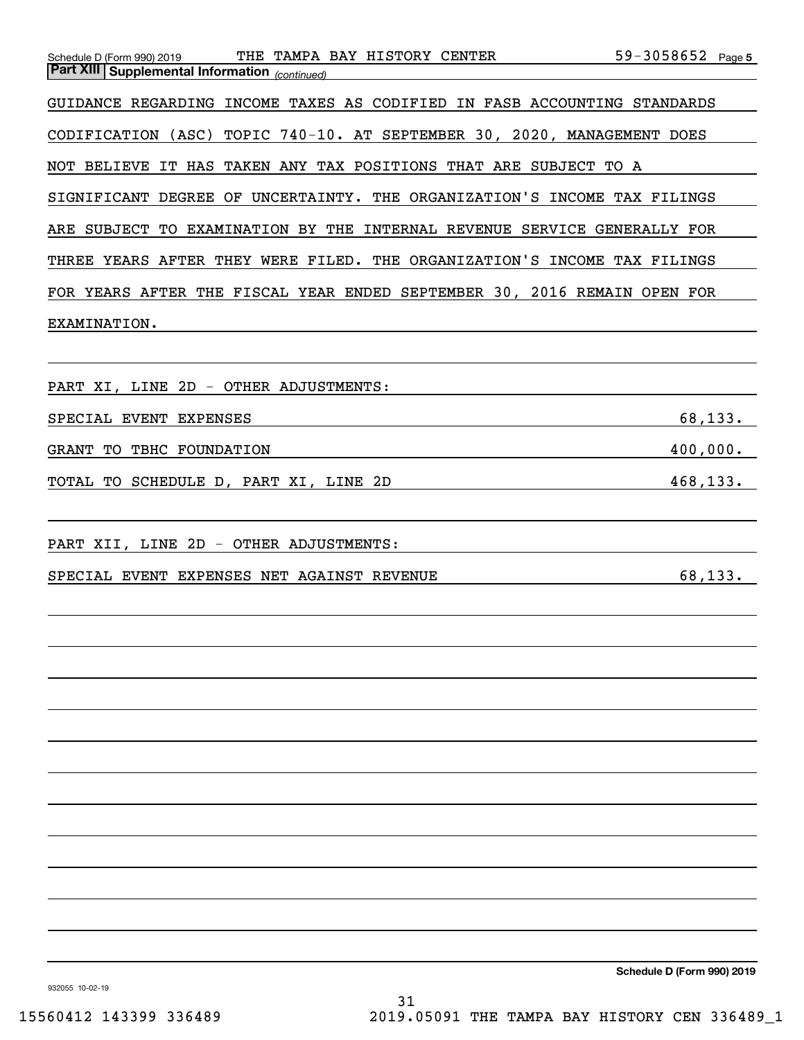Schedule D (Form 990) 2019 THE TAMPA BAY HISTORY CENTER 59-3058652 Page 5

**Part XIII | Supplemental Information** *(continued)*

GUIDANCE REGARDING INCOME TAXES AS CODIFIED IN FASB ACCOUNTING STANDARDS CODIFICATION (ASC) TOPIC 740-10. AT SEPTEMBER 30, 2020, MANAGEMENT DOES NOT BELIEVE IT HAS TAKEN ANY TAX POSITIONS THAT ARE SUBJECT TO A SIGNIFICANT DEGREE OF UNCERTAINTY. THE ORGANIZATION'S INCOME TAX FILINGS ARE SUBJECT TO EXAMINATION BY THE INTERNAL REVENUE SERVICE GENERALLY FOR THREE YEARS AFTER THEY WERE FILED. THE ORGANIZATION'S INCOME TAX FILINGS FOR YEARS AFTER THE FISCAL YEAR ENDED SEPTEMBER 30, 2016 REMAIN OPEN FOR EXAMINATION.

PART XI, LINE 2D - OTHER ADJUSTMENTS:

| | |
|---|---|
| SPECIAL EVENT EXPENSES | 68,133. |
| GRANT TO TBHC FOUNDATION | 400,000. |
| TOTAL TO SCHEDULE D, PART XI, LINE 2D | 468,133. |

PART XII, LINE 2D - OTHER ADJUSTMENTS:

| | |
|---|---|
| SPECIAL EVENT EXPENSES NET AGAINST REVENUE | 68,133. |

Schedule D (Form 990) 2019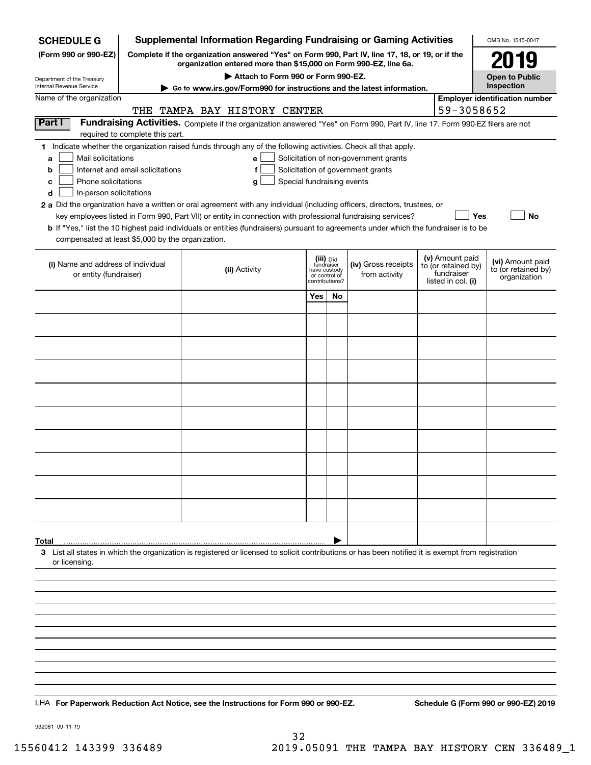**SCHEDULE G**
**(Form 990 or 990-EZ)**

Department of the Treasury
Internal Revenue Service

# Supplemental Information Regarding Fundraising or Gaming Activities

**Complete if the organization answered "Yes" on Form 990, Part IV, line 17, 18, or 19, or if the organization entered more than $15,000 on Form 990-EZ, line 6a.**

**▶ Attach to Form 990 or Form 990-EZ.**

**▶ Go to www.irs.gov/Form990 for instructions and the latest information.**

OMB No. 1545-0047

**2019**

**Open to Public Inspection**

Name of the organization: THE TAMPA BAY HISTORY CENTER

Employer identification number: 59-3058652

## Part I Fundraising Activities.

Complete if the organization answered "Yes" on Form 990, Part IV, line 17. Form 990-EZ filers are not required to complete this part.

**1** Indicate whether the organization raised funds through any of the following activities. Check all that apply.

- **a** ☐ Mail solicitations
- **b** ☐ Internet and email solicitations
- **c** ☐ Phone solicitations
- **d** ☐ In-person solicitations
- **e** ☐ Solicitation of non-government grants
- **f** ☐ Solicitation of government grants
- **g** ☐ Special fundraising events

**2 a** Did the organization have a written or oral agreement with any individual (including officers, directors, trustees, or key employees listed in Form 990, Part VII) or entity in connection with professional fundraising services? ☐ Yes ☐ No

**b** If "Yes," list the 10 highest paid individuals or entities (fundraisers) pursuant to agreements under which the fundraiser is to be compensated at least $5,000 by the organization.

| (i) Name and address of individual or entity (fundraiser) | (ii) Activity | (iii) Did fundraiser have custody or control of contributions? Yes | No | (iv) Gross receipts from activity | (v) Amount paid to (or retained by) fundraiser listed in col. (i) | (vi) Amount paid to (or retained by) organization |
|---|---|---|---|---|---|---|
| | | | | | | |
| | | | | | | |
| | | | | | | |
| | | | | | | |
| | | | | | | |
| | | | | | | |
| | | | | | | |
| | | | | | | |
| | | | | | | |
| | | | | | | |
| **Total** ▶ | | | | | | |

**3** List all states in which the organization is registered or licensed to solicit contributions or has been notified it is exempt from registration or licensing.

LHA **For Paperwork Reduction Act Notice, see the Instructions for Form 990 or 990-EZ.** **Schedule G (Form 990 or 990-EZ) 2019**

932081 09-11-19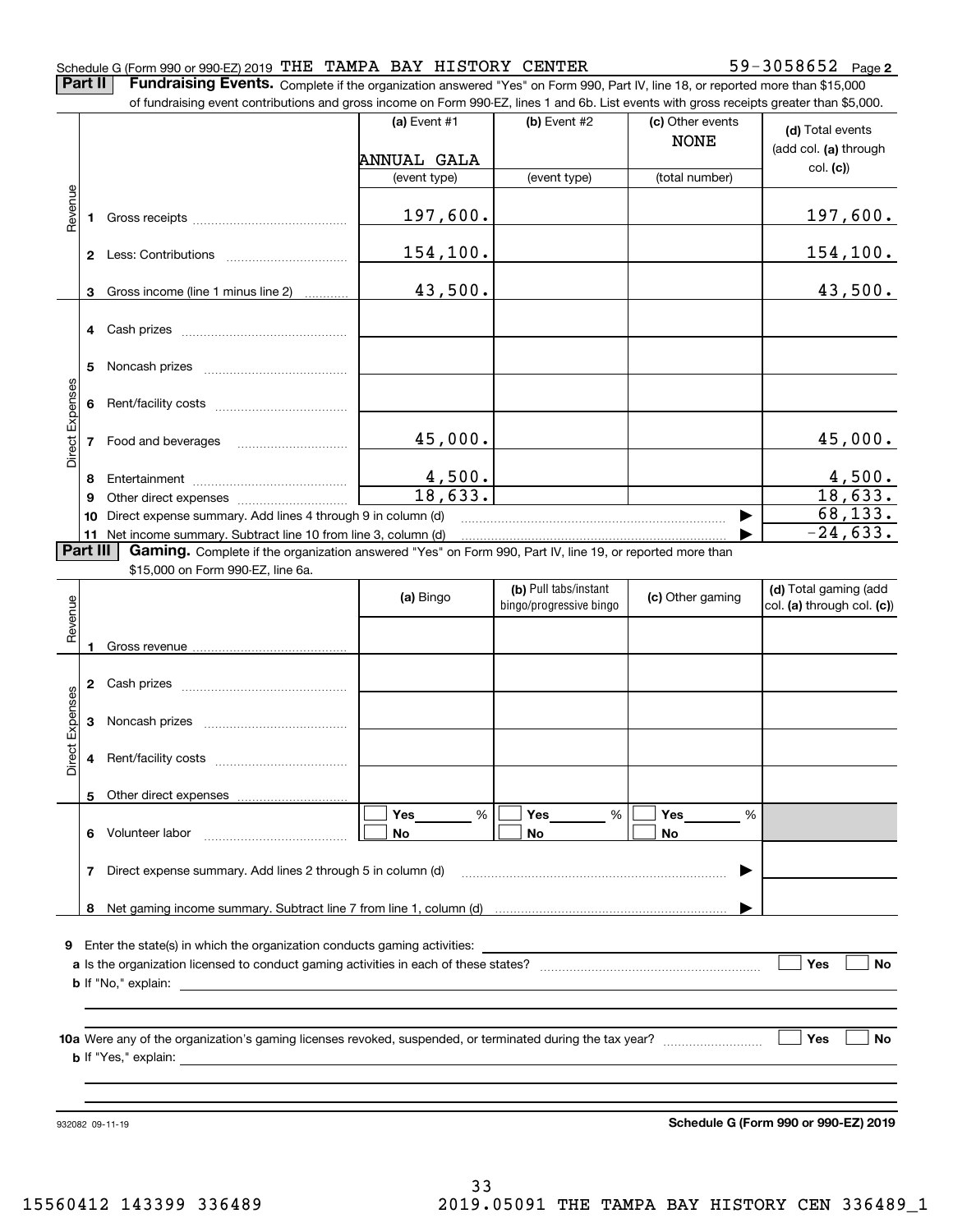Schedule G (Form 990 or 990-EZ) 2019 THE TAMPA BAY HISTORY CENTER 59-3058652 Page **2**

**Part II** **Fundraising Events.** Complete if the organization answered "Yes" on Form 990, Part IV, line 18, or reported more than $15,000 of fundraising event contributions and gross income on Form 990-EZ, lines 1 and 6b. List events with gross receipts greater than $5,000.

| | | (a) Event #1 | (b) Event #2 | (c) Other events | (d) Total events (add col. (a) through col. (c)) |
|---|---|---|---|---|---|
| | | ANNUAL GALA | | NONE | |
| | | (event type) | (event type) | (total number) | |
| Revenue | 1 Gross receipts | 197,600. | | | 197,600. |
| | 2 Less: Contributions | 154,100. | | | 154,100. |
| | 3 Gross income (line 1 minus line 2) | 43,500. | | | 43,500. |
| Direct Expenses | 4 Cash prizes | | | | |
| | 5 Noncash prizes | | | | |
| | 6 Rent/facility costs | | | | |
| | 7 Food and beverages | 45,000. | | | 45,000. |
| | 8 Entertainment | 4,500. | | | 4,500. |
| | 9 Other direct expenses | 18,633. | | | 18,633. |
| | 10 Direct expense summary. Add lines 4 through 9 in column (d) | | | ▶ | 68,133. |
| | 11 Net income summary. Subtract line 10 from line 3, column (d) | | | ▶ | -24,633. |

**Part III** **Gaming.** Complete if the organization answered "Yes" on Form 990, Part IV, line 19, or reported more than $15,000 on Form 990-EZ, line 6a.

| | | (a) Bingo | (b) Pull tabs/instant bingo/progressive bingo | (c) Other gaming | (d) Total gaming (add col. (a) through col. (c)) |
|---|---|---|---|---|---|
| Revenue | 1 Gross revenue | | | | |
| Direct Expenses | 2 Cash prizes | | | | |
| | 3 Noncash prizes | | | | |
| | 4 Rent/facility costs | | | | |
| | 5 Other direct expenses | | | | |
| | 6 Volunteer labor | ☐ Yes ____ % ☐ No | ☐ Yes ____ % ☐ No | ☐ Yes ____ % ☐ No | |
| | 7 Direct expense summary. Add lines 2 through 5 in column (d) | | | ▶ | |
| | 8 Net gaming income summary. Subtract line 7 from line 1, column (d) | | | ▶ | |

**9** Enter the state(s) in which the organization conducts gaming activities: ____________

**a** Is the organization licensed to conduct gaming activities in each of these states? ☐ Yes ☐ No

**b** If "No," explain: ____________

**10a** Were any of the organization's gaming licenses revoked, suspended, or terminated during the tax year? ☐ Yes ☐ No

**b** If "Yes," explain: ____________

932082 09-11-19 **Schedule G (Form 990 or 990-EZ) 2019**

15560412 143399 336489 2019.05091 THE TAMPA BAY HISTORY CEN 336489_1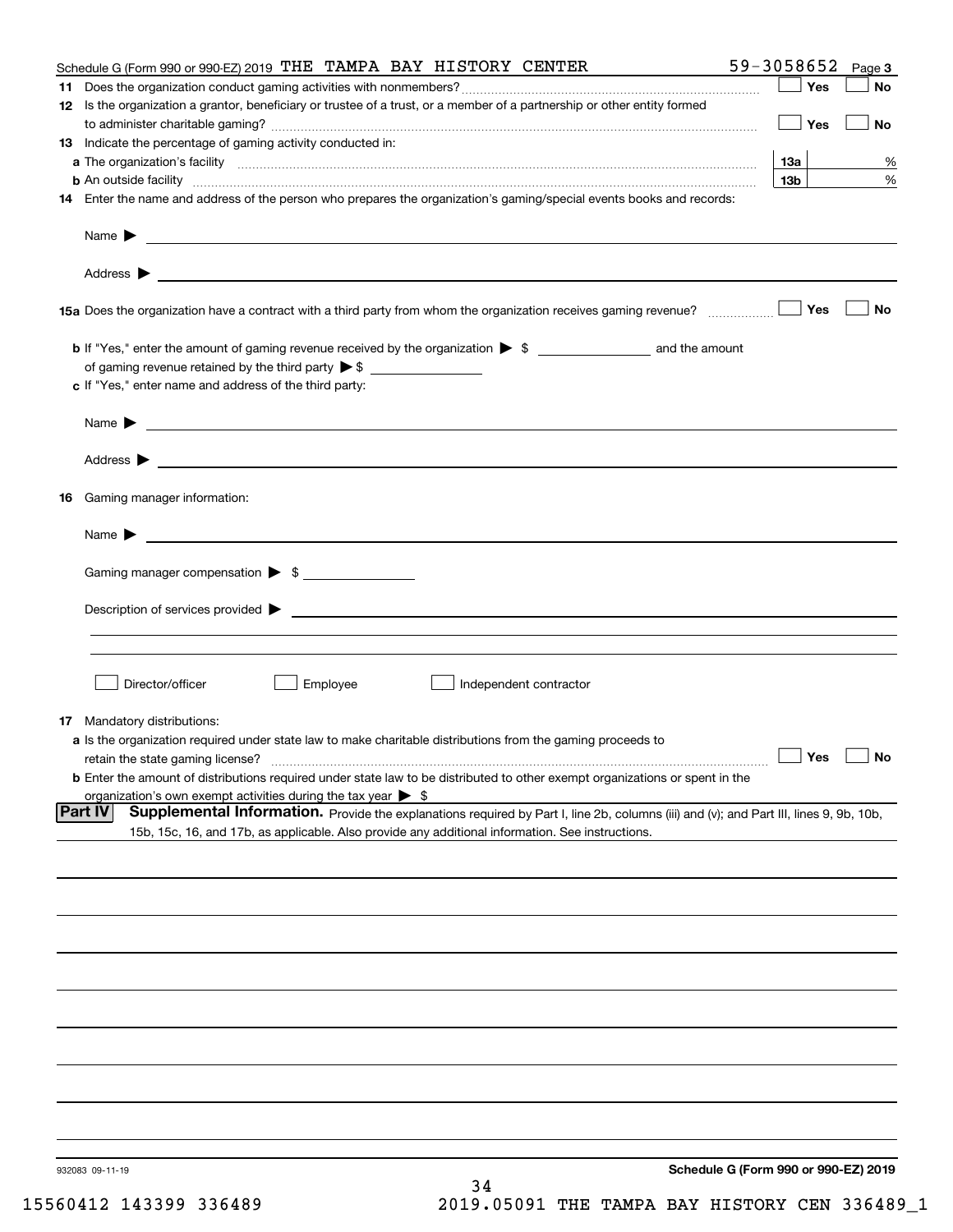Schedule G (Form 990 or 990-EZ) 2019 THE TAMPA BAY HISTORY CENTER 59-3058652 Page 3

**11** Does the organization conduct gaming activities with nonmembers? ☐ Yes ☐ No

**12** Is the organization a grantor, beneficiary or trustee of a trust, or a member of a partnership or other entity formed to administer charitable gaming? ☐ Yes ☐ No

**13** Indicate the percentage of gaming activity conducted in:

**a** The organization's facility **13a** %

**b** An outside facility **13b** %

**14** Enter the name and address of the person who prepares the organization's gaming/special events books and records:

Name ▶

Address ▶

**15a** Does the organization have a contract with a third party from whom the organization receives gaming revenue? ☐ Yes ☐ No

**b** If "Yes," enter the amount of gaming revenue received by the organization ▶ $ ______ and the amount of gaming revenue retained by the third party ▶ $ ______

**c** If "Yes," enter name and address of the third party:

Name ▶

Address ▶

**16** Gaming manager information:

Name ▶

Gaming manager compensation ▶ $ ______

Description of services provided ▶

☐ Director/officer ☐ Employee ☐ Independent contractor

**17** Mandatory distributions:

**a** Is the organization required under state law to make charitable distributions from the gaming proceeds to retain the state gaming license? ☐ Yes ☐ No

**b** Enter the amount of distributions required under state law to be distributed to other exempt organizations or spent in the organization's own exempt activities during the tax year ▶ $

## Part IV Supplemental Information.

Provide the explanations required by Part I, line 2b, columns (iii) and (v); and Part III, lines 9, 9b, 10b, 15b, 15c, 16, and 17b, as applicable. Also provide any additional information. See instructions.

932083 09-11-19

**Schedule G (Form 990 or 990-EZ) 2019**

15560412 143399 336489 2019.05091 THE TAMPA BAY HISTORY CEN 336489_1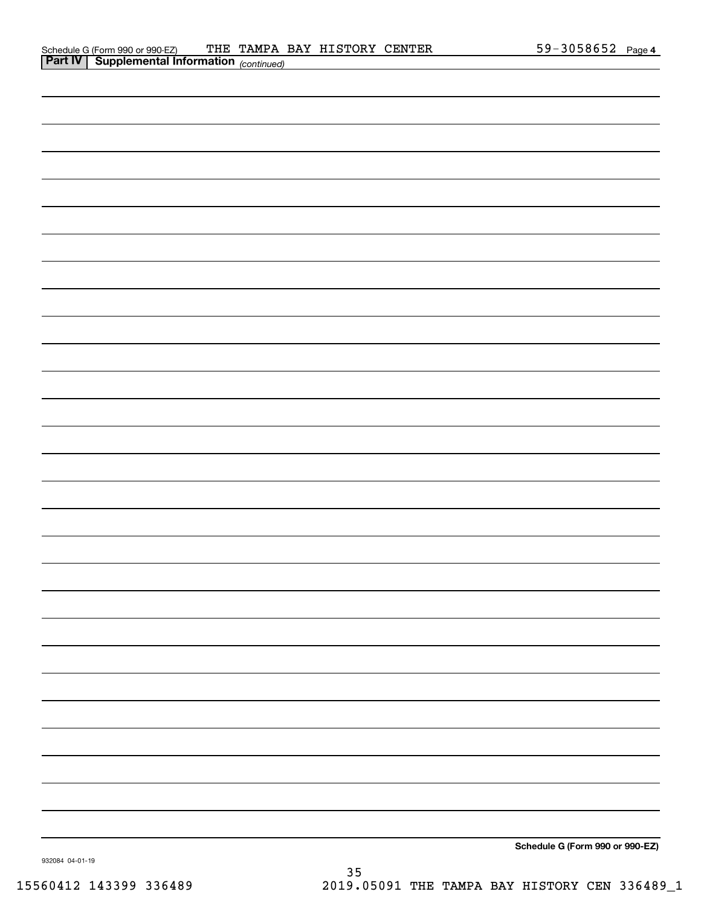Schedule G (Form 990 or 990-EZ) THE TAMPA BAY HISTORY CENTER 59-3058652 Page 4

**Part IV | Supplemental Information** *(continued)*

**Schedule G (Form 990 or 990-EZ)**

932084 04-01-19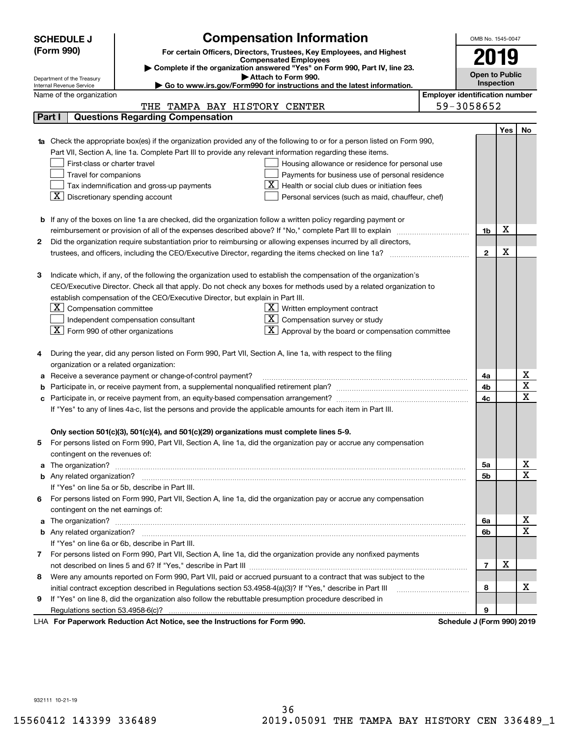**SCHEDULE J (Form 990)**

Department of the Treasury
Internal Revenue Service

# Compensation Information

**For certain Officers, Directors, Trustees, Key Employees, and Highest Compensated Employees**

▶ Complete if the organization answered "Yes" on Form 990, Part IV, line 23.
▶ Attach to Form 990.
▶ Go to www.irs.gov/Form990 for instructions and the latest information.

OMB No. 1545-0047

**2019**

**Open to Public Inspection**

Name of the organization: THE TAMPA BAY HISTORY CENTER

Employer identification number: 59-3058652

## Part I Questions Regarding Compensation

| | | | Yes | No |
|---|---|---|---|---|
| **1a** | Check the appropriate box(es) if the organization provided any of the following to or for a person listed on Form 990, Part VII, Section A, line 1a. Complete Part III to provide any relevant information regarding these items.<br>☐ First-class or charter travel<br>☐ Travel for companions<br>☐ Tax indemnification and gross-up payments<br>☒ Discretionary spending account<br>☐ Housing allowance or residence for personal use<br>☐ Payments for business use of personal residence<br>☒ Health or social club dues or initiation fees<br>☐ Personal services (such as maid, chauffeur, chef) | | | |
| **b** | If any of the boxes on line 1a are checked, did the organization follow a written policy regarding payment or reimbursement or provision of all of the expenses described above? If "No," complete Part III to explain | 1b | X | |
| **2** | Did the organization require substantiation prior to reimbursing or allowing expenses incurred by all directors, trustees, and officers, including the CEO/Executive Director, regarding the items checked on line 1a? | 2 | X | |
| **3** | Indicate which, if any, of the following the organization used to establish the compensation of the organization's CEO/Executive Director. Check all that apply. Do not check any boxes for methods used by a related organization to establish compensation of the CEO/Executive Director, but explain in Part III.<br>☒ Compensation committee<br>☐ Independent compensation consultant<br>☒ Form 990 of other organizations<br>☒ Written employment contract<br>☒ Compensation survey or study<br>☒ Approval by the board or compensation committee | | | |
| **4** | During the year, did any person listed on Form 990, Part VII, Section A, line 1a, with respect to the filing organization or a related organization: | | | |
| **a** | Receive a severance payment or change-of-control payment? | 4a | | X |
| **b** | Participate in, or receive payment from, a supplemental nonqualified retirement plan? | 4b | | X |
| **c** | Participate in, or receive payment from, an equity-based compensation arrangement? | 4c | | X |
| | If "Yes" to any of lines 4a-c, list the persons and provide the applicable amounts for each item in Part III. | | | |
| | **Only section 501(c)(3), 501(c)(4), and 501(c)(29) organizations must complete lines 5-9.** | | | |
| **5** | For persons listed on Form 990, Part VII, Section A, line 1a, did the organization pay or accrue any compensation contingent on the revenues of: | | | |
| **a** | The organization? | 5a | | X |
| **b** | Any related organization? | 5b | | X |
| | If "Yes" on line 5a or 5b, describe in Part III. | | | |
| **6** | For persons listed on Form 990, Part VII, Section A, line 1a, did the organization pay or accrue any compensation contingent on the net earnings of: | | | |
| **a** | The organization? | 6a | | X |
| **b** | Any related organization? | 6b | | X |
| | If "Yes" on line 6a or 6b, describe in Part III. | | | |
| **7** | For persons listed on Form 990, Part VII, Section A, line 1a, did the organization provide any nonfixed payments not described on lines 5 and 6? If "Yes," describe in Part III | 7 | X | |
| **8** | Were any amounts reported on Form 990, Part VII, paid or accrued pursuant to a contract that was subject to the initial contract exception described in Regulations section 53.4958-4(a)(3)? If "Yes," describe in Part III | 8 | | X |
| **9** | If "Yes" on line 8, did the organization also follow the rebuttable presumption procedure described in Regulations section 53.4958-6(c)? | 9 | | |

LHA **For Paperwork Reduction Act Notice, see the Instructions for Form 990.** **Schedule J (Form 990) 2019**

932111 10-21-19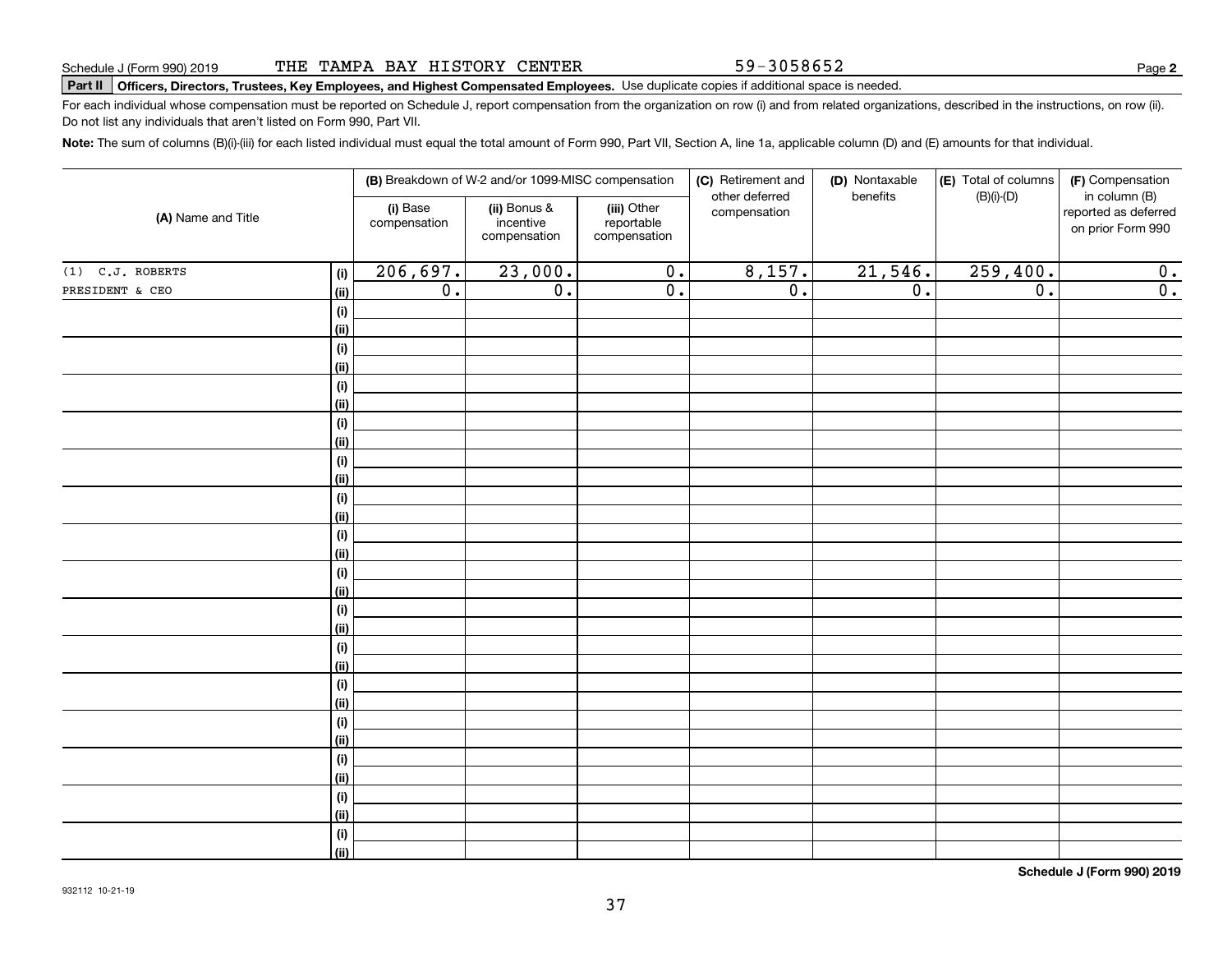Schedule J (Form 990) 2019 THE TAMPA BAY HISTORY CENTER 59-3058652

**Part II** **Officers, Directors, Trustees, Key Employees, and Highest Compensated Employees.** Use duplicate copies if additional space is needed.

For each individual whose compensation must be reported on Schedule J, report compensation from the organization on row (i) and from related organizations, described in the instructions, on row (ii). Do not list any individuals that aren't listed on Form 990, Part VII.

**Note:** The sum of columns (B)(i)-(iii) for each listed individual must equal the total amount of Form 990, Part VII, Section A, line 1a, applicable column (D) and (E) amounts for that individual.

| (A) Name and Title | | (B) Breakdown of W-2 and/or 1099-MISC compensation | | | (C) Retirement and other deferred compensation | (D) Nontaxable benefits | (E) Total of columns (B)(i)-(D) | (F) Compensation in column (B) reported as deferred on prior Form 990 |
|---|---|---|---|---|---|---|---|---|
| | | (i) Base compensation | (ii) Bonus & incentive compensation | (iii) Other reportable compensation | | | | |
| (1) C.J. ROBERTS | (i) | 206,697. | 23,000. | 0. | 8,157. | 21,546. | 259,400. | 0. |
| PRESIDENT & CEO | (ii) | 0. | 0. | 0. | 0. | 0. | 0. | 0. |
| | (i) | | | | | | | |
| | (ii) | | | | | | | |
| | (i) | | | | | | | |
| | (ii) | | | | | | | |
| | (i) | | | | | | | |
| | (ii) | | | | | | | |
| | (i) | | | | | | | |
| | (ii) | | | | | | | |
| | (i) | | | | | | | |
| | (ii) | | | | | | | |
| | (i) | | | | | | | |
| | (ii) | | | | | | | |
| | (i) | | | | | | | |
| | (ii) | | | | | | | |
| | (i) | | | | | | | |
| | (ii) | | | | | | | |
| | (i) | | | | | | | |
| | (ii) | | | | | | | |
| | (i) | | | | | | | |
| | (ii) | | | | | | | |
| | (i) | | | | | | | |
| | (ii) | | | | | | | |
| | (i) | | | | | | | |
| | (ii) | | | | | | | |
| | (i) | | | | | | | |
| | (ii) | | | | | | | |
| | (i) | | | | | | | |
| | (ii) | | | | | | | |
| | (i) | | | | | | | |
| | (ii) | | | | | | | |

**Schedule J (Form 990) 2019**

932112 10-21-19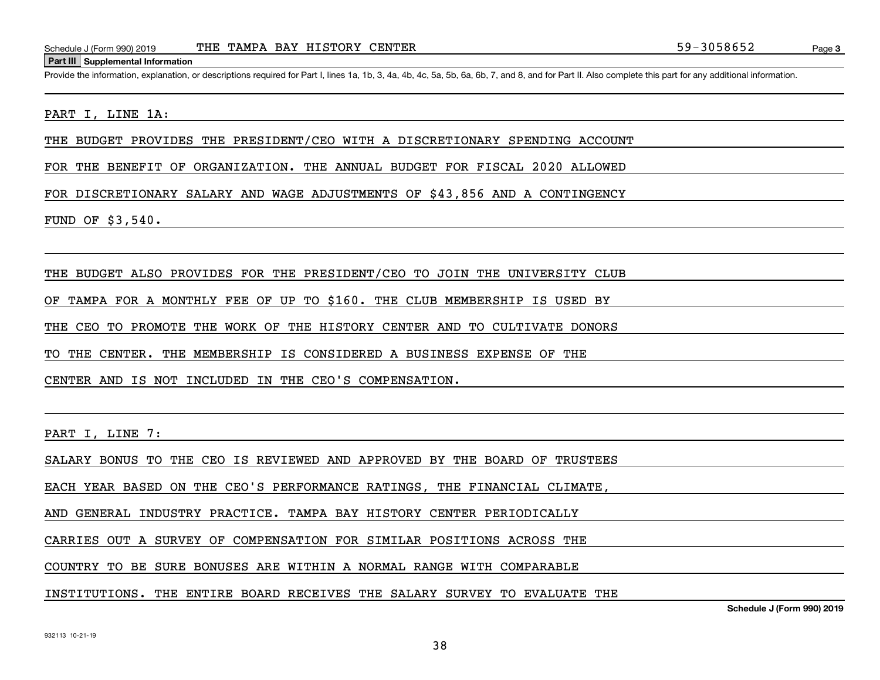## Part III Supplemental Information

Provide the information, explanation, or descriptions required for Part I, lines 1a, 1b, 3, 4a, 4b, 4c, 5a, 5b, 6a, 6b, 7, and 8, and for Part II. Also complete this part for any additional information.

PART I, LINE 1A:

THE BUDGET PROVIDES THE PRESIDENT/CEO WITH A DISCRETIONARY SPENDING ACCOUNT FOR THE BENEFIT OF ORGANIZATION. THE ANNUAL BUDGET FOR FISCAL 2020 ALLOWED FOR DISCRETIONARY SALARY AND WAGE ADJUSTMENTS OF $43,856 AND A CONTINGENCY FUND OF $3,540.

THE BUDGET ALSO PROVIDES FOR THE PRESIDENT/CEO TO JOIN THE UNIVERSITY CLUB OF TAMPA FOR A MONTHLY FEE OF UP TO $160. THE CLUB MEMBERSHIP IS USED BY THE CEO TO PROMOTE THE WORK OF THE HISTORY CENTER AND TO CULTIVATE DONORS TO THE CENTER. THE MEMBERSHIP IS CONSIDERED A BUSINESS EXPENSE OF THE CENTER AND IS NOT INCLUDED IN THE CEO'S COMPENSATION.

PART I, LINE 7:

SALARY BONUS TO THE CEO IS REVIEWED AND APPROVED BY THE BOARD OF TRUSTEES EACH YEAR BASED ON THE CEO'S PERFORMANCE RATINGS, THE FINANCIAL CLIMATE, AND GENERAL INDUSTRY PRACTICE. TAMPA BAY HISTORY CENTER PERIODICALLY CARRIES OUT A SURVEY OF COMPENSATION FOR SIMILAR POSITIONS ACROSS THE COUNTRY TO BE SURE BONUSES ARE WITHIN A NORMAL RANGE WITH COMPARABLE INSTITUTIONS. THE ENTIRE BOARD RECEIVES THE SALARY SURVEY TO EVALUATE THE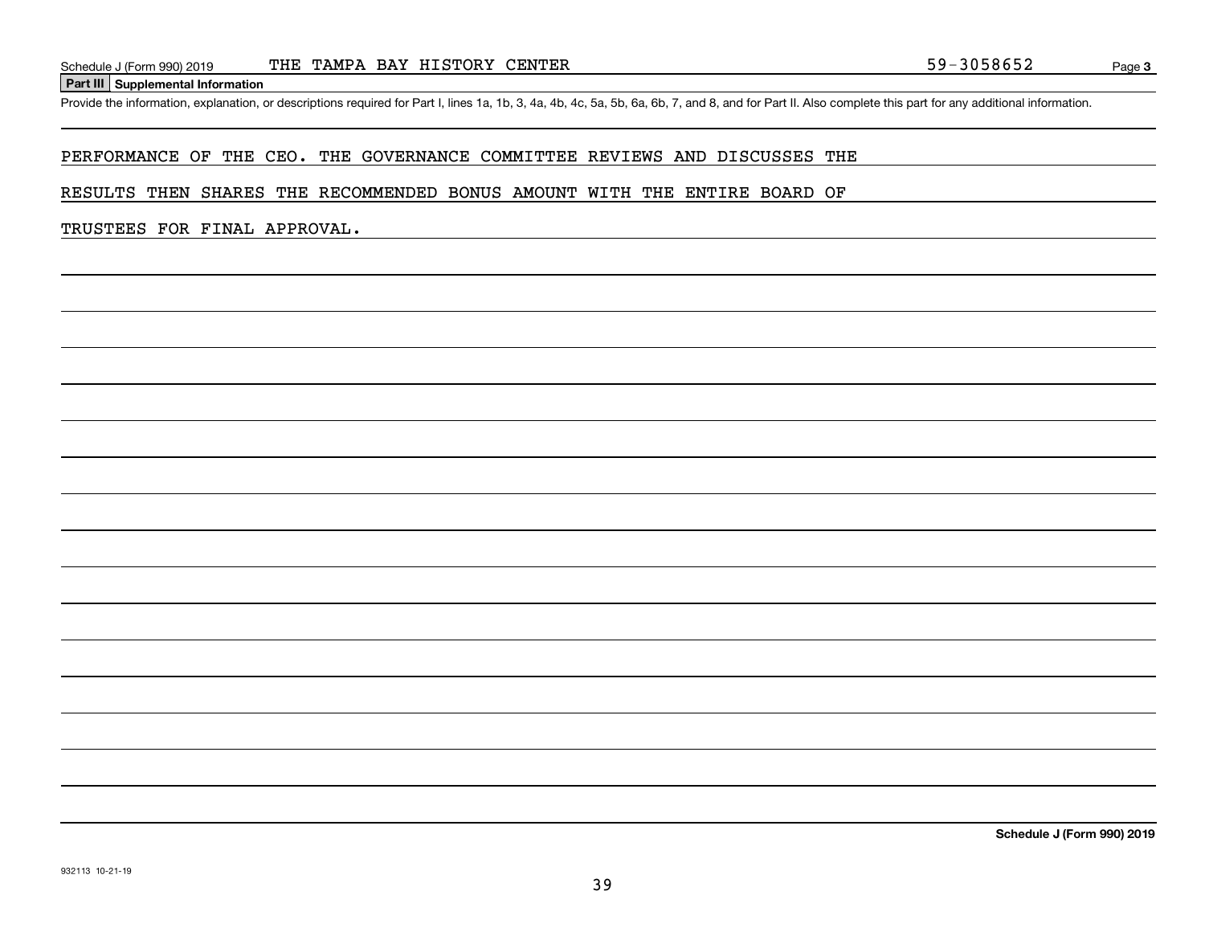Schedule J (Form 990) 2019 THE TAMPA BAY HISTORY CENTER 59-3058652 Page **3**

**Part III** **Supplemental Information**

Provide the information, explanation, or descriptions required for Part I, lines 1a, 1b, 3, 4a, 4b, 4c, 5a, 5b, 6a, 6b, 7, and 8, and for Part II. Also complete this part for any additional information.

PERFORMANCE OF THE CEO. THE GOVERNANCE COMMITTEE REVIEWS AND DISCUSSES THE RESULTS THEN SHARES THE RECOMMENDED BONUS AMOUNT WITH THE ENTIRE BOARD OF TRUSTEES FOR FINAL APPROVAL.

**Schedule J (Form 990) 2019**

932113 10-21-19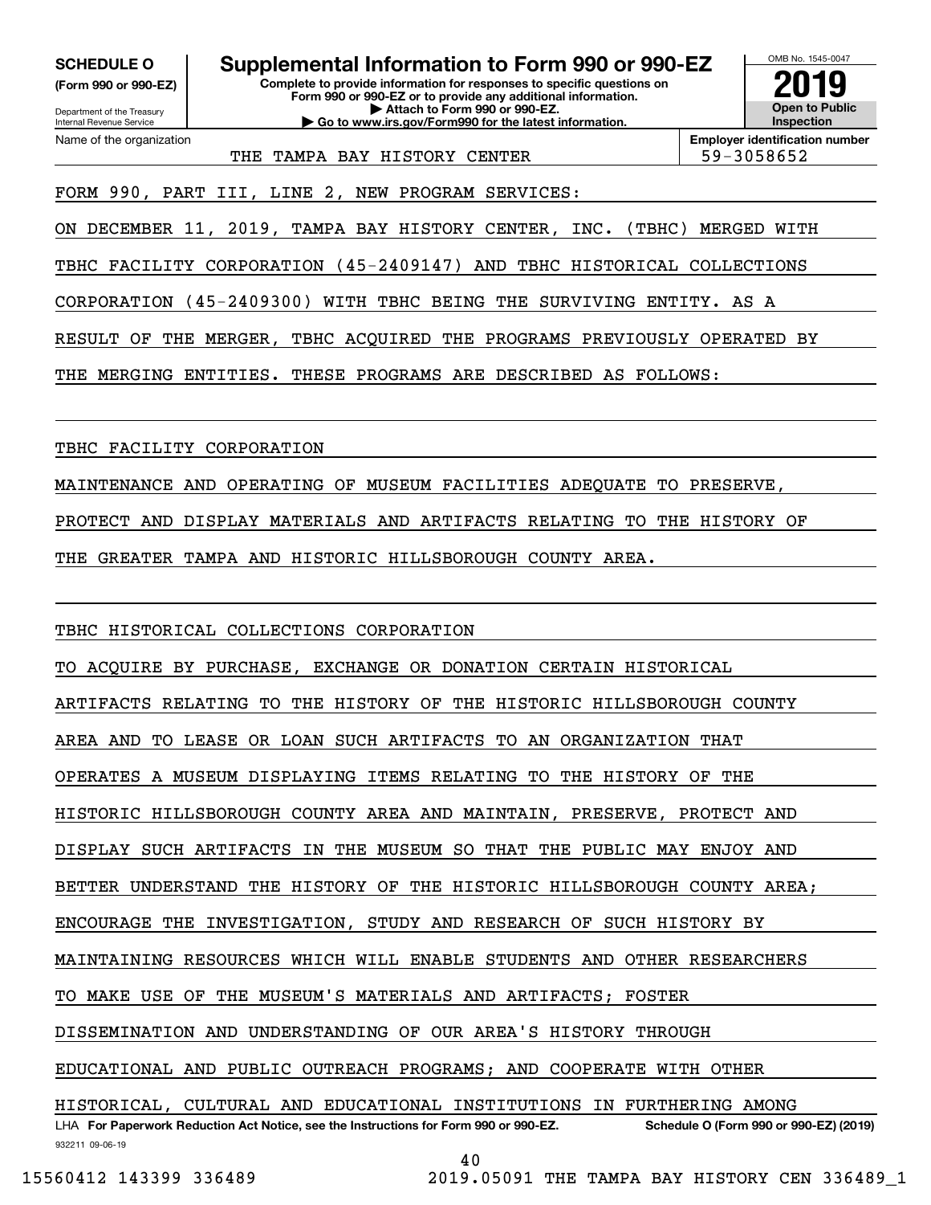**SCHEDULE O**
**(Form 990 or 990-EZ)**

Department of the Treasury
Internal Revenue Service

# Supplemental Information to Form 990 or 990-EZ

**Complete to provide information for responses to specific questions on Form 990 or 990-EZ or to provide any additional information.**
**▶ Attach to Form 990 or 990-EZ.**
**▶ Go to www.irs.gov/Form990 for the latest information.**

OMB No. 1545-0047

**2019**

**Open to Public Inspection**

| Name of the organization | Employer identification number |
|---|---|
| THE TAMPA BAY HISTORY CENTER | 59-3058652 |

FORM 990, PART III, LINE 2, NEW PROGRAM SERVICES:

ON DECEMBER 11, 2019, TAMPA BAY HISTORY CENTER, INC. (TBHC) MERGED WITH TBHC FACILITY CORPORATION (45-2409147) AND TBHC HISTORICAL COLLECTIONS CORPORATION (45-2409300) WITH TBHC BEING THE SURVIVING ENTITY. AS A RESULT OF THE MERGER, TBHC ACQUIRED THE PROGRAMS PREVIOUSLY OPERATED BY THE MERGING ENTITIES. THESE PROGRAMS ARE DESCRIBED AS FOLLOWS:

TBHC FACILITY CORPORATION

MAINTENANCE AND OPERATING OF MUSEUM FACILITIES ADEQUATE TO PRESERVE, PROTECT AND DISPLAY MATERIALS AND ARTIFACTS RELATING TO THE HISTORY OF THE GREATER TAMPA AND HISTORIC HILLSBOROUGH COUNTY AREA.

TBHC HISTORICAL COLLECTIONS CORPORATION

TO ACQUIRE BY PURCHASE, EXCHANGE OR DONATION CERTAIN HISTORICAL ARTIFACTS RELATING TO THE HISTORY OF THE HISTORIC HILLSBOROUGH COUNTY AREA AND TO LEASE OR LOAN SUCH ARTIFACTS TO AN ORGANIZATION THAT OPERATES A MUSEUM DISPLAYING ITEMS RELATING TO THE HISTORY OF THE HISTORIC HILLSBOROUGH COUNTY AREA AND MAINTAIN, PRESERVE, PROTECT AND DISPLAY SUCH ARTIFACTS IN THE MUSEUM SO THAT THE PUBLIC MAY ENJOY AND BETTER UNDERSTAND THE HISTORY OF THE HISTORIC HILLSBOROUGH COUNTY AREA; ENCOURAGE THE INVESTIGATION, STUDY AND RESEARCH OF SUCH HISTORY BY MAINTAINING RESOURCES WHICH WILL ENABLE STUDENTS AND OTHER RESEARCHERS TO MAKE USE OF THE MUSEUM'S MATERIALS AND ARTIFACTS; FOSTER DISSEMINATION AND UNDERSTANDING OF OUR AREA'S HISTORY THROUGH EDUCATIONAL AND PUBLIC OUTREACH PROGRAMS; AND COOPERATE WITH OTHER HISTORICAL, CULTURAL AND EDUCATIONAL INSTITUTIONS IN FURTHERING AMONG

LHA **For Paperwork Reduction Act Notice, see the Instructions for Form 990 or 990-EZ.** **Schedule O (Form 990 or 990-EZ) (2019)**

932211 09-06-19

15560412 143399 336489 2019.05091 THE TAMPA BAY HISTORY CEN 336489_1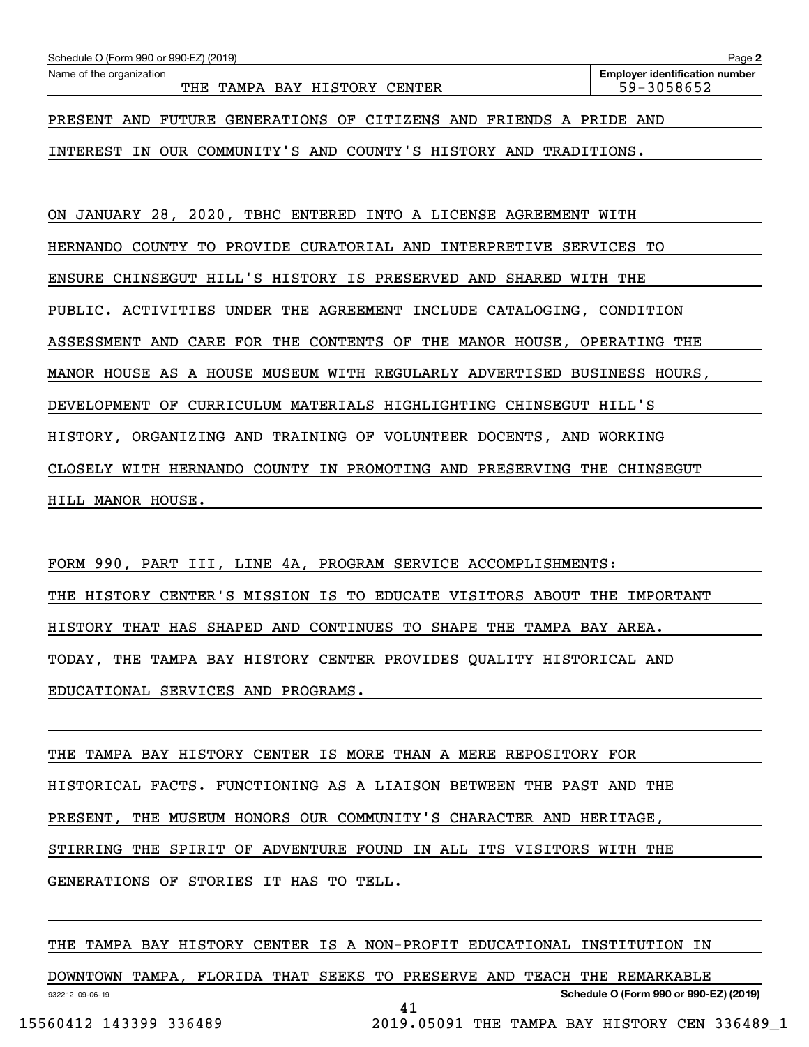Name of the organization: THE TAMPA BAY HISTORY CENTER

Employer identification number: 59-3058652

PRESENT AND FUTURE GENERATIONS OF CITIZENS AND FRIENDS A PRIDE AND INTEREST IN OUR COMMUNITY'S AND COUNTY'S HISTORY AND TRADITIONS.

ON JANUARY 28, 2020, TBHC ENTERED INTO A LICENSE AGREEMENT WITH HERNANDO COUNTY TO PROVIDE CURATORIAL AND INTERPRETIVE SERVICES TO ENSURE CHINSEGUT HILL'S HISTORY IS PRESERVED AND SHARED WITH THE PUBLIC. ACTIVITIES UNDER THE AGREEMENT INCLUDE CATALOGING, CONDITION ASSESSMENT AND CARE FOR THE CONTENTS OF THE MANOR HOUSE, OPERATING THE MANOR HOUSE AS A HOUSE MUSEUM WITH REGULARLY ADVERTISED BUSINESS HOURS, DEVELOPMENT OF CURRICULUM MATERIALS HIGHLIGHTING CHINSEGUT HILL'S HISTORY, ORGANIZING AND TRAINING OF VOLUNTEER DOCENTS, AND WORKING CLOSELY WITH HERNANDO COUNTY IN PROMOTING AND PRESERVING THE CHINSEGUT HILL MANOR HOUSE.

FORM 990, PART III, LINE 4A, PROGRAM SERVICE ACCOMPLISHMENTS:

THE HISTORY CENTER'S MISSION IS TO EDUCATE VISITORS ABOUT THE IMPORTANT HISTORY THAT HAS SHAPED AND CONTINUES TO SHAPE THE TAMPA BAY AREA. TODAY, THE TAMPA BAY HISTORY CENTER PROVIDES QUALITY HISTORICAL AND EDUCATIONAL SERVICES AND PROGRAMS.

THE TAMPA BAY HISTORY CENTER IS MORE THAN A MERE REPOSITORY FOR HISTORICAL FACTS. FUNCTIONING AS A LIAISON BETWEEN THE PAST AND THE PRESENT, THE MUSEUM HONORS OUR COMMUNITY'S CHARACTER AND HERITAGE, STIRRING THE SPIRIT OF ADVENTURE FOUND IN ALL ITS VISITORS WITH THE GENERATIONS OF STORIES IT HAS TO TELL.

THE TAMPA BAY HISTORY CENTER IS A NON-PROFIT EDUCATIONAL INSTITUTION IN DOWNTOWN TAMPA, FLORIDA THAT SEEKS TO PRESERVE AND TEACH THE REMARKABLE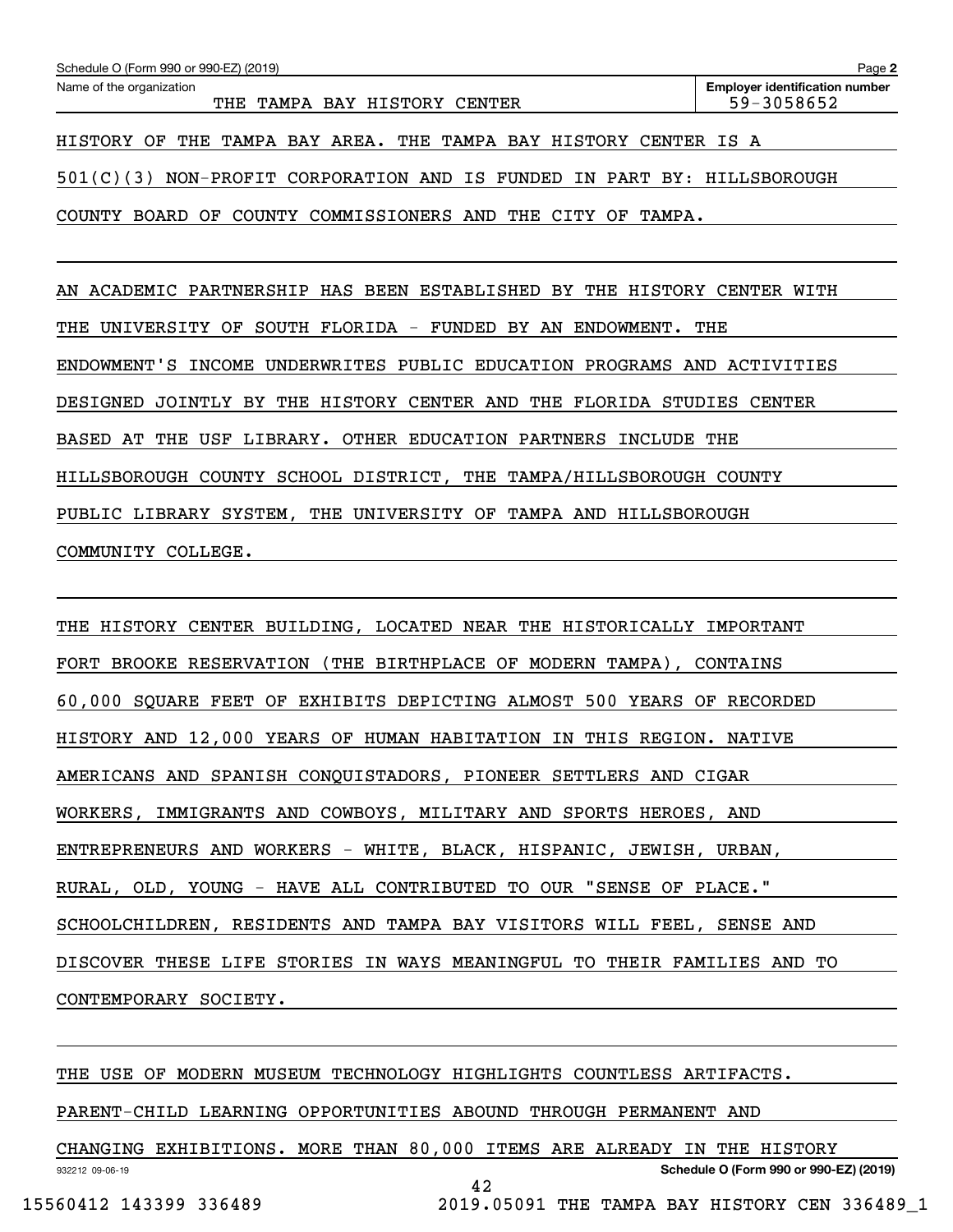Schedule O (Form 990 or 990-EZ) (2019)

Name of the organization: THE TAMPA BAY HISTORY CENTER

Employer identification number: 59-3058652

HISTORY OF THE TAMPA BAY AREA. THE TAMPA BAY HISTORY CENTER IS A 501(C)(3) NON-PROFIT CORPORATION AND IS FUNDED IN PART BY: HILLSBOROUGH COUNTY BOARD OF COUNTY COMMISSIONERS AND THE CITY OF TAMPA.

AN ACADEMIC PARTNERSHIP HAS BEEN ESTABLISHED BY THE HISTORY CENTER WITH THE UNIVERSITY OF SOUTH FLORIDA - FUNDED BY AN ENDOWMENT. THE ENDOWMENT'S INCOME UNDERWRITES PUBLIC EDUCATION PROGRAMS AND ACTIVITIES DESIGNED JOINTLY BY THE HISTORY CENTER AND THE FLORIDA STUDIES CENTER BASED AT THE USF LIBRARY. OTHER EDUCATION PARTNERS INCLUDE THE HILLSBOROUGH COUNTY SCHOOL DISTRICT, THE TAMPA/HILLSBOROUGH COUNTY PUBLIC LIBRARY SYSTEM, THE UNIVERSITY OF TAMPA AND HILLSBOROUGH COMMUNITY COLLEGE.

THE HISTORY CENTER BUILDING, LOCATED NEAR THE HISTORICALLY IMPORTANT FORT BROOKE RESERVATION (THE BIRTHPLACE OF MODERN TAMPA), CONTAINS 60,000 SQUARE FEET OF EXHIBITS DEPICTING ALMOST 500 YEARS OF RECORDED HISTORY AND 12,000 YEARS OF HUMAN HABITATION IN THIS REGION. NATIVE AMERICANS AND SPANISH CONQUISTADORS, PIONEER SETTLERS AND CIGAR WORKERS, IMMIGRANTS AND COWBOYS, MILITARY AND SPORTS HEROES, AND ENTREPRENEURS AND WORKERS - WHITE, BLACK, HISPANIC, JEWISH, URBAN, RURAL, OLD, YOUNG - HAVE ALL CONTRIBUTED TO OUR "SENSE OF PLACE." SCHOOLCHILDREN, RESIDENTS AND TAMPA BAY VISITORS WILL FEEL, SENSE AND DISCOVER THESE LIFE STORIES IN WAYS MEANINGFUL TO THEIR FAMILIES AND TO CONTEMPORARY SOCIETY.

THE USE OF MODERN MUSEUM TECHNOLOGY HIGHLIGHTS COUNTLESS ARTIFACTS. PARENT-CHILD LEARNING OPPORTUNITIES ABOUND THROUGH PERMANENT AND CHANGING EXHIBITIONS. MORE THAN 80,000 ITEMS ARE ALREADY IN THE HISTORY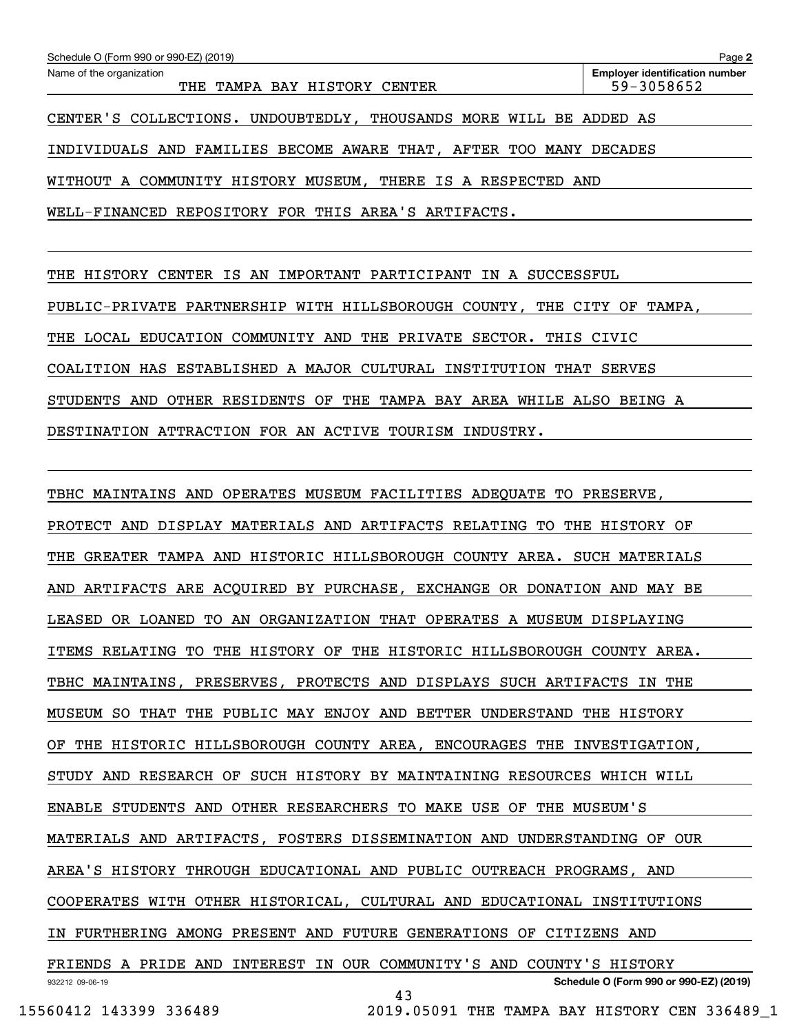CENTER'S COLLECTIONS. UNDOUBTEDLY, THOUSANDS MORE WILL BE ADDED AS INDIVIDUALS AND FAMILIES BECOME AWARE THAT, AFTER TOO MANY DECADES WITHOUT A COMMUNITY HISTORY MUSEUM, THERE IS A RESPECTED AND WELL-FINANCED REPOSITORY FOR THIS AREA'S ARTIFACTS.

THE HISTORY CENTER IS AN IMPORTANT PARTICIPANT IN A SUCCESSFUL PUBLIC-PRIVATE PARTNERSHIP WITH HILLSBOROUGH COUNTY, THE CITY OF TAMPA, THE LOCAL EDUCATION COMMUNITY AND THE PRIVATE SECTOR. THIS CIVIC COALITION HAS ESTABLISHED A MAJOR CULTURAL INSTITUTION THAT SERVES STUDENTS AND OTHER RESIDENTS OF THE TAMPA BAY AREA WHILE ALSO BEING A DESTINATION ATTRACTION FOR AN ACTIVE TOURISM INDUSTRY.

TBHC MAINTAINS AND OPERATES MUSEUM FACILITIES ADEQUATE TO PRESERVE, PROTECT AND DISPLAY MATERIALS AND ARTIFACTS RELATING TO THE HISTORY OF THE GREATER TAMPA AND HISTORIC HILLSBOROUGH COUNTY AREA. SUCH MATERIALS AND ARTIFACTS ARE ACQUIRED BY PURCHASE, EXCHANGE OR DONATION AND MAY BE LEASED OR LOANED TO AN ORGANIZATION THAT OPERATES A MUSEUM DISPLAYING ITEMS RELATING TO THE HISTORY OF THE HISTORIC HILLSBOROUGH COUNTY AREA. TBHC MAINTAINS, PRESERVES, PROTECTS AND DISPLAYS SUCH ARTIFACTS IN THE MUSEUM SO THAT THE PUBLIC MAY ENJOY AND BETTER UNDERSTAND THE HISTORY OF THE HISTORIC HILLSBOROUGH COUNTY AREA, ENCOURAGES THE INVESTIGATION, STUDY AND RESEARCH OF SUCH HISTORY BY MAINTAINING RESOURCES WHICH WILL ENABLE STUDENTS AND OTHER RESEARCHERS TO MAKE USE OF THE MUSEUM'S MATERIALS AND ARTIFACTS, FOSTERS DISSEMINATION AND UNDERSTANDING OF OUR AREA'S HISTORY THROUGH EDUCATIONAL AND PUBLIC OUTREACH PROGRAMS, AND COOPERATES WITH OTHER HISTORICAL, CULTURAL AND EDUCATIONAL INSTITUTIONS IN FURTHERING AMONG PRESENT AND FUTURE GENERATIONS OF CITIZENS AND FRIENDS A PRIDE AND INTEREST IN OUR COMMUNITY'S AND COUNTY'S HISTORY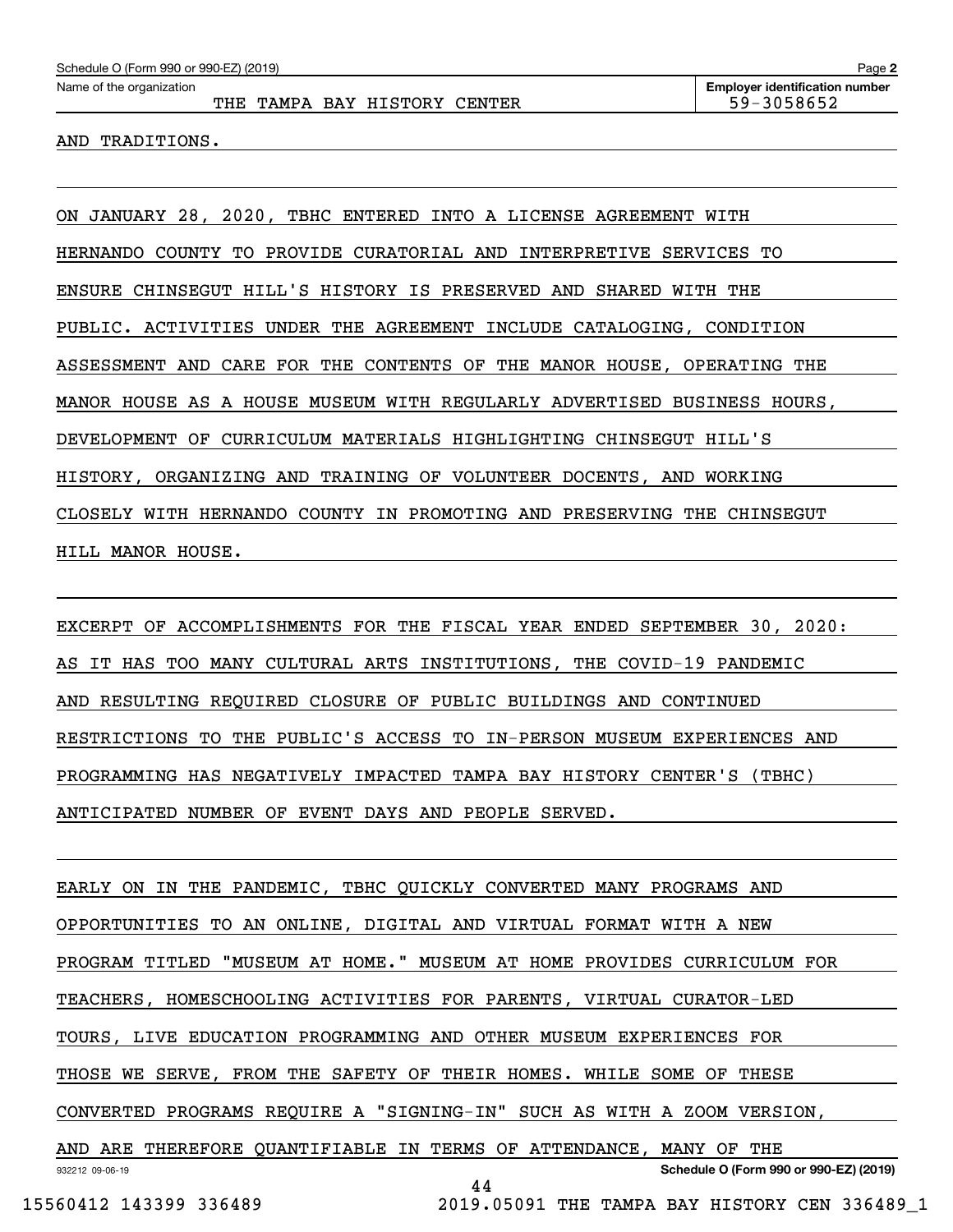AND TRADITIONS.

ON JANUARY 28, 2020, TBHC ENTERED INTO A LICENSE AGREEMENT WITH HERNANDO COUNTY TO PROVIDE CURATORIAL AND INTERPRETIVE SERVICES TO ENSURE CHINSEGUT HILL'S HISTORY IS PRESERVED AND SHARED WITH THE PUBLIC. ACTIVITIES UNDER THE AGREEMENT INCLUDE CATALOGING, CONDITION ASSESSMENT AND CARE FOR THE CONTENTS OF THE MANOR HOUSE, OPERATING THE MANOR HOUSE AS A HOUSE MUSEUM WITH REGULARLY ADVERTISED BUSINESS HOURS, DEVELOPMENT OF CURRICULUM MATERIALS HIGHLIGHTING CHINSEGUT HILL'S HISTORY, ORGANIZING AND TRAINING OF VOLUNTEER DOCENTS, AND WORKING CLOSELY WITH HERNANDO COUNTY IN PROMOTING AND PRESERVING THE CHINSEGUT HILL MANOR HOUSE.

EXCERPT OF ACCOMPLISHMENTS FOR THE FISCAL YEAR ENDED SEPTEMBER 30, 2020: AS IT HAS TOO MANY CULTURAL ARTS INSTITUTIONS, THE COVID-19 PANDEMIC AND RESULTING REQUIRED CLOSURE OF PUBLIC BUILDINGS AND CONTINUED RESTRICTIONS TO THE PUBLIC'S ACCESS TO IN-PERSON MUSEUM EXPERIENCES AND PROGRAMMING HAS NEGATIVELY IMPACTED TAMPA BAY HISTORY CENTER'S (TBHC) ANTICIPATED NUMBER OF EVENT DAYS AND PEOPLE SERVED.

EARLY ON IN THE PANDEMIC, TBHC QUICKLY CONVERTED MANY PROGRAMS AND OPPORTUNITIES TO AN ONLINE, DIGITAL AND VIRTUAL FORMAT WITH A NEW PROGRAM TITLED "MUSEUM AT HOME." MUSEUM AT HOME PROVIDES CURRICULUM FOR TEACHERS, HOMESCHOOLING ACTIVITIES FOR PARENTS, VIRTUAL CURATOR-LED TOURS, LIVE EDUCATION PROGRAMMING AND OTHER MUSEUM EXPERIENCES FOR THOSE WE SERVE, FROM THE SAFETY OF THEIR HOMES. WHILE SOME OF THESE CONVERTED PROGRAMS REQUIRE A "SIGNING-IN" SUCH AS WITH A ZOOM VERSION, AND ARE THEREFORE QUANTIFIABLE IN TERMS OF ATTENDANCE, MANY OF THE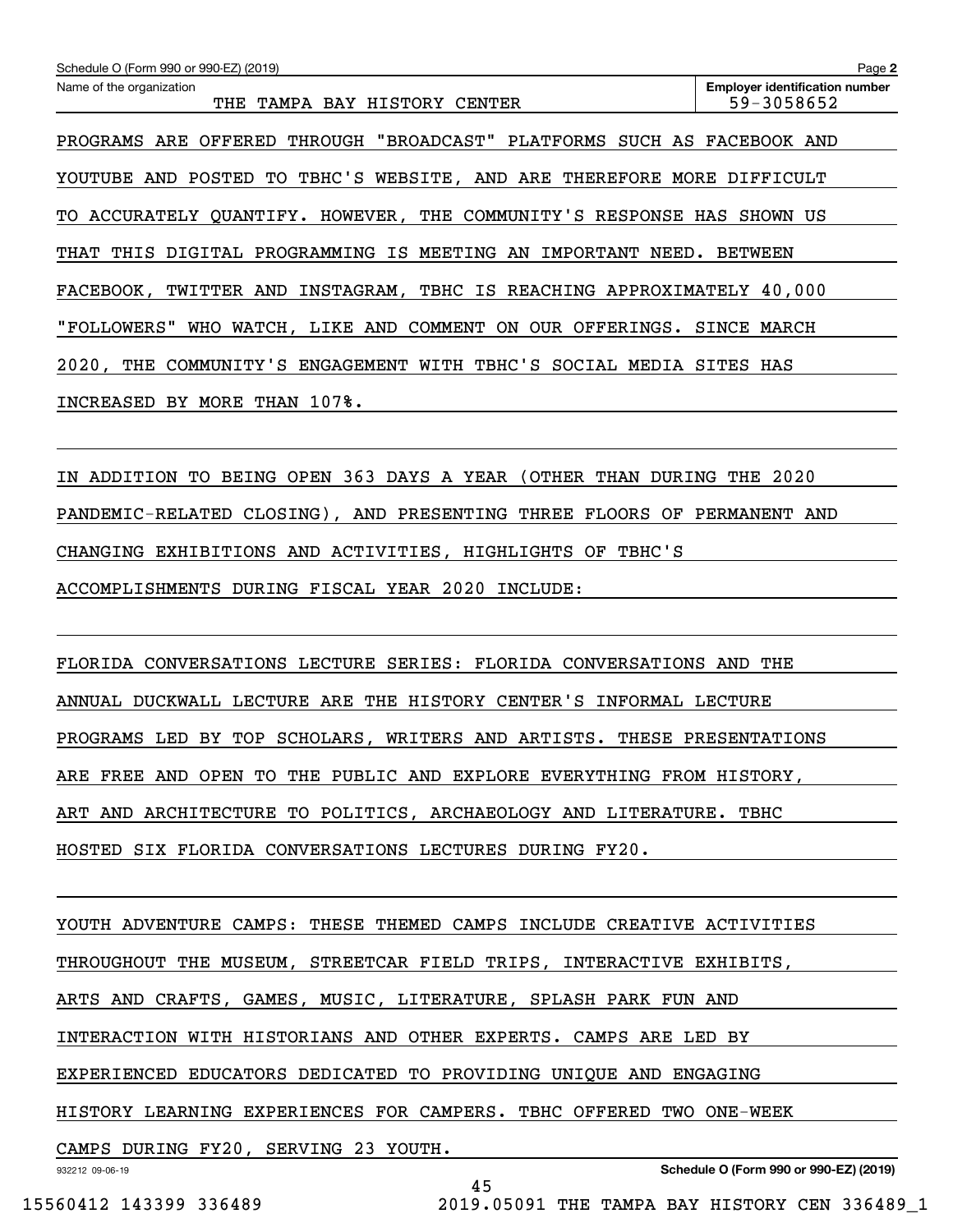PROGRAMS ARE OFFERED THROUGH "BROADCAST" PLATFORMS SUCH AS FACEBOOK AND YOUTUBE AND POSTED TO TBHC'S WEBSITE, AND ARE THEREFORE MORE DIFFICULT TO ACCURATELY QUANTIFY. HOWEVER, THE COMMUNITY'S RESPONSE HAS SHOWN US THAT THIS DIGITAL PROGRAMMING IS MEETING AN IMPORTANT NEED. BETWEEN FACEBOOK, TWITTER AND INSTAGRAM, TBHC IS REACHING APPROXIMATELY 40,000 "FOLLOWERS" WHO WATCH, LIKE AND COMMENT ON OUR OFFERINGS. SINCE MARCH 2020, THE COMMUNITY'S ENGAGEMENT WITH TBHC'S SOCIAL MEDIA SITES HAS INCREASED BY MORE THAN 107%.

IN ADDITION TO BEING OPEN 363 DAYS A YEAR (OTHER THAN DURING THE 2020 PANDEMIC-RELATED CLOSING), AND PRESENTING THREE FLOORS OF PERMANENT AND CHANGING EXHIBITIONS AND ACTIVITIES, HIGHLIGHTS OF TBHC'S ACCOMPLISHMENTS DURING FISCAL YEAR 2020 INCLUDE:

FLORIDA CONVERSATIONS LECTURE SERIES: FLORIDA CONVERSATIONS AND THE ANNUAL DUCKWALL LECTURE ARE THE HISTORY CENTER'S INFORMAL LECTURE PROGRAMS LED BY TOP SCHOLARS, WRITERS AND ARTISTS. THESE PRESENTATIONS ARE FREE AND OPEN TO THE PUBLIC AND EXPLORE EVERYTHING FROM HISTORY, ART AND ARCHITECTURE TO POLITICS, ARCHAEOLOGY AND LITERATURE. TBHC HOSTED SIX FLORIDA CONVERSATIONS LECTURES DURING FY20.

YOUTH ADVENTURE CAMPS: THESE THEMED CAMPS INCLUDE CREATIVE ACTIVITIES THROUGHOUT THE MUSEUM, STREETCAR FIELD TRIPS, INTERACTIVE EXHIBITS, ARTS AND CRAFTS, GAMES, MUSIC, LITERATURE, SPLASH PARK FUN AND INTERACTION WITH HISTORIANS AND OTHER EXPERTS. CAMPS ARE LED BY EXPERIENCED EDUCATORS DEDICATED TO PROVIDING UNIQUE AND ENGAGING HISTORY LEARNING EXPERIENCES FOR CAMPERS. TBHC OFFERED TWO ONE-WEEK CAMPS DURING FY20, SERVING 23 YOUTH.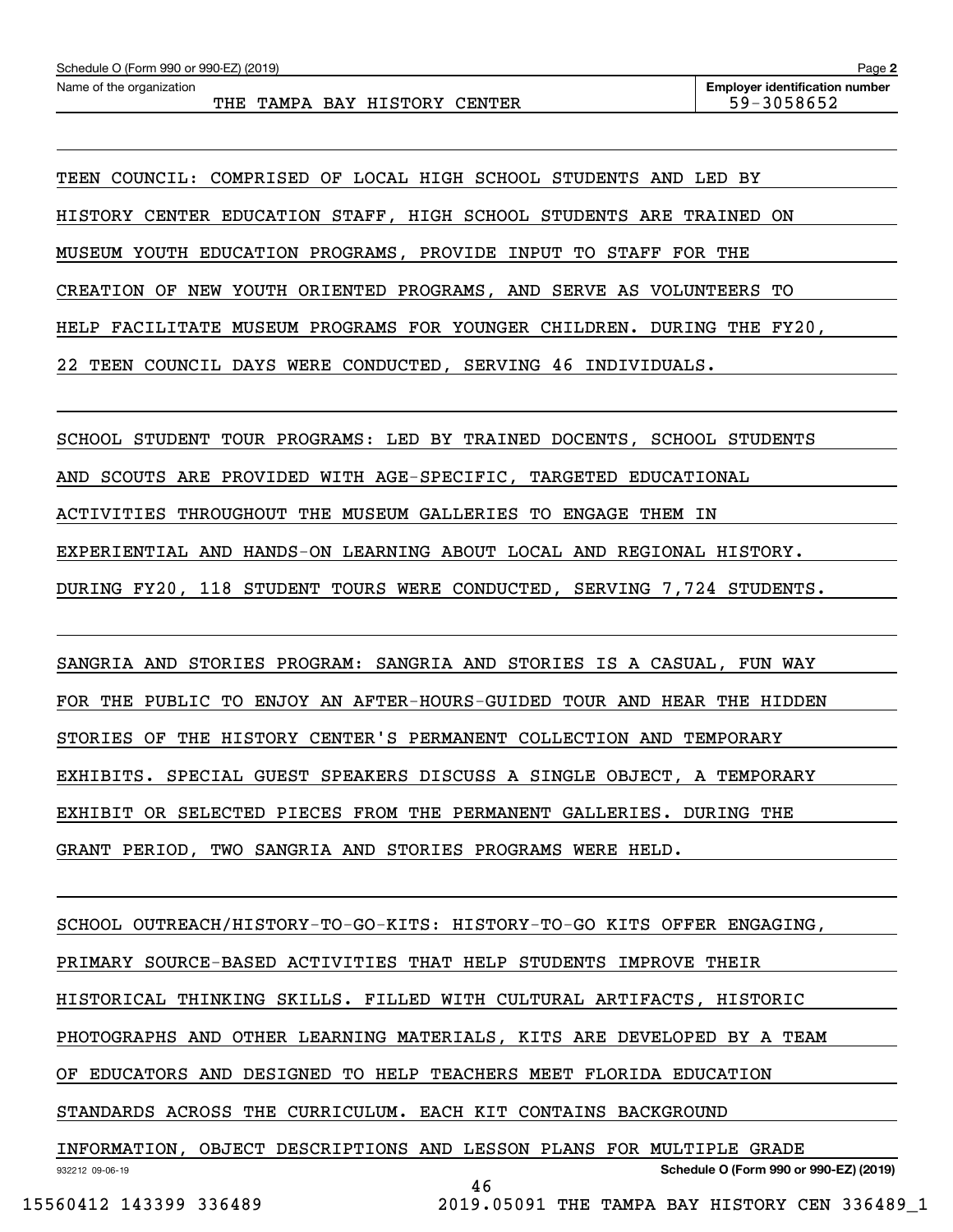TEEN COUNCIL: COMPRISED OF LOCAL HIGH SCHOOL STUDENTS AND LED BY HISTORY CENTER EDUCATION STAFF, HIGH SCHOOL STUDENTS ARE TRAINED ON MUSEUM YOUTH EDUCATION PROGRAMS, PROVIDE INPUT TO STAFF FOR THE CREATION OF NEW YOUTH ORIENTED PROGRAMS, AND SERVE AS VOLUNTEERS TO HELP FACILITATE MUSEUM PROGRAMS FOR YOUNGER CHILDREN. DURING THE FY20, 22 TEEN COUNCIL DAYS WERE CONDUCTED, SERVING 46 INDIVIDUALS.

SCHOOL STUDENT TOUR PROGRAMS: LED BY TRAINED DOCENTS, SCHOOL STUDENTS AND SCOUTS ARE PROVIDED WITH AGE-SPECIFIC, TARGETED EDUCATIONAL ACTIVITIES THROUGHOUT THE MUSEUM GALLERIES TO ENGAGE THEM IN EXPERIENTIAL AND HANDS-ON LEARNING ABOUT LOCAL AND REGIONAL HISTORY. DURING FY20, 118 STUDENT TOURS WERE CONDUCTED, SERVING 7,724 STUDENTS.

SANGRIA AND STORIES PROGRAM: SANGRIA AND STORIES IS A CASUAL, FUN WAY FOR THE PUBLIC TO ENJOY AN AFTER-HOURS-GUIDED TOUR AND HEAR THE HIDDEN STORIES OF THE HISTORY CENTER'S PERMANENT COLLECTION AND TEMPORARY EXHIBITS. SPECIAL GUEST SPEAKERS DISCUSS A SINGLE OBJECT, A TEMPORARY EXHIBIT OR SELECTED PIECES FROM THE PERMANENT GALLERIES. DURING THE GRANT PERIOD, TWO SANGRIA AND STORIES PROGRAMS WERE HELD.

SCHOOL OUTREACH/HISTORY-TO-GO-KITS: HISTORY-TO-GO KITS OFFER ENGAGING, PRIMARY SOURCE-BASED ACTIVITIES THAT HELP STUDENTS IMPROVE THEIR HISTORICAL THINKING SKILLS. FILLED WITH CULTURAL ARTIFACTS, HISTORIC PHOTOGRAPHS AND OTHER LEARNING MATERIALS, KITS ARE DEVELOPED BY A TEAM OF EDUCATORS AND DESIGNED TO HELP TEACHERS MEET FLORIDA EDUCATION STANDARDS ACROSS THE CURRICULUM. EACH KIT CONTAINS BACKGROUND INFORMATION, OBJECT DESCRIPTIONS AND LESSON PLANS FOR MULTIPLE GRADE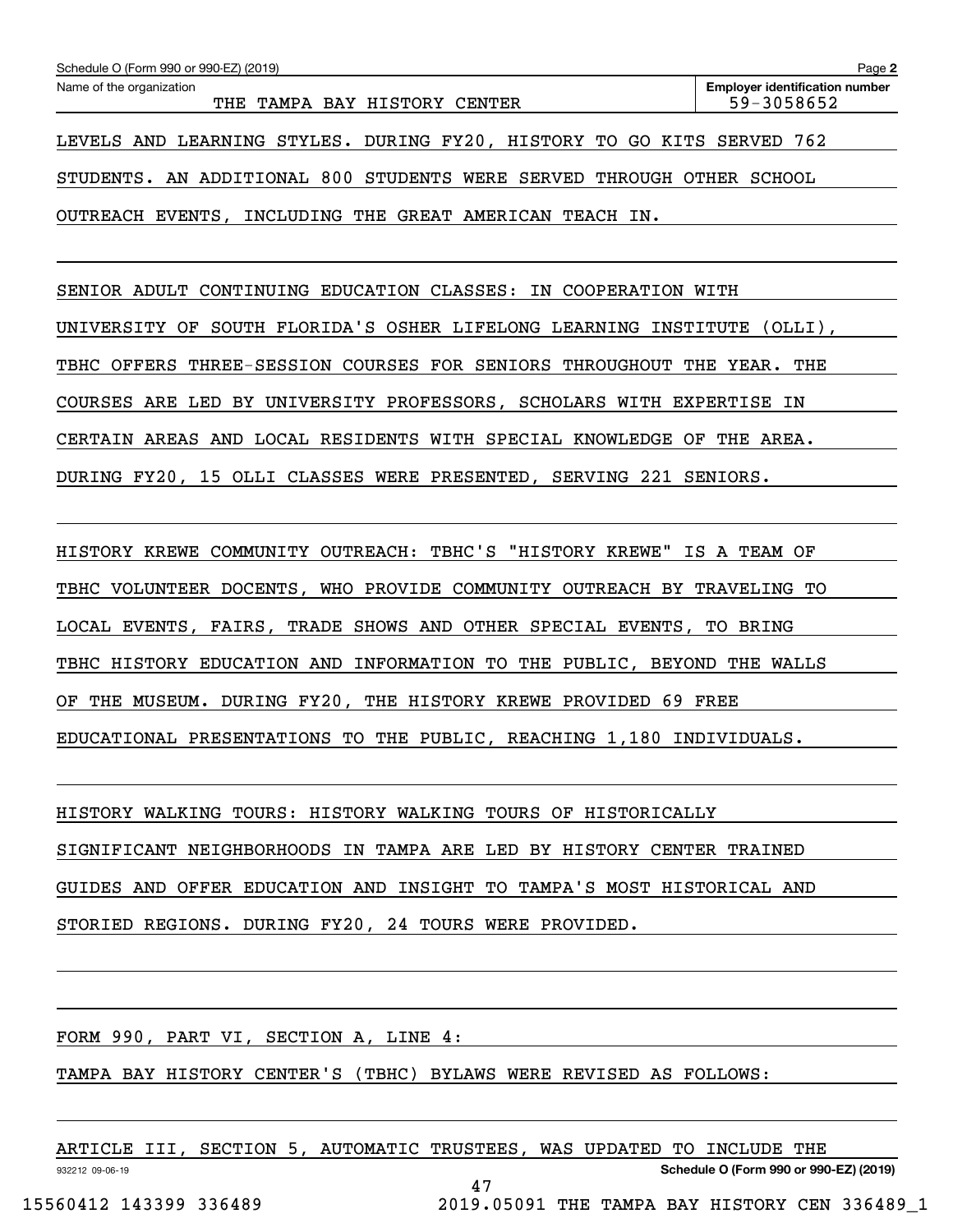LEVELS AND LEARNING STYLES. DURING FY20, HISTORY TO GO KITS SERVED 762 STUDENTS. AN ADDITIONAL 800 STUDENTS WERE SERVED THROUGH OTHER SCHOOL OUTREACH EVENTS, INCLUDING THE GREAT AMERICAN TEACH IN.

SENIOR ADULT CONTINUING EDUCATION CLASSES: IN COOPERATION WITH UNIVERSITY OF SOUTH FLORIDA'S OSHER LIFELONG LEARNING INSTITUTE (OLLI), TBHC OFFERS THREE-SESSION COURSES FOR SENIORS THROUGHOUT THE YEAR. THE COURSES ARE LED BY UNIVERSITY PROFESSORS, SCHOLARS WITH EXPERTISE IN CERTAIN AREAS AND LOCAL RESIDENTS WITH SPECIAL KNOWLEDGE OF THE AREA. DURING FY20, 15 OLLI CLASSES WERE PRESENTED, SERVING 221 SENIORS.

HISTORY KREWE COMMUNITY OUTREACH: TBHC'S "HISTORY KREWE" IS A TEAM OF TBHC VOLUNTEER DOCENTS, WHO PROVIDE COMMUNITY OUTREACH BY TRAVELING TO LOCAL EVENTS, FAIRS, TRADE SHOWS AND OTHER SPECIAL EVENTS, TO BRING TBHC HISTORY EDUCATION AND INFORMATION TO THE PUBLIC, BEYOND THE WALLS OF THE MUSEUM. DURING FY20, THE HISTORY KREWE PROVIDED 69 FREE EDUCATIONAL PRESENTATIONS TO THE PUBLIC, REACHING 1,180 INDIVIDUALS.

HISTORY WALKING TOURS: HISTORY WALKING TOURS OF HISTORICALLY SIGNIFICANT NEIGHBORHOODS IN TAMPA ARE LED BY HISTORY CENTER TRAINED GUIDES AND OFFER EDUCATION AND INSIGHT TO TAMPA'S MOST HISTORICAL AND STORIED REGIONS. DURING FY20, 24 TOURS WERE PROVIDED.

FORM 990, PART VI, SECTION A, LINE 4:

TAMPA BAY HISTORY CENTER'S (TBHC) BYLAWS WERE REVISED AS FOLLOWS:

ARTICLE III, SECTION 5, AUTOMATIC TRUSTEES, WAS UPDATED TO INCLUDE THE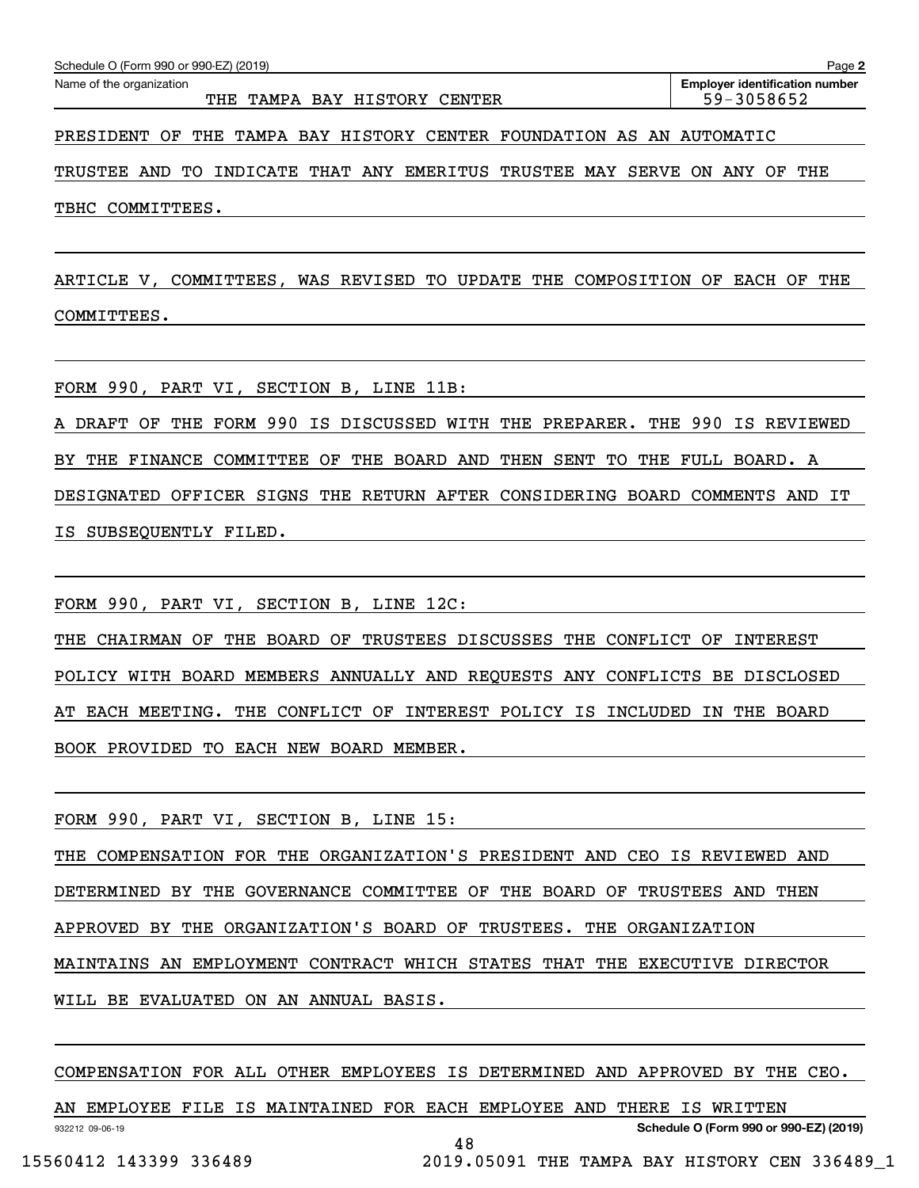Schedule O (Form 990 or 990-EZ) (2019)

Name of the organization: THE TAMPA BAY HISTORY CENTER

Employer identification number: 59-3058652

PRESIDENT OF THE TAMPA BAY HISTORY CENTER FOUNDATION AS AN AUTOMATIC TRUSTEE AND TO INDICATE THAT ANY EMERITUS TRUSTEE MAY SERVE ON ANY OF THE TBHC COMMITTEES.

ARTICLE V, COMMITTEES, WAS REVISED TO UPDATE THE COMPOSITION OF EACH OF THE COMMITTEES.

FORM 990, PART VI, SECTION B, LINE 11B:

A DRAFT OF THE FORM 990 IS DISCUSSED WITH THE PREPARER. THE 990 IS REVIEWED BY THE FINANCE COMMITTEE OF THE BOARD AND THEN SENT TO THE FULL BOARD. A DESIGNATED OFFICER SIGNS THE RETURN AFTER CONSIDERING BOARD COMMENTS AND IT IS SUBSEQUENTLY FILED.

FORM 990, PART VI, SECTION B, LINE 12C:

THE CHAIRMAN OF THE BOARD OF TRUSTEES DISCUSSES THE CONFLICT OF INTEREST POLICY WITH BOARD MEMBERS ANNUALLY AND REQUESTS ANY CONFLICTS BE DISCLOSED AT EACH MEETING. THE CONFLICT OF INTEREST POLICY IS INCLUDED IN THE BOARD BOOK PROVIDED TO EACH NEW BOARD MEMBER.

FORM 990, PART VI, SECTION B, LINE 15:

THE COMPENSATION FOR THE ORGANIZATION'S PRESIDENT AND CEO IS REVIEWED AND DETERMINED BY THE GOVERNANCE COMMITTEE OF THE BOARD OF TRUSTEES AND THEN APPROVED BY THE ORGANIZATION'S BOARD OF TRUSTEES. THE ORGANIZATION MAINTAINS AN EMPLOYMENT CONTRACT WHICH STATES THAT THE EXECUTIVE DIRECTOR WILL BE EVALUATED ON AN ANNUAL BASIS.

COMPENSATION FOR ALL OTHER EMPLOYEES IS DETERMINED AND APPROVED BY THE CEO. AN EMPLOYEE FILE IS MAINTAINED FOR EACH EMPLOYEE AND THERE IS WRITTEN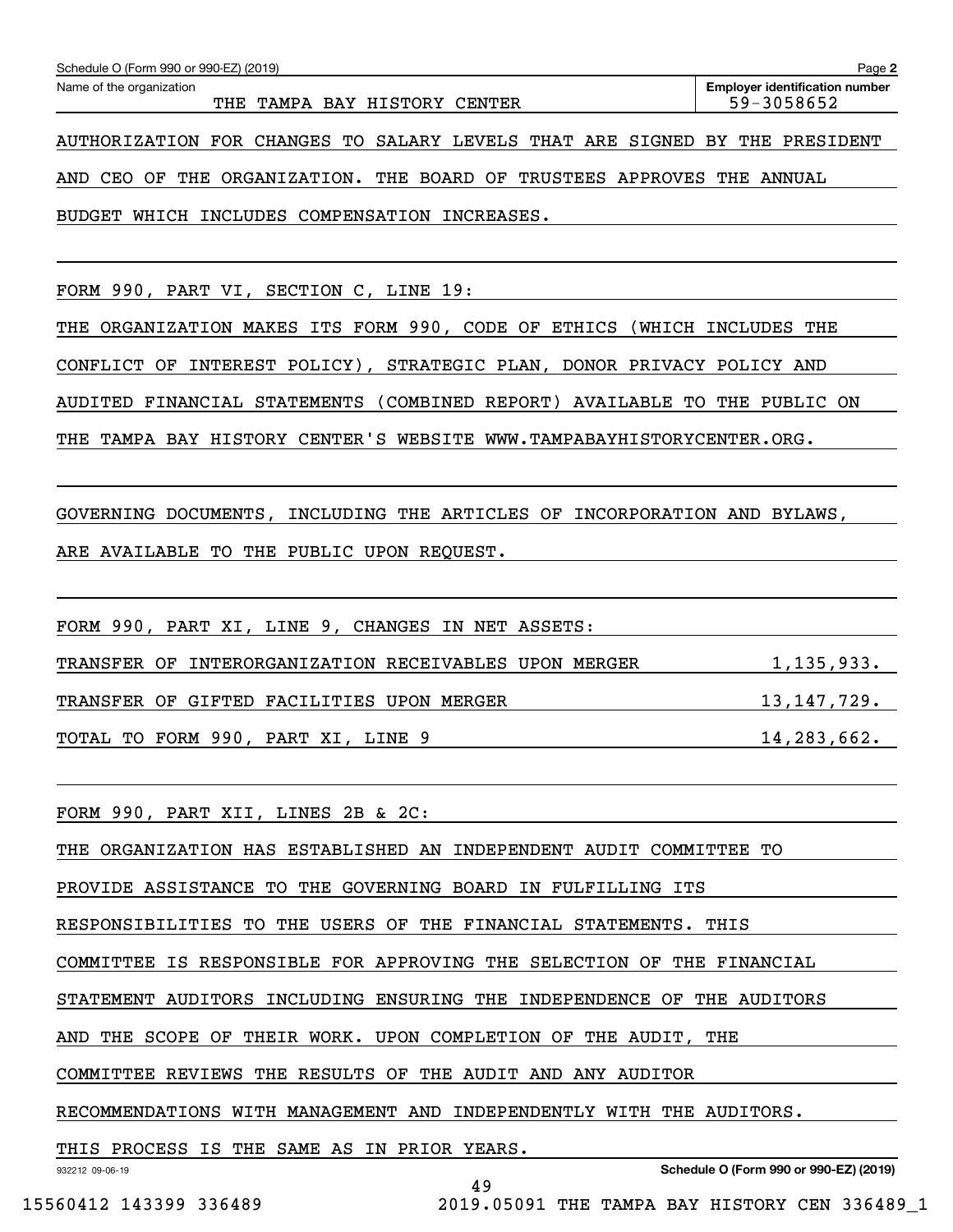Schedule O (Form 990 or 990-EZ) (2019)

Name of the organization: THE TAMPA BAY HISTORY CENTER

Employer identification number: 59-3058652

AUTHORIZATION FOR CHANGES TO SALARY LEVELS THAT ARE SIGNED BY THE PRESIDENT AND CEO OF THE ORGANIZATION. THE BOARD OF TRUSTEES APPROVES THE ANNUAL BUDGET WHICH INCLUDES COMPENSATION INCREASES.

FORM 990, PART VI, SECTION C, LINE 19:

THE ORGANIZATION MAKES ITS FORM 990, CODE OF ETHICS (WHICH INCLUDES THE CONFLICT OF INTEREST POLICY), STRATEGIC PLAN, DONOR PRIVACY POLICY AND AUDITED FINANCIAL STATEMENTS (COMBINED REPORT) AVAILABLE TO THE PUBLIC ON THE TAMPA BAY HISTORY CENTER'S WEBSITE WWW.TAMPABAYHISTORYCENTER.ORG.

GOVERNING DOCUMENTS, INCLUDING THE ARTICLES OF INCORPORATION AND BYLAWS, ARE AVAILABLE TO THE PUBLIC UPON REQUEST.

FORM 990, PART XI, LINE 9, CHANGES IN NET ASSETS:

| | |
|---|---|
| TRANSFER OF INTERORGANIZATION RECEIVABLES UPON MERGER | 1,135,933. |
| TRANSFER OF GIFTED FACILITIES UPON MERGER | 13,147,729. |
| TOTAL TO FORM 990, PART XI, LINE 9 | 14,283,662. |

FORM 990, PART XII, LINES 2B & 2C:

THE ORGANIZATION HAS ESTABLISHED AN INDEPENDENT AUDIT COMMITTEE TO PROVIDE ASSISTANCE TO THE GOVERNING BOARD IN FULFILLING ITS RESPONSIBILITIES TO THE USERS OF THE FINANCIAL STATEMENTS. THIS COMMITTEE IS RESPONSIBLE FOR APPROVING THE SELECTION OF THE FINANCIAL STATEMENT AUDITORS INCLUDING ENSURING THE INDEPENDENCE OF THE AUDITORS AND THE SCOPE OF THEIR WORK. UPON COMPLETION OF THE AUDIT, THE COMMITTEE REVIEWS THE RESULTS OF THE AUDIT AND ANY AUDITOR RECOMMENDATIONS WITH MANAGEMENT AND INDEPENDENTLY WITH THE AUDITORS. THIS PROCESS IS THE SAME AS IN PRIOR YEARS.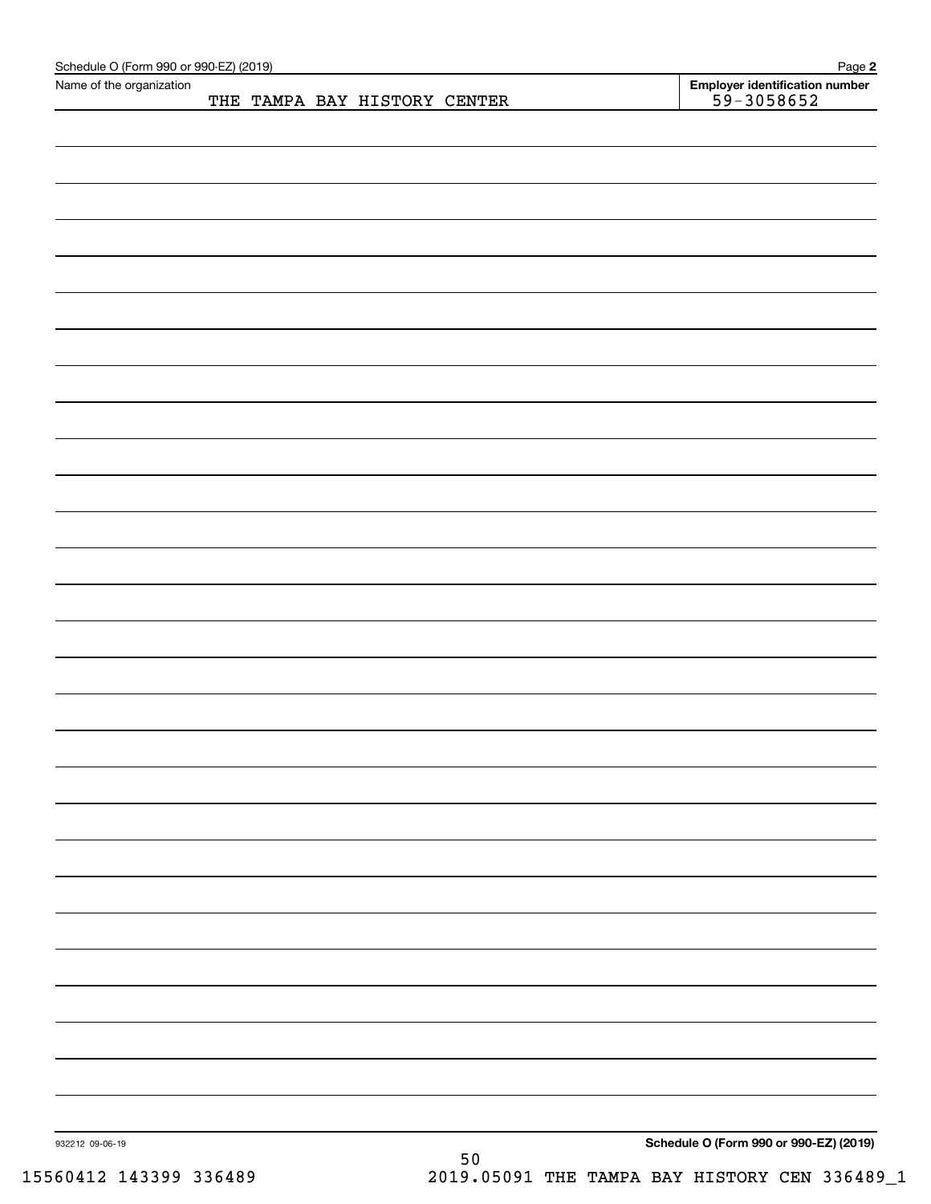Schedule O (Form 990 or 990-EZ) (2019)

Name of the organization: THE TAMPA BAY HISTORY CENTER

Employer identification number: 59-3058652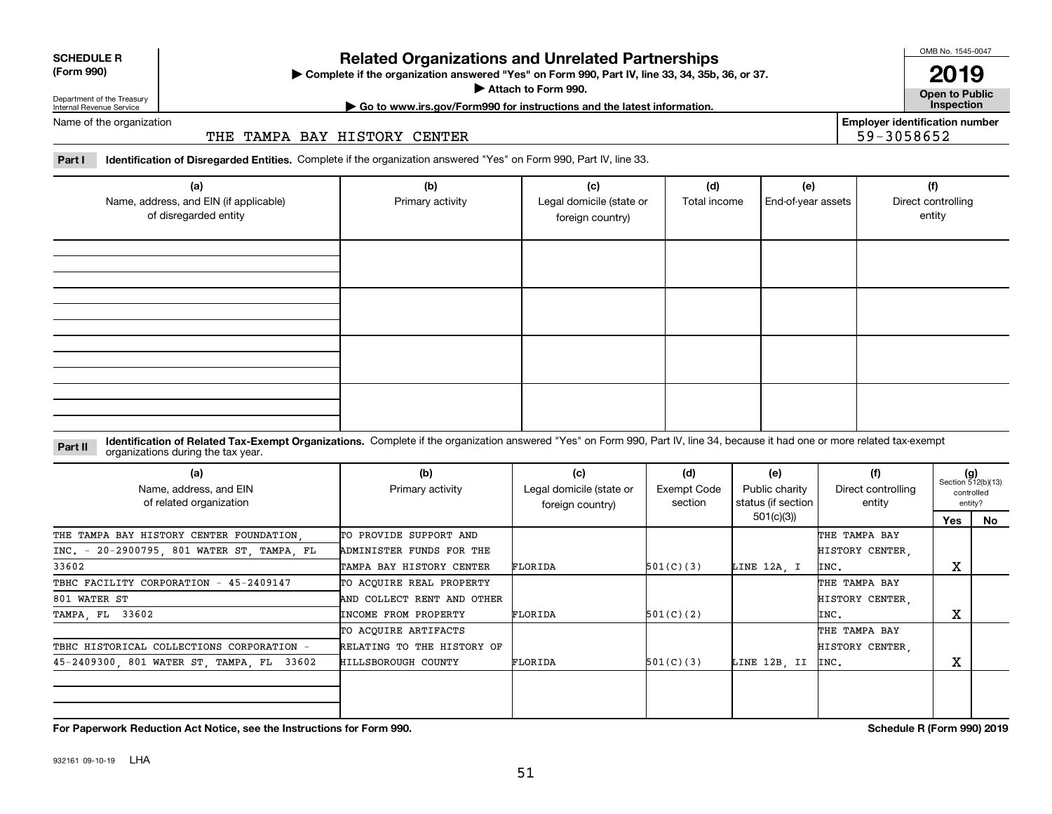**SCHEDULE R (Form 990)**

Department of the Treasury
Internal Revenue Service

# Related Organizations and Unrelated Partnerships

▶ Complete if the organization answered "Yes" on Form 990, Part IV, line 33, 34, 35b, 36, or 37.
▶ Attach to Form 990.
▶ Go to www.irs.gov/Form990 for instructions and the latest information.

OMB No. 1545-0047

**2019**

**Open to Public Inspection**

Name of the organization: THE TAMPA BAY HISTORY CENTER

Employer identification number: 59-3058652

**Part I** **Identification of Disregarded Entities.** Complete if the organization answered "Yes" on Form 990, Part IV, line 33.

| (a) Name, address, and EIN (if applicable) of disregarded entity | (b) Primary activity | (c) Legal domicile (state or foreign country) | (d) Total income | (e) End-of-year assets | (f) Direct controlling entity |
|---|---|---|---|---|---|
| | | | | | |
| | | | | | |
| | | | | | |
| | | | | | |

**Part II** **Identification of Related Tax-Exempt Organizations.** Complete if the organization answered "Yes" on Form 990, Part IV, line 34, because it had one or more related tax-exempt organizations during the tax year.

| (a) Name, address, and EIN of related organization | (b) Primary activity | (c) Legal domicile (state or foreign country) | (d) Exempt Code section | (e) Public charity status (if section 501(c)(3)) | (f) Direct controlling entity | (g) Section 512(b)(13) controlled entity? Yes | No |
|---|---|---|---|---|---|---|---|
| THE TAMPA BAY HISTORY CENTER FOUNDATION, INC. - 20-2900795, 801 WATER ST, TAMPA, FL 33602 | TO PROVIDE SUPPORT AND ADMINISTER FUNDS FOR THE TAMPA BAY HISTORY CENTER | FLORIDA | 501(C)(3) | LINE 12A, I | THE TAMPA BAY HISTORY CENTER, INC. | X | |
| TBHC FACILITY CORPORATION - 45-2409147 801 WATER ST TAMPA, FL 33602 | TO ACQUIRE REAL PROPERTY AND COLLECT RENT AND OTHER INCOME FROM PROPERTY | FLORIDA | 501(C)(2) | | THE TAMPA BAY HISTORY CENTER, INC. | X | |
| TBHC HISTORICAL COLLECTIONS CORPORATION - 45-2409300, 801 WATER ST, TAMPA, FL 33602 | TO ACQUIRE ARTIFACTS RELATING TO THE HISTORY OF HILLSBOROUGH COUNTY | FLORIDA | 501(C)(3) | LINE 12B, II | THE TAMPA BAY HISTORY CENTER, INC. | X | |
| | | | | | | | |

**For Paperwork Reduction Act Notice, see the Instructions for Form 990.** **Schedule R (Form 990) 2019**

932161 09-10-19 LHA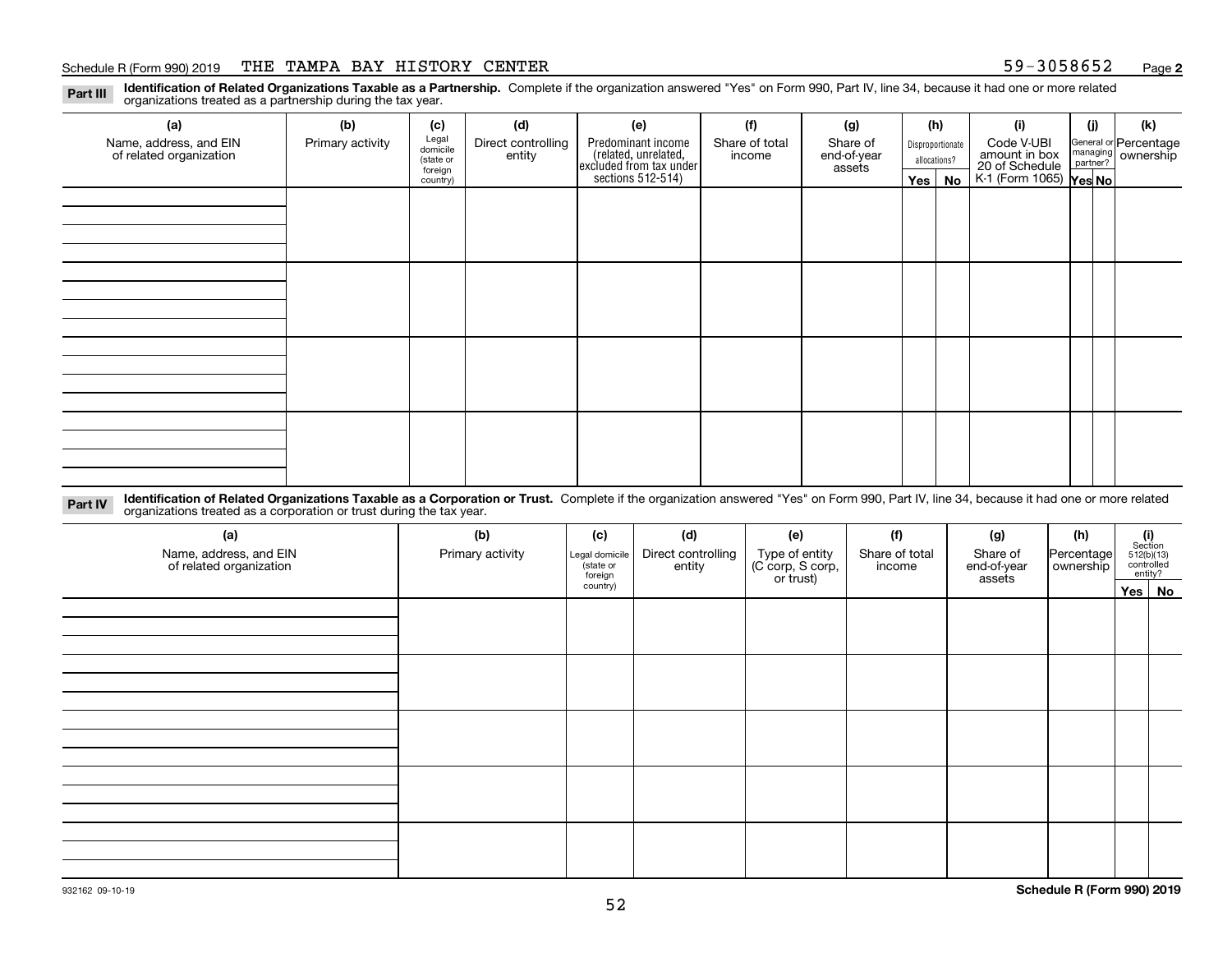Schedule R (Form 990) 2019 THE TAMPA BAY HISTORY CENTER 59-3058652 Page **2**

**Part III** **Identification of Related Organizations Taxable as a Partnership.** Complete if the organization answered "Yes" on Form 990, Part IV, line 34, because it had one or more related organizations treated as a partnership during the tax year.

| (a) Name, address, and EIN of related organization | (b) Primary activity | (c) Legal domicile (state or foreign country) | (d) Direct controlling entity | (e) Predominant income (related, unrelated, excluded from tax under sections 512-514) | (f) Share of total income | (g) Share of end-of-year assets | (h) Disproportionate allocations? Yes | (h) No | (i) Code V-UBI amount in box 20 of Schedule K-1 (Form 1065) | (j) General or managing partner? Yes | (j) No | (k) Percentage ownership |
|---|---|---|---|---|---|---|---|---|---|---|---|---|
| | | | | | | | | | | | | |
| | | | | | | | | | | | | |
| | | | | | | | | | | | | |
| | | | | | | | | | | | | |

**Part IV** **Identification of Related Organizations Taxable as a Corporation or Trust.** Complete if the organization answered "Yes" on Form 990, Part IV, line 34, because it had one or more related organizations treated as a corporation or trust during the tax year.

| (a) Name, address, and EIN of related organization | (b) Primary activity | (c) Legal domicile (state or foreign country) | (d) Direct controlling entity | (e) Type of entity (C corp, S corp, or trust) | (f) Share of total income | (g) Share of end-of-year assets | (h) Percentage ownership | (i) Section 512(b)(13) controlled entity? Yes | (i) No |
|---|---|---|---|---|---|---|---|---|---|
| | | | | | | | | | |
| | | | | | | | | | |
| | | | | | | | | | |
| | | | | | | | | | |
| | | | | | | | | | |

932162 09-10-19 **Schedule R (Form 990) 2019**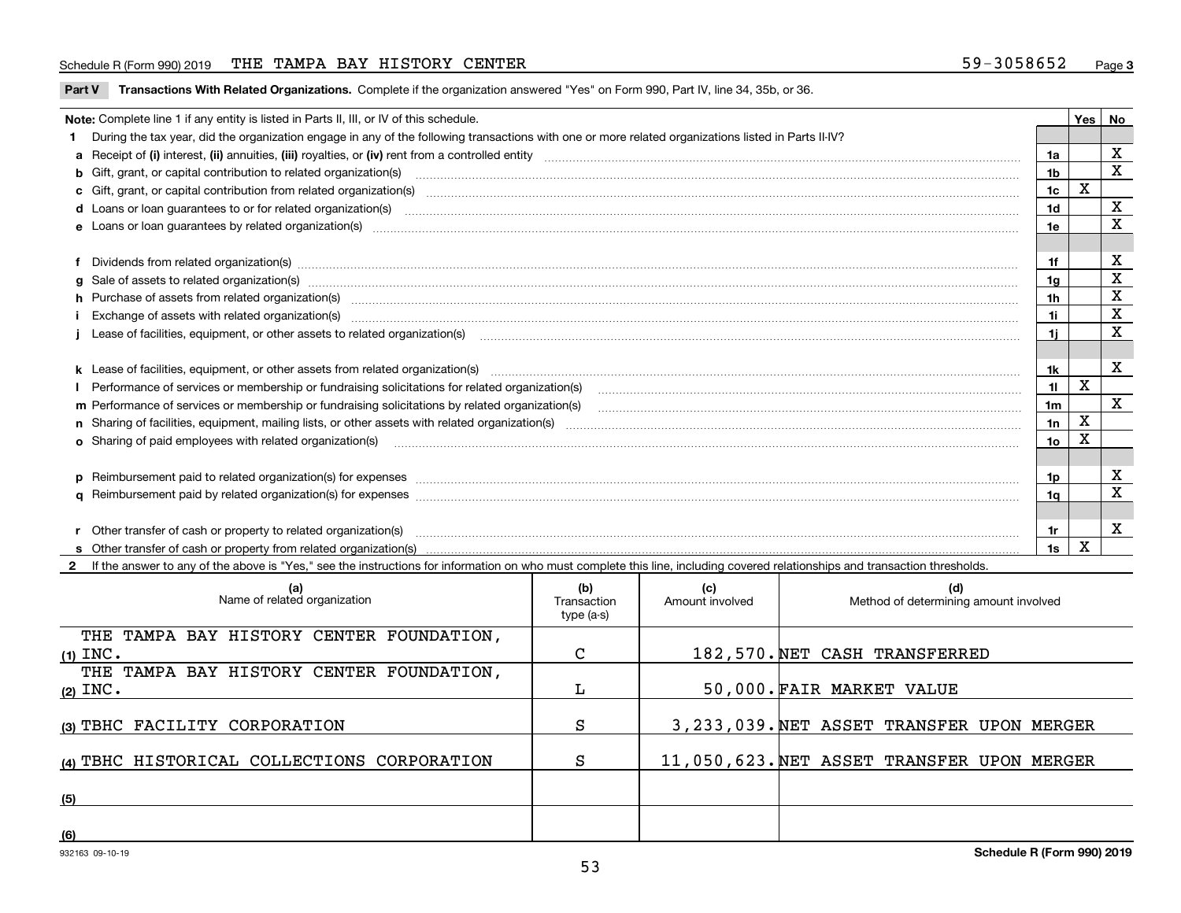Schedule R (Form 990) 2019 THE TAMPA BAY HISTORY CENTER 59-3058652 Page 3

**Part V Transactions With Related Organizations.** Complete if the organization answered "Yes" on Form 990, Part IV, line 34, 35b, or 36.

| Note: Complete line 1 if any entity is listed in Parts II, III, or IV of this schedule. | | Yes | No |
|---|---|---|---|
| **1** During the tax year, did the organization engage in any of the following transactions with one or more related organizations listed in Parts II-IV? | | | |
| **a** Receipt of **(i)** interest, **(ii)** annuities, **(iii)** royalties, or **(iv)** rent from a controlled entity | 1a | | X |
| **b** Gift, grant, or capital contribution to related organization(s) | 1b | | X |
| **c** Gift, grant, or capital contribution from related organization(s) | 1c | X | |
| **d** Loans or loan guarantees to or for related organization(s) | 1d | | X |
| **e** Loans or loan guarantees by related organization(s) | 1e | | X |
| **f** Dividends from related organization(s) | 1f | | X |
| **g** Sale of assets to related organization(s) | 1g | | X |
| **h** Purchase of assets from related organization(s) | 1h | | X |
| **i** Exchange of assets with related organization(s) | 1i | | X |
| **j** Lease of facilities, equipment, or other assets to related organization(s) | 1j | | X |
| **k** Lease of facilities, equipment, or other assets from related organization(s) | 1k | | X |
| **l** Performance of services or membership or fundraising solicitations for related organization(s) | 1l | X | |
| **m** Performance of services or membership or fundraising solicitations by related organization(s) | 1m | | X |
| **n** Sharing of facilities, equipment, mailing lists, or other assets with related organization(s) | 1n | X | |
| **o** Sharing of paid employees with related organization(s) | 1o | X | |
| **p** Reimbursement paid to related organization(s) for expenses | 1p | | X |
| **q** Reimbursement paid by related organization(s) for expenses | 1q | | X |
| **r** Other transfer of cash or property to related organization(s) | 1r | | X |
| **s** Other transfer of cash or property from related organization(s) | 1s | X | |

**2** If the answer to any of the above is "Yes," see the instructions for information on who must complete this line, including covered relationships and transaction thresholds.

| | (a) Name of related organization | (b) Transaction type (a-s) | (c) Amount involved | (d) Method of determining amount involved |
|---|---|---|---|---|
| (1) | THE TAMPA BAY HISTORY CENTER FOUNDATION, INC. | C | 182,570. | NET CASH TRANSFERRED |
| (2) | THE TAMPA BAY HISTORY CENTER FOUNDATION, INC. | L | 50,000. | FAIR MARKET VALUE |
| (3) | TBHC FACILITY CORPORATION | S | 3,233,039. | NET ASSET TRANSFER UPON MERGER |
| (4) | TBHC HISTORICAL COLLECTIONS CORPORATION | S | 11,050,623. | NET ASSET TRANSFER UPON MERGER |
| (5) | | | | |
| (6) | | | | |

932163 09-10-19 **Schedule R (Form 990) 2019**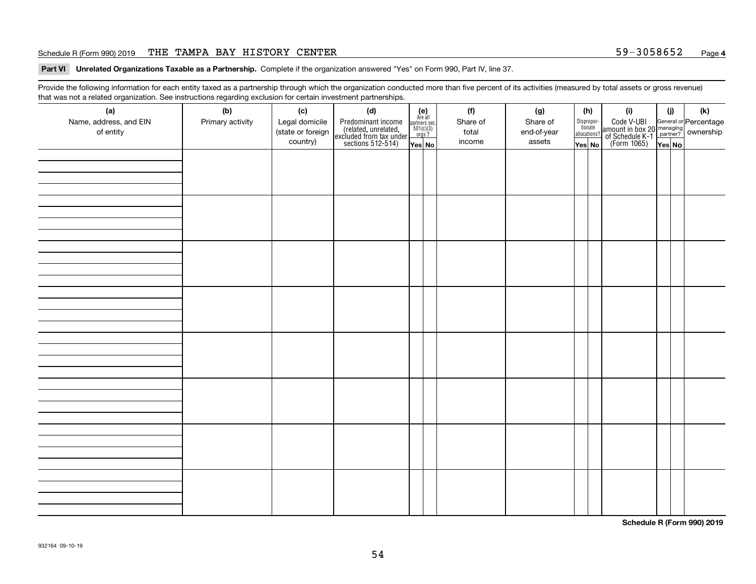Schedule R (Form 990) 2019 THE TAMPA BAY HISTORY CENTER 59-3058652

**Part VI Unrelated Organizations Taxable as a Partnership.** Complete if the organization answered "Yes" on Form 990, Part IV, line 37.

Provide the following information for each entity taxed as a partnership through which the organization conducted more than five percent of its activities (measured by total assets or gross revenue) that was not a related organization. See instructions regarding exclusion for certain investment partnerships.

| (a) Name, address, and EIN of entity | (b) Primary activity | (c) Legal domicile (state or foreign country) | (d) Predominant income (related, unrelated, excluded from tax under sections 512-514) | (e) Are all partners sec. 501(c)(3) orgs.? | | (f) Share of total income | (g) Share of end-of-year assets | (h) Disproportionate allocations? | | (i) Code V-UBI amount in box 20 of Schedule K-1 (Form 1065) | (j) General or managing partner? | | (k) Percentage ownership |
|---|---|---|---|---|---|---|---|---|---|---|---|---|---|
| | | | | Yes | No | | | Yes | No | | Yes | No | |
| | | | | | | | | | | | | | |
| | | | | | | | | | | | | | |
| | | | | | | | | | | | | | |
| | | | | | | | | | | | | | |
| | | | | | | | | | | | | | |
| | | | | | | | | | | | | | |
| | | | | | | | | | | | | | |
| | | | | | | | | | | | | | |

**Schedule R (Form 990) 2019**

932164 09-10-19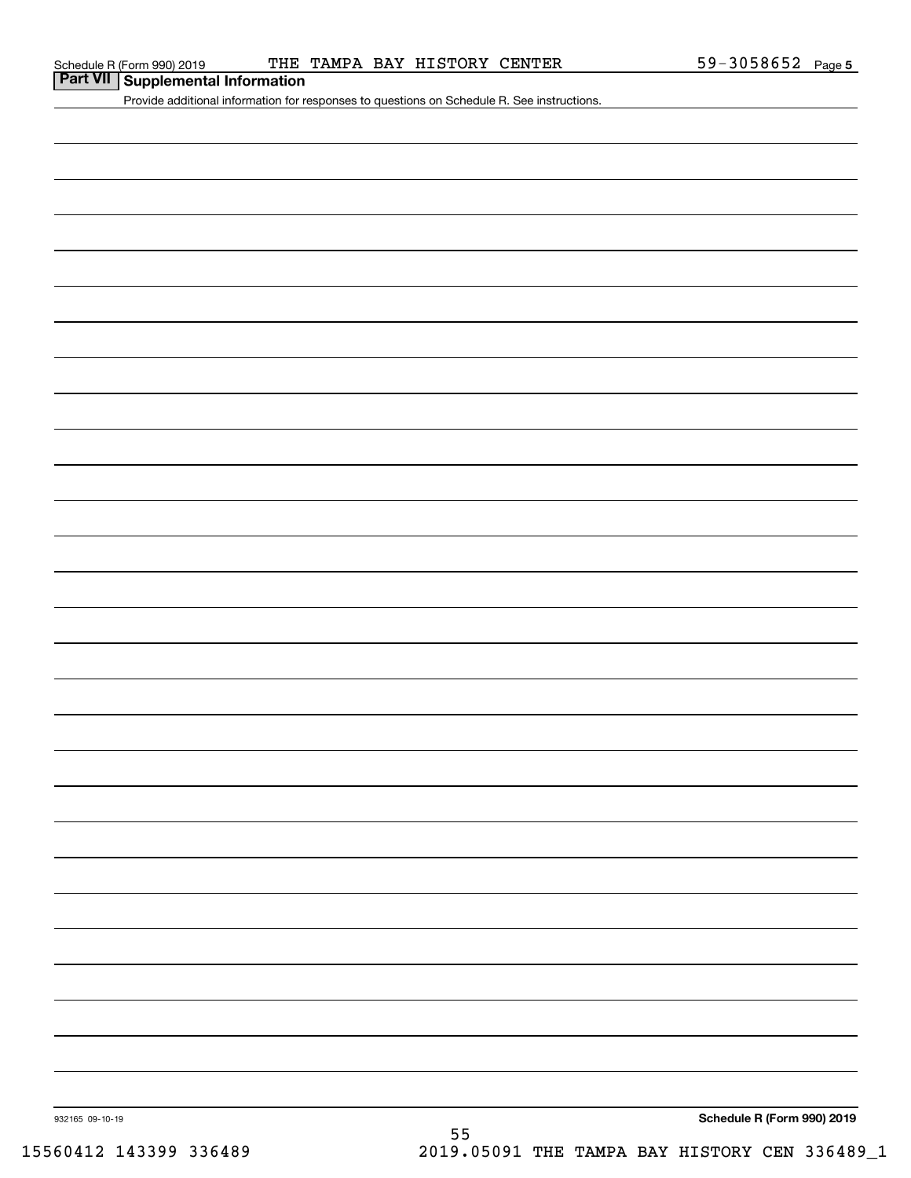## Part VII Supplemental Information

Provide additional information for responses to questions on Schedule R. See instructions.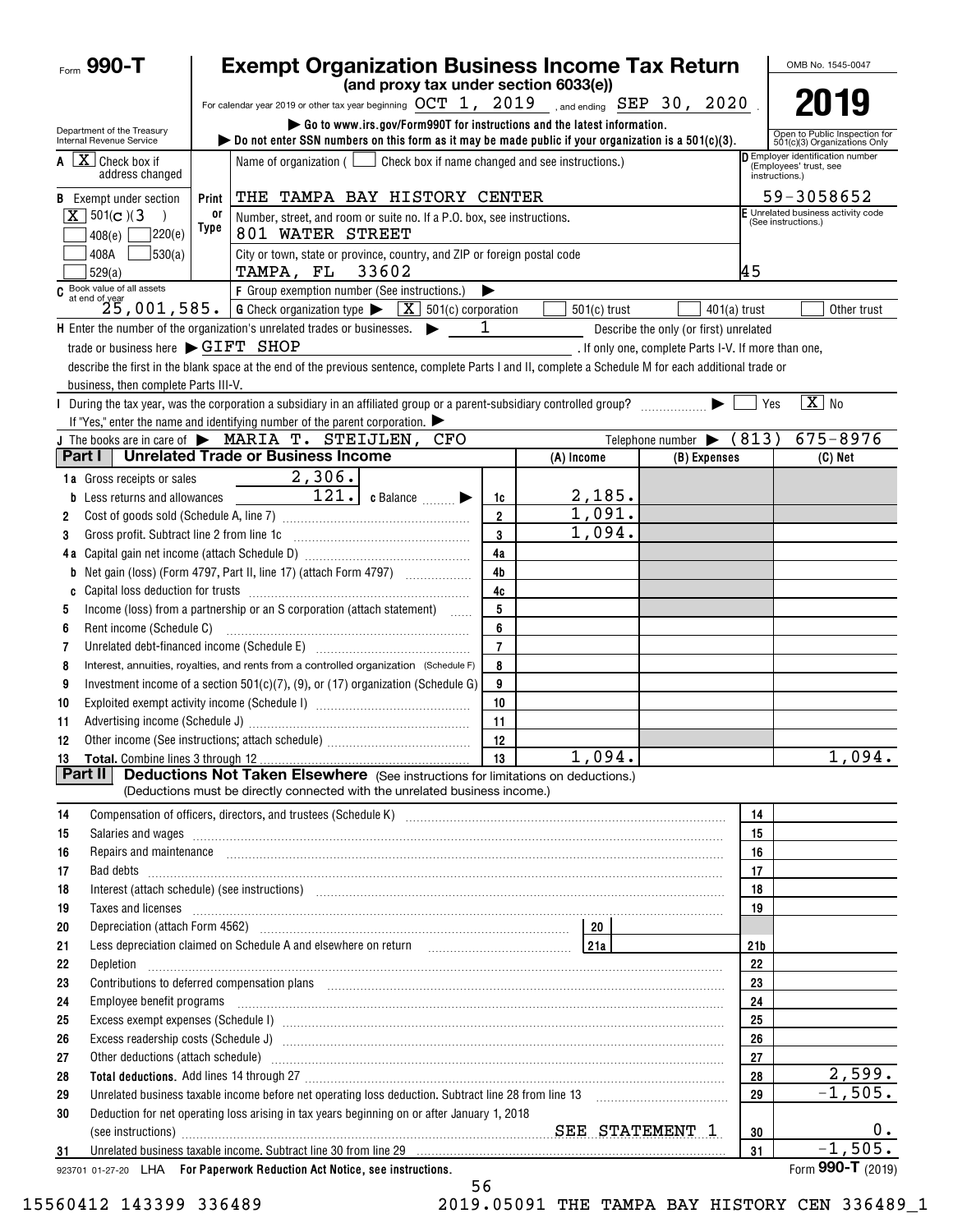Form **990-T**

# Exempt Organization Business Income Tax Return

**(and proxy tax under section 6033(e))**

For calendar year 2019 or other tax year beginning OCT 1, 2019 , and ending SEP 30, 2020 .

▶ Go to www.irs.gov/Form990T for instructions and the latest information.

▶ Do not enter SSN numbers on this form as it may be made public if your organization is a 501(c)(3).

Department of the Treasury Internal Revenue Service

OMB No. 1545-0047

**2019**

Open to Public Inspection for 501(c)(3) Organizations Only

**A** [X] Check box if address changed

**B** Exempt under section [X] 501(C)(3 ) [ ] 408(e) [ ] 220(e) [ ] 408A [ ] 530(a) [ ] 529(a)

Name of organization ( [ ] Check box if name changed and see instructions.)

THE TAMPA BAY HISTORY CENTER

Number, street, and room or suite no. If a P.O. box, see instructions.

801 WATER STREET

City or town, state or province, country, and ZIP or foreign postal code

TAMPA, FL 33602

**D** Employer identification number (Employees' trust, see instructions.): 59-3058652

**E** Unrelated business activity code (See instructions.): 45

**C** Book value of all assets at end of year: 25,001,585.

**F** Group exemption number (See instructions.) ▶

**G** Check organization type ▶ [X] 501(c) corporation [ ] 501(c) trust [ ] 401(a) trust [ ] Other trust

**H** Enter the number of the organization's unrelated trades or businesses. ▶ 1 Describe the only (or first) unrelated trade or business here ▶ GIFT SHOP . If only one, complete Parts I-V. If more than one, describe the first in the blank space at the end of the previous sentence, complete Parts I and II, complete a Schedule M for each additional trade or business, then complete Parts III-V.

**I** During the tax year, was the corporation a subsidiary in an affiliated group or a parent-subsidiary controlled group? ▶ [ ] Yes [X] No

If "Yes," enter the name and identifying number of the parent corporation. ▶

**J** The books are in care of ▶ MARIA T. STEIJLEN, CFO Telephone number ▶ (813) 675-8976

## Part I Unrelated Trade or Business Income

| | | | (A) Income | (B) Expenses | (C) Net |
|---|---|---|---|---|---|
| **1a** | Gross receipts or sales 2,306. | | | | |
| **b** | Less returns and allowances 121. **c** Balance ▶ | 1c | 2,185. | | |
| **2** | Cost of goods sold (Schedule A, line 7) | 2 | 1,091. | | |
| **3** | Gross profit. Subtract line 2 from line 1c | 3 | 1,094. | | |
| **4a** | Capital gain net income (attach Schedule D) | 4a | | | |
| **b** | Net gain (loss) (Form 4797, Part II, line 17) (attach Form 4797) | 4b | | | |
| **c** | Capital loss deduction for trusts | 4c | | | |
| **5** | Income (loss) from a partnership or an S corporation (attach statement) | 5 | | | |
| **6** | Rent income (Schedule C) | 6 | | | |
| **7** | Unrelated debt-financed income (Schedule E) | 7 | | | |
| **8** | Interest, annuities, royalties, and rents from a controlled organization (Schedule F) | 8 | | | |
| **9** | Investment income of a section 501(c)(7), (9), or (17) organization (Schedule G) | 9 | | | |
| **10** | Exploited exempt activity income (Schedule I) | 10 | | | |
| **11** | Advertising income (Schedule J) | 11 | | | |
| **12** | Other income (See instructions; attach schedule) | 12 | | | |
| **13** | **Total.** Combine lines 3 through 12 | 13 | 1,094. | | 1,094. |

## Part II Deductions Not Taken Elsewhere (See instructions for limitations on deductions.)

(Deductions must be directly connected with the unrelated business income.)

| | | | |
|---|---|---|---|
| **14** | Compensation of officers, directors, and trustees (Schedule K) | 14 | |
| **15** | Salaries and wages | 15 | |
| **16** | Repairs and maintenance | 16 | |
| **17** | Bad debts | 17 | |
| **18** | Interest (attach schedule) (see instructions) | 18 | |
| **19** | Taxes and licenses | 19 | |
| **20** | Depreciation (attach Form 4562) 20 | | |
| **21** | Less depreciation claimed on Schedule A and elsewhere on return 21a | 21b | |
| **22** | Depletion | 22 | |
| **23** | Contributions to deferred compensation plans | 23 | |
| **24** | Employee benefit programs | 24 | |
| **25** | Excess exempt expenses (Schedule I) | 25 | |
| **26** | Excess readership costs (Schedule J) | 26 | |
| **27** | Other deductions (attach schedule) | 27 | |
| **28** | **Total deductions.** Add lines 14 through 27 | 28 | 2,599. |
| **29** | Unrelated business taxable income before net operating loss deduction. Subtract line 28 from line 13 | 29 | -1,505. |
| **30** | Deduction for net operating loss arising in tax years beginning on or after January 1, 2018 (see instructions) SEE STATEMENT 1 | 30 | 0. |
| **31** | Unrelated business taxable income. Subtract line 30 from line 29 | 31 | -1,505. |

923701 01-27-20 LHA **For Paperwork Reduction Act Notice, see instructions.** Form **990-T** (2019)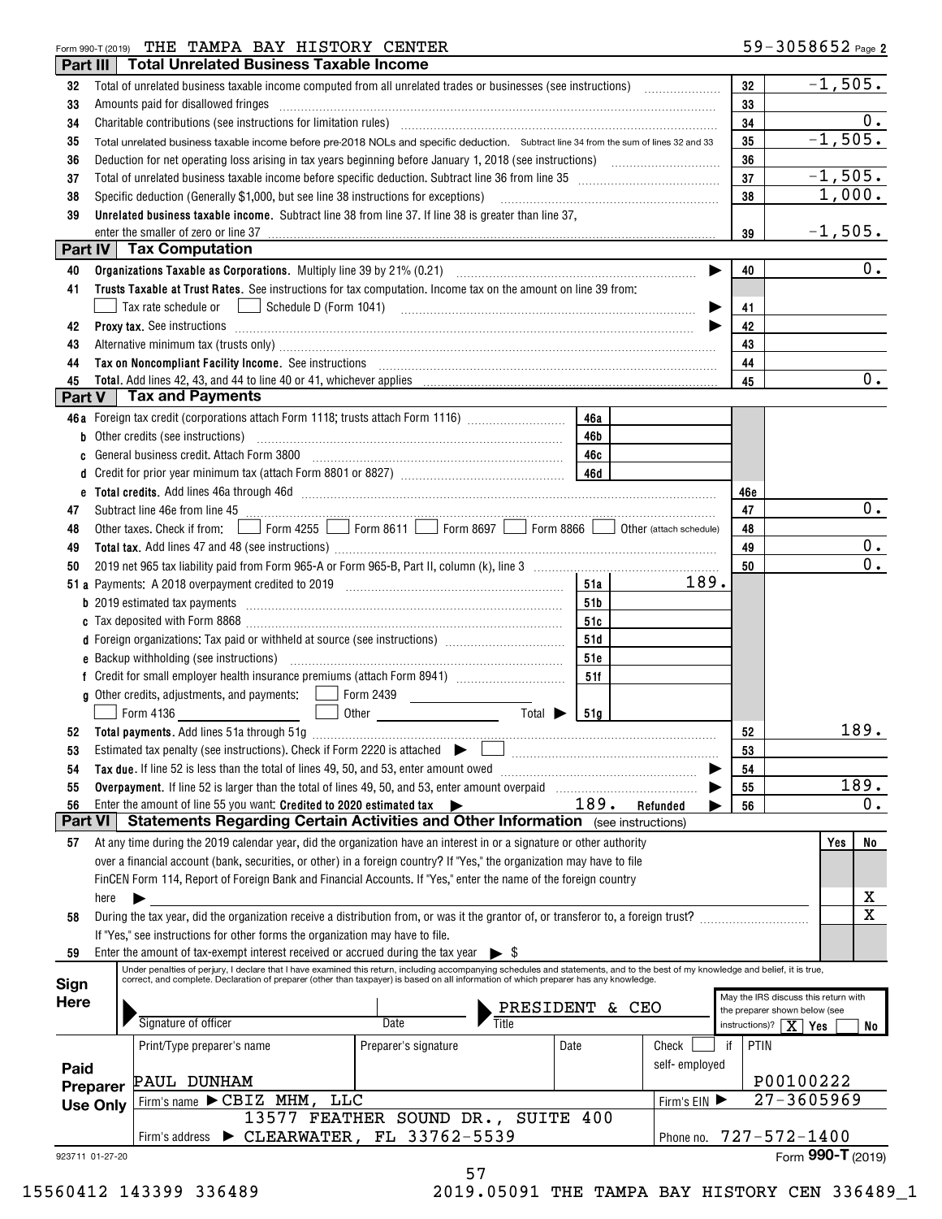Form 990-T (2019) THE TAMPA BAY HISTORY CENTER 59-3058652 Page 2

## Part III Total Unrelated Business Taxable Income

| Line | Description | Line | Amount |
|---|---|---|---|
| 32 | Total of unrelated business taxable income computed from all unrelated trades or businesses (see instructions) | 32 | -1,505. |
| 33 | Amounts paid for disallowed fringes | 33 | |
| 34 | Charitable contributions (see instructions for limitation rules) | 34 | 0. |
| 35 | Total unrelated business taxable income before pre-2018 NOLs and specific deduction. Subtract line 34 from the sum of lines 32 and 33 | 35 | -1,505. |
| 36 | Deduction for net operating loss arising in tax years beginning before January 1, 2018 (see instructions) | 36 | |
| 37 | Total of unrelated business taxable income before specific deduction. Subtract line 36 from line 35 | 37 | -1,505. |
| 38 | Specific deduction (Generally $1,000, but see line 38 instructions for exceptions) | 38 | 1,000. |
| 39 | **Unrelated business taxable income.** Subtract line 38 from line 37. If line 38 is greater than line 37, enter the smaller of zero or line 37 | 39 | -1,505. |

## Part IV Tax Computation

| Line | Description | Line | Amount |
|---|---|---|---|
| 40 | **Organizations Taxable as Corporations.** Multiply line 39 by 21% (0.21) | 40 | 0. |
| 41 | **Trusts Taxable at Trust Rates.** See instructions for tax computation. Income tax on the amount on line 39 from: ☐ Tax rate schedule or ☐ Schedule D (Form 1041) | 41 | |
| 42 | **Proxy tax.** See instructions | 42 | |
| 43 | Alternative minimum tax (trusts only) | 43 | |
| 44 | **Tax on Noncompliant Facility Income.** See instructions | 44 | |
| 45 | **Total.** Add lines 42, 43, and 44 to line 40 or 41, whichever applies | 45 | 0. |

## Part V Tax and Payments

| Line | Description | Sub-line | Sub-amount | Line | Amount |
|---|---|---|---|---|---|
| 46a | Foreign tax credit (corporations attach Form 1118; trusts attach Form 1116) | 46a | | | |
| b | Other credits (see instructions) | 46b | | | |
| c | General business credit. Attach Form 3800 | 46c | | | |
| d | Credit for prior year minimum tax (attach Form 8801 or 8827) | 46d | | | |
| e | **Total credits.** Add lines 46a through 46d | | | 46e | |
| 47 | Subtract line 46e from line 45 | | | 47 | 0. |
| 48 | Other taxes. Check if from: ☐ Form 4255 ☐ Form 8611 ☐ Form 8697 ☐ Form 8866 ☐ Other (attach schedule) | | | 48 | |
| 49 | **Total tax.** Add lines 47 and 48 (see instructions) | | | 49 | 0. |
| 50 | 2019 net 965 tax liability paid from Form 965-A or Form 965-B, Part II, column (k), line 3 | | | 50 | 0. |
| 51a | Payments: A 2018 overpayment credited to 2019 | 51a | 189. | | |
| b | 2019 estimated tax payments | 51b | | | |
| c | Tax deposited with Form 8868 | 51c | | | |
| d | Foreign organizations: Tax paid or withheld at source (see instructions) | 51d | | | |
| e | Backup withholding (see instructions) | 51e | | | |
| f | Credit for small employer health insurance premiums (attach Form 8941) | 51f | | | |
| g | Other credits, adjustments, and payments: ☐ Form 2439 ☐ Form 4136 ☐ Other Total ▶ | 51g | | | |
| 52 | **Total payments.** Add lines 51a through 51g | | | 52 | 189. |
| 53 | Estimated tax penalty (see instructions). Check if Form 2220 is attached ▶ ☐ | | | 53 | |
| 54 | **Tax due.** If line 52 is less than the total of lines 49, 50, and 53, enter amount owed | | | 54 | |
| 55 | **Overpayment.** If line 52 is larger than the total of lines 49, 50, and 53, enter amount overpaid | | | 55 | 189. |
| 56 | Enter the amount of line 55 you want: **Credited to 2020 estimated tax** ▶ 189. **Refunded** ▶ | | | 56 | 0. |

## Part VI Statements Regarding Certain Activities and Other Information (see instructions)

| Line | Question | Yes | No |
|---|---|---|---|
| 57 | At any time during the 2019 calendar year, did the organization have an interest in or a signature or other authority over a financial account (bank, securities, or other) in a foreign country? If "Yes," the organization may have to file FinCEN Form 114, Report of Foreign Bank and Financial Accounts. If "Yes," enter the name of the foreign country here ▶ | | X |
| 58 | During the tax year, did the organization receive a distribution from, or was it the grantor of, or transferor to, a foreign trust? If "Yes," see instructions for other forms the organization may have to file. | | X |
| 59 | Enter the amount of tax-exempt interest received or accrued during the tax year ▶ $ | | |

**Sign Here**

Under penalties of perjury, I declare that I have examined this return, including accompanying schedules and statements, and to the best of my knowledge and belief, it is true, correct, and complete. Declaration of preparer (other than taxpayer) is based on all information of which preparer has any knowledge.

Signature of officer | Date | Title: PRESIDENT & CEO

May the IRS discuss this return with the preparer shown below (see instructions)? ☒ Yes ☐ No

**Paid Preparer Use Only**

| Print/Type preparer's name | Preparer's signature | Date | Check ☐ if self-employed | PTIN |
|---|---|---|---|---|
| PAUL DUNHAM | | | | P00100222 |

Firm's name ▶ CBIZ MHM, LLC — Firm's EIN ▶ 27-3605969

Firm's address ▶ 13577 FEATHER SOUND DR., SUITE 400, CLEARWATER, FL 33762-5539 — Phone no. 727-572-1400

923711 01-27-20 Form **990-T** (2019)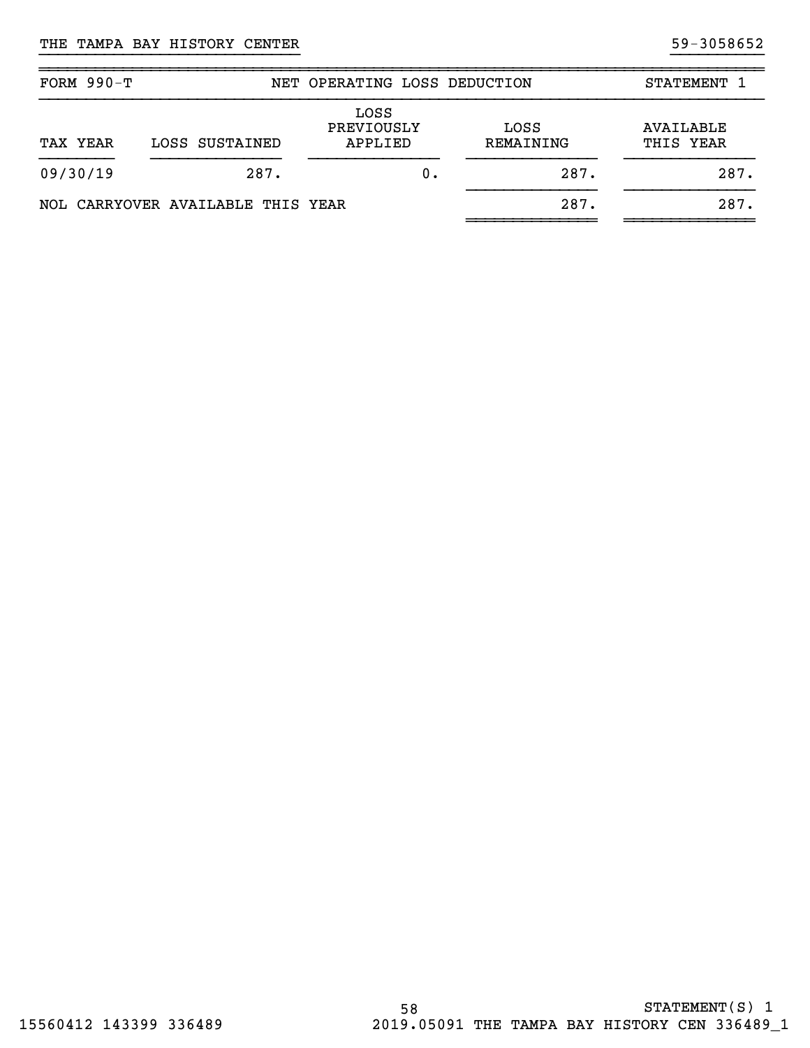THE TAMPA BAY HISTORY CENTER 59-3058652

| FORM 990-T | NET OPERATING LOSS DEDUCTION | | | STATEMENT 1 |
|---|---|---|---|---|
| TAX YEAR | LOSS SUSTAINED | LOSS PREVIOUSLY APPLIED | LOSS REMAINING | AVAILABLE THIS YEAR |
| 09/30/19 | 287. | 0. | 287. | 287. |
| NOL CARRYOVER AVAILABLE THIS YEAR | | | 287. | 287. |

STATEMENT(S) 1

15560412 143399 336489 2019.05091 THE TAMPA BAY HISTORY CEN 336489_1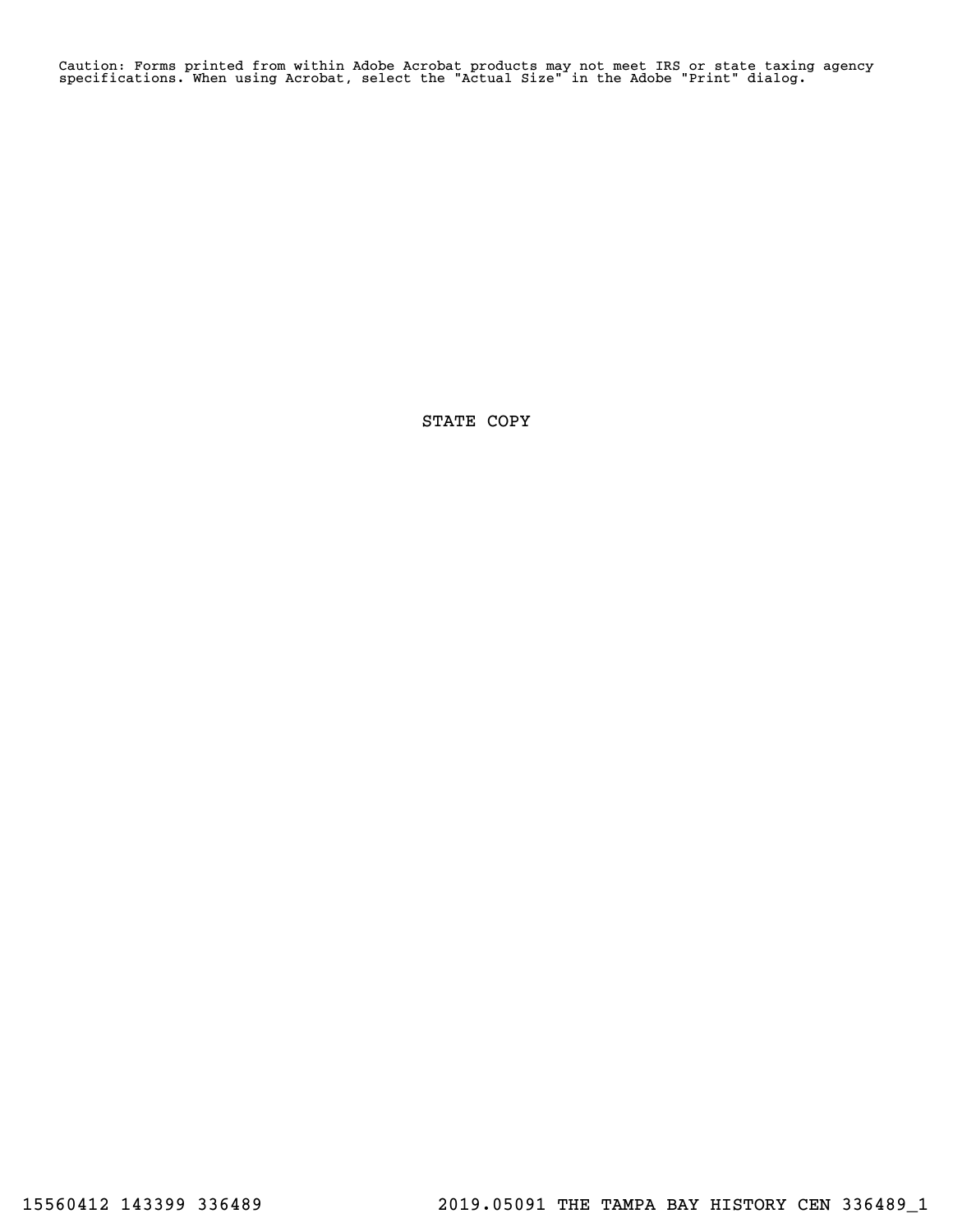Caution: Forms printed from within Adobe Acrobat products may not meet IRS or state taxing agency specifications. When using Acrobat, select the "Actual Size" in the Adobe "Print" dialog.

STATE COPY

15560412 143399 336489 2019.05091 THE TAMPA BAY HISTORY CEN 336489_1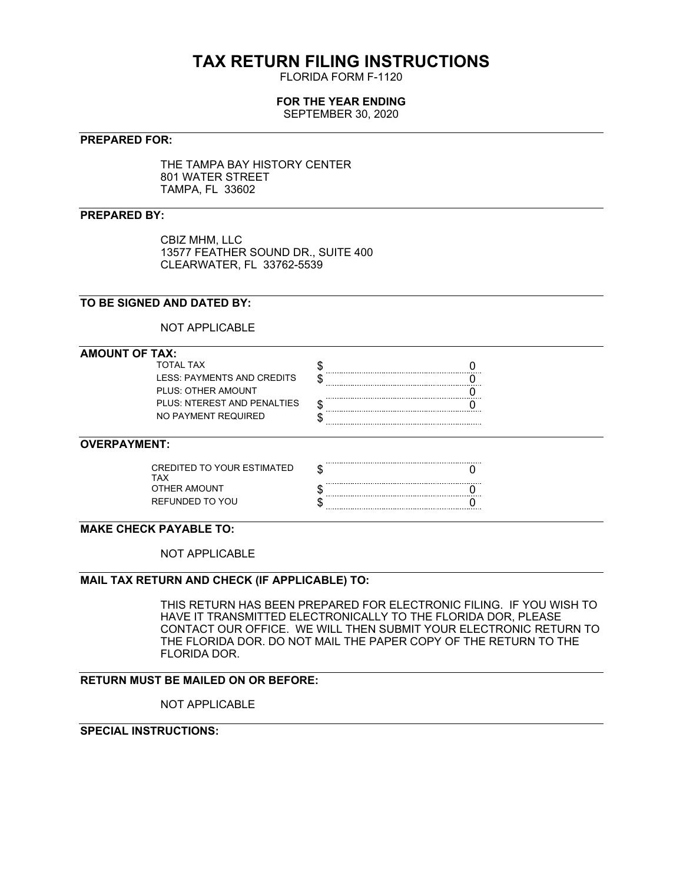# TAX RETURN FILING INSTRUCTIONS

FLORIDA FORM F-1120

**FOR THE YEAR ENDING**

SEPTEMBER 30, 2020

**PREPARED FOR:**

THE TAMPA BAY HISTORY CENTER
801 WATER STREET
TAMPA, FL 33602

**PREPARED BY:**

CBIZ MHM, LLC
13577 FEATHER SOUND DR., SUITE 400
CLEARWATER, FL 33762-5539

**TO BE SIGNED AND DATED BY:**

NOT APPLICABLE

**AMOUNT OF TAX:**

| | | |
|---|---|---|
| TOTAL TAX | $ | 0 |
| LESS: PAYMENTS AND CREDITS | $ | 0 |
| PLUS: OTHER AMOUNT | | 0 |
| PLUS: NTEREST AND PENALTIES | $ | 0 |
| NO PAYMENT REQUIRED | $ | |

**OVERPAYMENT:**

| | | |
|---|---|---|
| CREDITED TO YOUR ESTIMATED TAX | $ | 0 |
| OTHER AMOUNT | $ | 0 |
| REFUNDED TO YOU | $ | 0 |

**MAKE CHECK PAYABLE TO:**

NOT APPLICABLE

**MAIL TAX RETURN AND CHECK (IF APPLICABLE) TO:**

THIS RETURN HAS BEEN PREPARED FOR ELECTRONIC FILING. IF YOU WISH TO HAVE IT TRANSMITTED ELECTRONICALLY TO THE FLORIDA DOR, PLEASE CONTACT OUR OFFICE. WE WILL THEN SUBMIT YOUR ELECTRONIC RETURN TO THE FLORIDA DOR. DO NOT MAIL THE PAPER COPY OF THE RETURN TO THE FLORIDA DOR.

**RETURN MUST BE MAILED ON OR BEFORE:**

NOT APPLICABLE

**SPECIAL INSTRUCTIONS:**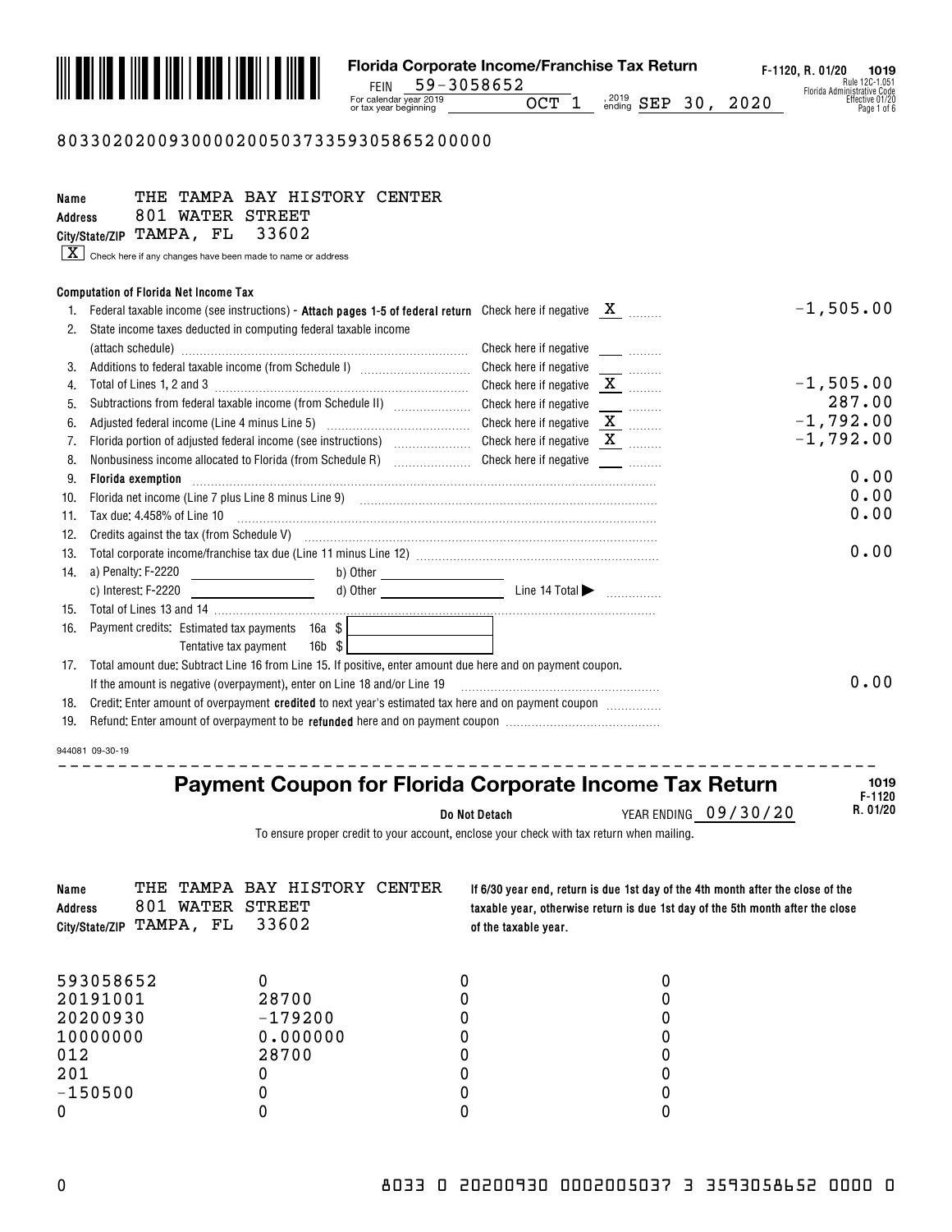# Florida Corporate Income/Franchise Tax Return

F-1120, R. 01/20 **1019**
Rule 12C-1.051
Florida Administrative Code
Effective 01/20

FEIN 59-3058652
For calendar year 2019 or tax year beginning OCT 1, 2019 ending SEP 30, 2020

80330202009300002005037335930586520000​0

**Name** THE TAMPA BAY HISTORY CENTER
**Address** 801 WATER STREET
**City/State/ZIP** TAMPA, FL 33602

[X] Check here if any changes have been made to name or address

### Computation of Florida Net Income Tax

| Line | Description | Check here if negative | Amount |
|---|---|---|---|
| 1. | Federal taxable income (see instructions) - **Attach pages 1-5 of federal return** | X | -1,505.00 |
| 2. | State income taxes deducted in computing federal taxable income (attach schedule) | | |
| 3. | Additions to federal taxable income (from Schedule I) | | |
| 4. | Total of Lines 1, 2 and 3 | X | -1,505.00 |
| 5. | Subtractions from federal taxable income (from Schedule II) | | 287.00 |
| 6. | Adjusted federal income (Line 4 minus Line 5) | X | -1,792.00 |
| 7. | Florida portion of adjusted federal income (see instructions) | X | -1,792.00 |
| 8. | Nonbusiness income allocated to Florida (from Schedule R) | | |
| 9. | **Florida exemption** | | 0.00 |
| 10. | Florida net income (Line 7 plus Line 8 minus Line 9) | | 0.00 |
| 11. | Tax due: 4.458% of Line 10 | | 0.00 |
| 12. | Credits against the tax (from Schedule V) | | |
| 13. | Total corporate income/franchise tax due (Line 11 minus Line 12) | | 0.00 |
| 14. | a) Penalty: F-2220 ____ b) Other ____ c) Interest: F-2220 ____ d) Other ____ Line 14 Total ▶ | | |
| 15. | Total of Lines 13 and 14 | | |
| 16. | Payment credits: Estimated tax payments 16a $ ____ Tentative tax payment 16b $ ____ | | |
| 17. | Total amount due: Subtract Line 16 from Line 15. If positive, enter amount due here and on payment coupon. If the amount is negative (overpayment), enter on Line 18 and/or Line 19 | | 0.00 |
| 18. | Credit: Enter amount of overpayment **credited** to next year's estimated tax here and on payment coupon | | |
| 19. | Refund: Enter amount of overpayment to be **refunded** here and on payment coupon | | |

944081 09-30-19

---

## Payment Coupon for Florida Corporate Income Tax Return

1019 F-1120 R. 01/20

**Do Not Detach** YEAR ENDING 09/30/20

To ensure proper credit to your account, enclose your check with tax return when mailing.

**Name** THE TAMPA BAY HISTORY CENTER
**Address** 801 WATER STREET
**City/State/ZIP** TAMPA, FL 33602

**If 6/30 year end, return is due 1st day of the 4th month after the close of the taxable year, otherwise return is due 1st day of the 5th month after the close of the taxable year.**

| | | | |
|---|---|---|---|
| 593058652 | 0 | 0 | 0 |
| 20191001 | 28700 | 0 | 0 |
| 20200930 | -179200 | 0 | 0 |
| 10000000 | 0.000000 | 0 | 0 |
| 012 | 28700 | 0 | 0 |
| 201 | 0 | 0 | 0 |
| -150500 | 0 | 0 | 0 |
| 0 | 0 | 0 | 0 |

0 8033 0 20200930 0002005037 3 3593058652 0000 0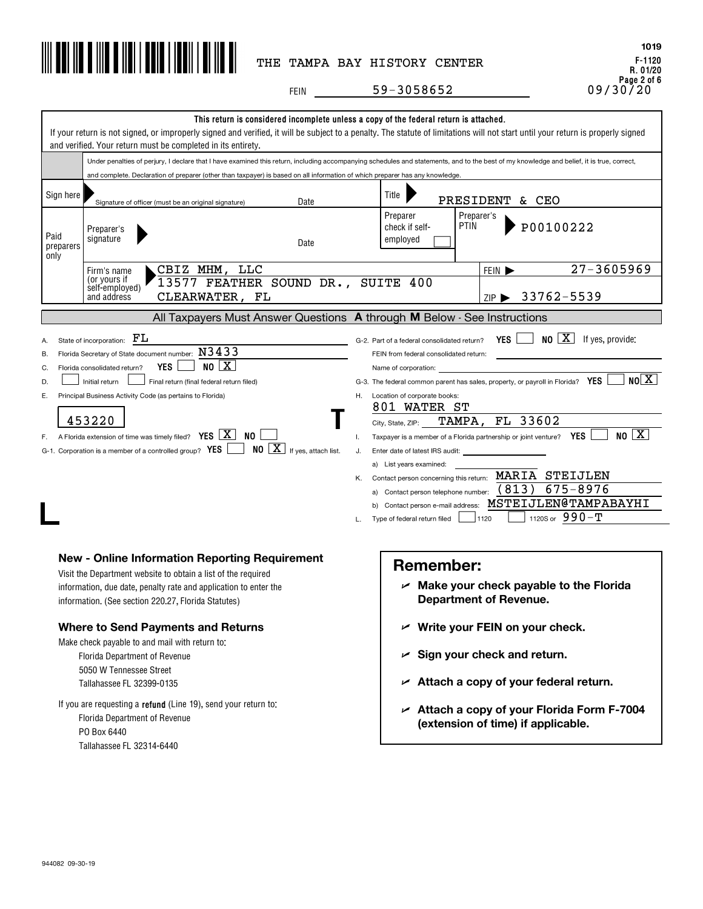THE TAMPA BAY HISTORY CENTER

FEIN 59-3058652

1019
F-1120
R. 01/20
09/30/20

**This return is considered incomplete unless a copy of the federal return is attached.**

If your return is not signed, or improperly signed and verified, it will be subject to a penalty. The statute of limitations will not start until your return is properly signed and verified. Your return must be completed in its entirety.

Under penalties of perjury, I declare that I have examined this return, including accompanying schedules and statements, and to the best of my knowledge and belief, it is true, correct, and complete. Declaration of preparer (other than taxpayer) is based on all information of which preparer has any knowledge.

| | | | |
|---|---|---|---|
| Sign here | Signature of officer (must be an original signature) Date | Title | PRESIDENT & CEO |
| Paid preparers only | Preparer's signature Date | Preparer check if self-employed [ ] | Preparer's PTIN P00100222 |
| | Firm's name (or yours if self-employed) and address: CBIZ MHM, LLC, 13577 FEATHER SOUND DR., SUITE 400, CLEARWATER, FL | | FEIN 27-3605969 / ZIP 33762-5539 |

## All Taxpayers Must Answer Questions A through M Below - See Instructions

A. State of incorporation: FL

B. Florida Secretary of State document number: N3433

C. Florida consolidated return? YES [ ] NO [X]

D. [ ] Initial return [ ] Final return (final federal return filed)

E. Principal Business Activity Code (as pertains to Florida): 453220

F. A Florida extension of time was timely filed? YES [X] NO [ ]

G-1. Corporation is a member of a controlled group? YES [ ] NO [X] If yes, attach list.

G-2. Part of a federal consolidated return? YES [ ] NO [X] If yes, provide:
FEIN from federal consolidated return:
Name of corporation:

G-3. The federal common parent has sales, property, or payroll in Florida? YES [ ] NO [X]

H. Location of corporate books: 801 WATER ST
City, State, ZIP: TAMPA, FL 33602

I. Taxpayer is a member of a Florida partnership or joint venture? YES [ ] NO [X]

J. Enter date of latest IRS audit:
a) List years examined:

K. Contact person concerning this return: MARIA STEIJLEN
a) Contact person telephone number: (813) 675-8976
b) Contact person e-mail address: MSTEIJLEN@TAMPABAYHI

L. Type of federal return filed [ ] 1120 [ ] 1120S or 990-T

### New - Online Information Reporting Requirement

Visit the Department website to obtain a list of the required information, due date, penalty rate and application to enter the information. (See section 220.27, Florida Statutes)

### Where to Send Payments and Returns

Make check payable to and mail with return to:
Florida Department of Revenue
5050 W Tennessee Street
Tallahassee FL 32399-0135

If you are requesting a **refund** (Line 19), send your return to:
Florida Department of Revenue
PO Box 6440
Tallahassee FL 32314-6440

## Remember:

- **Make your check payable to the Florida Department of Revenue.**
- **Write your FEIN on your check.**
- **Sign your check and return.**
- **Attach a copy of your federal return.**
- **Attach a copy of your Florida Form F-7004 (extension of time) if applicable.**

944082 09-30-19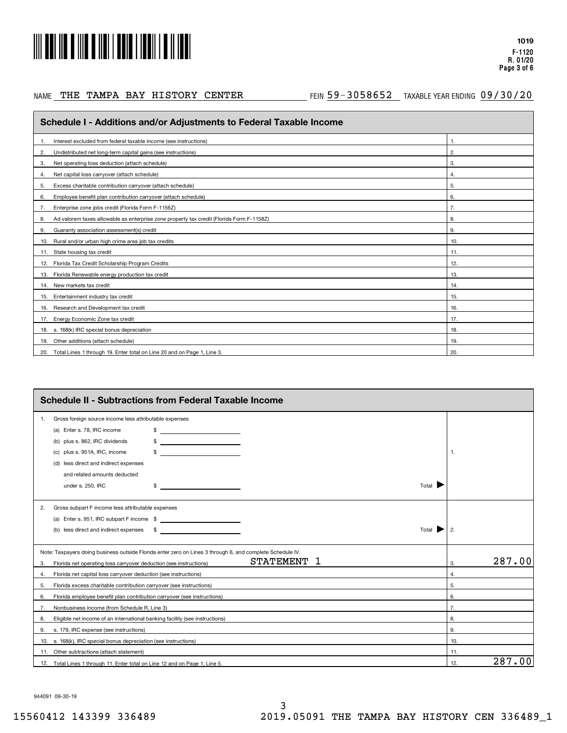1019
F-1120
R. 01/20

NAME THE TAMPA BAY HISTORY CENTER    FEIN 59-3058652    TAXABLE YEAR ENDING 09/30/20

## Schedule I - Additions and/or Adjustments to Federal Taxable Income

| Line | Description | Line | Amount |
|---|---|---|---|
| 1. | Interest excluded from federal taxable income (see instructions) | 1. | |
| 2. | Undistributed net long-term capital gains (see instructions) | 2. | |
| 3. | Net operating loss deduction (attach schedule) | 3. | |
| 4. | Net capital loss carryover (attach schedule) | 4. | |
| 5. | Excess charitable contribution carryover (attach schedule) | 5. | |
| 6. | Employee benefit plan contribution carryover (attach schedule) | 6. | |
| 7. | Enterprise zone jobs credit (Florida Form F-1156Z) | 7. | |
| 8. | Ad valorem taxes allowable as enterprise zone property tax credit (Florida Form F-1158Z) | 8. | |
| 9. | Guaranty association assessment(s) credit | 9. | |
| 10. | Rural and/or urban high crime area job tax credits | 10. | |
| 11. | State housing tax credit | 11. | |
| 12. | Florida Tax Credit Scholarship Program Credits | 12. | |
| 13. | Florida Renewable energy production tax credit | 13. | |
| 14. | New markets tax credit | 14. | |
| 15. | Entertainment industry tax credit | 15. | |
| 16. | Research and Development tax credit | 16. | |
| 17. | Energy Economic Zone tax credit | 17. | |
| 18. | s. 168(k) IRC special bonus depreciation | 18. | |
| 19. | Other additions (attach schedule) | 19. | |
| 20. | Total Lines 1 through 19. Enter total on Line 20 and on Page 1, Line 3. | 20. | |

## Schedule II - Subtractions from Federal Taxable Income

1. Gross foreign source income less attributable expenses
   - (a) Enter s. 78, IRC income $ ______
   - (b) plus s. 862, IRC dividends $ ______
   - (c) plus s. 951A, IRC, income $ ______
   - (d) less direct and indirect expenses and related amounts deducted under s. 250, IRC $ ______

   Total ▶ 1. ______

2. Gross subpart F income less attributable expenses
   - (a) Enter s. 951, IRC subpart F income $ ______
   - (b) less direct and indirect expenses $ ______

   Total ▶ 2. ______

Note: Taxpayers doing business outside Florida enter zero on Lines 3 through 6, and complete Schedule IV.

| Line | Description | Line | Amount |
|---|---|---|---|
| 3. | Florida net operating loss carryover deduction (see instructions) STATEMENT 1 | 3. | 287.00 |
| 4. | Florida net capital loss carryover deduction (see instructions) | 4. | |
| 5. | Florida excess charitable contribution carryover (see instructions) | 5. | |
| 6. | Florida employee benefit plan contribution carryover (see instructions) | 6. | |
| 7. | Nonbusiness income (from Schedule R, Line 3) | 7. | |
| 8. | Eligible net income of an international banking facility (see instructions) | 8. | |
| 9. | s. 179, IRC expense (see instructions) | 9. | |
| 10. | s. 168(k), IRC special bonus depreciation (see instructions) | 10. | |
| 11. | Other subtractions (attach statement) | 11. | |
| 12. | Total Lines 1 through 11. Enter total on Line 12 and on Page 1, Line 5. | 12. | 287.00 |

944091 09-30-19

15560412 143399 336489    2019.05091 THE TAMPA BAY HISTORY CEN 336489_1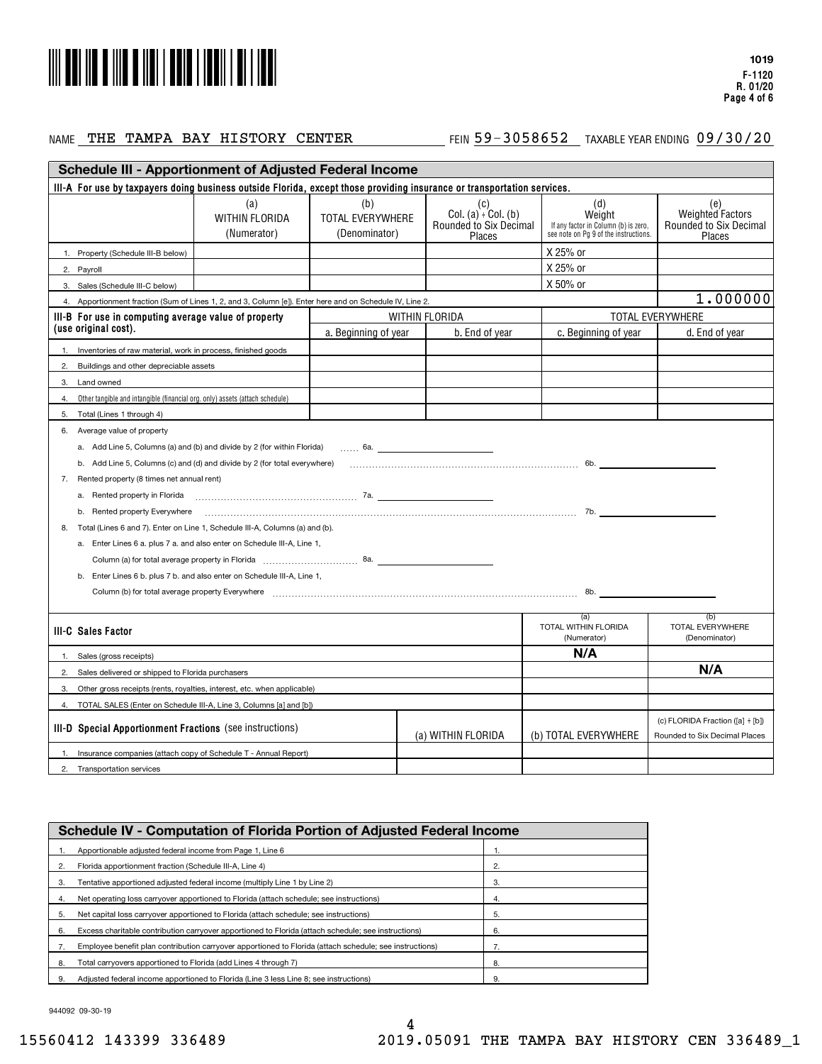1019
F-1120
R. 01/20
Page 4 of 6

NAME THE TAMPA BAY HISTORY CENTER FEIN 59-3058652 TAXABLE YEAR ENDING 09/30/20

## Schedule III - Apportionment of Adjusted Federal Income

**III-A For use by taxpayers doing business outside Florida, except those providing insurance or transportation services.**

| | (a) WITHIN FLORIDA (Numerator) | (b) TOTAL EVERYWHERE (Denominator) | (c) Col. (a) ÷ Col. (b) Rounded to Six Decimal Places | (d) Weight If any factor in Column (b) is zero, see note on Pg 9 of the instructions. | (e) Weighted Factors Rounded to Six Decimal Places |
|---|---|---|---|---|---|
| 1. Property (Schedule III-B below) | | | | X 25% or | |
| 2. Payroll | | | | X 25% or | |
| 3. Sales (Schedule III-C below) | | | | X 50% or | |
| 4. Apportionment fraction (Sum of Lines 1, 2, and 3, Column [e]). Enter here and on Schedule IV, Line 2. | | | | | 1.000000 |

| III-B For use in computing average value of property (use original cost). | WITHIN FLORIDA a. Beginning of year | WITHIN FLORIDA b. End of year | TOTAL EVERYWHERE c. Beginning of year | TOTAL EVERYWHERE d. End of year |
|---|---|---|---|---|
| 1. Inventories of raw material, work in process, finished goods | | | | |
| 2. Buildings and other depreciable assets | | | | |
| 3. Land owned | | | | |
| 4. Other tangible and intangible (financial org. only) assets (attach schedule) | | | | |
| 5. Total (Lines 1 through 4) | | | | |

6. Average value of property
   a. Add Line 5, Columns (a) and (b) and divide by 2 (for within Florida) ...... 6a. ______
   b. Add Line 5, Columns (c) and (d) and divide by 2 (for total everywhere) ...... 6b. ______
7. Rented property (8 times net annual rent)
   a. Rented property in Florida ...... 7a. ______
   b. Rented property Everywhere ...... 7b. ______
8. Total (Lines 6 and 7). Enter on Line 1, Schedule III-A, Columns (a) and (b).
   a. Enter Lines 6 a. plus 7 a. and also enter on Schedule III-A, Line 1, Column (a) for total average property in Florida ...... 8a. ______
   b. Enter Lines 6 b. plus 7 b. and also enter on Schedule III-A, Line 1, Column (b) for total average property Everywhere ...... 8b. ______

| III-C Sales Factor | (a) TOTAL WITHIN FLORIDA (Numerator) | (b) TOTAL EVERYWHERE (Denominator) |
|---|---|---|
| 1. Sales (gross receipts) | N/A | |
| 2. Sales delivered or shipped to Florida purchasers | | N/A |
| 3. Other gross receipts (rents, royalties, interest, etc. when applicable) | | |
| 4. TOTAL SALES (Enter on Schedule III-A, Line 3, Columns [a] and [b]) | | |

| III-D Special Apportionment Fractions (see instructions) | (a) WITHIN FLORIDA | (b) TOTAL EVERYWHERE | (c) FLORIDA Fraction ([a] ÷ [b]) Rounded to Six Decimal Places |
|---|---|---|---|
| 1. Insurance companies (attach copy of Schedule T - Annual Report) | | | |
| 2. Transportation services | | | |

## Schedule IV - Computation of Florida Portion of Adjusted Federal Income

| | | |
|---|---|---|
| 1. | Apportionable adjusted federal income from Page 1, Line 6 | 1. |
| 2. | Florida apportionment fraction (Schedule III-A, Line 4) | 2. |
| 3. | Tentative apportioned adjusted federal income (multiply Line 1 by Line 2) | 3. |
| 4. | Net operating loss carryover apportioned to Florida (attach schedule; see instructions) | 4. |
| 5. | Net capital loss carryover apportioned to Florida (attach schedule; see instructions) | 5. |
| 6. | Excess charitable contribution carryover apportioned to Florida (attach schedule; see instructions) | 6. |
| 7. | Employee benefit plan contribution carryover apportioned to Florida (attach schedule; see instructions) | 7. |
| 8. | Total carryovers apportioned to Florida (add Lines 4 through 7) | 8. |
| 9. | Adjusted federal income apportioned to Florida (Line 3 less Line 8; see instructions) | 9. |

944092 09-30-19

15560412 143399 336489 2019.05091 THE TAMPA BAY HISTORY CEN 336489_1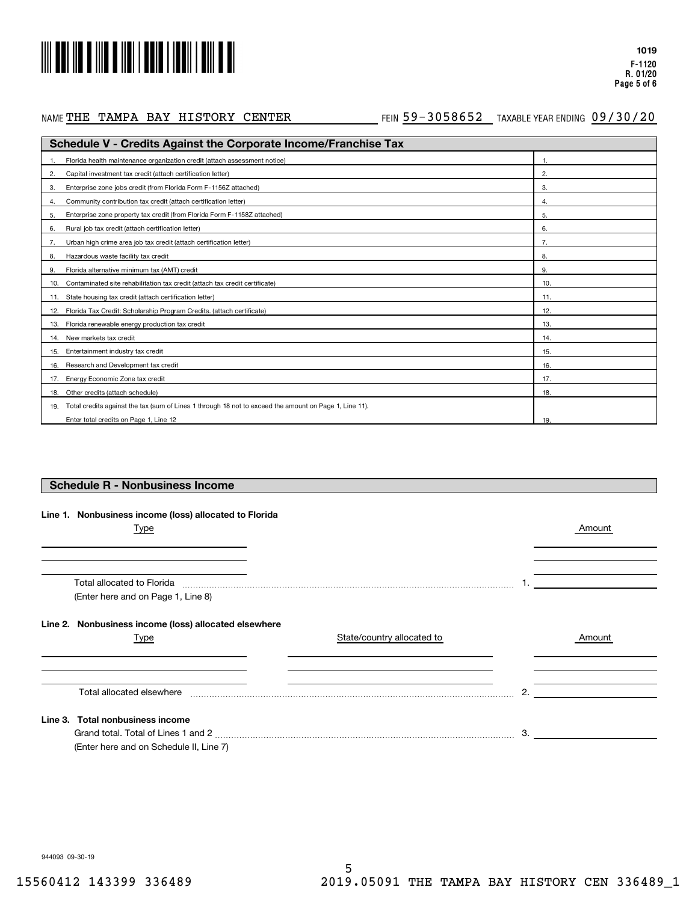1019
F-1120
R. 01/20

NAME THE TAMPA BAY HISTORY CENTER    FEIN 59-3058652    TAXABLE YEAR ENDING 09/30/20

## Schedule V - Credits Against the Corporate Income/Franchise Tax

| | | |
|---|---|---|
| 1. | Florida health maintenance organization credit (attach assessment notice) | 1. |
| 2. | Capital investment tax credit (attach certification letter) | 2. |
| 3. | Enterprise zone jobs credit (from Florida Form F-1156Z attached) | 3. |
| 4. | Community contribution tax credit (attach certification letter) | 4. |
| 5. | Enterprise zone property tax credit (from Florida Form F-1158Z attached) | 5. |
| 6. | Rural job tax credit (attach certification letter) | 6. |
| 7. | Urban high crime area job tax credit (attach certification letter) | 7. |
| 8. | Hazardous waste facility tax credit | 8. |
| 9. | Florida alternative minimum tax (AMT) credit | 9. |
| 10. | Contaminated site rehabilitation tax credit (attach tax credit certificate) | 10. |
| 11. | State housing tax credit (attach certification letter) | 11. |
| 12. | Florida Tax Credit: Scholarship Program Credits. (attach certificate) | 12. |
| 13. | Florida renewable energy production tax credit | 13. |
| 14. | New markets tax credit | 14. |
| 15. | Entertainment industry tax credit | 15. |
| 16. | Research and Development tax credit | 16. |
| 17. | Energy Economic Zone tax credit | 17. |
| 18. | Other credits (attach schedule) | 18. |
| 19. | Total credits against the tax (sum of Lines 1 through 18 not to exceed the amount on Page 1, Line 11). Enter total credits on Page 1, Line 12 | 19. |

## Schedule R - Nonbusiness Income

**Line 1. Nonbusiness income (loss) allocated to Florida**

| Type | Amount |
|---|---|
| | |
| | |
| | |

Total allocated to Florida ........ 1. ______
(Enter here and on Page 1, Line 8)

**Line 2. Nonbusiness income (loss) allocated elsewhere**

| Type | State/country allocated to | Amount |
|---|---|---|
| | | |
| | | |
| | | |

Total allocated elsewhere ........ 2. ______

**Line 3. Total nonbusiness income**

Grand total. Total of Lines 1 and 2 ........ 3. ______
(Enter here and on Schedule II, Line 7)

944093 09-30-19

15560412 143399 336489    2019.05091 THE TAMPA BAY HISTORY CEN 336489_1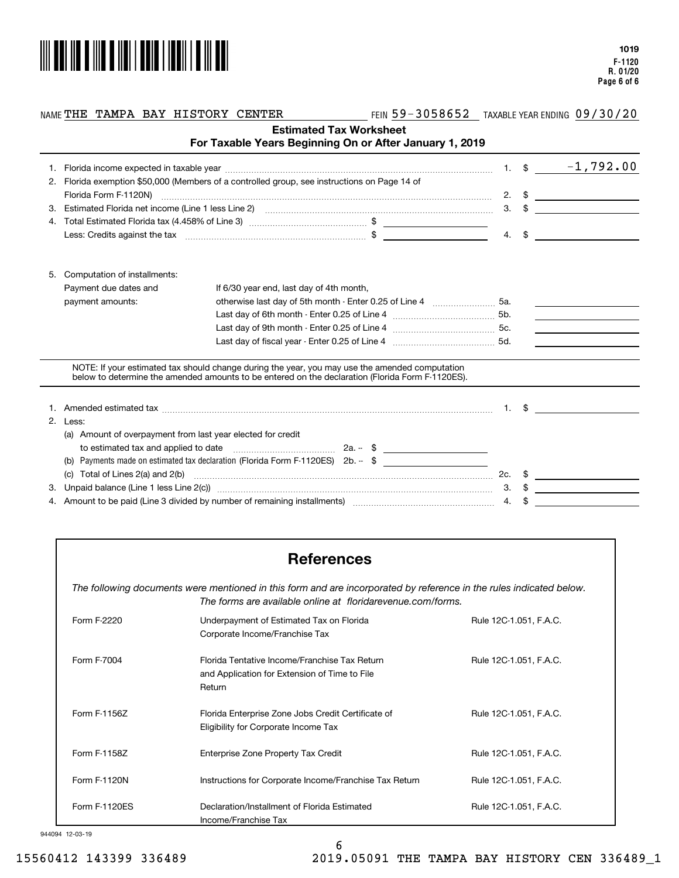1019
F-1120
R. 01/20

NAME THE TAMPA BAY HISTORY CENTER FEIN 59-3058652 TAXABLE YEAR ENDING 09/30/20

## Estimated Tax Worksheet
### For Taxable Years Beginning On or After January 1, 2019

| | | | | |
|---|---|---|---|---|
| 1. | Florida income expected in taxable year | | 1. | $ -1,792.00 |
| 2. | Florida exemption $50,000 (Members of a controlled group, see instructions on Page 14 of Florida Form F-1120N) | | 2. | $ |
| 3. | Estimated Florida net income (Line 1 less Line 2) | | 3. | $ |
| 4. | Total Estimated Florida tax (4.458% of Line 3) | $ | | |
| | Less: Credits against the tax | $ | 4. | $ |

5. Computation of installments:

| Payment due dates and payment amounts: | | |
|---|---|---|
| | If 6/30 year end, last day of 4th month, otherwise last day of 5th month - Enter 0.25 of Line 4 | 5a. |
| | Last day of 6th month - Enter 0.25 of Line 4 | 5b. |
| | Last day of 9th month - Enter 0.25 of Line 4 | 5c. |
| | Last day of fiscal year - Enter 0.25 of Line 4 | 5d. |

NOTE: If your estimated tax should change during the year, you may use the amended computation below to determine the amended amounts to be entered on the declaration (Florida Form F-1120ES).

| | | | | |
|---|---|---|---|---|
| 1. | Amended estimated tax | | 1. | $ |
| 2. | Less: | | | |
| | (a) Amount of overpayment from last year elected for credit to estimated tax and applied to date | 2a. -- $ | | |
| | (b) Payments made on estimated tax declaration (Florida Form F-1120ES) | 2b. -- $ | | |
| | (c) Total of Lines 2(a) and 2(b) | | 2c. | $ |
| 3. | Unpaid balance (Line 1 less Line 2(c)) | | 3. | $ |
| 4. | Amount to be paid (Line 3 divided by number of remaining installments) | | 4. | $ |

## References

*The following documents were mentioned in this form and are incorporated by reference in the rules indicated below. The forms are available online at floridarevenue.com/forms.*

| | | |
|---|---|---|
| Form F-2220 | Underpayment of Estimated Tax on Florida Corporate Income/Franchise Tax | Rule 12C-1.051, F.A.C. |
| Form F-7004 | Florida Tentative Income/Franchise Tax Return and Application for Extension of Time to File Return | Rule 12C-1.051, F.A.C. |
| Form F-1156Z | Florida Enterprise Zone Jobs Credit Certificate of Eligibility for Corporate Income Tax | Rule 12C-1.051, F.A.C. |
| Form F-1158Z | Enterprise Zone Property Tax Credit | Rule 12C-1.051, F.A.C. |
| Form F-1120N | Instructions for Corporate Income/Franchise Tax Return | Rule 12C-1.051, F.A.C. |
| Form F-1120ES | Declaration/Installment of Florida Estimated Income/Franchise Tax | Rule 12C-1.051, F.A.C. |

944094 12-03-19

15560412 143399 336489 2019.05091 THE TAMPA BAY HISTORY CEN 336489_1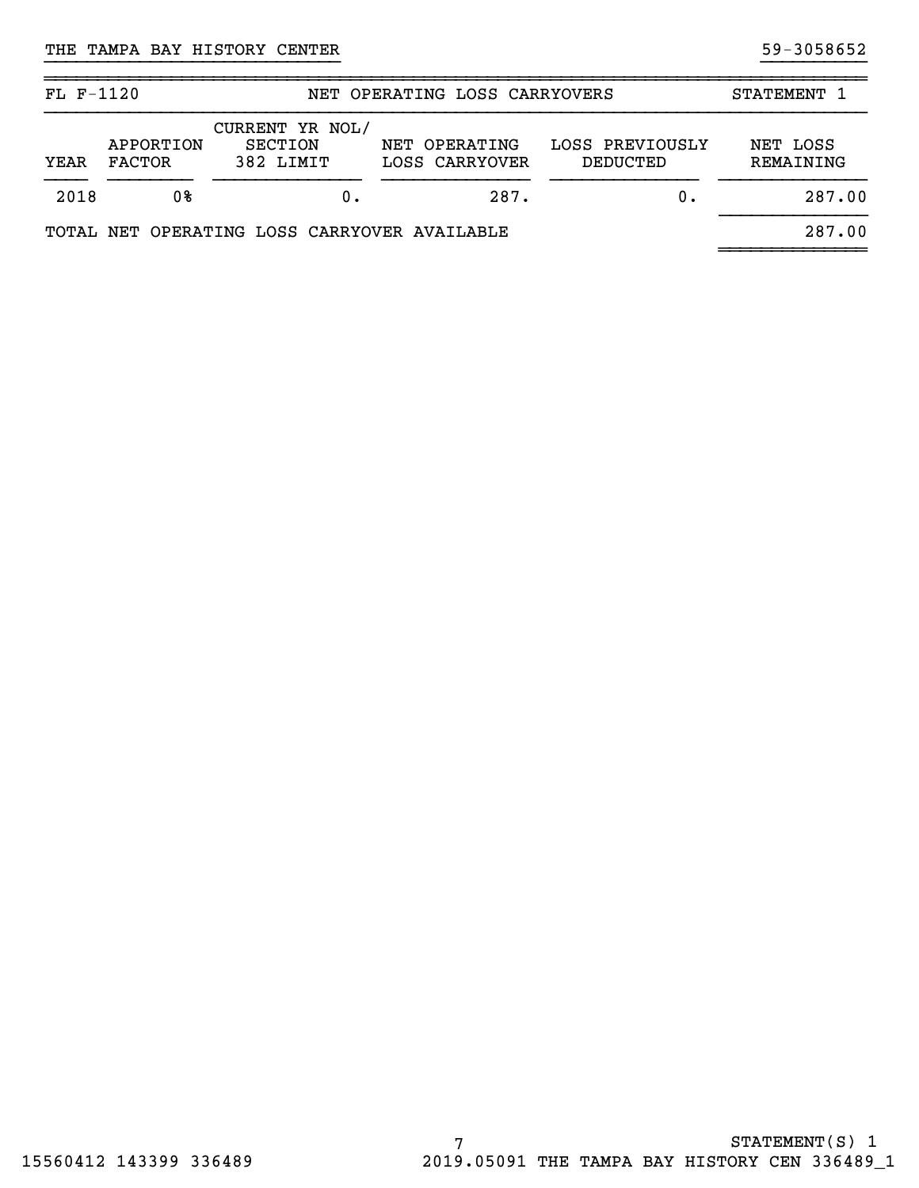THE TAMPA BAY HISTORY CENTER 59-3058652

| FL F-1120 | | NET OPERATING LOSS CARRYOVERS | | | STATEMENT 1 |
|---|---|---|---|---|---|
| YEAR | APPORTION FACTOR | CURRENT YR NOL/ SECTION 382 LIMIT | NET OPERATING LOSS CARRYOVER | LOSS PREVIOUSLY DEDUCTED | NET LOSS REMAINING |
| 2018 | 0% | 0. | 287. | 0. | 287.00 |
| TOTAL NET OPERATING LOSS CARRYOVER AVAILABLE | | | | | 287.00 |

STATEMENT(S) 1

15560412 143399 336489 2019.05091 THE TAMPA BAY HISTORY CEN 336489_1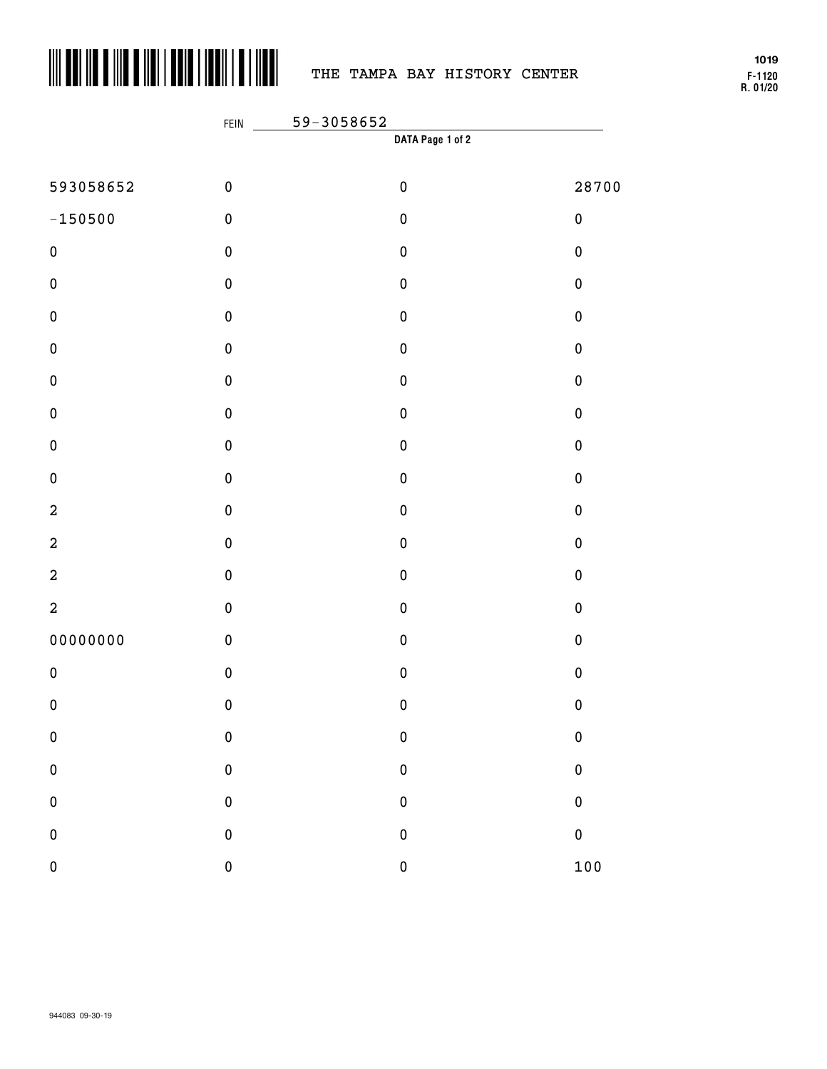THE TAMPA BAY HISTORY CENTER

1019
F-1120
R. 01/20

FEIN 59-3058652

**DATA Page 1 of 2**

| | | | |
|---|---|---|---|
| 593058652 | 0 | 0 | 28700 |
| -150500 | 0 | 0 | 0 |
| 0 | 0 | 0 | 0 |
| 0 | 0 | 0 | 0 |
| 0 | 0 | 0 | 0 |
| 0 | 0 | 0 | 0 |
| 0 | 0 | 0 | 0 |
| 0 | 0 | 0 | 0 |
| 0 | 0 | 0 | 0 |
| 0 | 0 | 0 | 0 |
| 2 | 0 | 0 | 0 |
| 2 | 0 | 0 | 0 |
| 2 | 0 | 0 | 0 |
| 2 | 0 | 0 | 0 |
| 00000000 | 0 | 0 | 0 |
| 0 | 0 | 0 | 0 |
| 0 | 0 | 0 | 0 |
| 0 | 0 | 0 | 0 |
| 0 | 0 | 0 | 0 |
| 0 | 0 | 0 | 0 |
| 0 | 0 | 0 | 0 |
| 0 | 0 | 0 | 100 |

944083 09-30-19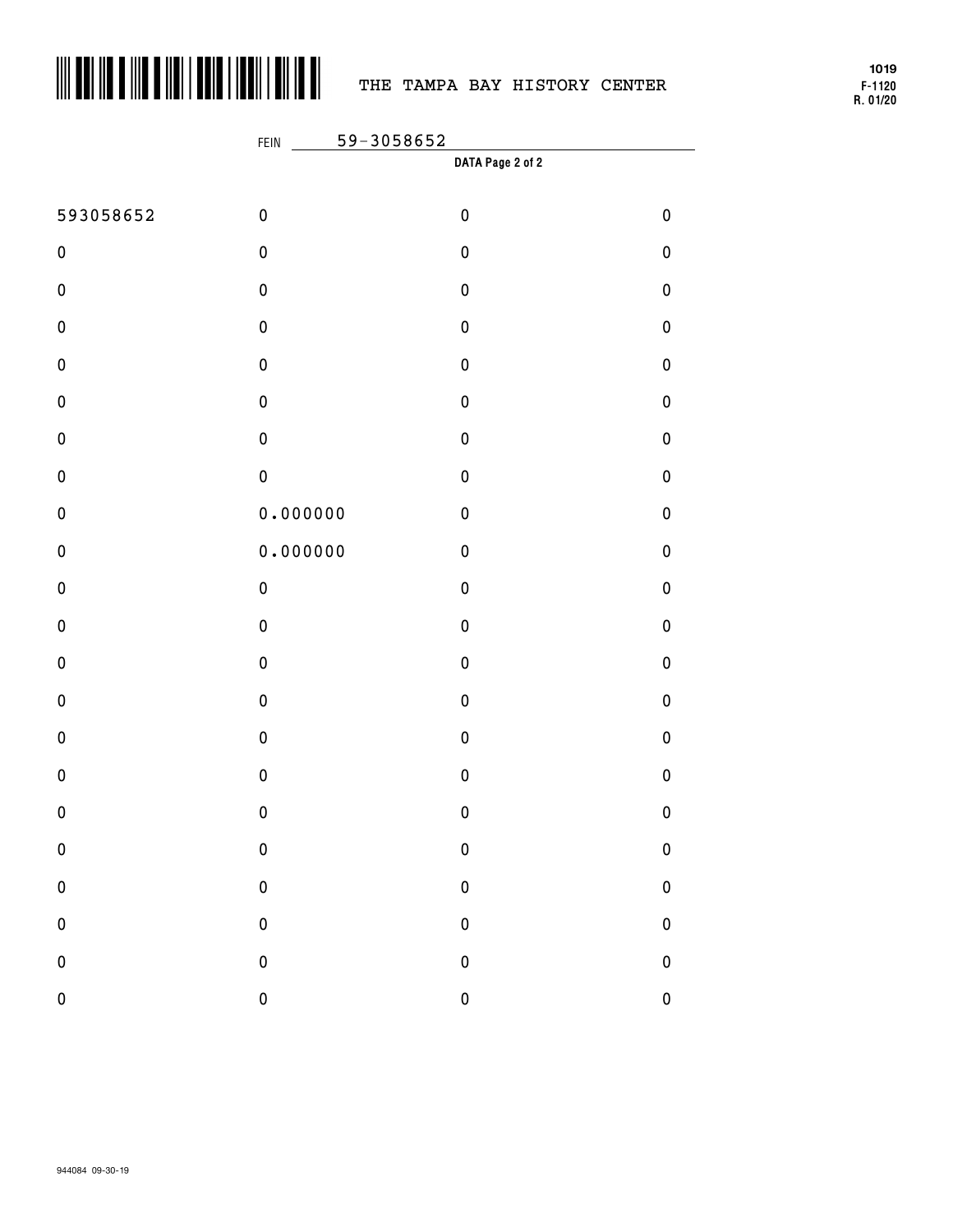THE TAMPA BAY HISTORY CENTER

1019
F-1120
R. 01/20

FEIN 59-3058652

**DATA Page 2 of 2**

| | | | |
|---|---|---|---|
| 593058652 | 0 | 0 | 0 |
| 0 | 0 | 0 | 0 |
| 0 | 0 | 0 | 0 |
| 0 | 0 | 0 | 0 |
| 0 | 0 | 0 | 0 |
| 0 | 0 | 0 | 0 |
| 0 | 0 | 0 | 0 |
| 0 | 0 | 0 | 0 |
| 0 | 0.000000 | 0 | 0 |
| 0 | 0.000000 | 0 | 0 |
| 0 | 0 | 0 | 0 |
| 0 | 0 | 0 | 0 |
| 0 | 0 | 0 | 0 |
| 0 | 0 | 0 | 0 |
| 0 | 0 | 0 | 0 |
| 0 | 0 | 0 | 0 |
| 0 | 0 | 0 | 0 |
| 0 | 0 | 0 | 0 |
| 0 | 0 | 0 | 0 |
| 0 | 0 | 0 | 0 |
| 0 | 0 | 0 | 0 |
| 0 | 0 | 0 | 0 |

944084 09-30-19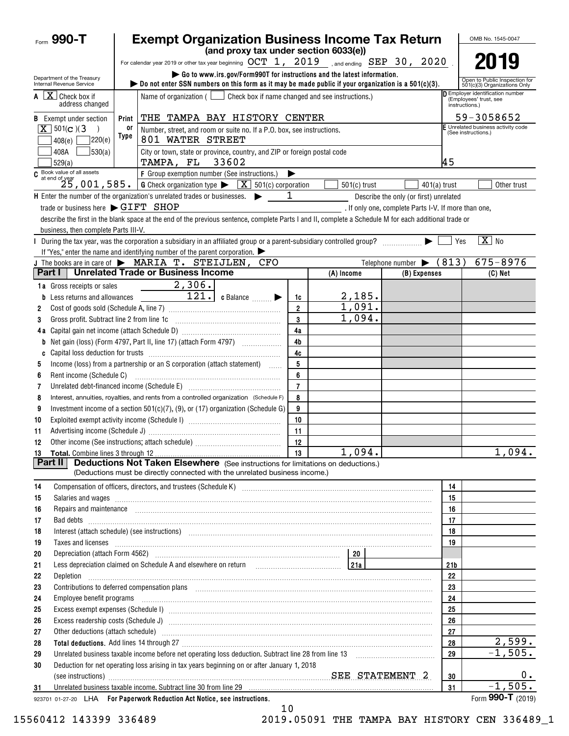Form **990-T**

# Exempt Organization Business Income Tax Return

**(and proxy tax under section 6033(e))**

For calendar year 2019 or other tax year beginning OCT 1, 2019 , and ending SEP 30, 2020 .

▶ Go to www.irs.gov/Form990T for instructions and the latest information.

▶ Do not enter SSN numbers on this form as it may be made public if your organization is a 501(c)(3).

Department of the Treasury Internal Revenue Service

OMB No. 1545-0047

**2019**

Open to Public Inspection for 501(c)(3) Organizations Only

**A** [X] Check box if address changed

**B** Exempt under section [X] 501(C)(3) [ ] 408(e) [ ] 220(e) [ ] 408A [ ] 530(a) [ ] 529(a)

**C** Book value of all assets at end of year: 25,001,585.

Name of organization ( [ ] Check box if name changed and see instructions.)
THE TAMPA BAY HISTORY CENTER

Number, street, and room or suite no. If a P.O. box, see instructions.
801 WATER STREET

City or town, state or province, country, and ZIP or foreign postal code
TAMPA, FL 33602

**D** Employer identification number (Employees' trust, see instructions.): 59-3058652

**E** Unrelated business activity code (See instructions.): 45

**F** Group exemption number (See instructions.) ▶

**G** Check organization type ▶ [X] 501(c) corporation [ ] 501(c) trust [ ] 401(a) trust [ ] Other trust

**H** Enter the number of the organization's unrelated trades or businesses. ▶ 1 Describe the only (or first) unrelated trade or business here ▶ GIFT SHOP . If only one, complete Parts I-V. If more than one, describe the first in the blank space at the end of the previous sentence, complete Parts I and II, complete a Schedule M for each additional trade or business, then complete Parts III-V.

**I** During the tax year, was the corporation a subsidiary in an affiliated group or a parent-subsidiary controlled group? ▶ [ ] Yes [X] No
If "Yes," enter the name and identifying number of the parent corporation. ▶

**J** The books are in care of ▶ MARIA T. STEIJLEN, CFO Telephone number ▶ (813) 675-8976

## Part I — Unrelated Trade or Business Income

| | | | (A) Income | (B) Expenses | (C) Net |
|---|---|---|---|---|---|
| 1a | Gross receipts or sales 2,306. | | | | |
| b | Less returns and allowances 121. c Balance ▶ | 1c | 2,185. | | |
| 2 | Cost of goods sold (Schedule A, line 7) | 2 | 1,091. | | |
| 3 | Gross profit. Subtract line 2 from line 1c | 3 | 1,094. | | |
| 4a | Capital gain net income (attach Schedule D) | 4a | | | |
| b | Net gain (loss) (Form 4797, Part II, line 17) (attach Form 4797) | 4b | | | |
| c | Capital loss deduction for trusts | 4c | | | |
| 5 | Income (loss) from a partnership or an S corporation (attach statement) | 5 | | | |
| 6 | Rent income (Schedule C) | 6 | | | |
| 7 | Unrelated debt-financed income (Schedule E) | 7 | | | |
| 8 | Interest, annuities, royalties, and rents from a controlled organization (Schedule F) | 8 | | | |
| 9 | Investment income of a section 501(c)(7), (9), or (17) organization (Schedule G) | 9 | | | |
| 10 | Exploited exempt activity income (Schedule I) | 10 | | | |
| 11 | Advertising income (Schedule J) | 11 | | | |
| 12 | Other income (See instructions; attach schedule) | 12 | | | |
| 13 | **Total.** Combine lines 3 through 12 | 13 | 1,094. | | 1,094. |

## Part II — Deductions Not Taken Elsewhere (See instructions for limitations on deductions.)

(Deductions must be directly connected with the unrelated business income.)

| | | | |
|---|---|---|---|
| 14 | Compensation of officers, directors, and trustees (Schedule K) | 14 | |
| 15 | Salaries and wages | 15 | |
| 16 | Repairs and maintenance | 16 | |
| 17 | Bad debts | 17 | |
| 18 | Interest (attach schedule) (see instructions) | 18 | |
| 19 | Taxes and licenses | 19 | |
| 20 | Depreciation (attach Form 4562) — 20 | | |
| 21 | Less depreciation claimed on Schedule A and elsewhere on return — 21a | 21b | |
| 22 | Depletion | 22 | |
| 23 | Contributions to deferred compensation plans | 23 | |
| 24 | Employee benefit programs | 24 | |
| 25 | Excess exempt expenses (Schedule I) | 25 | |
| 26 | Excess readership costs (Schedule J) | 26 | |
| 27 | Other deductions (attach schedule) | 27 | |
| 28 | **Total deductions.** Add lines 14 through 27 | 28 | 2,599. |
| 29 | Unrelated business taxable income before net operating loss deduction. Subtract line 28 from line 13 | 29 | -1,505. |
| 30 | Deduction for net operating loss arising in tax years beginning on or after January 1, 2018 (see instructions) SEE STATEMENT 2 | 30 | 0. |
| 31 | Unrelated business taxable income. Subtract line 30 from line 29 | 31 | -1,505. |

923701 01-27-20 LHA **For Paperwork Reduction Act Notice, see instructions.** Form **990-T** (2019)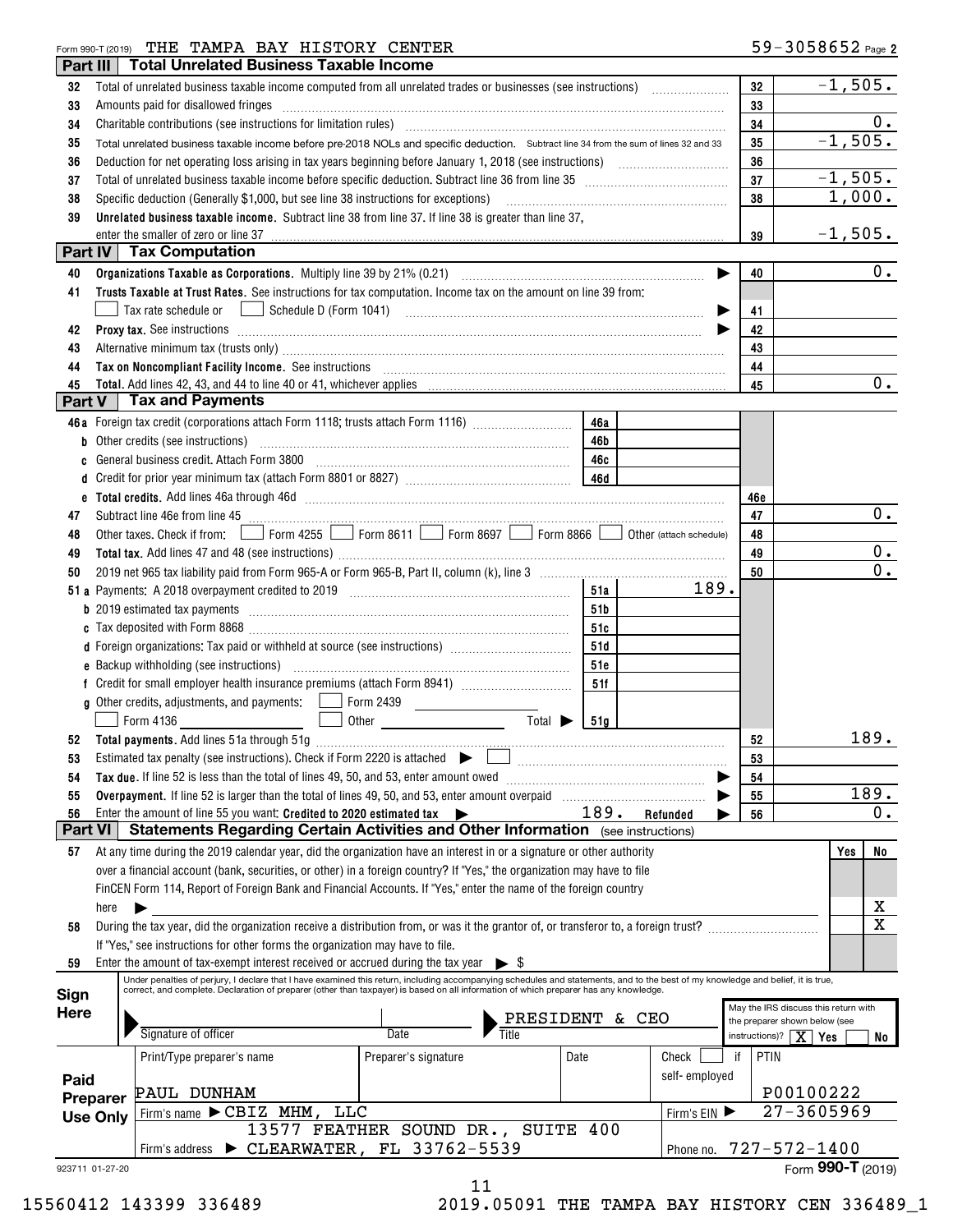Form 990-T (2019) THE TAMPA BAY HISTORY CENTER 59-3058652 Page 2

## Part III Total Unrelated Business Taxable Income

| Line | Description | Ref | Amount |
|---|---|---|---|
| 32 | Total of unrelated business taxable income computed from all unrelated trades or businesses (see instructions) | 32 | -1,505. |
| 33 | Amounts paid for disallowed fringes | 33 | |
| 34 | Charitable contributions (see instructions for limitation rules) | 34 | 0. |
| 35 | Total unrelated business taxable income before pre-2018 NOLs and specific deduction. Subtract line 34 from the sum of lines 32 and 33 | 35 | -1,505. |
| 36 | Deduction for net operating loss arising in tax years beginning before January 1, 2018 (see instructions) | 36 | |
| 37 | Total of unrelated business taxable income before specific deduction. Subtract line 36 from line 35 | 37 | -1,505. |
| 38 | Specific deduction (Generally $1,000, but see line 38 instructions for exceptions) | 38 | 1,000. |
| 39 | **Unrelated business taxable income.** Subtract line 38 from line 37. If line 38 is greater than line 37, enter the smaller of zero or line 37 | 39 | -1,505. |

## Part IV Tax Computation

| Line | Description | Ref | Amount |
|---|---|---|---|
| 40 | **Organizations Taxable as Corporations.** Multiply line 39 by 21% (0.21) | 40 | 0. |
| 41 | **Trusts Taxable at Trust Rates.** See instructions for tax computation. Income tax on the amount on line 39 from: ☐ Tax rate schedule or ☐ Schedule D (Form 1041) | 41 | |
| 42 | **Proxy tax.** See instructions | 42 | |
| 43 | Alternative minimum tax (trusts only) | 43 | |
| 44 | **Tax on Noncompliant Facility Income.** See instructions | 44 | |
| 45 | **Total.** Add lines 42, 43, and 44 to line 40 or 41, whichever applies | 45 | 0. |

## Part V Tax and Payments

| Line | Description | Sub-ref | Sub-amount | Ref | Amount |
|---|---|---|---|---|---|
| 46a | Foreign tax credit (corporations attach Form 1118; trusts attach Form 1116) | 46a | | | |
| b | Other credits (see instructions) | 46b | | | |
| c | General business credit. Attach Form 3800 | 46c | | | |
| d | Credit for prior year minimum tax (attach Form 8801 or 8827) | 46d | | | |
| e | **Total credits.** Add lines 46a through 46d | | | 46e | |
| 47 | Subtract line 46e from line 45 | | | 47 | 0. |
| 48 | Other taxes. Check if from: ☐ Form 4255 ☐ Form 8611 ☐ Form 8697 ☐ Form 8866 ☐ Other (attach schedule) | | | 48 | |
| 49 | **Total tax.** Add lines 47 and 48 (see instructions) | | | 49 | 0. |
| 50 | 2019 net 965 tax liability paid from Form 965-A or Form 965-B, Part II, column (k), line 3 | | | 50 | 0. |
| 51a | Payments: A 2018 overpayment credited to 2019 | 51a | 189. | | |
| b | 2019 estimated tax payments | 51b | | | |
| c | Tax deposited with Form 8868 | 51c | | | |
| d | Foreign organizations: Tax paid or withheld at source (see instructions) | 51d | | | |
| e | Backup withholding (see instructions) | 51e | | | |
| f | Credit for small employer health insurance premiums (attach Form 8941) | 51f | | | |
| g | Other credits, adjustments, and payments: ☐ Form 2439 ☐ Form 4136 ☐ Other Total ▶ | 51g | | | |
| 52 | **Total payments.** Add lines 51a through 51g | | | 52 | 189. |
| 53 | Estimated tax penalty (see instructions). Check if Form 2220 is attached ▶ ☐ | | | 53 | |
| 54 | **Tax due.** If line 52 is less than the total of lines 49, 50, and 53, enter amount owed | | | 54 | |
| 55 | **Overpayment.** If line 52 is larger than the total of lines 49, 50, and 53, enter amount overpaid | | | 55 | 189. |
| 56 | Enter the amount of line 55 you want: **Credited to 2020 estimated tax** ▶ 189. **Refunded** ▶ | | | 56 | 0. |

## Part VI Statements Regarding Certain Activities and Other Information (see instructions)

| Line | Question | Yes | No |
|---|---|---|---|
| 57 | At any time during the 2019 calendar year, did the organization have an interest in or a signature or other authority over a financial account (bank, securities, or other) in a foreign country? If "Yes," the organization may have to file FinCEN Form 114, Report of Foreign Bank and Financial Accounts. If "Yes," enter the name of the foreign country here ▶ | | X |
| 58 | During the tax year, did the organization receive a distribution from, or was it the grantor of, or transferor to, a foreign trust? If "Yes," see instructions for other forms the organization may have to file. | | X |
| 59 | Enter the amount of tax-exempt interest received or accrued during the tax year ▶ $ | | |

**Sign Here**

Under penalties of perjury, I declare that I have examined this return, including accompanying schedules and statements, and to the best of my knowledge and belief, it is true, correct, and complete. Declaration of preparer (other than taxpayer) is based on all information of which preparer has any knowledge.

Signature of officer | Date | Title: PRESIDENT & CEO

May the IRS discuss this return with the preparer shown below (see instructions)? ☒ Yes ☐ No

**Paid Preparer Use Only**

| Print/Type preparer's name | Preparer's signature | Date | Check ☐ if self-employed | PTIN |
|---|---|---|---|---|
| PAUL DUNHAM | | | | P00100222 |

Firm's name ▶ CBIZ MHM, LLC — Firm's EIN ▶ 27-3605969

Firm's address ▶ 13577 FEATHER SOUND DR., SUITE 400, CLEARWATER, FL 33762-5539 — Phone no. 727-572-1400

923711 01-27-20 Form **990-T** (2019)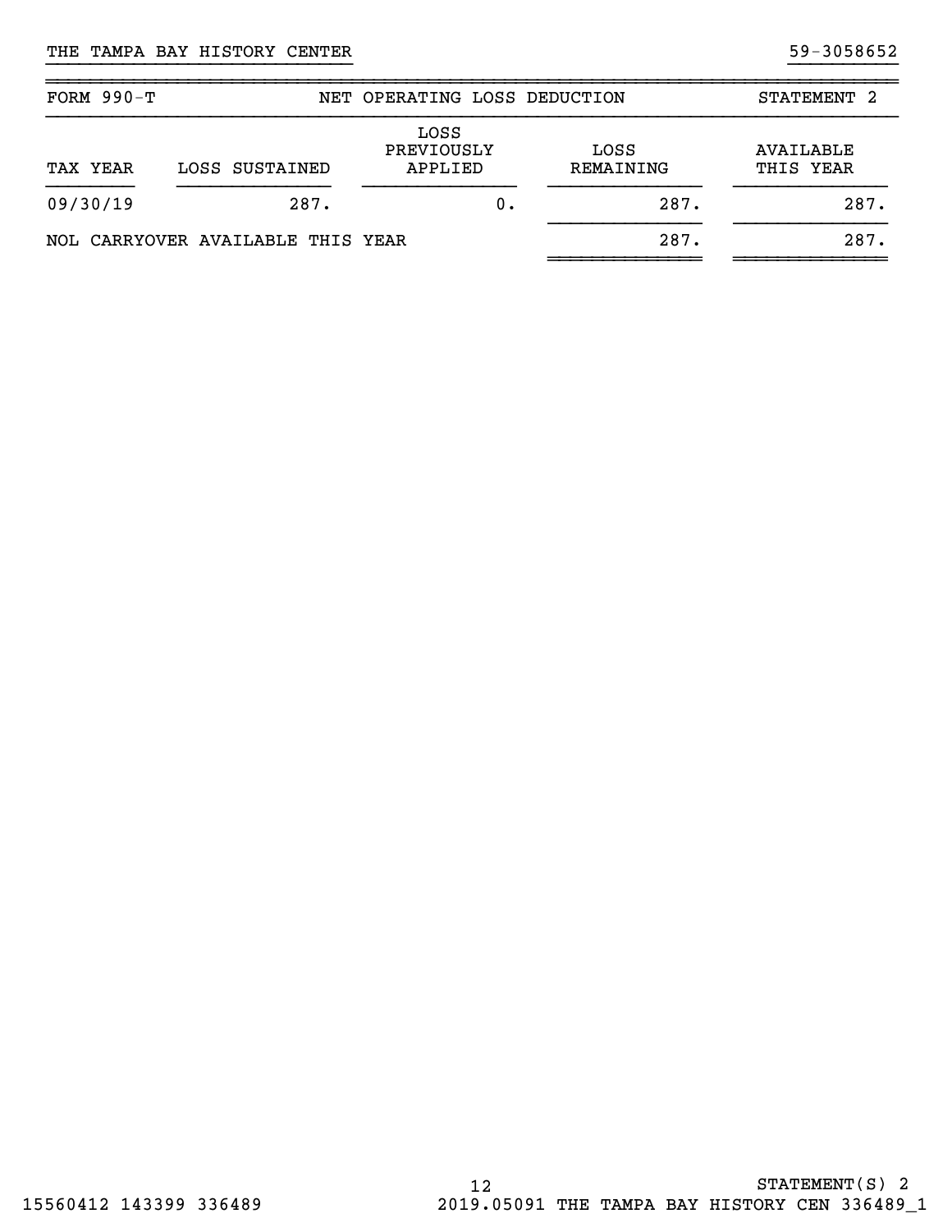THE TAMPA BAY HISTORY CENTER 59-3058652

FORM 990-T NET OPERATING LOSS DEDUCTION STATEMENT 2

| TAX YEAR | LOSS SUSTAINED | LOSS PREVIOUSLY APPLIED | LOSS REMAINING | AVAILABLE THIS YEAR |
|---|---|---|---|---|
| 09/30/19 | 287. | 0. | 287. | 287. |
| NOL CARRYOVER AVAILABLE THIS YEAR | | | 287. | 287. |

STATEMENT(S) 2

15560412 143399 336489 2019.05091 THE TAMPA BAY HISTORY CEN 336489_1